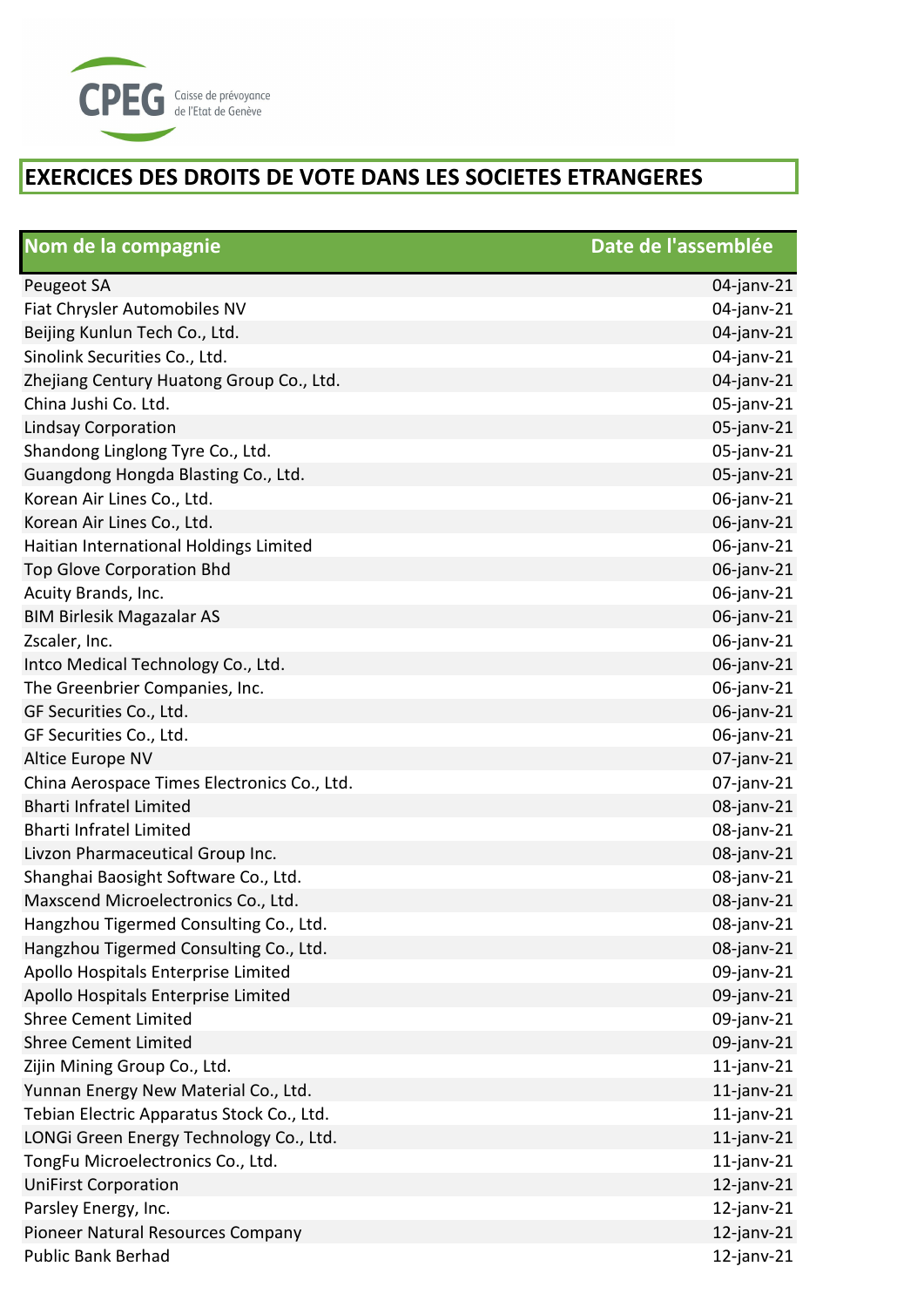CPEG Caisse de prévoyance de l'Etat de Genève

# EXERCICES DES DROITS DE VOTE DANS LES SOCIETES ETRANGERES

| Nom de la compagnie | Date de l'assemblée |
|---|---|
| Peugeot SA | 04-janv-21 |
| Fiat Chrysler Automobiles NV | 04-janv-21 |
| Beijing Kunlun Tech Co., Ltd. | 04-janv-21 |
| Sinolink Securities Co., Ltd. | 04-janv-21 |
| Zhejiang Century Huatong Group Co., Ltd. | 04-janv-21 |
| China Jushi Co. Ltd. | 05-janv-21 |
| Lindsay Corporation | 05-janv-21 |
| Shandong Linglong Tyre Co., Ltd. | 05-janv-21 |
| Guangdong Hongda Blasting Co., Ltd. | 05-janv-21 |
| Korean Air Lines Co., Ltd. | 06-janv-21 |
| Korean Air Lines Co., Ltd. | 06-janv-21 |
| Haitian International Holdings Limited | 06-janv-21 |
| Top Glove Corporation Bhd | 06-janv-21 |
| Acuity Brands, Inc. | 06-janv-21 |
| BIM Birlesik Magazalar AS | 06-janv-21 |
| Zscaler, Inc. | 06-janv-21 |
| Intco Medical Technology Co., Ltd. | 06-janv-21 |
| The Greenbrier Companies, Inc. | 06-janv-21 |
| GF Securities Co., Ltd. | 06-janv-21 |
| GF Securities Co., Ltd. | 06-janv-21 |
| Altice Europe NV | 07-janv-21 |
| China Aerospace Times Electronics Co., Ltd. | 07-janv-21 |
| Bharti Infratel Limited | 08-janv-21 |
| Bharti Infratel Limited | 08-janv-21 |
| Livzon Pharmaceutical Group Inc. | 08-janv-21 |
| Shanghai Baosight Software Co., Ltd. | 08-janv-21 |
| Maxscend Microelectronics Co., Ltd. | 08-janv-21 |
| Hangzhou Tigermed Consulting Co., Ltd. | 08-janv-21 |
| Hangzhou Tigermed Consulting Co., Ltd. | 08-janv-21 |
| Apollo Hospitals Enterprise Limited | 09-janv-21 |
| Apollo Hospitals Enterprise Limited | 09-janv-21 |
| Shree Cement Limited | 09-janv-21 |
| Shree Cement Limited | 09-janv-21 |
| Zijin Mining Group Co., Ltd. | 11-janv-21 |
| Yunnan Energy New Material Co., Ltd. | 11-janv-21 |
| Tebian Electric Apparatus Stock Co., Ltd. | 11-janv-21 |
| LONGi Green Energy Technology Co., Ltd. | 11-janv-21 |
| TongFu Microelectronics Co., Ltd. | 11-janv-21 |
| UniFirst Corporation | 12-janv-21 |
| Parsley Energy, Inc. | 12-janv-21 |
| Pioneer Natural Resources Company | 12-janv-21 |
| Public Bank Berhad | 12-janv-21 |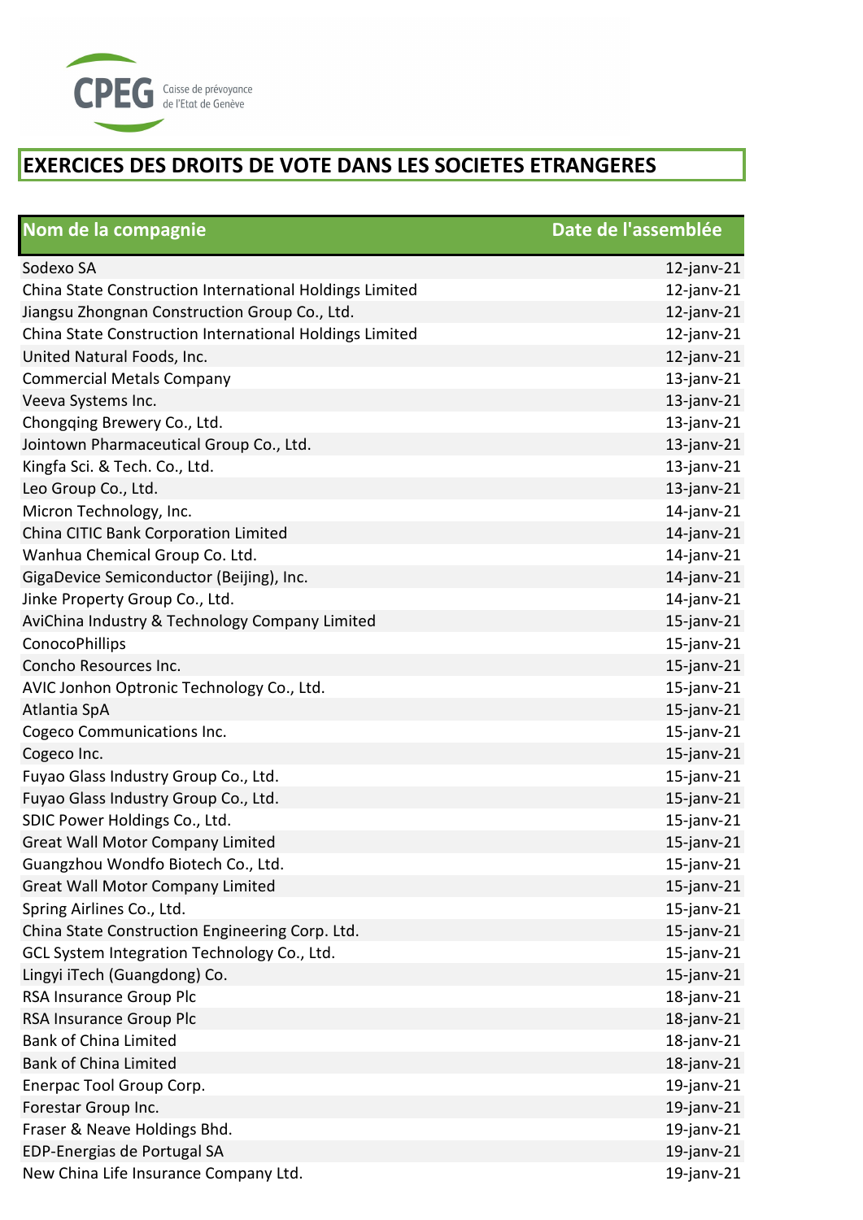CPEG Caisse de prévoyance de l'Etat de Genève

# EXERCICES DES DROITS DE VOTE DANS LES SOCIETES ETRANGERES

| Nom de la compagnie | Date de l'assemblée |
|---|---|
| Sodexo SA | 12-janv-21 |
| China State Construction International Holdings Limited | 12-janv-21 |
| Jiangsu Zhongnan Construction Group Co., Ltd. | 12-janv-21 |
| China State Construction International Holdings Limited | 12-janv-21 |
| United Natural Foods, Inc. | 12-janv-21 |
| Commercial Metals Company | 13-janv-21 |
| Veeva Systems Inc. | 13-janv-21 |
| Chongqing Brewery Co., Ltd. | 13-janv-21 |
| Jointown Pharmaceutical Group Co., Ltd. | 13-janv-21 |
| Kingfa Sci. & Tech. Co., Ltd. | 13-janv-21 |
| Leo Group Co., Ltd. | 13-janv-21 |
| Micron Technology, Inc. | 14-janv-21 |
| China CITIC Bank Corporation Limited | 14-janv-21 |
| Wanhua Chemical Group Co. Ltd. | 14-janv-21 |
| GigaDevice Semiconductor (Beijing), Inc. | 14-janv-21 |
| Jinke Property Group Co., Ltd. | 14-janv-21 |
| AviChina Industry & Technology Company Limited | 15-janv-21 |
| ConocoPhillips | 15-janv-21 |
| Concho Resources Inc. | 15-janv-21 |
| AVIC Jonhon Optronic Technology Co., Ltd. | 15-janv-21 |
| Atlantia SpA | 15-janv-21 |
| Cogeco Communications Inc. | 15-janv-21 |
| Cogeco Inc. | 15-janv-21 |
| Fuyao Glass Industry Group Co., Ltd. | 15-janv-21 |
| Fuyao Glass Industry Group Co., Ltd. | 15-janv-21 |
| SDIC Power Holdings Co., Ltd. | 15-janv-21 |
| Great Wall Motor Company Limited | 15-janv-21 |
| Guangzhou Wondfo Biotech Co., Ltd. | 15-janv-21 |
| Great Wall Motor Company Limited | 15-janv-21 |
| Spring Airlines Co., Ltd. | 15-janv-21 |
| China State Construction Engineering Corp. Ltd. | 15-janv-21 |
| GCL System Integration Technology Co., Ltd. | 15-janv-21 |
| Lingyi iTech (Guangdong) Co. | 15-janv-21 |
| RSA Insurance Group Plc | 18-janv-21 |
| RSA Insurance Group Plc | 18-janv-21 |
| Bank of China Limited | 18-janv-21 |
| Bank of China Limited | 18-janv-21 |
| Enerpac Tool Group Corp. | 19-janv-21 |
| Forestar Group Inc. | 19-janv-21 |
| Fraser & Neave Holdings Bhd. | 19-janv-21 |
| EDP-Energias de Portugal SA | 19-janv-21 |
| New China Life Insurance Company Ltd. | 19-janv-21 |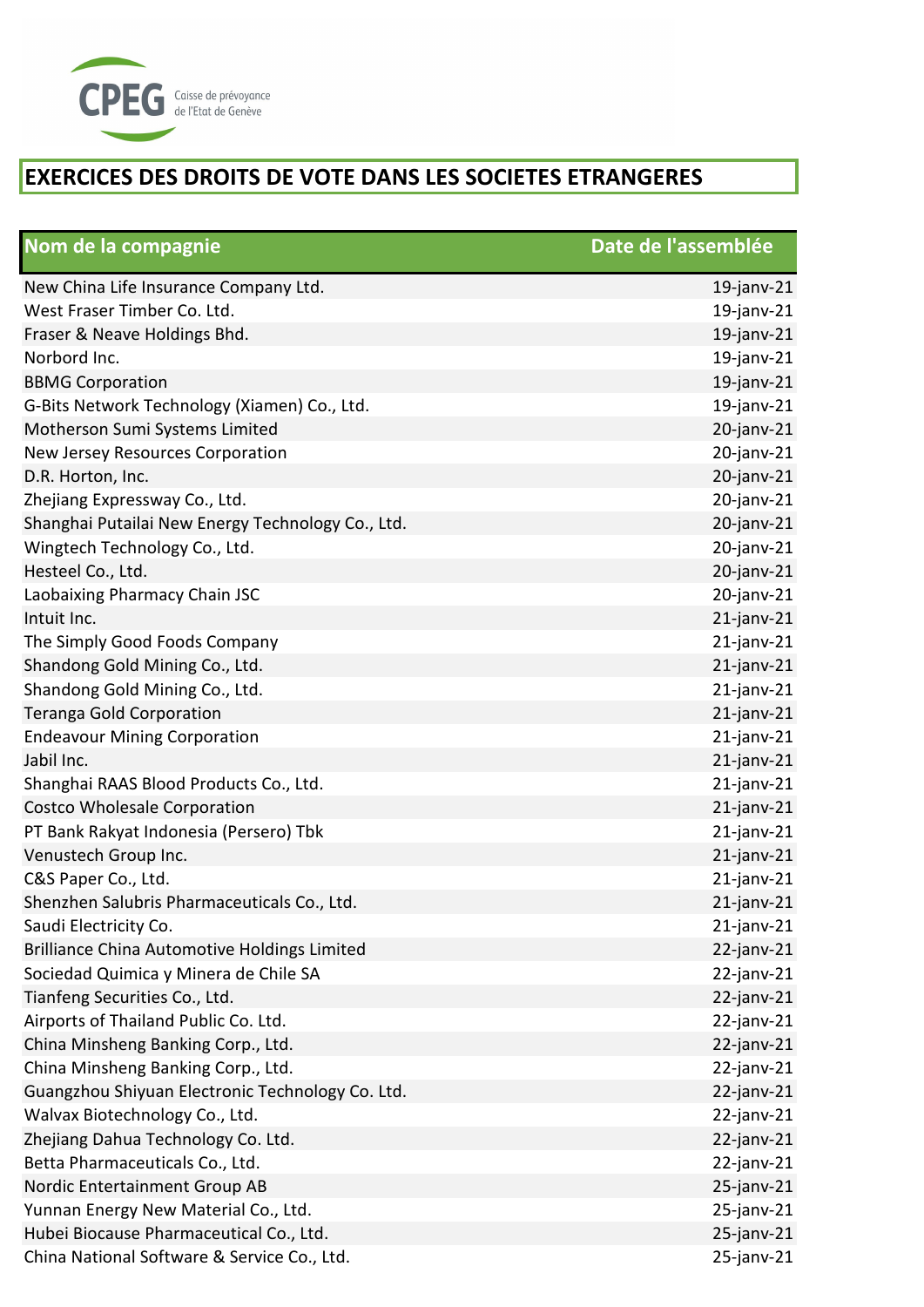CPEG Caisse de prévoyance de l'Etat de Genève

# EXERCICES DES DROITS DE VOTE DANS LES SOCIETES ETRANGERES

| Nom de la compagnie | Date de l'assemblée |
|---|---|
| New China Life Insurance Company Ltd. | 19-janv-21 |
| West Fraser Timber Co. Ltd. | 19-janv-21 |
| Fraser & Neave Holdings Bhd. | 19-janv-21 |
| Norbord Inc. | 19-janv-21 |
| BBMG Corporation | 19-janv-21 |
| G-Bits Network Technology (Xiamen) Co., Ltd. | 19-janv-21 |
| Motherson Sumi Systems Limited | 20-janv-21 |
| New Jersey Resources Corporation | 20-janv-21 |
| D.R. Horton, Inc. | 20-janv-21 |
| Zhejiang Expressway Co., Ltd. | 20-janv-21 |
| Shanghai Putailai New Energy Technology Co., Ltd. | 20-janv-21 |
| Wingtech Technology Co., Ltd. | 20-janv-21 |
| Hesteel Co., Ltd. | 20-janv-21 |
| Laobaixing Pharmacy Chain JSC | 20-janv-21 |
| Intuit Inc. | 21-janv-21 |
| The Simply Good Foods Company | 21-janv-21 |
| Shandong Gold Mining Co., Ltd. | 21-janv-21 |
| Shandong Gold Mining Co., Ltd. | 21-janv-21 |
| Teranga Gold Corporation | 21-janv-21 |
| Endeavour Mining Corporation | 21-janv-21 |
| Jabil Inc. | 21-janv-21 |
| Shanghai RAAS Blood Products Co., Ltd. | 21-janv-21 |
| Costco Wholesale Corporation | 21-janv-21 |
| PT Bank Rakyat Indonesia (Persero) Tbk | 21-janv-21 |
| Venustech Group Inc. | 21-janv-21 |
| C&S Paper Co., Ltd. | 21-janv-21 |
| Shenzhen Salubris Pharmaceuticals Co., Ltd. | 21-janv-21 |
| Saudi Electricity Co. | 21-janv-21 |
| Brilliance China Automotive Holdings Limited | 22-janv-21 |
| Sociedad Quimica y Minera de Chile SA | 22-janv-21 |
| Tianfeng Securities Co., Ltd. | 22-janv-21 |
| Airports of Thailand Public Co. Ltd. | 22-janv-21 |
| China Minsheng Banking Corp., Ltd. | 22-janv-21 |
| China Minsheng Banking Corp., Ltd. | 22-janv-21 |
| Guangzhou Shiyuan Electronic Technology Co. Ltd. | 22-janv-21 |
| Walvax Biotechnology Co., Ltd. | 22-janv-21 |
| Zhejiang Dahua Technology Co. Ltd. | 22-janv-21 |
| Betta Pharmaceuticals Co., Ltd. | 22-janv-21 |
| Nordic Entertainment Group AB | 25-janv-21 |
| Yunnan Energy New Material Co., Ltd. | 25-janv-21 |
| Hubei Biocause Pharmaceutical Co., Ltd. | 25-janv-21 |
| China National Software & Service Co., Ltd. | 25-janv-21 |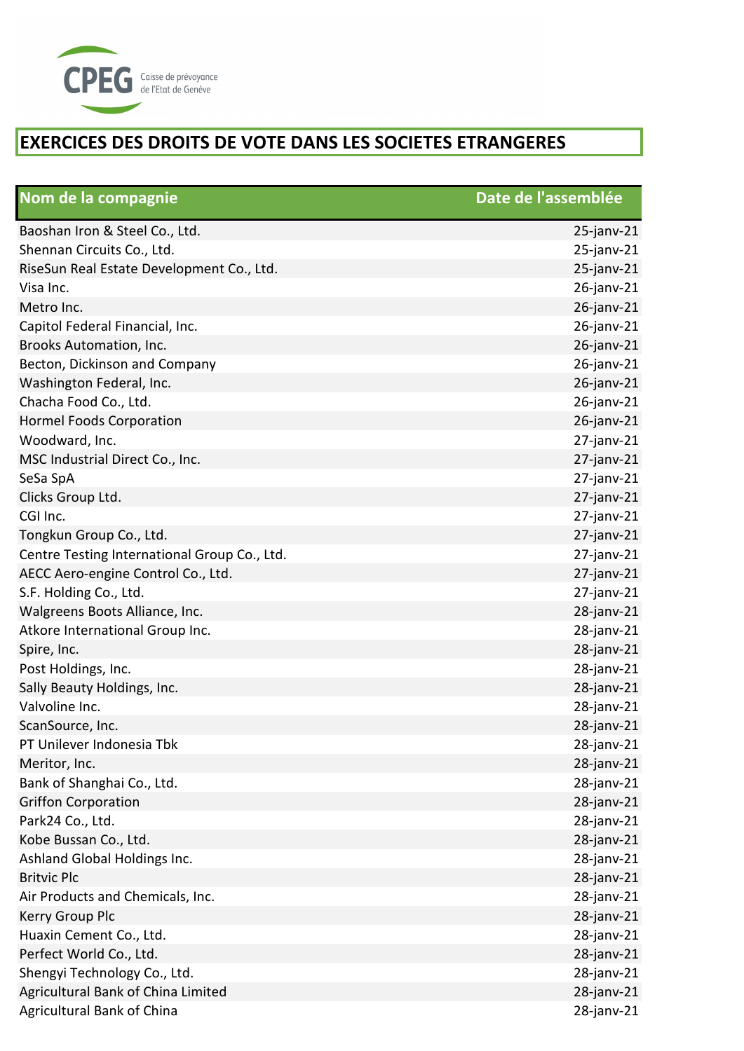# EXERCICES DES DROITS DE VOTE DANS LES SOCIETES ETRANGERES

| Nom de la compagnie | Date de l'assemblée |
|---|---|
| Baoshan Iron & Steel Co., Ltd. | 25-janv-21 |
| Shennan Circuits Co., Ltd. | 25-janv-21 |
| RiseSun Real Estate Development Co., Ltd. | 25-janv-21 |
| Visa Inc. | 26-janv-21 |
| Metro Inc. | 26-janv-21 |
| Capitol Federal Financial, Inc. | 26-janv-21 |
| Brooks Automation, Inc. | 26-janv-21 |
| Becton, Dickinson and Company | 26-janv-21 |
| Washington Federal, Inc. | 26-janv-21 |
| Chacha Food Co., Ltd. | 26-janv-21 |
| Hormel Foods Corporation | 26-janv-21 |
| Woodward, Inc. | 27-janv-21 |
| MSC Industrial Direct Co., Inc. | 27-janv-21 |
| SeSa SpA | 27-janv-21 |
| Clicks Group Ltd. | 27-janv-21 |
| CGI Inc. | 27-janv-21 |
| Tongkun Group Co., Ltd. | 27-janv-21 |
| Centre Testing International Group Co., Ltd. | 27-janv-21 |
| AECC Aero-engine Control Co., Ltd. | 27-janv-21 |
| S.F. Holding Co., Ltd. | 27-janv-21 |
| Walgreens Boots Alliance, Inc. | 28-janv-21 |
| Atkore International Group Inc. | 28-janv-21 |
| Spire, Inc. | 28-janv-21 |
| Post Holdings, Inc. | 28-janv-21 |
| Sally Beauty Holdings, Inc. | 28-janv-21 |
| Valvoline Inc. | 28-janv-21 |
| ScanSource, Inc. | 28-janv-21 |
| PT Unilever Indonesia Tbk | 28-janv-21 |
| Meritor, Inc. | 28-janv-21 |
| Bank of Shanghai Co., Ltd. | 28-janv-21 |
| Griffon Corporation | 28-janv-21 |
| Park24 Co., Ltd. | 28-janv-21 |
| Kobe Bussan Co., Ltd. | 28-janv-21 |
| Ashland Global Holdings Inc. | 28-janv-21 |
| Britvic Plc | 28-janv-21 |
| Air Products and Chemicals, Inc. | 28-janv-21 |
| Kerry Group Plc | 28-janv-21 |
| Huaxin Cement Co., Ltd. | 28-janv-21 |
| Perfect World Co., Ltd. | 28-janv-21 |
| Shengyi Technology Co., Ltd. | 28-janv-21 |
| Agricultural Bank of China Limited | 28-janv-21 |
| Agricultural Bank of China | 28-janv-21 |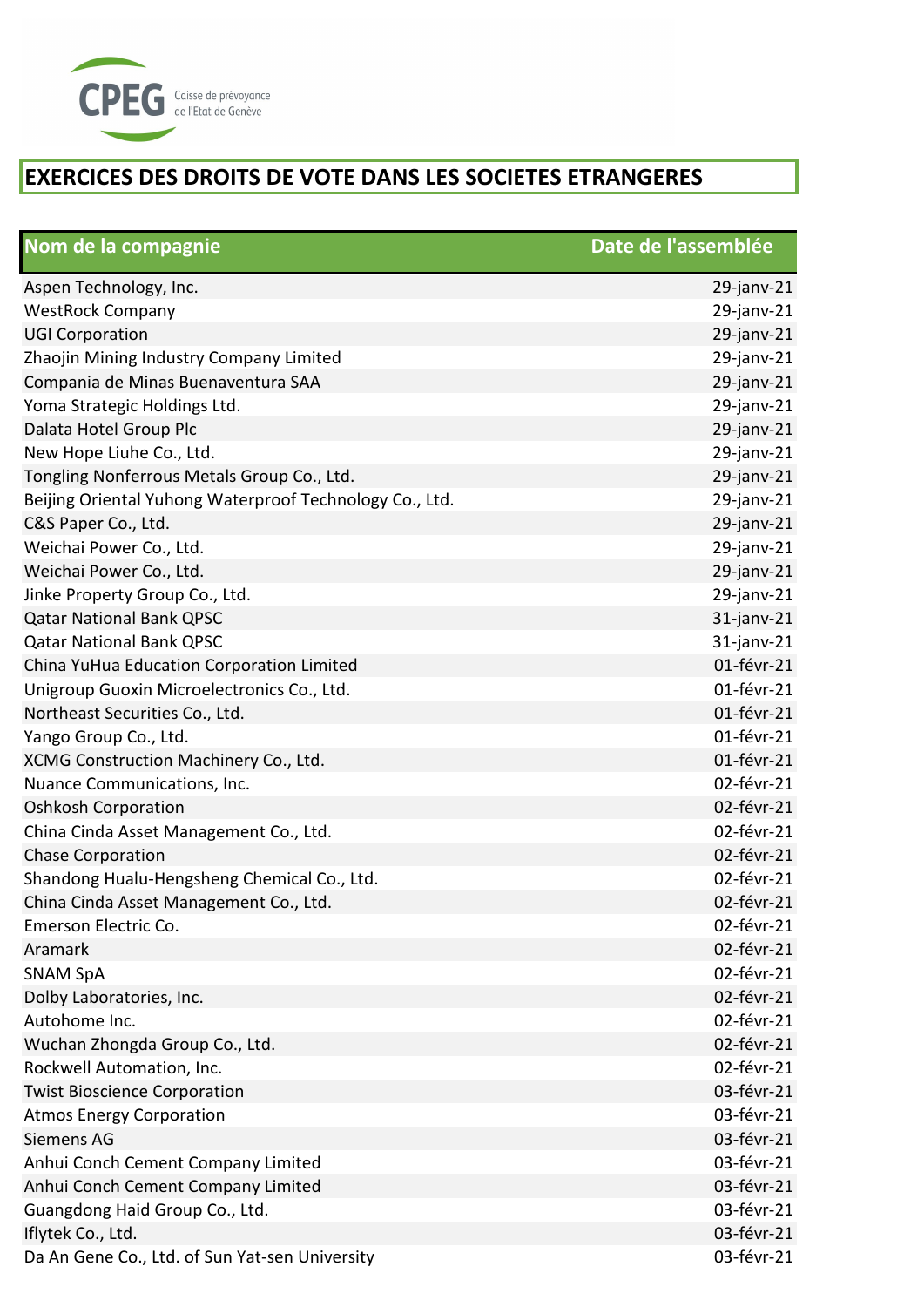CPEG Caisse de prévoyance de l'Etat de Genève

# EXERCICES DES DROITS DE VOTE DANS LES SOCIETES ETRANGERES

| Nom de la compagnie | Date de l'assemblée |
|---|---|
| Aspen Technology, Inc. | 29-janv-21 |
| WestRock Company | 29-janv-21 |
| UGI Corporation | 29-janv-21 |
| Zhaojin Mining Industry Company Limited | 29-janv-21 |
| Compania de Minas Buenaventura SAA | 29-janv-21 |
| Yoma Strategic Holdings Ltd. | 29-janv-21 |
| Dalata Hotel Group Plc | 29-janv-21 |
| New Hope Liuhe Co., Ltd. | 29-janv-21 |
| Tongling Nonferrous Metals Group Co., Ltd. | 29-janv-21 |
| Beijing Oriental Yuhong Waterproof Technology Co., Ltd. | 29-janv-21 |
| C&S Paper Co., Ltd. | 29-janv-21 |
| Weichai Power Co., Ltd. | 29-janv-21 |
| Weichai Power Co., Ltd. | 29-janv-21 |
| Jinke Property Group Co., Ltd. | 29-janv-21 |
| Qatar National Bank QPSC | 31-janv-21 |
| Qatar National Bank QPSC | 31-janv-21 |
| China YuHua Education Corporation Limited | 01-févr-21 |
| Unigroup Guoxin Microelectronics Co., Ltd. | 01-févr-21 |
| Northeast Securities Co., Ltd. | 01-févr-21 |
| Yango Group Co., Ltd. | 01-févr-21 |
| XCMG Construction Machinery Co., Ltd. | 01-févr-21 |
| Nuance Communications, Inc. | 02-févr-21 |
| Oshkosh Corporation | 02-févr-21 |
| China Cinda Asset Management Co., Ltd. | 02-févr-21 |
| Chase Corporation | 02-févr-21 |
| Shandong Hualu-Hengsheng Chemical Co., Ltd. | 02-févr-21 |
| China Cinda Asset Management Co., Ltd. | 02-févr-21 |
| Emerson Electric Co. | 02-févr-21 |
| Aramark | 02-févr-21 |
| SNAM SpA | 02-févr-21 |
| Dolby Laboratories, Inc. | 02-févr-21 |
| Autohome Inc. | 02-févr-21 |
| Wuchan Zhongda Group Co., Ltd. | 02-févr-21 |
| Rockwell Automation, Inc. | 02-févr-21 |
| Twist Bioscience Corporation | 03-févr-21 |
| Atmos Energy Corporation | 03-févr-21 |
| Siemens AG | 03-févr-21 |
| Anhui Conch Cement Company Limited | 03-févr-21 |
| Anhui Conch Cement Company Limited | 03-févr-21 |
| Guangdong Haid Group Co., Ltd. | 03-févr-21 |
| Iflytek Co., Ltd. | 03-févr-21 |
| Da An Gene Co., Ltd. of Sun Yat-sen University | 03-févr-21 |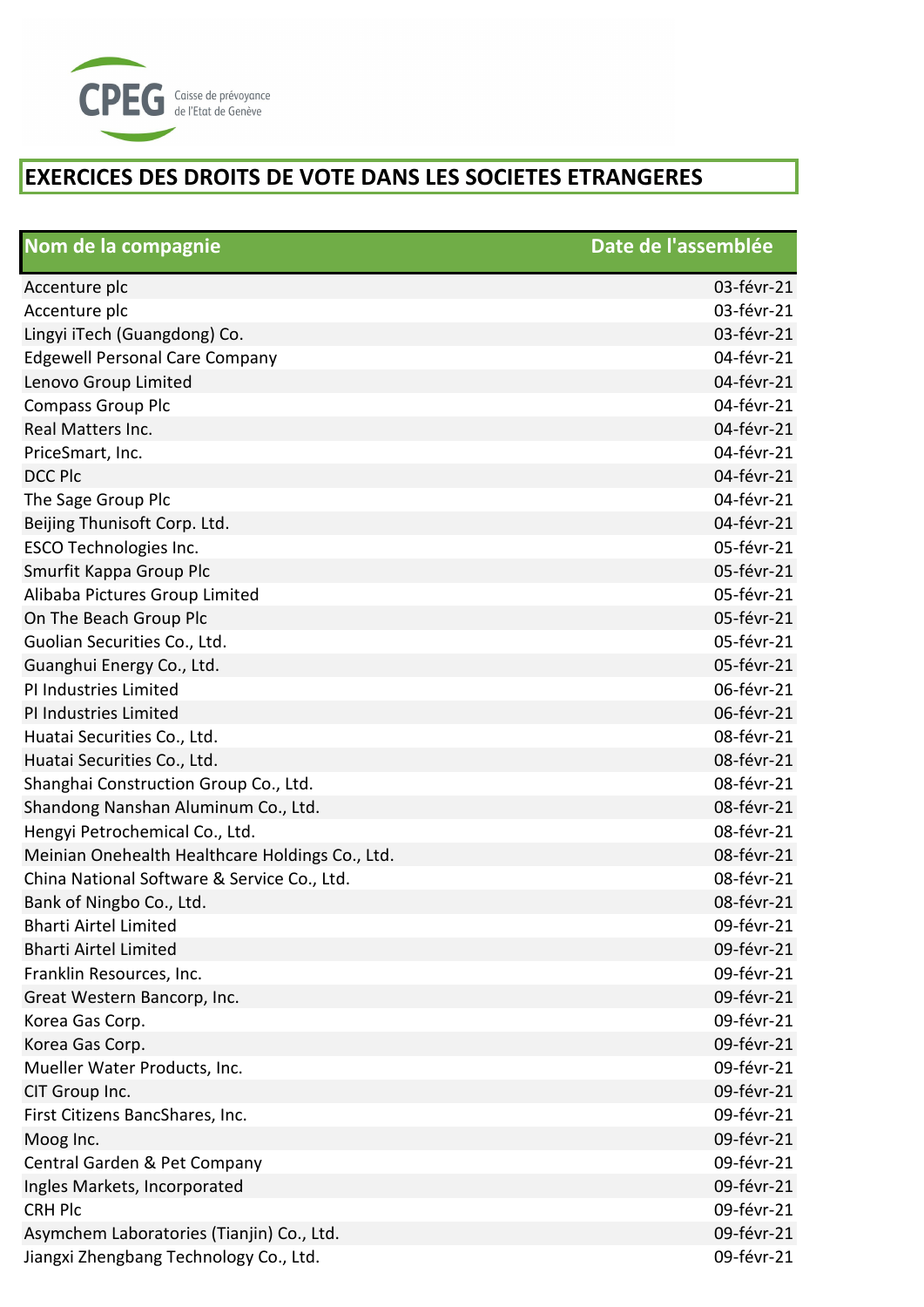CPEG Caisse de prévoyance de l'Etat de Genève

# EXERCICES DES DROITS DE VOTE DANS LES SOCIETES ETRANGERES

| Nom de la compagnie | Date de l'assemblée |
|---|---|
| Accenture plc | 03-févr-21 |
| Accenture plc | 03-févr-21 |
| Lingyi iTech (Guangdong) Co. | 03-févr-21 |
| Edgewell Personal Care Company | 04-févr-21 |
| Lenovo Group Limited | 04-févr-21 |
| Compass Group Plc | 04-févr-21 |
| Real Matters Inc. | 04-févr-21 |
| PriceSmart, Inc. | 04-févr-21 |
| DCC Plc | 04-févr-21 |
| The Sage Group Plc | 04-févr-21 |
| Beijing Thunisoft Corp. Ltd. | 04-févr-21 |
| ESCO Technologies Inc. | 05-févr-21 |
| Smurfit Kappa Group Plc | 05-févr-21 |
| Alibaba Pictures Group Limited | 05-févr-21 |
| On The Beach Group Plc | 05-févr-21 |
| Guolian Securities Co., Ltd. | 05-févr-21 |
| Guanghui Energy Co., Ltd. | 05-févr-21 |
| PI Industries Limited | 06-févr-21 |
| PI Industries Limited | 06-févr-21 |
| Huatai Securities Co., Ltd. | 08-févr-21 |
| Huatai Securities Co., Ltd. | 08-févr-21 |
| Shanghai Construction Group Co., Ltd. | 08-févr-21 |
| Shandong Nanshan Aluminum Co., Ltd. | 08-févr-21 |
| Hengyi Petrochemical Co., Ltd. | 08-févr-21 |
| Meinian Onehealth Healthcare Holdings Co., Ltd. | 08-févr-21 |
| China National Software & Service Co., Ltd. | 08-févr-21 |
| Bank of Ningbo Co., Ltd. | 08-févr-21 |
| Bharti Airtel Limited | 09-févr-21 |
| Bharti Airtel Limited | 09-févr-21 |
| Franklin Resources, Inc. | 09-févr-21 |
| Great Western Bancorp, Inc. | 09-févr-21 |
| Korea Gas Corp. | 09-févr-21 |
| Korea Gas Corp. | 09-févr-21 |
| Mueller Water Products, Inc. | 09-févr-21 |
| CIT Group Inc. | 09-févr-21 |
| First Citizens BancShares, Inc. | 09-févr-21 |
| Moog Inc. | 09-févr-21 |
| Central Garden & Pet Company | 09-févr-21 |
| Ingles Markets, Incorporated | 09-févr-21 |
| CRH Plc | 09-févr-21 |
| Asymchem Laboratories (Tianjin) Co., Ltd. | 09-févr-21 |
| Jiangxi Zhengbang Technology Co., Ltd. | 09-févr-21 |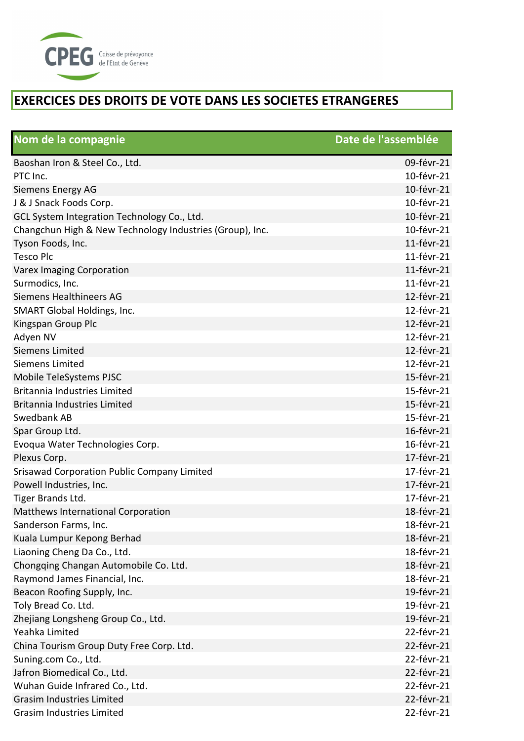CPEG Caisse de prévoyance de l'Etat de Genève

# EXERCICES DES DROITS DE VOTE DANS LES SOCIETES ETRANGERES

| Nom de la compagnie | Date de l'assemblée |
|---|---|
| Baoshan Iron & Steel Co., Ltd. | 09-févr-21 |
| PTC Inc. | 10-févr-21 |
| Siemens Energy AG | 10-févr-21 |
| J & J Snack Foods Corp. | 10-févr-21 |
| GCL System Integration Technology Co., Ltd. | 10-févr-21 |
| Changchun High & New Technology Industries (Group), Inc. | 10-févr-21 |
| Tyson Foods, Inc. | 11-févr-21 |
| Tesco Plc | 11-févr-21 |
| Varex Imaging Corporation | 11-févr-21 |
| Surmodics, Inc. | 11-févr-21 |
| Siemens Healthineers AG | 12-févr-21 |
| SMART Global Holdings, Inc. | 12-févr-21 |
| Kingspan Group Plc | 12-févr-21 |
| Adyen NV | 12-févr-21 |
| Siemens Limited | 12-févr-21 |
| Siemens Limited | 12-févr-21 |
| Mobile TeleSystems PJSC | 15-févr-21 |
| Britannia Industries Limited | 15-févr-21 |
| Britannia Industries Limited | 15-févr-21 |
| Swedbank AB | 15-févr-21 |
| Spar Group Ltd. | 16-févr-21 |
| Evoqua Water Technologies Corp. | 16-févr-21 |
| Plexus Corp. | 17-févr-21 |
| Srisawad Corporation Public Company Limited | 17-févr-21 |
| Powell Industries, Inc. | 17-févr-21 |
| Tiger Brands Ltd. | 17-févr-21 |
| Matthews International Corporation | 18-févr-21 |
| Sanderson Farms, Inc. | 18-févr-21 |
| Kuala Lumpur Kepong Berhad | 18-févr-21 |
| Liaoning Cheng Da Co., Ltd. | 18-févr-21 |
| Chongqing Changan Automobile Co. Ltd. | 18-févr-21 |
| Raymond James Financial, Inc. | 18-févr-21 |
| Beacon Roofing Supply, Inc. | 19-févr-21 |
| Toly Bread Co. Ltd. | 19-févr-21 |
| Zhejiang Longsheng Group Co., Ltd. | 19-févr-21 |
| Yeahka Limited | 22-févr-21 |
| China Tourism Group Duty Free Corp. Ltd. | 22-févr-21 |
| Suning.com Co., Ltd. | 22-févr-21 |
| Jafron Biomedical Co., Ltd. | 22-févr-21 |
| Wuhan Guide Infrared Co., Ltd. | 22-févr-21 |
| Grasim Industries Limited | 22-févr-21 |
| Grasim Industries Limited | 22-févr-21 |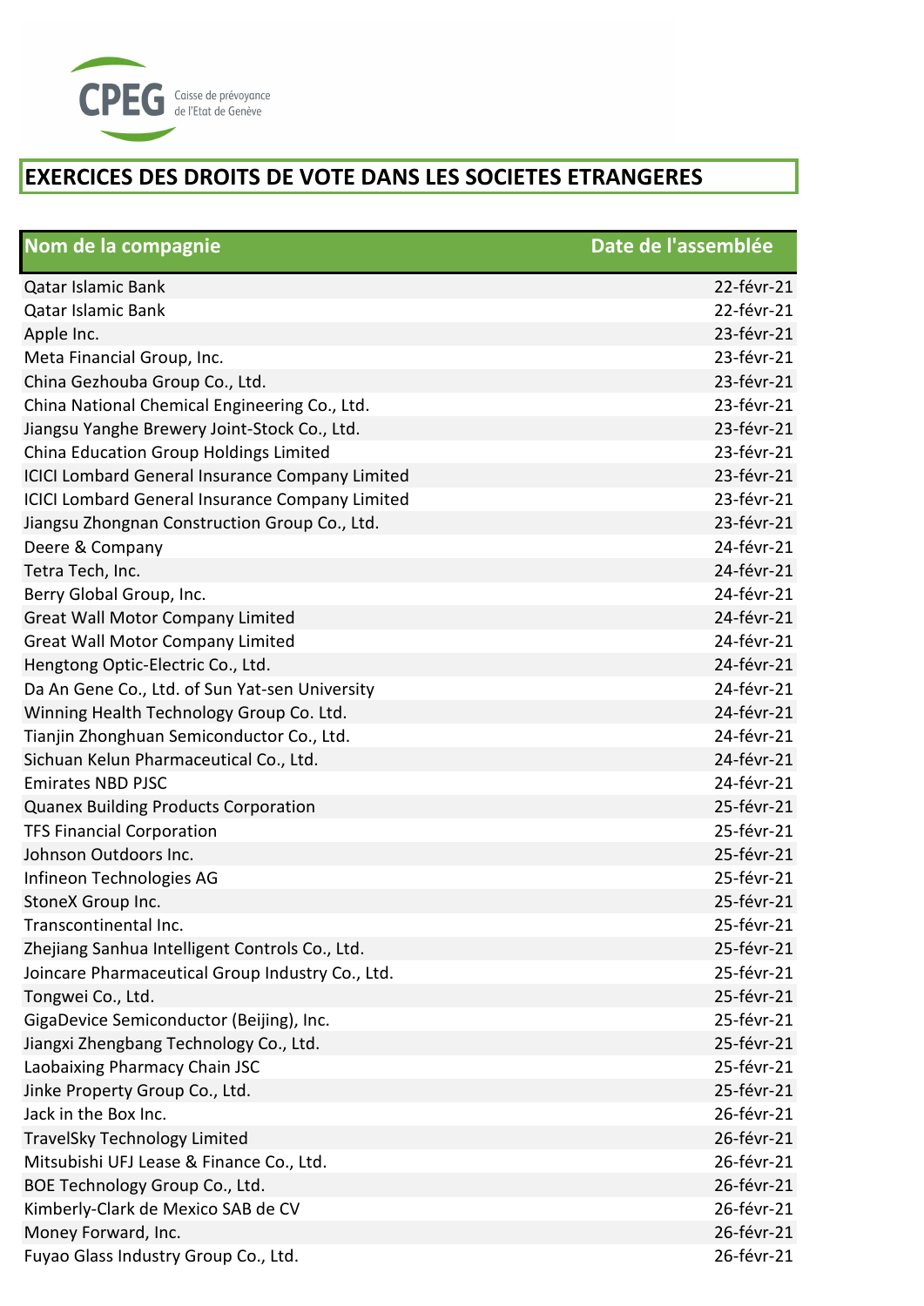CPEG Caisse de prévoyance de l'Etat de Genève

# EXERCICES DES DROITS DE VOTE DANS LES SOCIETES ETRANGERES

| Nom de la compagnie | Date de l'assemblée |
| --- | --- |
| Qatar Islamic Bank | 22-févr-21 |
| Qatar Islamic Bank | 22-févr-21 |
| Apple Inc. | 23-févr-21 |
| Meta Financial Group, Inc. | 23-févr-21 |
| China Gezhouba Group Co., Ltd. | 23-févr-21 |
| China National Chemical Engineering Co., Ltd. | 23-févr-21 |
| Jiangsu Yanghe Brewery Joint-Stock Co., Ltd. | 23-févr-21 |
| China Education Group Holdings Limited | 23-févr-21 |
| ICICI Lombard General Insurance Company Limited | 23-févr-21 |
| ICICI Lombard General Insurance Company Limited | 23-févr-21 |
| Jiangsu Zhongnan Construction Group Co., Ltd. | 23-févr-21 |
| Deere & Company | 24-févr-21 |
| Tetra Tech, Inc. | 24-févr-21 |
| Berry Global Group, Inc. | 24-févr-21 |
| Great Wall Motor Company Limited | 24-févr-21 |
| Great Wall Motor Company Limited | 24-févr-21 |
| Hengtong Optic-Electric Co., Ltd. | 24-févr-21 |
| Da An Gene Co., Ltd. of Sun Yat-sen University | 24-févr-21 |
| Winning Health Technology Group Co. Ltd. | 24-févr-21 |
| Tianjin Zhonghuan Semiconductor Co., Ltd. | 24-févr-21 |
| Sichuan Kelun Pharmaceutical Co., Ltd. | 24-févr-21 |
| Emirates NBD PJSC | 24-févr-21 |
| Quanex Building Products Corporation | 25-févr-21 |
| TFS Financial Corporation | 25-févr-21 |
| Johnson Outdoors Inc. | 25-févr-21 |
| Infineon Technologies AG | 25-févr-21 |
| StoneX Group Inc. | 25-févr-21 |
| Transcontinental Inc. | 25-févr-21 |
| Zhejiang Sanhua Intelligent Controls Co., Ltd. | 25-févr-21 |
| Joincare Pharmaceutical Group Industry Co., Ltd. | 25-févr-21 |
| Tongwei Co., Ltd. | 25-févr-21 |
| GigaDevice Semiconductor (Beijing), Inc. | 25-févr-21 |
| Jiangxi Zhengbang Technology Co., Ltd. | 25-févr-21 |
| Laobaixing Pharmacy Chain JSC | 25-févr-21 |
| Jinke Property Group Co., Ltd. | 25-févr-21 |
| Jack in the Box Inc. | 26-févr-21 |
| TravelSky Technology Limited | 26-févr-21 |
| Mitsubishi UFJ Lease & Finance Co., Ltd. | 26-févr-21 |
| BOE Technology Group Co., Ltd. | 26-févr-21 |
| Kimberly-Clark de Mexico SAB de CV | 26-févr-21 |
| Money Forward, Inc. | 26-févr-21 |
| Fuyao Glass Industry Group Co., Ltd. | 26-févr-21 |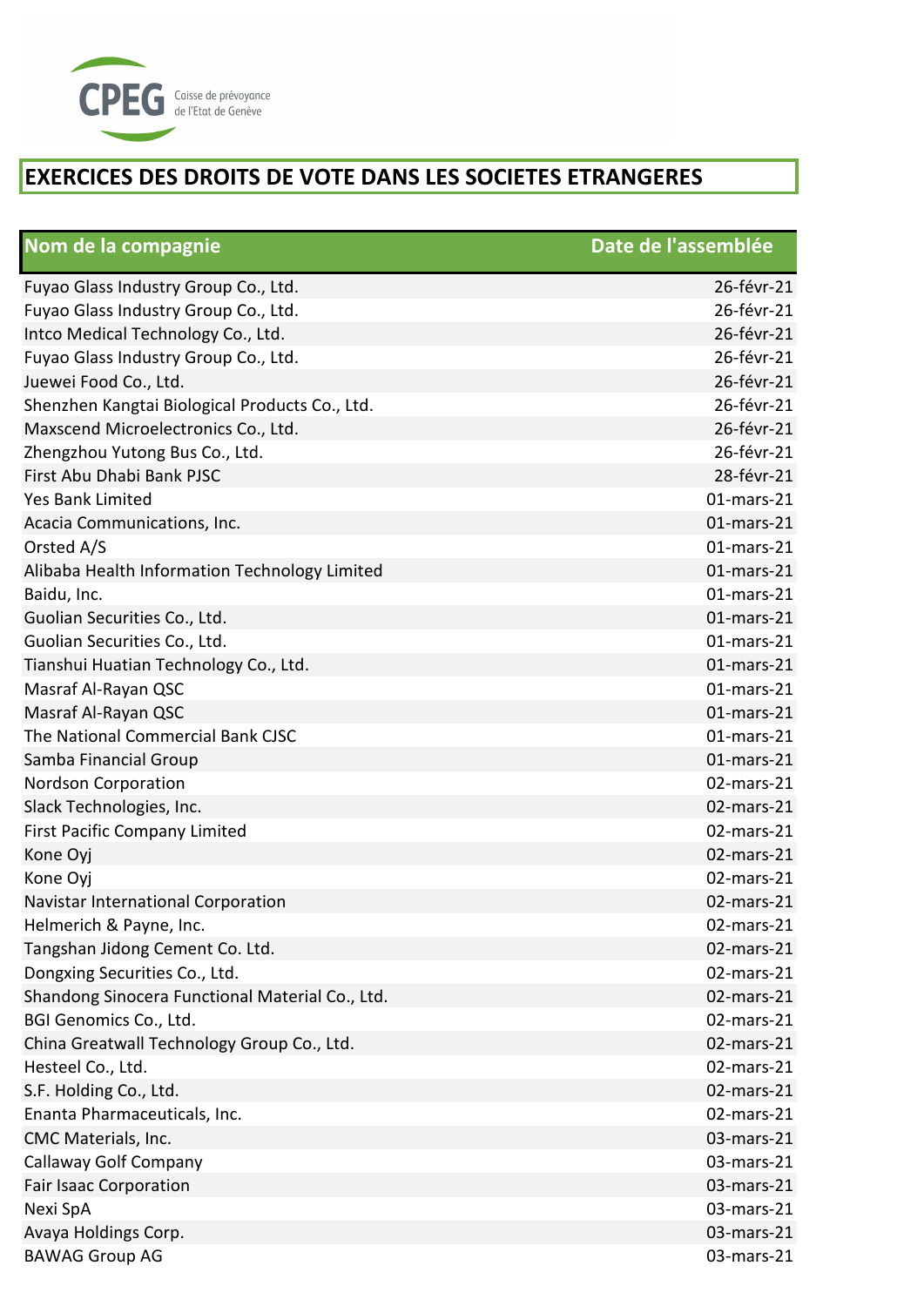CPEG Caisse de prévoyance de l'Etat de Genève

# EXERCICES DES DROITS DE VOTE DANS LES SOCIETES ETRANGERES

| Nom de la compagnie | Date de l'assemblée |
|---|---|
| Fuyao Glass Industry Group Co., Ltd. | 26-févr-21 |
| Fuyao Glass Industry Group Co., Ltd. | 26-févr-21 |
| Intco Medical Technology Co., Ltd. | 26-févr-21 |
| Fuyao Glass Industry Group Co., Ltd. | 26-févr-21 |
| Juewei Food Co., Ltd. | 26-févr-21 |
| Shenzhen Kangtai Biological Products Co., Ltd. | 26-févr-21 |
| Maxscend Microelectronics Co., Ltd. | 26-févr-21 |
| Zhengzhou Yutong Bus Co., Ltd. | 26-févr-21 |
| First Abu Dhabi Bank PJSC | 28-févr-21 |
| Yes Bank Limited | 01-mars-21 |
| Acacia Communications, Inc. | 01-mars-21 |
| Orsted A/S | 01-mars-21 |
| Alibaba Health Information Technology Limited | 01-mars-21 |
| Baidu, Inc. | 01-mars-21 |
| Guolian Securities Co., Ltd. | 01-mars-21 |
| Guolian Securities Co., Ltd. | 01-mars-21 |
| Tianshui Huatian Technology Co., Ltd. | 01-mars-21 |
| Masraf Al-Rayan QSC | 01-mars-21 |
| Masraf Al-Rayan QSC | 01-mars-21 |
| The National Commercial Bank CJSC | 01-mars-21 |
| Samba Financial Group | 01-mars-21 |
| Nordson Corporation | 02-mars-21 |
| Slack Technologies, Inc. | 02-mars-21 |
| First Pacific Company Limited | 02-mars-21 |
| Kone Oyj | 02-mars-21 |
| Kone Oyj | 02-mars-21 |
| Navistar International Corporation | 02-mars-21 |
| Helmerich & Payne, Inc. | 02-mars-21 |
| Tangshan Jidong Cement Co. Ltd. | 02-mars-21 |
| Dongxing Securities Co., Ltd. | 02-mars-21 |
| Shandong Sinocera Functional Material Co., Ltd. | 02-mars-21 |
| BGI Genomics Co., Ltd. | 02-mars-21 |
| China Greatwall Technology Group Co., Ltd. | 02-mars-21 |
| Hesteel Co., Ltd. | 02-mars-21 |
| S.F. Holding Co., Ltd. | 02-mars-21 |
| Enanta Pharmaceuticals, Inc. | 02-mars-21 |
| CMC Materials, Inc. | 03-mars-21 |
| Callaway Golf Company | 03-mars-21 |
| Fair Isaac Corporation | 03-mars-21 |
| Nexi SpA | 03-mars-21 |
| Avaya Holdings Corp. | 03-mars-21 |
| BAWAG Group AG | 03-mars-21 |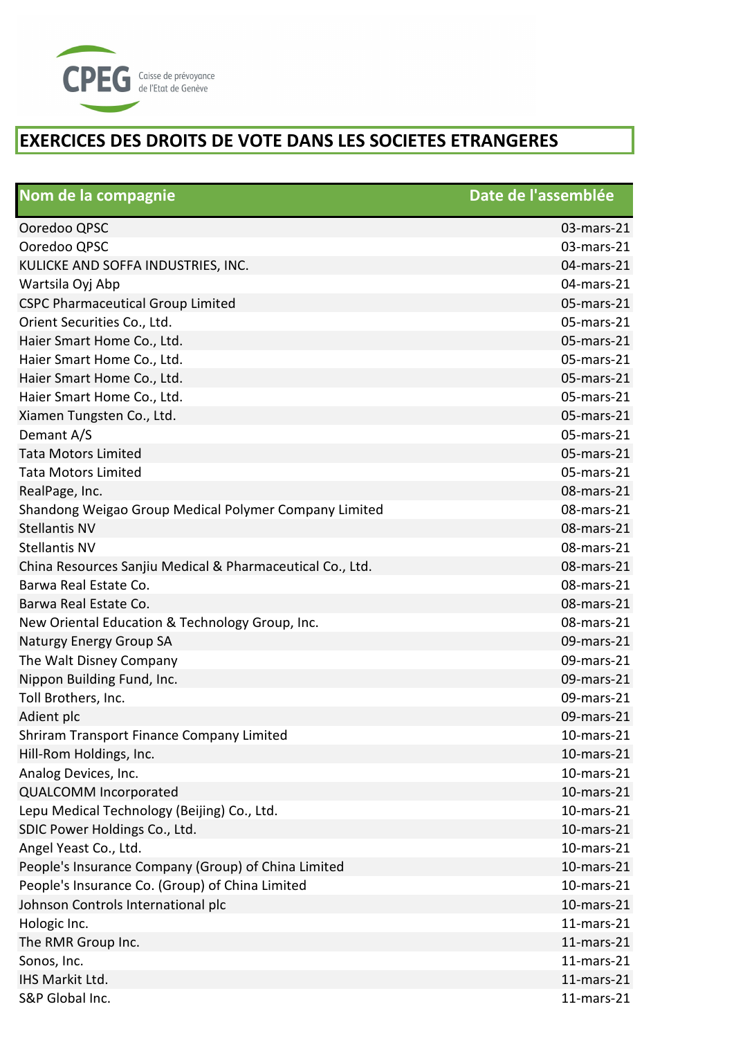CPEG Caisse de prévoyance de l'Etat de Genève

# EXERCICES DES DROITS DE VOTE DANS LES SOCIETES ETRANGERES

| Nom de la compagnie | Date de l'assemblée |
|---|---|
| Ooredoo QPSC | 03-mars-21 |
| Ooredoo QPSC | 03-mars-21 |
| KULICKE AND SOFFA INDUSTRIES, INC. | 04-mars-21 |
| Wartsila Oyj Abp | 04-mars-21 |
| CSPC Pharmaceutical Group Limited | 05-mars-21 |
| Orient Securities Co., Ltd. | 05-mars-21 |
| Haier Smart Home Co., Ltd. | 05-mars-21 |
| Haier Smart Home Co., Ltd. | 05-mars-21 |
| Haier Smart Home Co., Ltd. | 05-mars-21 |
| Haier Smart Home Co., Ltd. | 05-mars-21 |
| Xiamen Tungsten Co., Ltd. | 05-mars-21 |
| Demant A/S | 05-mars-21 |
| Tata Motors Limited | 05-mars-21 |
| Tata Motors Limited | 05-mars-21 |
| RealPage, Inc. | 08-mars-21 |
| Shandong Weigao Group Medical Polymer Company Limited | 08-mars-21 |
| Stellantis NV | 08-mars-21 |
| Stellantis NV | 08-mars-21 |
| China Resources Sanjiu Medical & Pharmaceutical Co., Ltd. | 08-mars-21 |
| Barwa Real Estate Co. | 08-mars-21 |
| Barwa Real Estate Co. | 08-mars-21 |
| New Oriental Education & Technology Group, Inc. | 08-mars-21 |
| Naturgy Energy Group SA | 09-mars-21 |
| The Walt Disney Company | 09-mars-21 |
| Nippon Building Fund, Inc. | 09-mars-21 |
| Toll Brothers, Inc. | 09-mars-21 |
| Adient plc | 09-mars-21 |
| Shriram Transport Finance Company Limited | 10-mars-21 |
| Hill-Rom Holdings, Inc. | 10-mars-21 |
| Analog Devices, Inc. | 10-mars-21 |
| QUALCOMM Incorporated | 10-mars-21 |
| Lepu Medical Technology (Beijing) Co., Ltd. | 10-mars-21 |
| SDIC Power Holdings Co., Ltd. | 10-mars-21 |
| Angel Yeast Co., Ltd. | 10-mars-21 |
| People's Insurance Company (Group) of China Limited | 10-mars-21 |
| People's Insurance Co. (Group) of China Limited | 10-mars-21 |
| Johnson Controls International plc | 10-mars-21 |
| Hologic Inc. | 11-mars-21 |
| The RMR Group Inc. | 11-mars-21 |
| Sonos, Inc. | 11-mars-21 |
| IHS Markit Ltd. | 11-mars-21 |
| S&P Global Inc. | 11-mars-21 |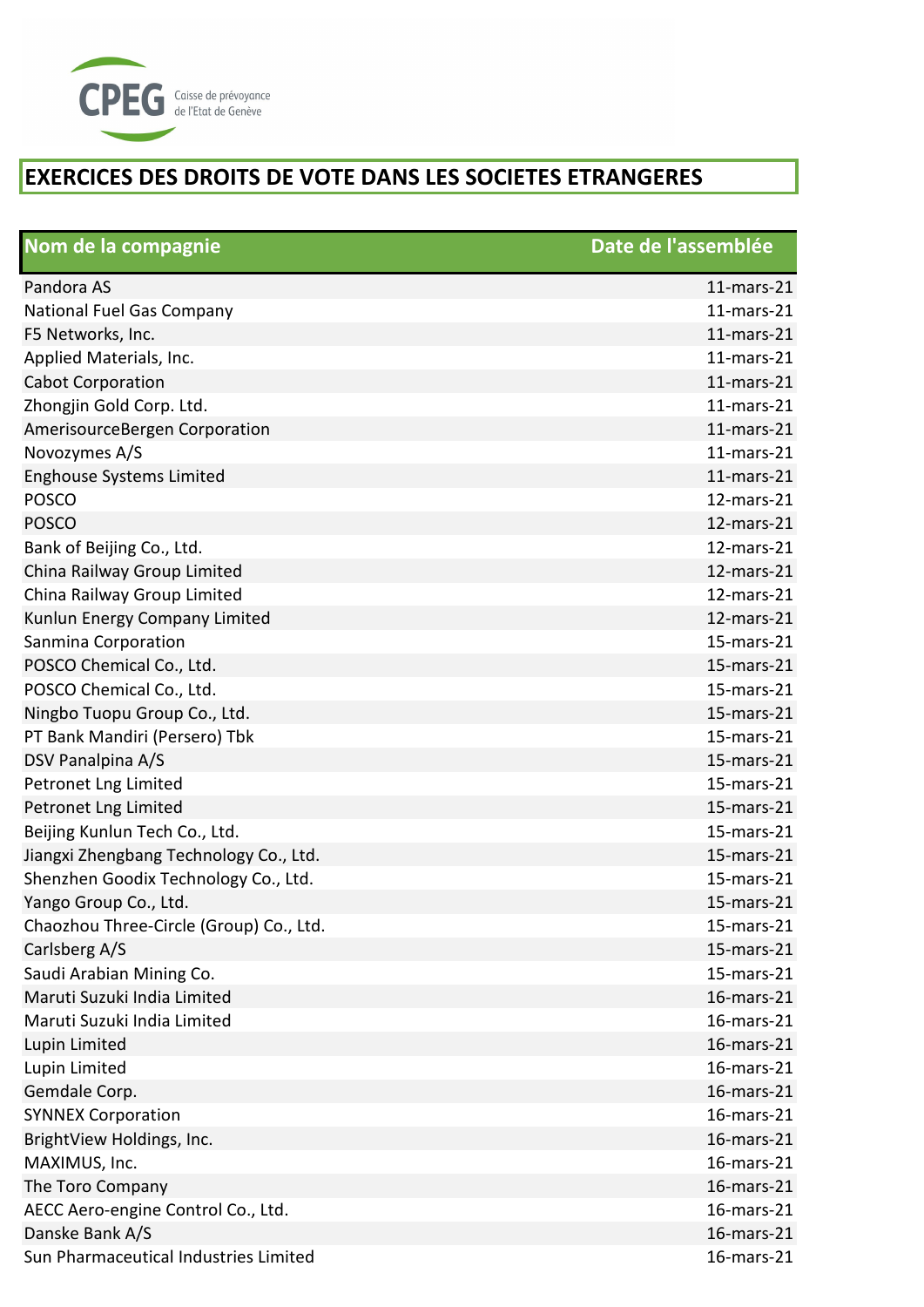CPEG Caisse de prévoyance de l'Etat de Genève

## EXERCICES DES DROITS DE VOTE DANS LES SOCIETES ETRANGERES

| Nom de la compagnie | Date de l'assemblée |
|---|---|
| Pandora AS | 11-mars-21 |
| National Fuel Gas Company | 11-mars-21 |
| F5 Networks, Inc. | 11-mars-21 |
| Applied Materials, Inc. | 11-mars-21 |
| Cabot Corporation | 11-mars-21 |
| Zhongjin Gold Corp. Ltd. | 11-mars-21 |
| AmerisourceBergen Corporation | 11-mars-21 |
| Novozymes A/S | 11-mars-21 |
| Enghouse Systems Limited | 11-mars-21 |
| POSCO | 12-mars-21 |
| POSCO | 12-mars-21 |
| Bank of Beijing Co., Ltd. | 12-mars-21 |
| China Railway Group Limited | 12-mars-21 |
| China Railway Group Limited | 12-mars-21 |
| Kunlun Energy Company Limited | 12-mars-21 |
| Sanmina Corporation | 15-mars-21 |
| POSCO Chemical Co., Ltd. | 15-mars-21 |
| POSCO Chemical Co., Ltd. | 15-mars-21 |
| Ningbo Tuopu Group Co., Ltd. | 15-mars-21 |
| PT Bank Mandiri (Persero) Tbk | 15-mars-21 |
| DSV Panalpina A/S | 15-mars-21 |
| Petronet Lng Limited | 15-mars-21 |
| Petronet Lng Limited | 15-mars-21 |
| Beijing Kunlun Tech Co., Ltd. | 15-mars-21 |
| Jiangxi Zhengbang Technology Co., Ltd. | 15-mars-21 |
| Shenzhen Goodix Technology Co., Ltd. | 15-mars-21 |
| Yango Group Co., Ltd. | 15-mars-21 |
| Chaozhou Three-Circle (Group) Co., Ltd. | 15-mars-21 |
| Carlsberg A/S | 15-mars-21 |
| Saudi Arabian Mining Co. | 15-mars-21 |
| Maruti Suzuki India Limited | 16-mars-21 |
| Maruti Suzuki India Limited | 16-mars-21 |
| Lupin Limited | 16-mars-21 |
| Lupin Limited | 16-mars-21 |
| Gemdale Corp. | 16-mars-21 |
| SYNNEX Corporation | 16-mars-21 |
| BrightView Holdings, Inc. | 16-mars-21 |
| MAXIMUS, Inc. | 16-mars-21 |
| The Toro Company | 16-mars-21 |
| AECC Aero-engine Control Co., Ltd. | 16-mars-21 |
| Danske Bank A/S | 16-mars-21 |
| Sun Pharmaceutical Industries Limited | 16-mars-21 |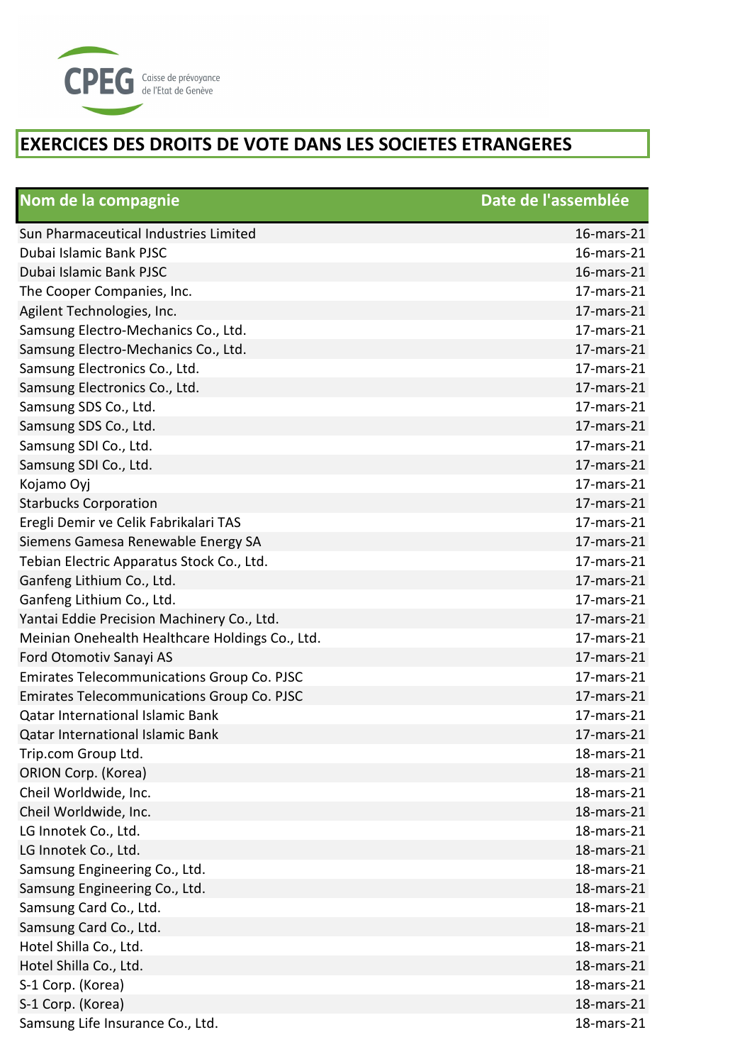CPEG Caisse de prévoyance de l'Etat de Genève

# EXERCICES DES DROITS DE VOTE DANS LES SOCIETES ETRANGERES

| Nom de la compagnie | Date de l'assemblée |
|---|---|
| Sun Pharmaceutical Industries Limited | 16-mars-21 |
| Dubai Islamic Bank PJSC | 16-mars-21 |
| Dubai Islamic Bank PJSC | 16-mars-21 |
| The Cooper Companies, Inc. | 17-mars-21 |
| Agilent Technologies, Inc. | 17-mars-21 |
| Samsung Electro-Mechanics Co., Ltd. | 17-mars-21 |
| Samsung Electro-Mechanics Co., Ltd. | 17-mars-21 |
| Samsung Electronics Co., Ltd. | 17-mars-21 |
| Samsung Electronics Co., Ltd. | 17-mars-21 |
| Samsung SDS Co., Ltd. | 17-mars-21 |
| Samsung SDS Co., Ltd. | 17-mars-21 |
| Samsung SDI Co., Ltd. | 17-mars-21 |
| Samsung SDI Co., Ltd. | 17-mars-21 |
| Kojamo Oyj | 17-mars-21 |
| Starbucks Corporation | 17-mars-21 |
| Eregli Demir ve Celik Fabrikalari TAS | 17-mars-21 |
| Siemens Gamesa Renewable Energy SA | 17-mars-21 |
| Tebian Electric Apparatus Stock Co., Ltd. | 17-mars-21 |
| Ganfeng Lithium Co., Ltd. | 17-mars-21 |
| Ganfeng Lithium Co., Ltd. | 17-mars-21 |
| Yantai Eddie Precision Machinery Co., Ltd. | 17-mars-21 |
| Meinian Onehealth Healthcare Holdings Co., Ltd. | 17-mars-21 |
| Ford Otomotiv Sanayi AS | 17-mars-21 |
| Emirates Telecommunications Group Co. PJSC | 17-mars-21 |
| Emirates Telecommunications Group Co. PJSC | 17-mars-21 |
| Qatar International Islamic Bank | 17-mars-21 |
| Qatar International Islamic Bank | 17-mars-21 |
| Trip.com Group Ltd. | 18-mars-21 |
| ORION Corp. (Korea) | 18-mars-21 |
| Cheil Worldwide, Inc. | 18-mars-21 |
| Cheil Worldwide, Inc. | 18-mars-21 |
| LG Innotek Co., Ltd. | 18-mars-21 |
| LG Innotek Co., Ltd. | 18-mars-21 |
| Samsung Engineering Co., Ltd. | 18-mars-21 |
| Samsung Engineering Co., Ltd. | 18-mars-21 |
| Samsung Card Co., Ltd. | 18-mars-21 |
| Samsung Card Co., Ltd. | 18-mars-21 |
| Hotel Shilla Co., Ltd. | 18-mars-21 |
| Hotel Shilla Co., Ltd. | 18-mars-21 |
| S-1 Corp. (Korea) | 18-mars-21 |
| S-1 Corp. (Korea) | 18-mars-21 |
| Samsung Life Insurance Co., Ltd. | 18-mars-21 |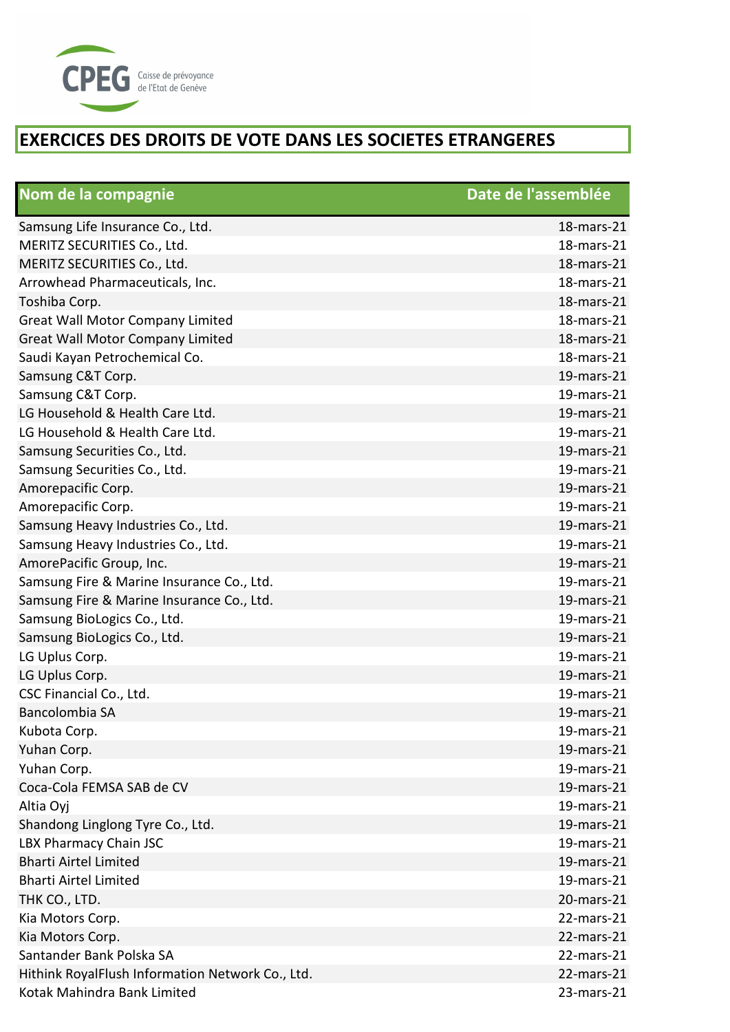CPEG Caisse de prévoyance de l'Etat de Genève

# EXERCICES DES DROITS DE VOTE DANS LES SOCIETES ETRANGERES

| Nom de la compagnie | Date de l'assemblée |
|---|---|
| Samsung Life Insurance Co., Ltd. | 18-mars-21 |
| MERITZ SECURITIES Co., Ltd. | 18-mars-21 |
| MERITZ SECURITIES Co., Ltd. | 18-mars-21 |
| Arrowhead Pharmaceuticals, Inc. | 18-mars-21 |
| Toshiba Corp. | 18-mars-21 |
| Great Wall Motor Company Limited | 18-mars-21 |
| Great Wall Motor Company Limited | 18-mars-21 |
| Saudi Kayan Petrochemical Co. | 18-mars-21 |
| Samsung C&T Corp. | 19-mars-21 |
| Samsung C&T Corp. | 19-mars-21 |
| LG Household & Health Care Ltd. | 19-mars-21 |
| LG Household & Health Care Ltd. | 19-mars-21 |
| Samsung Securities Co., Ltd. | 19-mars-21 |
| Samsung Securities Co., Ltd. | 19-mars-21 |
| Amorepacific Corp. | 19-mars-21 |
| Amorepacific Corp. | 19-mars-21 |
| Samsung Heavy Industries Co., Ltd. | 19-mars-21 |
| Samsung Heavy Industries Co., Ltd. | 19-mars-21 |
| AmorePacific Group, Inc. | 19-mars-21 |
| Samsung Fire & Marine Insurance Co., Ltd. | 19-mars-21 |
| Samsung Fire & Marine Insurance Co., Ltd. | 19-mars-21 |
| Samsung BioLogics Co., Ltd. | 19-mars-21 |
| Samsung BioLogics Co., Ltd. | 19-mars-21 |
| LG Uplus Corp. | 19-mars-21 |
| LG Uplus Corp. | 19-mars-21 |
| CSC Financial Co., Ltd. | 19-mars-21 |
| Bancolombia SA | 19-mars-21 |
| Kubota Corp. | 19-mars-21 |
| Yuhan Corp. | 19-mars-21 |
| Yuhan Corp. | 19-mars-21 |
| Coca-Cola FEMSA SAB de CV | 19-mars-21 |
| Altia Oyj | 19-mars-21 |
| Shandong Linglong Tyre Co., Ltd. | 19-mars-21 |
| LBX Pharmacy Chain JSC | 19-mars-21 |
| Bharti Airtel Limited | 19-mars-21 |
| Bharti Airtel Limited | 19-mars-21 |
| THK CO., LTD. | 20-mars-21 |
| Kia Motors Corp. | 22-mars-21 |
| Kia Motors Corp. | 22-mars-21 |
| Santander Bank Polska SA | 22-mars-21 |
| Hithink RoyalFlush Information Network Co., Ltd. | 22-mars-21 |
| Kotak Mahindra Bank Limited | 23-mars-21 |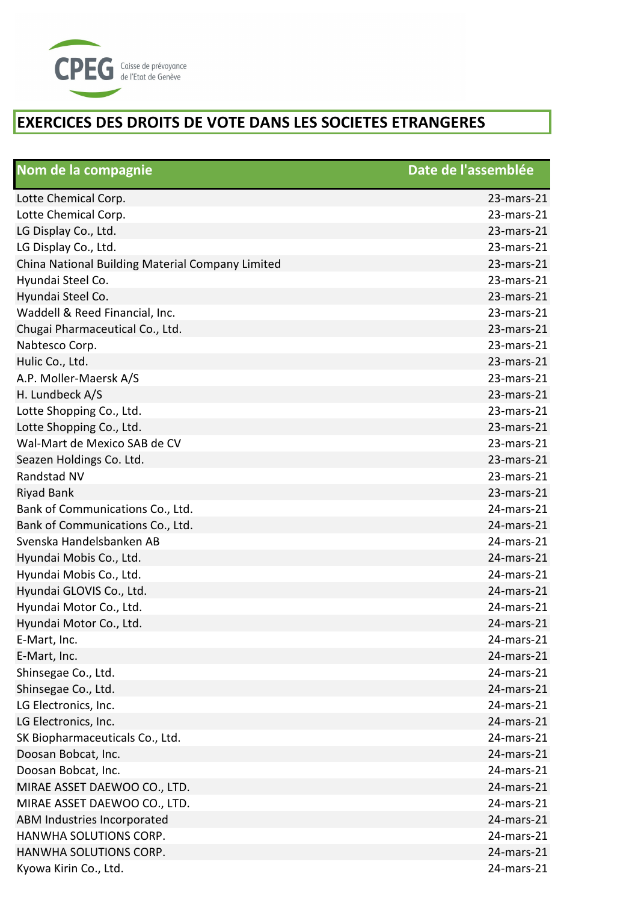# EXERCICES DES DROITS DE VOTE DANS LES SOCIETES ETRANGERES

| Nom de la compagnie | Date de l'assemblée |
|---|---|
| Lotte Chemical Corp. | 23-mars-21 |
| Lotte Chemical Corp. | 23-mars-21 |
| LG Display Co., Ltd. | 23-mars-21 |
| LG Display Co., Ltd. | 23-mars-21 |
| China National Building Material Company Limited | 23-mars-21 |
| Hyundai Steel Co. | 23-mars-21 |
| Hyundai Steel Co. | 23-mars-21 |
| Waddell & Reed Financial, Inc. | 23-mars-21 |
| Chugai Pharmaceutical Co., Ltd. | 23-mars-21 |
| Nabtesco Corp. | 23-mars-21 |
| Hulic Co., Ltd. | 23-mars-21 |
| A.P. Moller-Maersk A/S | 23-mars-21 |
| H. Lundbeck A/S | 23-mars-21 |
| Lotte Shopping Co., Ltd. | 23-mars-21 |
| Lotte Shopping Co., Ltd. | 23-mars-21 |
| Wal-Mart de Mexico SAB de CV | 23-mars-21 |
| Seazen Holdings Co. Ltd. | 23-mars-21 |
| Randstad NV | 23-mars-21 |
| Riyad Bank | 23-mars-21 |
| Bank of Communications Co., Ltd. | 24-mars-21 |
| Bank of Communications Co., Ltd. | 24-mars-21 |
| Svenska Handelsbanken AB | 24-mars-21 |
| Hyundai Mobis Co., Ltd. | 24-mars-21 |
| Hyundai Mobis Co., Ltd. | 24-mars-21 |
| Hyundai GLOVIS Co., Ltd. | 24-mars-21 |
| Hyundai Motor Co., Ltd. | 24-mars-21 |
| Hyundai Motor Co., Ltd. | 24-mars-21 |
| E-Mart, Inc. | 24-mars-21 |
| E-Mart, Inc. | 24-mars-21 |
| Shinsegae Co., Ltd. | 24-mars-21 |
| Shinsegae Co., Ltd. | 24-mars-21 |
| LG Electronics, Inc. | 24-mars-21 |
| LG Electronics, Inc. | 24-mars-21 |
| SK Biopharmaceuticals Co., Ltd. | 24-mars-21 |
| Doosan Bobcat, Inc. | 24-mars-21 |
| Doosan Bobcat, Inc. | 24-mars-21 |
| MIRAE ASSET DAEWOO CO., LTD. | 24-mars-21 |
| MIRAE ASSET DAEWOO CO., LTD. | 24-mars-21 |
| ABM Industries Incorporated | 24-mars-21 |
| HANWHA SOLUTIONS CORP. | 24-mars-21 |
| HANWHA SOLUTIONS CORP. | 24-mars-21 |
| Kyowa Kirin Co., Ltd. | 24-mars-21 |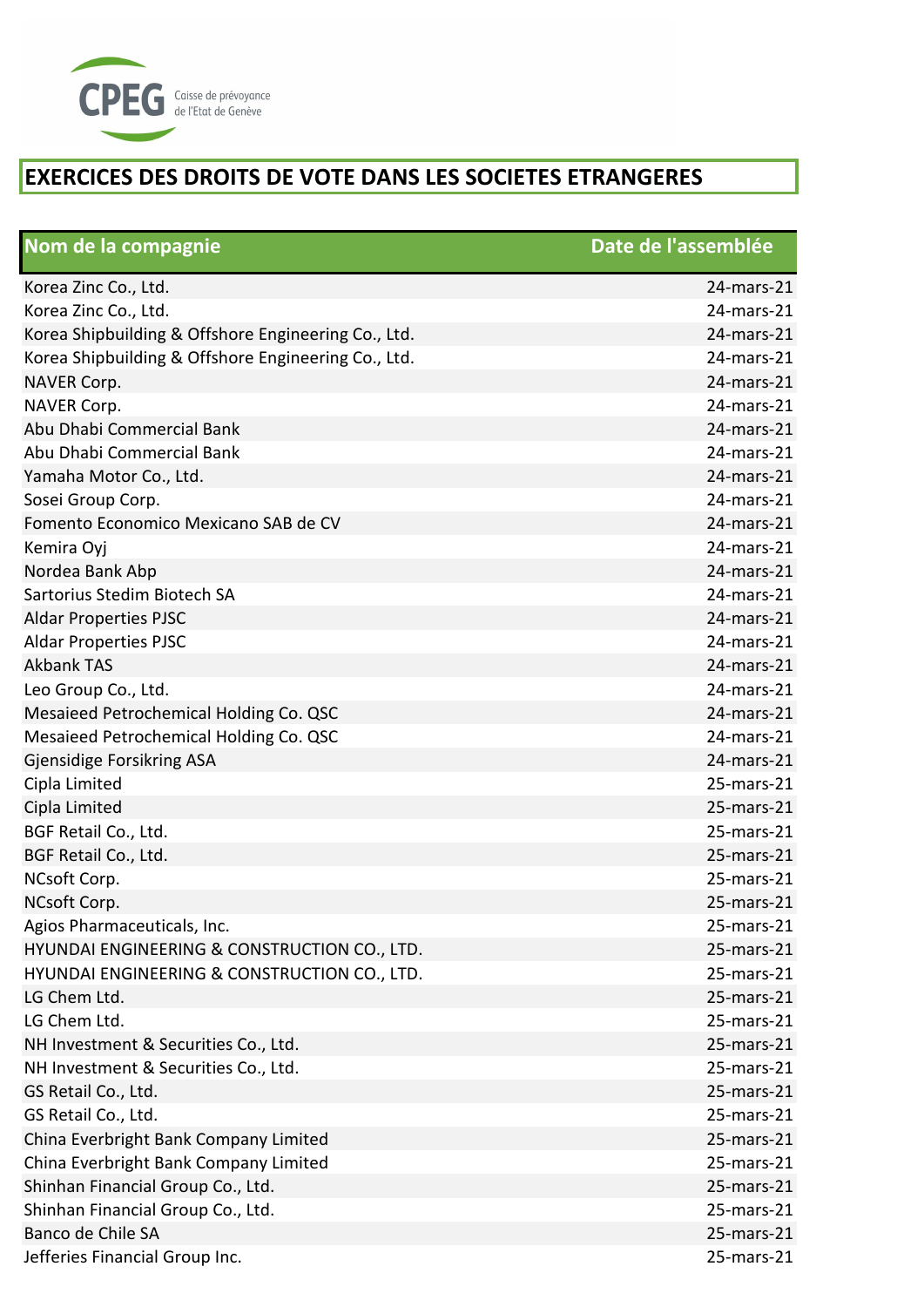CPEG Caisse de prévoyance de l'Etat de Genève

# EXERCICES DES DROITS DE VOTE DANS LES SOCIETES ETRANGERES

| Nom de la compagnie | Date de l'assemblée |
|---|---|
| Korea Zinc Co., Ltd. | 24-mars-21 |
| Korea Zinc Co., Ltd. | 24-mars-21 |
| Korea Shipbuilding & Offshore Engineering Co., Ltd. | 24-mars-21 |
| Korea Shipbuilding & Offshore Engineering Co., Ltd. | 24-mars-21 |
| NAVER Corp. | 24-mars-21 |
| NAVER Corp. | 24-mars-21 |
| Abu Dhabi Commercial Bank | 24-mars-21 |
| Abu Dhabi Commercial Bank | 24-mars-21 |
| Yamaha Motor Co., Ltd. | 24-mars-21 |
| Sosei Group Corp. | 24-mars-21 |
| Fomento Economico Mexicano SAB de CV | 24-mars-21 |
| Kemira Oyj | 24-mars-21 |
| Nordea Bank Abp | 24-mars-21 |
| Sartorius Stedim Biotech SA | 24-mars-21 |
| Aldar Properties PJSC | 24-mars-21 |
| Aldar Properties PJSC | 24-mars-21 |
| Akbank TAS | 24-mars-21 |
| Leo Group Co., Ltd. | 24-mars-21 |
| Mesaieed Petrochemical Holding Co. QSC | 24-mars-21 |
| Mesaieed Petrochemical Holding Co. QSC | 24-mars-21 |
| Gjensidige Forsikring ASA | 24-mars-21 |
| Cipla Limited | 25-mars-21 |
| Cipla Limited | 25-mars-21 |
| BGF Retail Co., Ltd. | 25-mars-21 |
| BGF Retail Co., Ltd. | 25-mars-21 |
| NCsoft Corp. | 25-mars-21 |
| NCsoft Corp. | 25-mars-21 |
| Agios Pharmaceuticals, Inc. | 25-mars-21 |
| HYUNDAI ENGINEERING & CONSTRUCTION CO., LTD. | 25-mars-21 |
| HYUNDAI ENGINEERING & CONSTRUCTION CO., LTD. | 25-mars-21 |
| LG Chem Ltd. | 25-mars-21 |
| LG Chem Ltd. | 25-mars-21 |
| NH Investment & Securities Co., Ltd. | 25-mars-21 |
| NH Investment & Securities Co., Ltd. | 25-mars-21 |
| GS Retail Co., Ltd. | 25-mars-21 |
| GS Retail Co., Ltd. | 25-mars-21 |
| China Everbright Bank Company Limited | 25-mars-21 |
| China Everbright Bank Company Limited | 25-mars-21 |
| Shinhan Financial Group Co., Ltd. | 25-mars-21 |
| Shinhan Financial Group Co., Ltd. | 25-mars-21 |
| Banco de Chile SA | 25-mars-21 |
| Jefferies Financial Group Inc. | 25-mars-21 |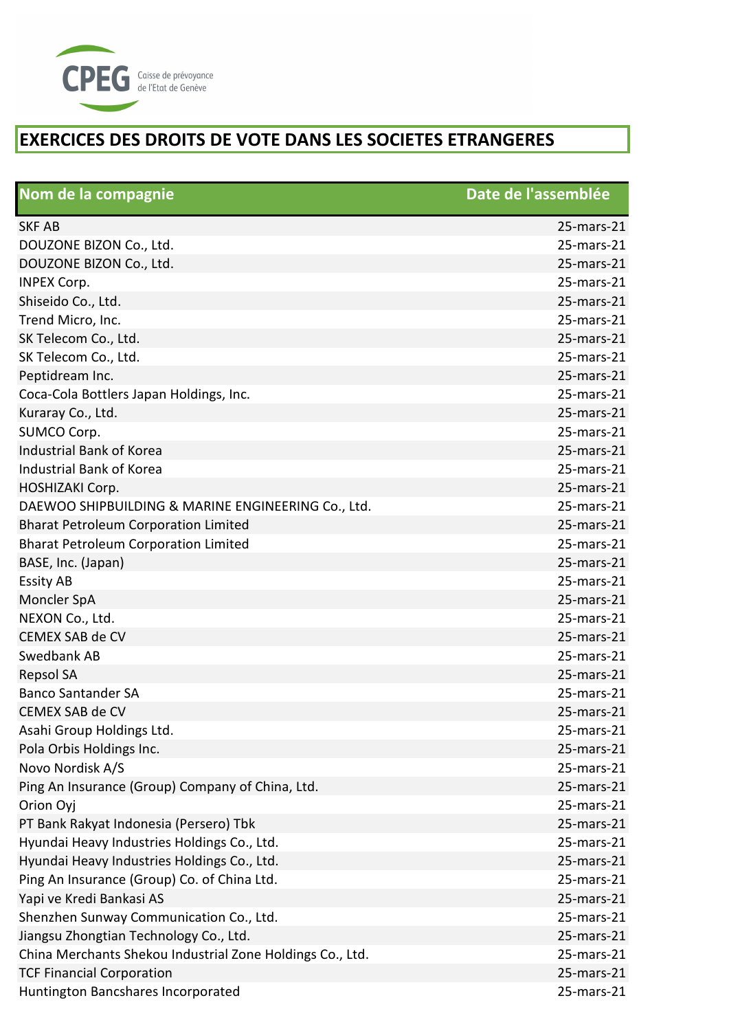CPEG Caisse de prévoyance de l'Etat de Genève

## EXERCICES DES DROITS DE VOTE DANS LES SOCIETES ETRANGERES

| Nom de la compagnie | Date de l'assemblée |
|---|---|
| SKF AB | 25-mars-21 |
| DOUZONE BIZON Co., Ltd. | 25-mars-21 |
| DOUZONE BIZON Co., Ltd. | 25-mars-21 |
| INPEX Corp. | 25-mars-21 |
| Shiseido Co., Ltd. | 25-mars-21 |
| Trend Micro, Inc. | 25-mars-21 |
| SK Telecom Co., Ltd. | 25-mars-21 |
| SK Telecom Co., Ltd. | 25-mars-21 |
| Peptidream Inc. | 25-mars-21 |
| Coca-Cola Bottlers Japan Holdings, Inc. | 25-mars-21 |
| Kuraray Co., Ltd. | 25-mars-21 |
| SUMCO Corp. | 25-mars-21 |
| Industrial Bank of Korea | 25-mars-21 |
| Industrial Bank of Korea | 25-mars-21 |
| HOSHIZAKI Corp. | 25-mars-21 |
| DAEWOO SHIPBUILDING & MARINE ENGINEERING Co., Ltd. | 25-mars-21 |
| Bharat Petroleum Corporation Limited | 25-mars-21 |
| Bharat Petroleum Corporation Limited | 25-mars-21 |
| BASE, Inc. (Japan) | 25-mars-21 |
| Essity AB | 25-mars-21 |
| Moncler SpA | 25-mars-21 |
| NEXON Co., Ltd. | 25-mars-21 |
| CEMEX SAB de CV | 25-mars-21 |
| Swedbank AB | 25-mars-21 |
| Repsol SA | 25-mars-21 |
| Banco Santander SA | 25-mars-21 |
| CEMEX SAB de CV | 25-mars-21 |
| Asahi Group Holdings Ltd. | 25-mars-21 |
| Pola Orbis Holdings Inc. | 25-mars-21 |
| Novo Nordisk A/S | 25-mars-21 |
| Ping An Insurance (Group) Company of China, Ltd. | 25-mars-21 |
| Orion Oyj | 25-mars-21 |
| PT Bank Rakyat Indonesia (Persero) Tbk | 25-mars-21 |
| Hyundai Heavy Industries Holdings Co., Ltd. | 25-mars-21 |
| Hyundai Heavy Industries Holdings Co., Ltd. | 25-mars-21 |
| Ping An Insurance (Group) Co. of China Ltd. | 25-mars-21 |
| Yapi ve Kredi Bankasi AS | 25-mars-21 |
| Shenzhen Sunway Communication Co., Ltd. | 25-mars-21 |
| Jiangsu Zhongtian Technology Co., Ltd. | 25-mars-21 |
| China Merchants Shekou Industrial Zone Holdings Co., Ltd. | 25-mars-21 |
| TCF Financial Corporation | 25-mars-21 |
| Huntington Bancshares Incorporated | 25-mars-21 |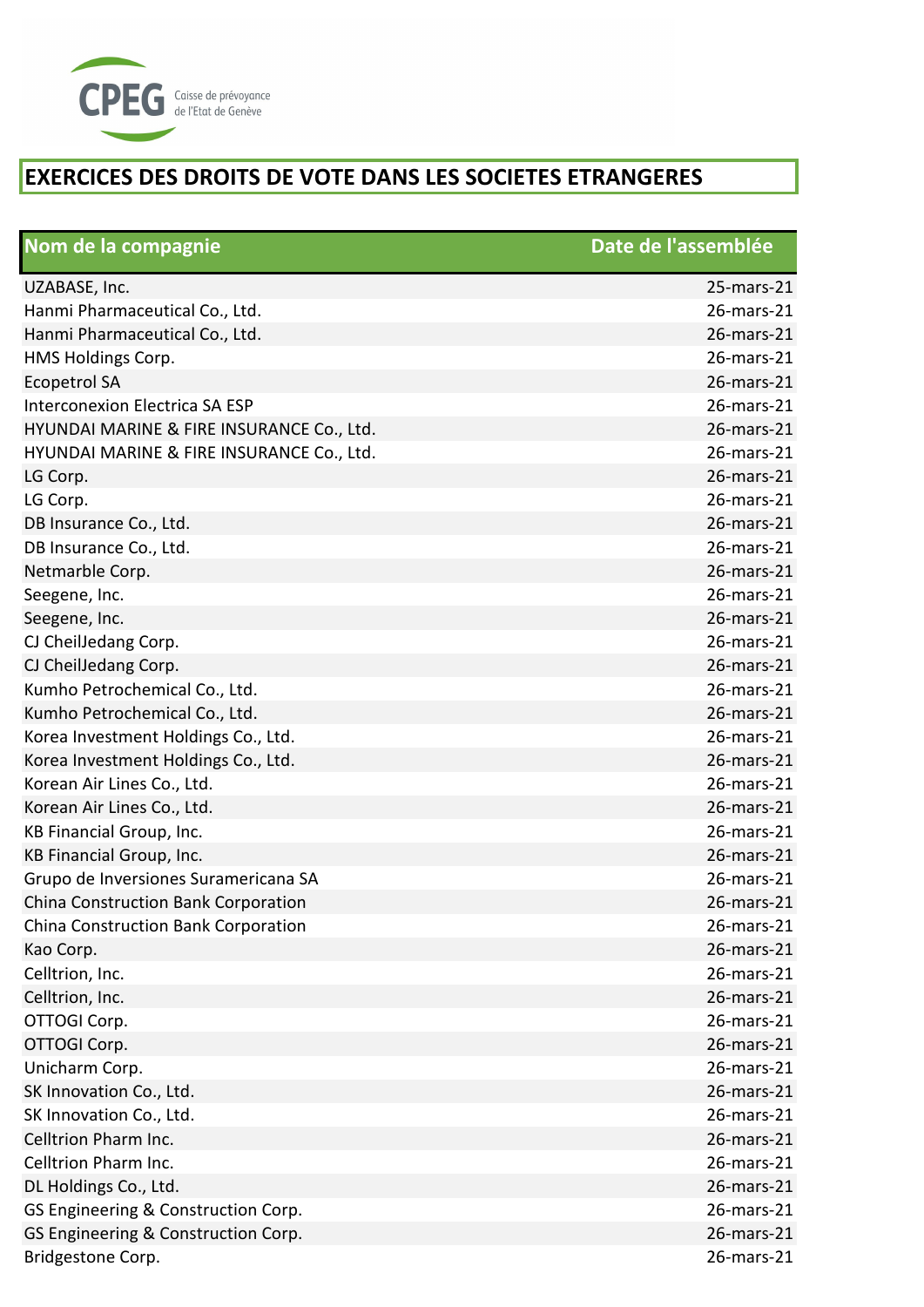# EXERCICES DES DROITS DE VOTE DANS LES SOCIETES ETRANGERES

| Nom de la compagnie | Date de l'assemblée |
|---|---|
| UZABASE, Inc. | 25-mars-21 |
| Hanmi Pharmaceutical Co., Ltd. | 26-mars-21 |
| Hanmi Pharmaceutical Co., Ltd. | 26-mars-21 |
| HMS Holdings Corp. | 26-mars-21 |
| Ecopetrol SA | 26-mars-21 |
| Interconexion Electrica SA ESP | 26-mars-21 |
| HYUNDAI MARINE & FIRE INSURANCE Co., Ltd. | 26-mars-21 |
| HYUNDAI MARINE & FIRE INSURANCE Co., Ltd. | 26-mars-21 |
| LG Corp. | 26-mars-21 |
| LG Corp. | 26-mars-21 |
| DB Insurance Co., Ltd. | 26-mars-21 |
| DB Insurance Co., Ltd. | 26-mars-21 |
| Netmarble Corp. | 26-mars-21 |
| Seegene, Inc. | 26-mars-21 |
| Seegene, Inc. | 26-mars-21 |
| CJ CheilJedang Corp. | 26-mars-21 |
| CJ CheilJedang Corp. | 26-mars-21 |
| Kumho Petrochemical Co., Ltd. | 26-mars-21 |
| Kumho Petrochemical Co., Ltd. | 26-mars-21 |
| Korea Investment Holdings Co., Ltd. | 26-mars-21 |
| Korea Investment Holdings Co., Ltd. | 26-mars-21 |
| Korean Air Lines Co., Ltd. | 26-mars-21 |
| Korean Air Lines Co., Ltd. | 26-mars-21 |
| KB Financial Group, Inc. | 26-mars-21 |
| KB Financial Group, Inc. | 26-mars-21 |
| Grupo de Inversiones Suramericana SA | 26-mars-21 |
| China Construction Bank Corporation | 26-mars-21 |
| China Construction Bank Corporation | 26-mars-21 |
| Kao Corp. | 26-mars-21 |
| Celltrion, Inc. | 26-mars-21 |
| Celltrion, Inc. | 26-mars-21 |
| OTTOGI Corp. | 26-mars-21 |
| OTTOGI Corp. | 26-mars-21 |
| Unicharm Corp. | 26-mars-21 |
| SK Innovation Co., Ltd. | 26-mars-21 |
| SK Innovation Co., Ltd. | 26-mars-21 |
| Celltrion Pharm Inc. | 26-mars-21 |
| Celltrion Pharm Inc. | 26-mars-21 |
| DL Holdings Co., Ltd. | 26-mars-21 |
| GS Engineering & Construction Corp. | 26-mars-21 |
| GS Engineering & Construction Corp. | 26-mars-21 |
| Bridgestone Corp. | 26-mars-21 |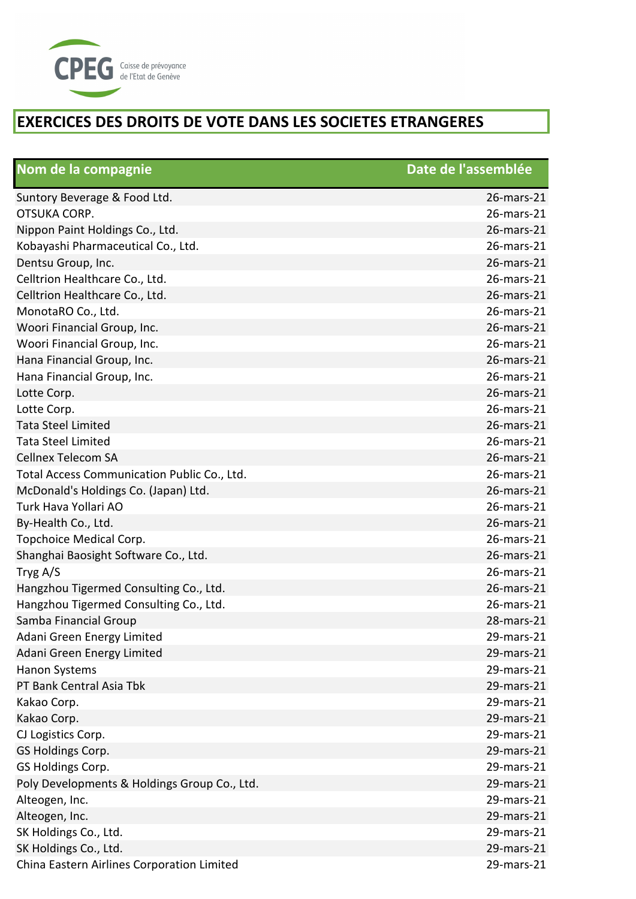CPEG Caisse de prévoyance de l'Etat de Genève

# EXERCICES DES DROITS DE VOTE DANS LES SOCIETES ETRANGERES

| Nom de la compagnie | Date de l'assemblée |
|---|---|
| Suntory Beverage & Food Ltd. | 26-mars-21 |
| OTSUKA CORP. | 26-mars-21 |
| Nippon Paint Holdings Co., Ltd. | 26-mars-21 |
| Kobayashi Pharmaceutical Co., Ltd. | 26-mars-21 |
| Dentsu Group, Inc. | 26-mars-21 |
| Celltrion Healthcare Co., Ltd. | 26-mars-21 |
| Celltrion Healthcare Co., Ltd. | 26-mars-21 |
| MonotaRO Co., Ltd. | 26-mars-21 |
| Woori Financial Group, Inc. | 26-mars-21 |
| Woori Financial Group, Inc. | 26-mars-21 |
| Hana Financial Group, Inc. | 26-mars-21 |
| Hana Financial Group, Inc. | 26-mars-21 |
| Lotte Corp. | 26-mars-21 |
| Lotte Corp. | 26-mars-21 |
| Tata Steel Limited | 26-mars-21 |
| Tata Steel Limited | 26-mars-21 |
| Cellnex Telecom SA | 26-mars-21 |
| Total Access Communication Public Co., Ltd. | 26-mars-21 |
| McDonald's Holdings Co. (Japan) Ltd. | 26-mars-21 |
| Turk Hava Yollari AO | 26-mars-21 |
| By-Health Co., Ltd. | 26-mars-21 |
| Topchoice Medical Corp. | 26-mars-21 |
| Shanghai Baosight Software Co., Ltd. | 26-mars-21 |
| Tryg A/S | 26-mars-21 |
| Hangzhou Tigermed Consulting Co., Ltd. | 26-mars-21 |
| Hangzhou Tigermed Consulting Co., Ltd. | 26-mars-21 |
| Samba Financial Group | 28-mars-21 |
| Adani Green Energy Limited | 29-mars-21 |
| Adani Green Energy Limited | 29-mars-21 |
| Hanon Systems | 29-mars-21 |
| PT Bank Central Asia Tbk | 29-mars-21 |
| Kakao Corp. | 29-mars-21 |
| Kakao Corp. | 29-mars-21 |
| CJ Logistics Corp. | 29-mars-21 |
| GS Holdings Corp. | 29-mars-21 |
| GS Holdings Corp. | 29-mars-21 |
| Poly Developments & Holdings Group Co., Ltd. | 29-mars-21 |
| Alteogen, Inc. | 29-mars-21 |
| Alteogen, Inc. | 29-mars-21 |
| SK Holdings Co., Ltd. | 29-mars-21 |
| SK Holdings Co., Ltd. | 29-mars-21 |
| China Eastern Airlines Corporation Limited | 29-mars-21 |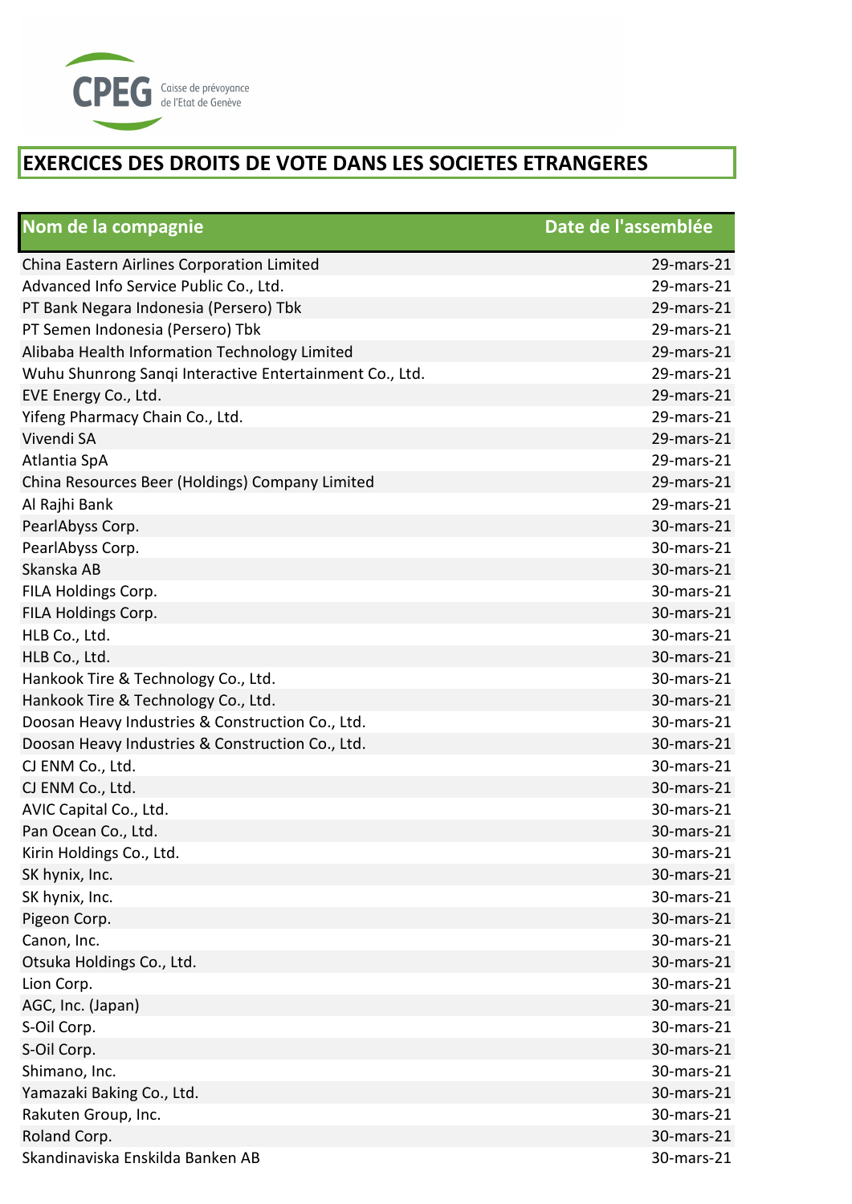CPEG Caisse de prévoyance de l'Etat de Genève

# EXERCICES DES DROITS DE VOTE DANS LES SOCIETES ETRANGERES

| Nom de la compagnie | Date de l'assemblée |
| --- | --- |
| China Eastern Airlines Corporation Limited | 29-mars-21 |
| Advanced Info Service Public Co., Ltd. | 29-mars-21 |
| PT Bank Negara Indonesia (Persero) Tbk | 29-mars-21 |
| PT Semen Indonesia (Persero) Tbk | 29-mars-21 |
| Alibaba Health Information Technology Limited | 29-mars-21 |
| Wuhu Shunrong Sanqi Interactive Entertainment Co., Ltd. | 29-mars-21 |
| EVE Energy Co., Ltd. | 29-mars-21 |
| Yifeng Pharmacy Chain Co., Ltd. | 29-mars-21 |
| Vivendi SA | 29-mars-21 |
| Atlantia SpA | 29-mars-21 |
| China Resources Beer (Holdings) Company Limited | 29-mars-21 |
| Al Rajhi Bank | 29-mars-21 |
| PearlAbyss Corp. | 30-mars-21 |
| PearlAbyss Corp. | 30-mars-21 |
| Skanska AB | 30-mars-21 |
| FILA Holdings Corp. | 30-mars-21 |
| FILA Holdings Corp. | 30-mars-21 |
| HLB Co., Ltd. | 30-mars-21 |
| HLB Co., Ltd. | 30-mars-21 |
| Hankook Tire & Technology Co., Ltd. | 30-mars-21 |
| Hankook Tire & Technology Co., Ltd. | 30-mars-21 |
| Doosan Heavy Industries & Construction Co., Ltd. | 30-mars-21 |
| Doosan Heavy Industries & Construction Co., Ltd. | 30-mars-21 |
| CJ ENM Co., Ltd. | 30-mars-21 |
| CJ ENM Co., Ltd. | 30-mars-21 |
| AVIC Capital Co., Ltd. | 30-mars-21 |
| Pan Ocean Co., Ltd. | 30-mars-21 |
| Kirin Holdings Co., Ltd. | 30-mars-21 |
| SK hynix, Inc. | 30-mars-21 |
| SK hynix, Inc. | 30-mars-21 |
| Pigeon Corp. | 30-mars-21 |
| Canon, Inc. | 30-mars-21 |
| Otsuka Holdings Co., Ltd. | 30-mars-21 |
| Lion Corp. | 30-mars-21 |
| AGC, Inc. (Japan) | 30-mars-21 |
| S-Oil Corp. | 30-mars-21 |
| S-Oil Corp. | 30-mars-21 |
| Shimano, Inc. | 30-mars-21 |
| Yamazaki Baking Co., Ltd. | 30-mars-21 |
| Rakuten Group, Inc. | 30-mars-21 |
| Roland Corp. | 30-mars-21 |
| Skandinaviska Enskilda Banken AB | 30-mars-21 |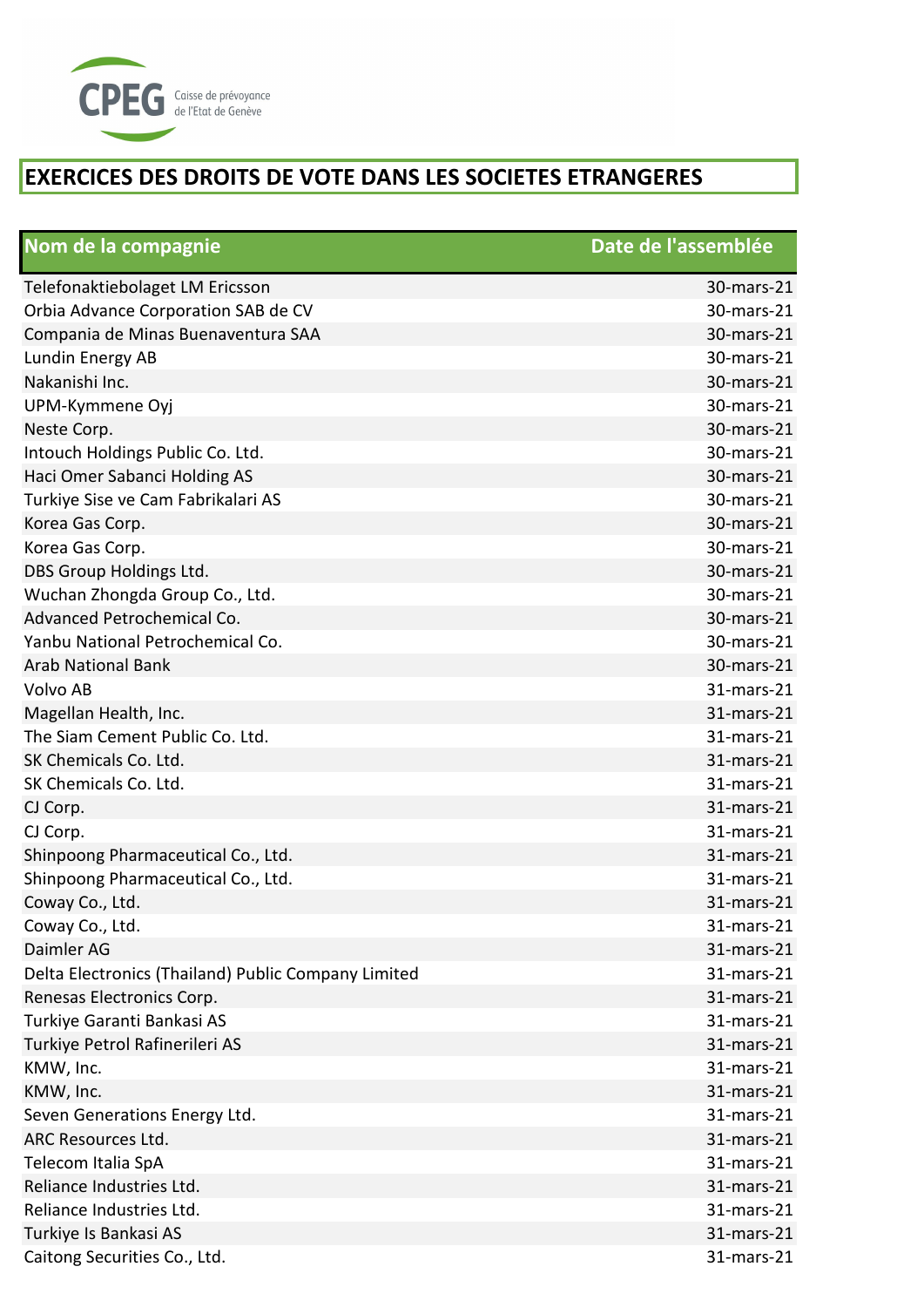CPEG Caisse de prévoyance de l'Etat de Genève

# EXERCICES DES DROITS DE VOTE DANS LES SOCIETES ETRANGERES

| Nom de la compagnie | Date de l'assemblée |
|---|---|
| Telefonaktiebolaget LM Ericsson | 30-mars-21 |
| Orbia Advance Corporation SAB de CV | 30-mars-21 |
| Compania de Minas Buenaventura SAA | 30-mars-21 |
| Lundin Energy AB | 30-mars-21 |
| Nakanishi Inc. | 30-mars-21 |
| UPM-Kymmene Oyj | 30-mars-21 |
| Neste Corp. | 30-mars-21 |
| Intouch Holdings Public Co. Ltd. | 30-mars-21 |
| Haci Omer Sabanci Holding AS | 30-mars-21 |
| Turkiye Sise ve Cam Fabrikalari AS | 30-mars-21 |
| Korea Gas Corp. | 30-mars-21 |
| Korea Gas Corp. | 30-mars-21 |
| DBS Group Holdings Ltd. | 30-mars-21 |
| Wuchan Zhongda Group Co., Ltd. | 30-mars-21 |
| Advanced Petrochemical Co. | 30-mars-21 |
| Yanbu National Petrochemical Co. | 30-mars-21 |
| Arab National Bank | 30-mars-21 |
| Volvo AB | 31-mars-21 |
| Magellan Health, Inc. | 31-mars-21 |
| The Siam Cement Public Co. Ltd. | 31-mars-21 |
| SK Chemicals Co. Ltd. | 31-mars-21 |
| SK Chemicals Co. Ltd. | 31-mars-21 |
| CJ Corp. | 31-mars-21 |
| CJ Corp. | 31-mars-21 |
| Shinpoong Pharmaceutical Co., Ltd. | 31-mars-21 |
| Shinpoong Pharmaceutical Co., Ltd. | 31-mars-21 |
| Coway Co., Ltd. | 31-mars-21 |
| Coway Co., Ltd. | 31-mars-21 |
| Daimler AG | 31-mars-21 |
| Delta Electronics (Thailand) Public Company Limited | 31-mars-21 |
| Renesas Electronics Corp. | 31-mars-21 |
| Turkiye Garanti Bankasi AS | 31-mars-21 |
| Turkiye Petrol Rafinerileri AS | 31-mars-21 |
| KMW, Inc. | 31-mars-21 |
| KMW, Inc. | 31-mars-21 |
| Seven Generations Energy Ltd. | 31-mars-21 |
| ARC Resources Ltd. | 31-mars-21 |
| Telecom Italia SpA | 31-mars-21 |
| Reliance Industries Ltd. | 31-mars-21 |
| Reliance Industries Ltd. | 31-mars-21 |
| Turkiye Is Bankasi AS | 31-mars-21 |
| Caitong Securities Co., Ltd. | 31-mars-21 |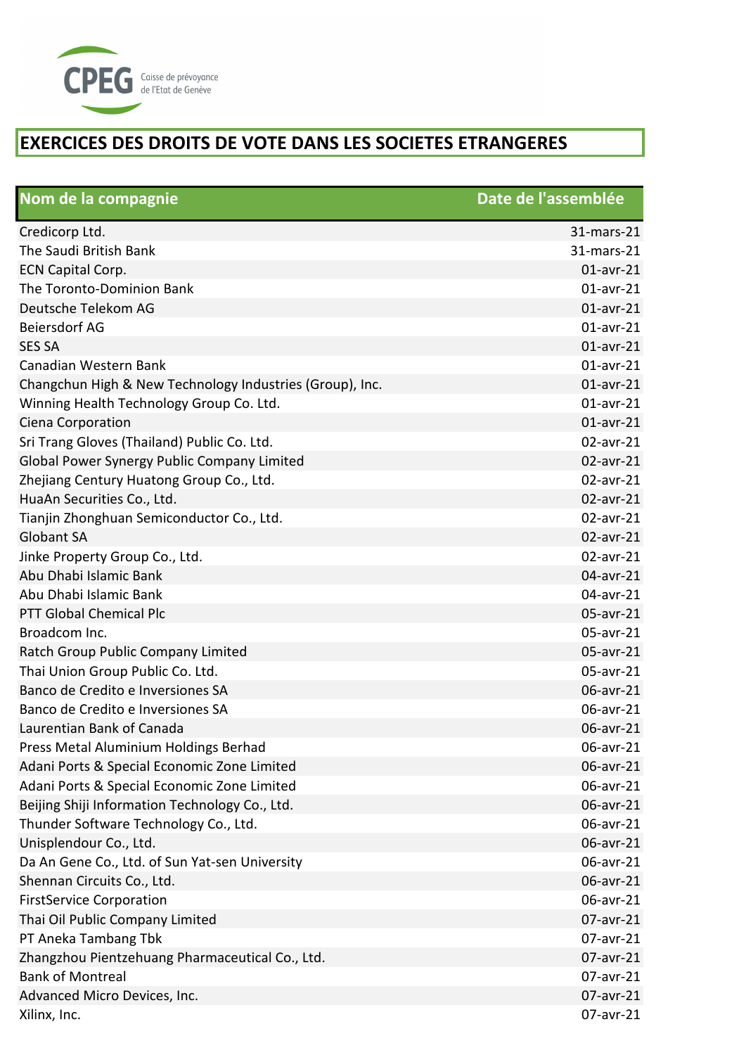CPEG Caisse de prévoyance de l'Etat de Genève

# EXERCICES DES DROITS DE VOTE DANS LES SOCIETES ETRANGERES

| Nom de la compagnie | Date de l'assemblée |
|---|---|
| Credicorp Ltd. | 31-mars-21 |
| The Saudi British Bank | 31-mars-21 |
| ECN Capital Corp. | 01-avr-21 |
| The Toronto-Dominion Bank | 01-avr-21 |
| Deutsche Telekom AG | 01-avr-21 |
| Beiersdorf AG | 01-avr-21 |
| SES SA | 01-avr-21 |
| Canadian Western Bank | 01-avr-21 |
| Changchun High & New Technology Industries (Group), Inc. | 01-avr-21 |
| Winning Health Technology Group Co. Ltd. | 01-avr-21 |
| Ciena Corporation | 01-avr-21 |
| Sri Trang Gloves (Thailand) Public Co. Ltd. | 02-avr-21 |
| Global Power Synergy Public Company Limited | 02-avr-21 |
| Zhejiang Century Huatong Group Co., Ltd. | 02-avr-21 |
| HuaAn Securities Co., Ltd. | 02-avr-21 |
| Tianjin Zhonghuan Semiconductor Co., Ltd. | 02-avr-21 |
| Globant SA | 02-avr-21 |
| Jinke Property Group Co., Ltd. | 02-avr-21 |
| Abu Dhabi Islamic Bank | 04-avr-21 |
| Abu Dhabi Islamic Bank | 04-avr-21 |
| PTT Global Chemical Plc | 05-avr-21 |
| Broadcom Inc. | 05-avr-21 |
| Ratch Group Public Company Limited | 05-avr-21 |
| Thai Union Group Public Co. Ltd. | 05-avr-21 |
| Banco de Credito e Inversiones SA | 06-avr-21 |
| Banco de Credito e Inversiones SA | 06-avr-21 |
| Laurentian Bank of Canada | 06-avr-21 |
| Press Metal Aluminium Holdings Berhad | 06-avr-21 |
| Adani Ports & Special Economic Zone Limited | 06-avr-21 |
| Adani Ports & Special Economic Zone Limited | 06-avr-21 |
| Beijing Shiji Information Technology Co., Ltd. | 06-avr-21 |
| Thunder Software Technology Co., Ltd. | 06-avr-21 |
| Unisplendour Co., Ltd. | 06-avr-21 |
| Da An Gene Co., Ltd. of Sun Yat-sen University | 06-avr-21 |
| Shennan Circuits Co., Ltd. | 06-avr-21 |
| FirstService Corporation | 06-avr-21 |
| Thai Oil Public Company Limited | 07-avr-21 |
| PT Aneka Tambang Tbk | 07-avr-21 |
| Zhangzhou Pientzehuang Pharmaceutical Co., Ltd. | 07-avr-21 |
| Bank of Montreal | 07-avr-21 |
| Advanced Micro Devices, Inc. | 07-avr-21 |
| Xilinx, Inc. | 07-avr-21 |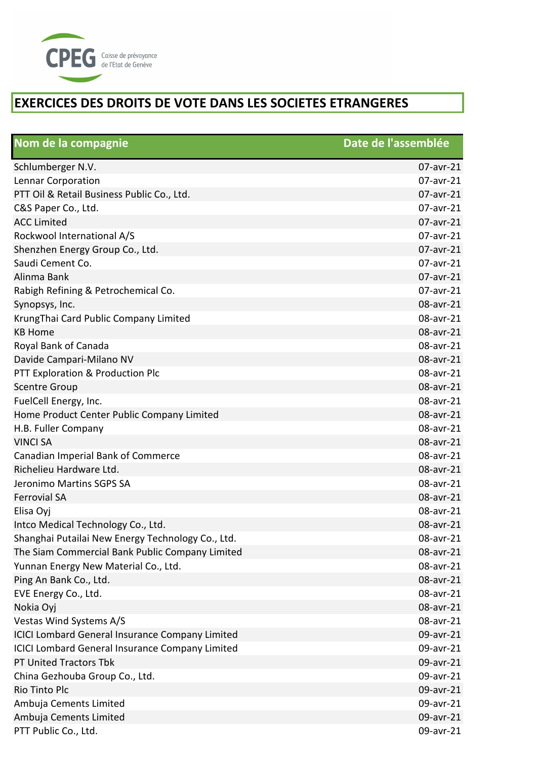CPEG Caisse de prévoyance de l'Etat de Genève

# EXERCICES DES DROITS DE VOTE DANS LES SOCIETES ETRANGERES

| Nom de la compagnie | Date de l'assemblée |
|---|---|
| Schlumberger N.V. | 07-avr-21 |
| Lennar Corporation | 07-avr-21 |
| PTT Oil & Retail Business Public Co., Ltd. | 07-avr-21 |
| C&S Paper Co., Ltd. | 07-avr-21 |
| ACC Limited | 07-avr-21 |
| Rockwool International A/S | 07-avr-21 |
| Shenzhen Energy Group Co., Ltd. | 07-avr-21 |
| Saudi Cement Co. | 07-avr-21 |
| Alinma Bank | 07-avr-21 |
| Rabigh Refining & Petrochemical Co. | 07-avr-21 |
| Synopsys, Inc. | 08-avr-21 |
| KrungThai Card Public Company Limited | 08-avr-21 |
| KB Home | 08-avr-21 |
| Royal Bank of Canada | 08-avr-21 |
| Davide Campari-Milano NV | 08-avr-21 |
| PTT Exploration & Production Plc | 08-avr-21 |
| Scentre Group | 08-avr-21 |
| FuelCell Energy, Inc. | 08-avr-21 |
| Home Product Center Public Company Limited | 08-avr-21 |
| H.B. Fuller Company | 08-avr-21 |
| VINCI SA | 08-avr-21 |
| Canadian Imperial Bank of Commerce | 08-avr-21 |
| Richelieu Hardware Ltd. | 08-avr-21 |
| Jeronimo Martins SGPS SA | 08-avr-21 |
| Ferrovial SA | 08-avr-21 |
| Elisa Oyj | 08-avr-21 |
| Intco Medical Technology Co., Ltd. | 08-avr-21 |
| Shanghai Putailai New Energy Technology Co., Ltd. | 08-avr-21 |
| The Siam Commercial Bank Public Company Limited | 08-avr-21 |
| Yunnan Energy New Material Co., Ltd. | 08-avr-21 |
| Ping An Bank Co., Ltd. | 08-avr-21 |
| EVE Energy Co., Ltd. | 08-avr-21 |
| Nokia Oyj | 08-avr-21 |
| Vestas Wind Systems A/S | 08-avr-21 |
| ICICI Lombard General Insurance Company Limited | 09-avr-21 |
| ICICI Lombard General Insurance Company Limited | 09-avr-21 |
| PT United Tractors Tbk | 09-avr-21 |
| China Gezhouba Group Co., Ltd. | 09-avr-21 |
| Rio Tinto Plc | 09-avr-21 |
| Ambuja Cements Limited | 09-avr-21 |
| Ambuja Cements Limited | 09-avr-21 |
| PTT Public Co., Ltd. | 09-avr-21 |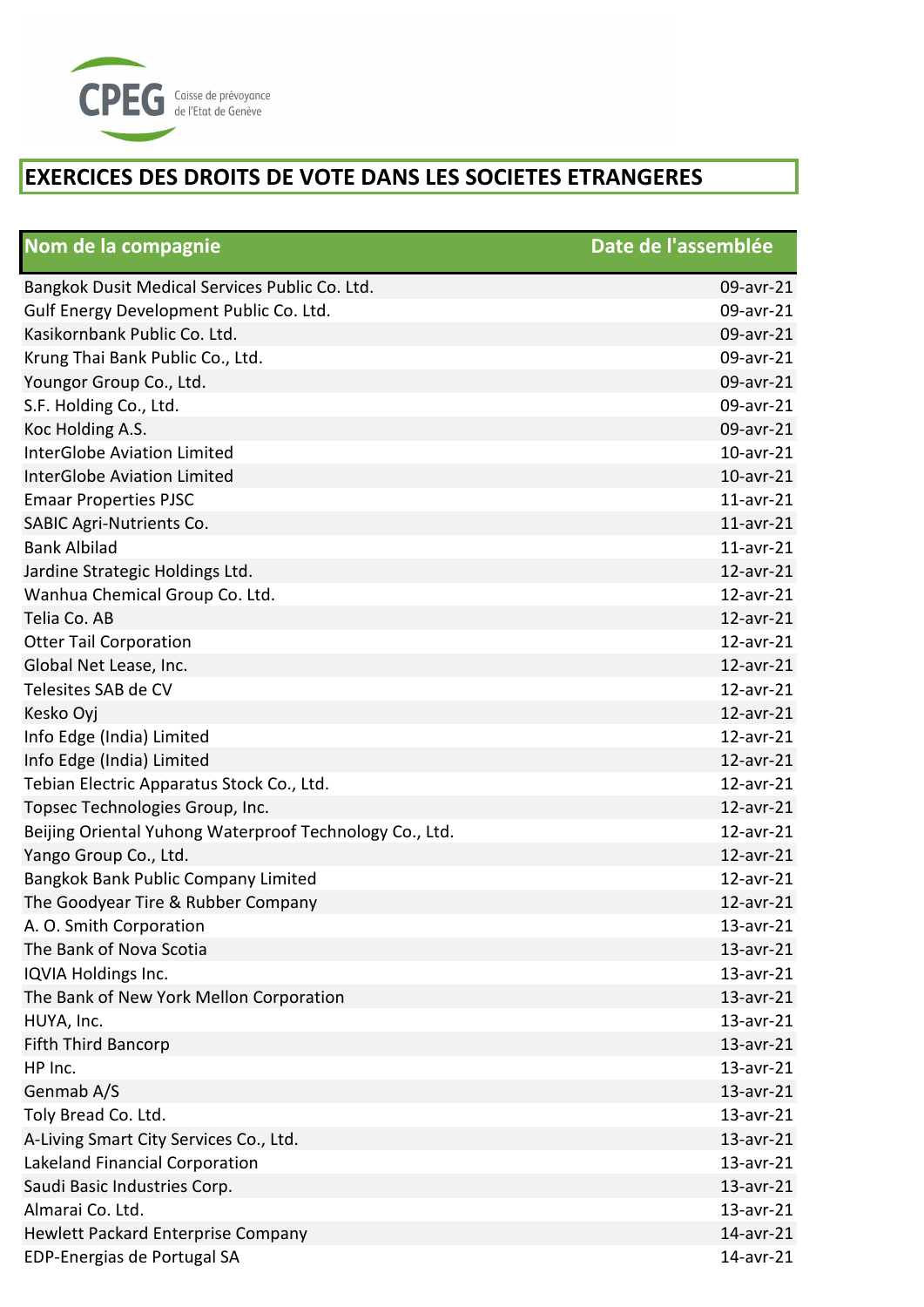CPEG Caisse de prévoyance de l'Etat de Genève

# EXERCICES DES DROITS DE VOTE DANS LES SOCIETES ETRANGERES

| Nom de la compagnie | Date de l'assemblée |
|---|---|
| Bangkok Dusit Medical Services Public Co. Ltd. | 09-avr-21 |
| Gulf Energy Development Public Co. Ltd. | 09-avr-21 |
| Kasikornbank Public Co. Ltd. | 09-avr-21 |
| Krung Thai Bank Public Co., Ltd. | 09-avr-21 |
| Youngor Group Co., Ltd. | 09-avr-21 |
| S.F. Holding Co., Ltd. | 09-avr-21 |
| Koc Holding A.S. | 09-avr-21 |
| InterGlobe Aviation Limited | 10-avr-21 |
| InterGlobe Aviation Limited | 10-avr-21 |
| Emaar Properties PJSC | 11-avr-21 |
| SABIC Agri-Nutrients Co. | 11-avr-21 |
| Bank Albilad | 11-avr-21 |
| Jardine Strategic Holdings Ltd. | 12-avr-21 |
| Wanhua Chemical Group Co. Ltd. | 12-avr-21 |
| Telia Co. AB | 12-avr-21 |
| Otter Tail Corporation | 12-avr-21 |
| Global Net Lease, Inc. | 12-avr-21 |
| Telesites SAB de CV | 12-avr-21 |
| Kesko Oyj | 12-avr-21 |
| Info Edge (India) Limited | 12-avr-21 |
| Info Edge (India) Limited | 12-avr-21 |
| Tebian Electric Apparatus Stock Co., Ltd. | 12-avr-21 |
| Topsec Technologies Group, Inc. | 12-avr-21 |
| Beijing Oriental Yuhong Waterproof Technology Co., Ltd. | 12-avr-21 |
| Yango Group Co., Ltd. | 12-avr-21 |
| Bangkok Bank Public Company Limited | 12-avr-21 |
| The Goodyear Tire & Rubber Company | 12-avr-21 |
| A. O. Smith Corporation | 13-avr-21 |
| The Bank of Nova Scotia | 13-avr-21 |
| IQVIA Holdings Inc. | 13-avr-21 |
| The Bank of New York Mellon Corporation | 13-avr-21 |
| HUYA, Inc. | 13-avr-21 |
| Fifth Third Bancorp | 13-avr-21 |
| HP Inc. | 13-avr-21 |
| Genmab A/S | 13-avr-21 |
| Toly Bread Co. Ltd. | 13-avr-21 |
| A-Living Smart City Services Co., Ltd. | 13-avr-21 |
| Lakeland Financial Corporation | 13-avr-21 |
| Saudi Basic Industries Corp. | 13-avr-21 |
| Almarai Co. Ltd. | 13-avr-21 |
| Hewlett Packard Enterprise Company | 14-avr-21 |
| EDP-Energias de Portugal SA | 14-avr-21 |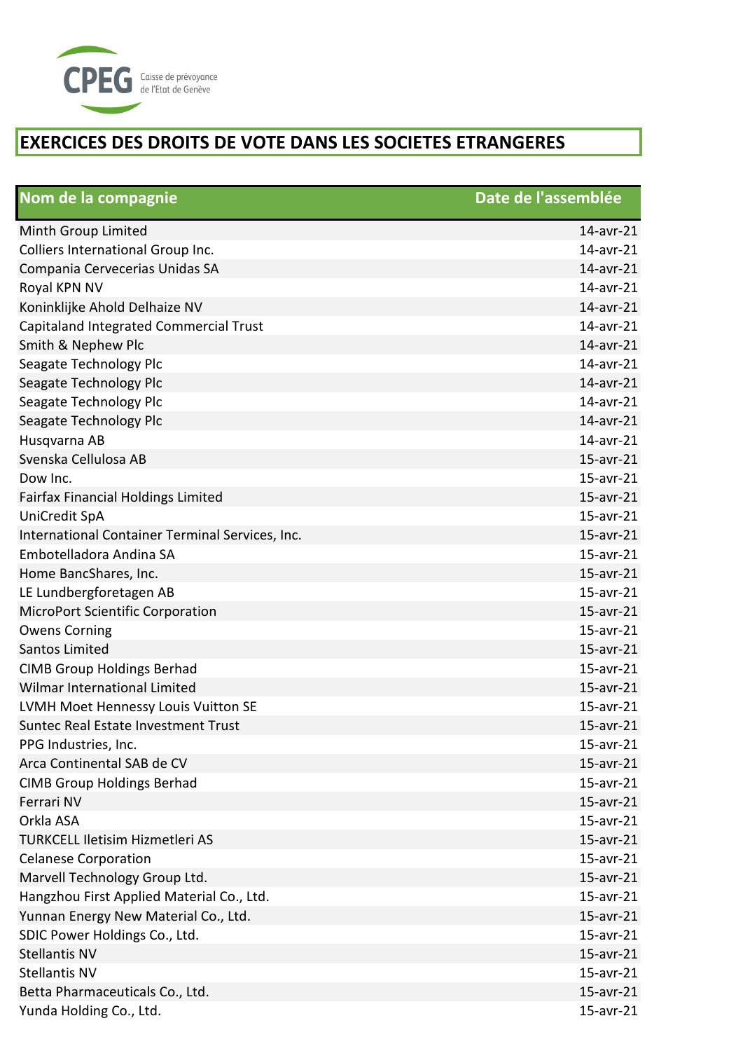# EXERCICES DES DROITS DE VOTE DANS LES SOCIETES ETRANGERES

| Nom de la compagnie | Date de l'assemblée |
|---|---|
| Minth Group Limited | 14-avr-21 |
| Colliers International Group Inc. | 14-avr-21 |
| Compania Cervecerias Unidas SA | 14-avr-21 |
| Royal KPN NV | 14-avr-21 |
| Koninklijke Ahold Delhaize NV | 14-avr-21 |
| Capitaland Integrated Commercial Trust | 14-avr-21 |
| Smith & Nephew Plc | 14-avr-21 |
| Seagate Technology Plc | 14-avr-21 |
| Seagate Technology Plc | 14-avr-21 |
| Seagate Technology Plc | 14-avr-21 |
| Seagate Technology Plc | 14-avr-21 |
| Husqvarna AB | 14-avr-21 |
| Svenska Cellulosa AB | 15-avr-21 |
| Dow Inc. | 15-avr-21 |
| Fairfax Financial Holdings Limited | 15-avr-21 |
| UniCredit SpA | 15-avr-21 |
| International Container Terminal Services, Inc. | 15-avr-21 |
| Embotelladora Andina SA | 15-avr-21 |
| Home BancShares, Inc. | 15-avr-21 |
| LE Lundbergforetagen AB | 15-avr-21 |
| MicroPort Scientific Corporation | 15-avr-21 |
| Owens Corning | 15-avr-21 |
| Santos Limited | 15-avr-21 |
| CIMB Group Holdings Berhad | 15-avr-21 |
| Wilmar International Limited | 15-avr-21 |
| LVMH Moet Hennessy Louis Vuitton SE | 15-avr-21 |
| Suntec Real Estate Investment Trust | 15-avr-21 |
| PPG Industries, Inc. | 15-avr-21 |
| Arca Continental SAB de CV | 15-avr-21 |
| CIMB Group Holdings Berhad | 15-avr-21 |
| Ferrari NV | 15-avr-21 |
| Orkla ASA | 15-avr-21 |
| TURKCELL Iletisim Hizmetleri AS | 15-avr-21 |
| Celanese Corporation | 15-avr-21 |
| Marvell Technology Group Ltd. | 15-avr-21 |
| Hangzhou First Applied Material Co., Ltd. | 15-avr-21 |
| Yunnan Energy New Material Co., Ltd. | 15-avr-21 |
| SDIC Power Holdings Co., Ltd. | 15-avr-21 |
| Stellantis NV | 15-avr-21 |
| Stellantis NV | 15-avr-21 |
| Betta Pharmaceuticals Co., Ltd. | 15-avr-21 |
| Yunda Holding Co., Ltd. | 15-avr-21 |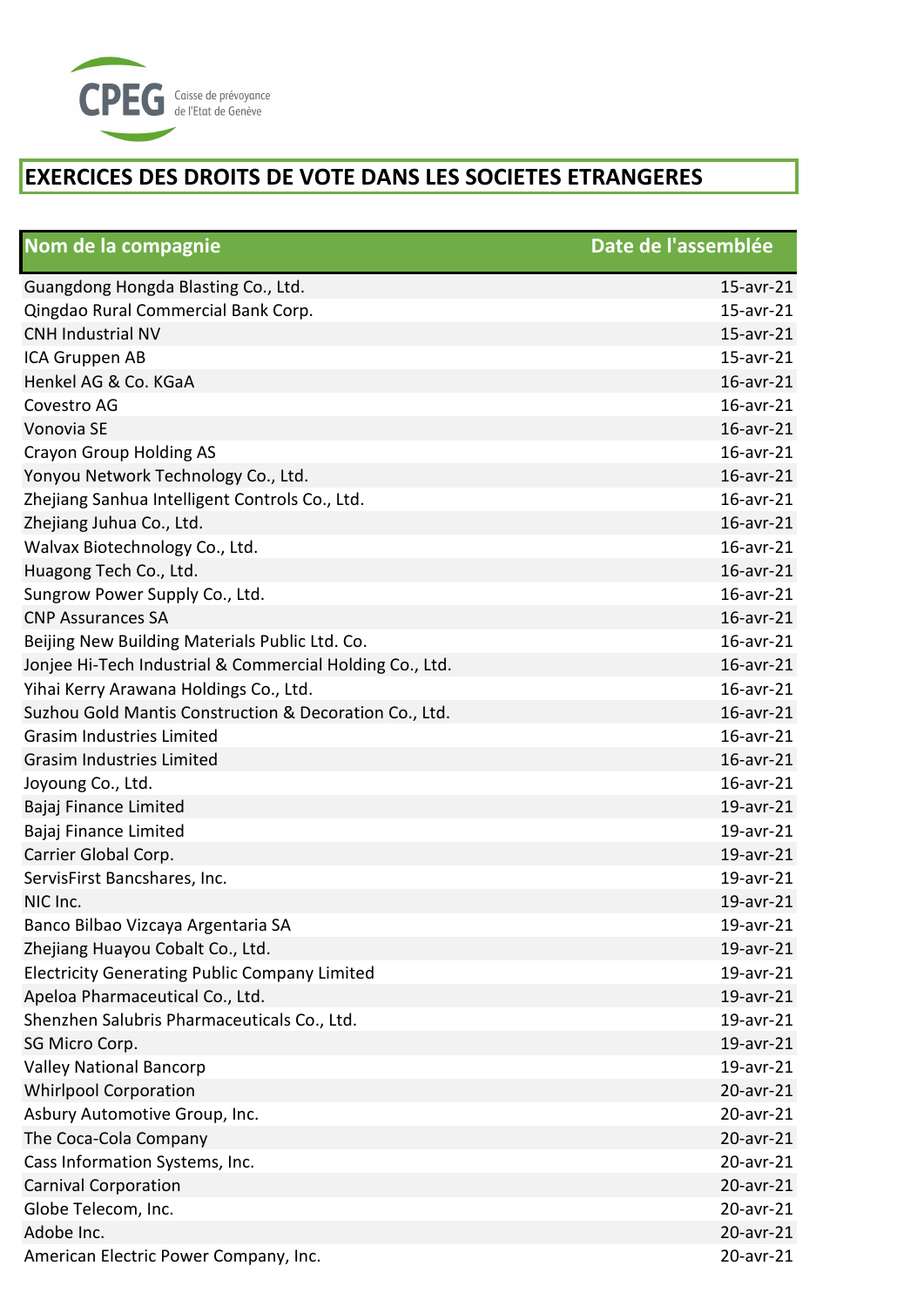CPEG Caisse de prévoyance de l'Etat de Genève

# EXERCICES DES DROITS DE VOTE DANS LES SOCIETES ETRANGERES

| Nom de la compagnie | Date de l'assemblée |
|---|---|
| Guangdong Hongda Blasting Co., Ltd. | 15-avr-21 |
| Qingdao Rural Commercial Bank Corp. | 15-avr-21 |
| CNH Industrial NV | 15-avr-21 |
| ICA Gruppen AB | 15-avr-21 |
| Henkel AG & Co. KGaA | 16-avr-21 |
| Covestro AG | 16-avr-21 |
| Vonovia SE | 16-avr-21 |
| Crayon Group Holding AS | 16-avr-21 |
| Yonyou Network Technology Co., Ltd. | 16-avr-21 |
| Zhejiang Sanhua Intelligent Controls Co., Ltd. | 16-avr-21 |
| Zhejiang Juhua Co., Ltd. | 16-avr-21 |
| Walvax Biotechnology Co., Ltd. | 16-avr-21 |
| Huagong Tech Co., Ltd. | 16-avr-21 |
| Sungrow Power Supply Co., Ltd. | 16-avr-21 |
| CNP Assurances SA | 16-avr-21 |
| Beijing New Building Materials Public Ltd. Co. | 16-avr-21 |
| Jonjee Hi-Tech Industrial & Commercial Holding Co., Ltd. | 16-avr-21 |
| Yihai Kerry Arawana Holdings Co., Ltd. | 16-avr-21 |
| Suzhou Gold Mantis Construction & Decoration Co., Ltd. | 16-avr-21 |
| Grasim Industries Limited | 16-avr-21 |
| Grasim Industries Limited | 16-avr-21 |
| Joyoung Co., Ltd. | 16-avr-21 |
| Bajaj Finance Limited | 19-avr-21 |
| Bajaj Finance Limited | 19-avr-21 |
| Carrier Global Corp. | 19-avr-21 |
| ServisFirst Bancshares, Inc. | 19-avr-21 |
| NIC Inc. | 19-avr-21 |
| Banco Bilbao Vizcaya Argentaria SA | 19-avr-21 |
| Zhejiang Huayou Cobalt Co., Ltd. | 19-avr-21 |
| Electricity Generating Public Company Limited | 19-avr-21 |
| Apeloa Pharmaceutical Co., Ltd. | 19-avr-21 |
| Shenzhen Salubris Pharmaceuticals Co., Ltd. | 19-avr-21 |
| SG Micro Corp. | 19-avr-21 |
| Valley National Bancorp | 19-avr-21 |
| Whirlpool Corporation | 20-avr-21 |
| Asbury Automotive Group, Inc. | 20-avr-21 |
| The Coca-Cola Company | 20-avr-21 |
| Cass Information Systems, Inc. | 20-avr-21 |
| Carnival Corporation | 20-avr-21 |
| Globe Telecom, Inc. | 20-avr-21 |
| Adobe Inc. | 20-avr-21 |
| American Electric Power Company, Inc. | 20-avr-21 |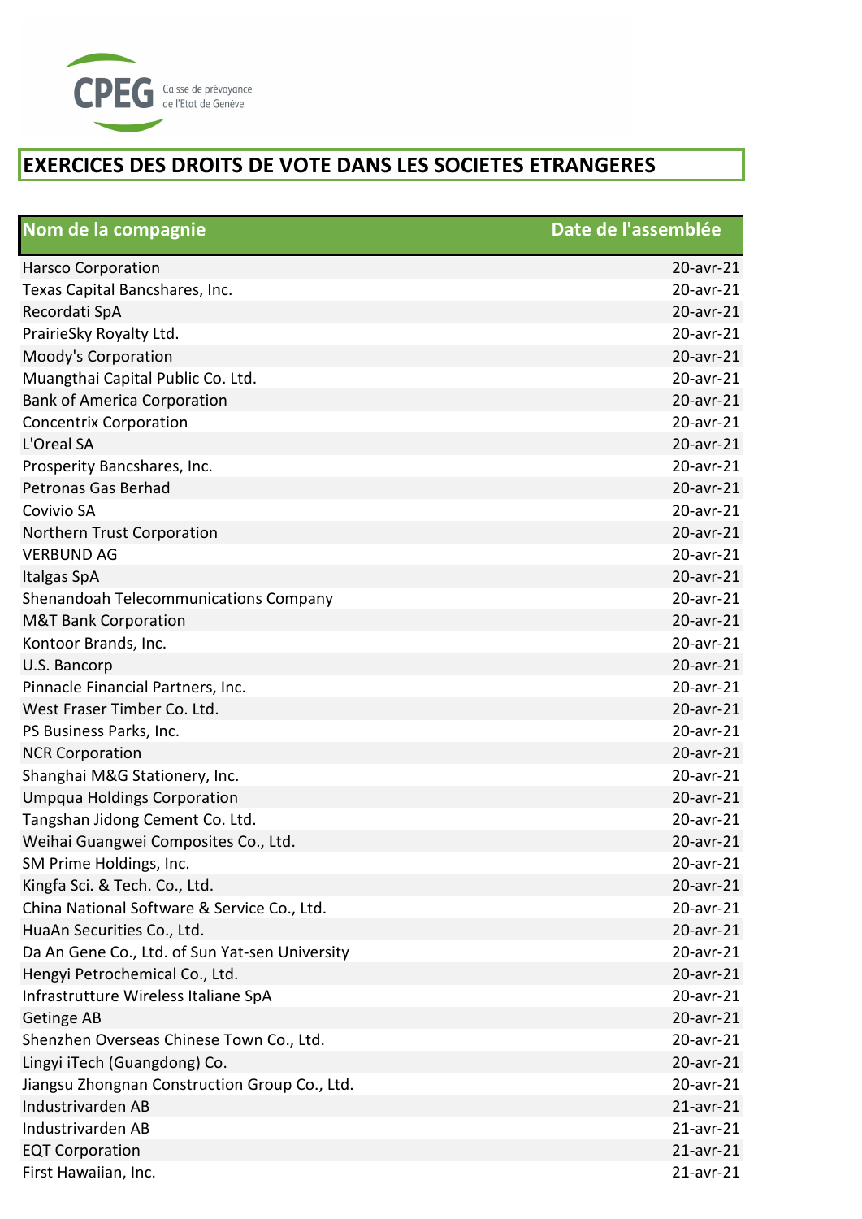CPEG Caisse de prévoyance de l'Etat de Genève

# EXERCICES DES DROITS DE VOTE DANS LES SOCIETES ETRANGERES

| Nom de la compagnie | Date de l'assemblée |
|---|---|
| Harsco Corporation | 20-avr-21 |
| Texas Capital Bancshares, Inc. | 20-avr-21 |
| Recordati SpA | 20-avr-21 |
| PrairieSky Royalty Ltd. | 20-avr-21 |
| Moody's Corporation | 20-avr-21 |
| Muangthai Capital Public Co. Ltd. | 20-avr-21 |
| Bank of America Corporation | 20-avr-21 |
| Concentrix Corporation | 20-avr-21 |
| L'Oreal SA | 20-avr-21 |
| Prosperity Bancshares, Inc. | 20-avr-21 |
| Petronas Gas Berhad | 20-avr-21 |
| Covivio SA | 20-avr-21 |
| Northern Trust Corporation | 20-avr-21 |
| VERBUND AG | 20-avr-21 |
| Italgas SpA | 20-avr-21 |
| Shenandoah Telecommunications Company | 20-avr-21 |
| M&T Bank Corporation | 20-avr-21 |
| Kontoor Brands, Inc. | 20-avr-21 |
| U.S. Bancorp | 20-avr-21 |
| Pinnacle Financial Partners, Inc. | 20-avr-21 |
| West Fraser Timber Co. Ltd. | 20-avr-21 |
| PS Business Parks, Inc. | 20-avr-21 |
| NCR Corporation | 20-avr-21 |
| Shanghai M&G Stationery, Inc. | 20-avr-21 |
| Umpqua Holdings Corporation | 20-avr-21 |
| Tangshan Jidong Cement Co. Ltd. | 20-avr-21 |
| Weihai Guangwei Composites Co., Ltd. | 20-avr-21 |
| SM Prime Holdings, Inc. | 20-avr-21 |
| Kingfa Sci. & Tech. Co., Ltd. | 20-avr-21 |
| China National Software & Service Co., Ltd. | 20-avr-21 |
| HuaAn Securities Co., Ltd. | 20-avr-21 |
| Da An Gene Co., Ltd. of Sun Yat-sen University | 20-avr-21 |
| Hengyi Petrochemical Co., Ltd. | 20-avr-21 |
| Infrastrutture Wireless Italiane SpA | 20-avr-21 |
| Getinge AB | 20-avr-21 |
| Shenzhen Overseas Chinese Town Co., Ltd. | 20-avr-21 |
| Lingyi iTech (Guangdong) Co. | 20-avr-21 |
| Jiangsu Zhongnan Construction Group Co., Ltd. | 20-avr-21 |
| Industrivarden AB | 21-avr-21 |
| Industrivarden AB | 21-avr-21 |
| EQT Corporation | 21-avr-21 |
| First Hawaiian, Inc. | 21-avr-21 |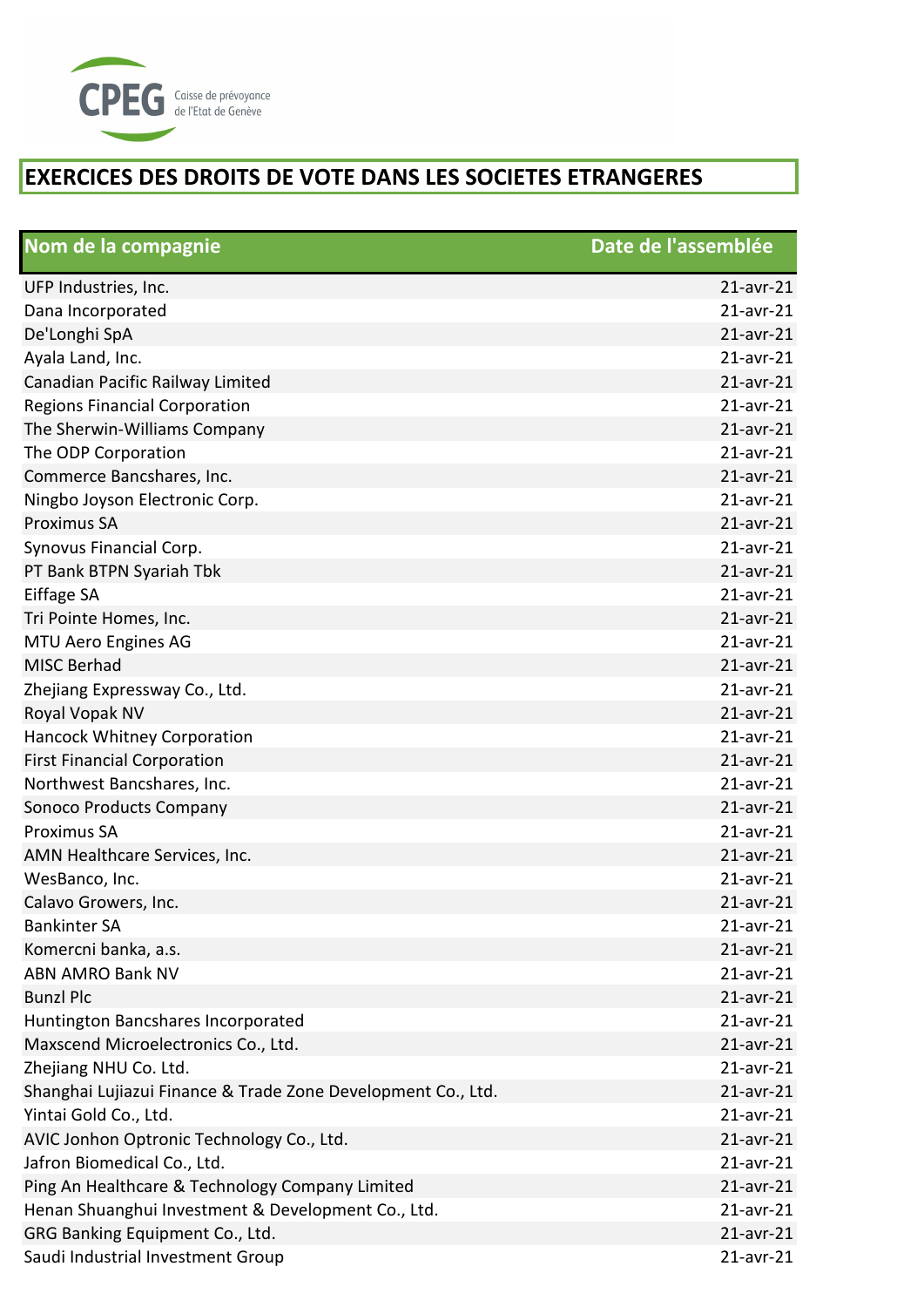# EXERCICES DES DROITS DE VOTE DANS LES SOCIETES ETRANGERES

| Nom de la compagnie | Date de l'assemblée |
|---|---|
| UFP Industries, Inc. | 21-avr-21 |
| Dana Incorporated | 21-avr-21 |
| De'Longhi SpA | 21-avr-21 |
| Ayala Land, Inc. | 21-avr-21 |
| Canadian Pacific Railway Limited | 21-avr-21 |
| Regions Financial Corporation | 21-avr-21 |
| The Sherwin-Williams Company | 21-avr-21 |
| The ODP Corporation | 21-avr-21 |
| Commerce Bancshares, Inc. | 21-avr-21 |
| Ningbo Joyson Electronic Corp. | 21-avr-21 |
| Proximus SA | 21-avr-21 |
| Synovus Financial Corp. | 21-avr-21 |
| PT Bank BTPN Syariah Tbk | 21-avr-21 |
| Eiffage SA | 21-avr-21 |
| Tri Pointe Homes, Inc. | 21-avr-21 |
| MTU Aero Engines AG | 21-avr-21 |
| MISC Berhad | 21-avr-21 |
| Zhejiang Expressway Co., Ltd. | 21-avr-21 |
| Royal Vopak NV | 21-avr-21 |
| Hancock Whitney Corporation | 21-avr-21 |
| First Financial Corporation | 21-avr-21 |
| Northwest Bancshares, Inc. | 21-avr-21 |
| Sonoco Products Company | 21-avr-21 |
| Proximus SA | 21-avr-21 |
| AMN Healthcare Services, Inc. | 21-avr-21 |
| WesBanco, Inc. | 21-avr-21 |
| Calavo Growers, Inc. | 21-avr-21 |
| Bankinter SA | 21-avr-21 |
| Komercni banka, a.s. | 21-avr-21 |
| ABN AMRO Bank NV | 21-avr-21 |
| Bunzl Plc | 21-avr-21 |
| Huntington Bancshares Incorporated | 21-avr-21 |
| Maxscend Microelectronics Co., Ltd. | 21-avr-21 |
| Zhejiang NHU Co. Ltd. | 21-avr-21 |
| Shanghai Lujiazui Finance & Trade Zone Development Co., Ltd. | 21-avr-21 |
| Yintai Gold Co., Ltd. | 21-avr-21 |
| AVIC Jonhon Optronic Technology Co., Ltd. | 21-avr-21 |
| Jafron Biomedical Co., Ltd. | 21-avr-21 |
| Ping An Healthcare & Technology Company Limited | 21-avr-21 |
| Henan Shuanghui Investment & Development Co., Ltd. | 21-avr-21 |
| GRG Banking Equipment Co., Ltd. | 21-avr-21 |
| Saudi Industrial Investment Group | 21-avr-21 |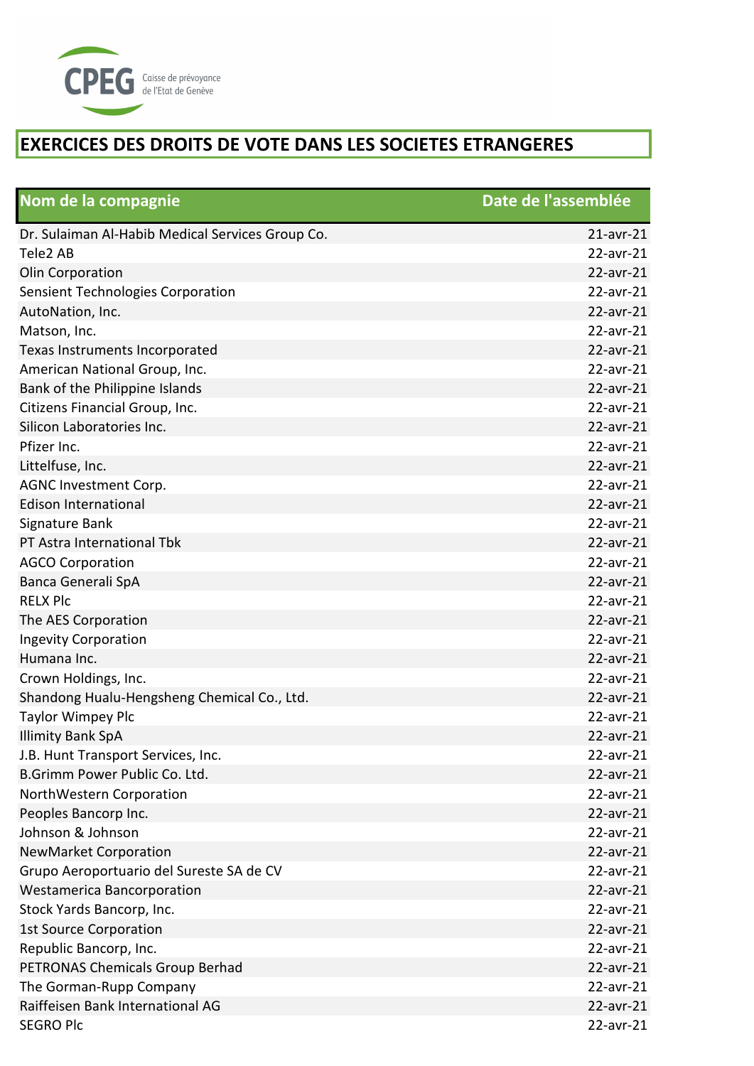CPEG Caisse de prévoyance de l'Etat de Genève

# EXERCICES DES DROITS DE VOTE DANS LES SOCIETES ETRANGERES

| Nom de la compagnie | Date de l'assemblée |
|---|---|
| Dr. Sulaiman Al-Habib Medical Services Group Co. | 21-avr-21 |
| Tele2 AB | 22-avr-21 |
| Olin Corporation | 22-avr-21 |
| Sensient Technologies Corporation | 22-avr-21 |
| AutoNation, Inc. | 22-avr-21 |
| Matson, Inc. | 22-avr-21 |
| Texas Instruments Incorporated | 22-avr-21 |
| American National Group, Inc. | 22-avr-21 |
| Bank of the Philippine Islands | 22-avr-21 |
| Citizens Financial Group, Inc. | 22-avr-21 |
| Silicon Laboratories Inc. | 22-avr-21 |
| Pfizer Inc. | 22-avr-21 |
| Littelfuse, Inc. | 22-avr-21 |
| AGNC Investment Corp. | 22-avr-21 |
| Edison International | 22-avr-21 |
| Signature Bank | 22-avr-21 |
| PT Astra International Tbk | 22-avr-21 |
| AGCO Corporation | 22-avr-21 |
| Banca Generali SpA | 22-avr-21 |
| RELX Plc | 22-avr-21 |
| The AES Corporation | 22-avr-21 |
| Ingevity Corporation | 22-avr-21 |
| Humana Inc. | 22-avr-21 |
| Crown Holdings, Inc. | 22-avr-21 |
| Shandong Hualu-Hengsheng Chemical Co., Ltd. | 22-avr-21 |
| Taylor Wimpey Plc | 22-avr-21 |
| Illimity Bank SpA | 22-avr-21 |
| J.B. Hunt Transport Services, Inc. | 22-avr-21 |
| B.Grimm Power Public Co. Ltd. | 22-avr-21 |
| NorthWestern Corporation | 22-avr-21 |
| Peoples Bancorp Inc. | 22-avr-21 |
| Johnson & Johnson | 22-avr-21 |
| NewMarket Corporation | 22-avr-21 |
| Grupo Aeroportuario del Sureste SA de CV | 22-avr-21 |
| Westamerica Bancorporation | 22-avr-21 |
| Stock Yards Bancorp, Inc. | 22-avr-21 |
| 1st Source Corporation | 22-avr-21 |
| Republic Bancorp, Inc. | 22-avr-21 |
| PETRONAS Chemicals Group Berhad | 22-avr-21 |
| The Gorman-Rupp Company | 22-avr-21 |
| Raiffeisen Bank International AG | 22-avr-21 |
| SEGRO Plc | 22-avr-21 |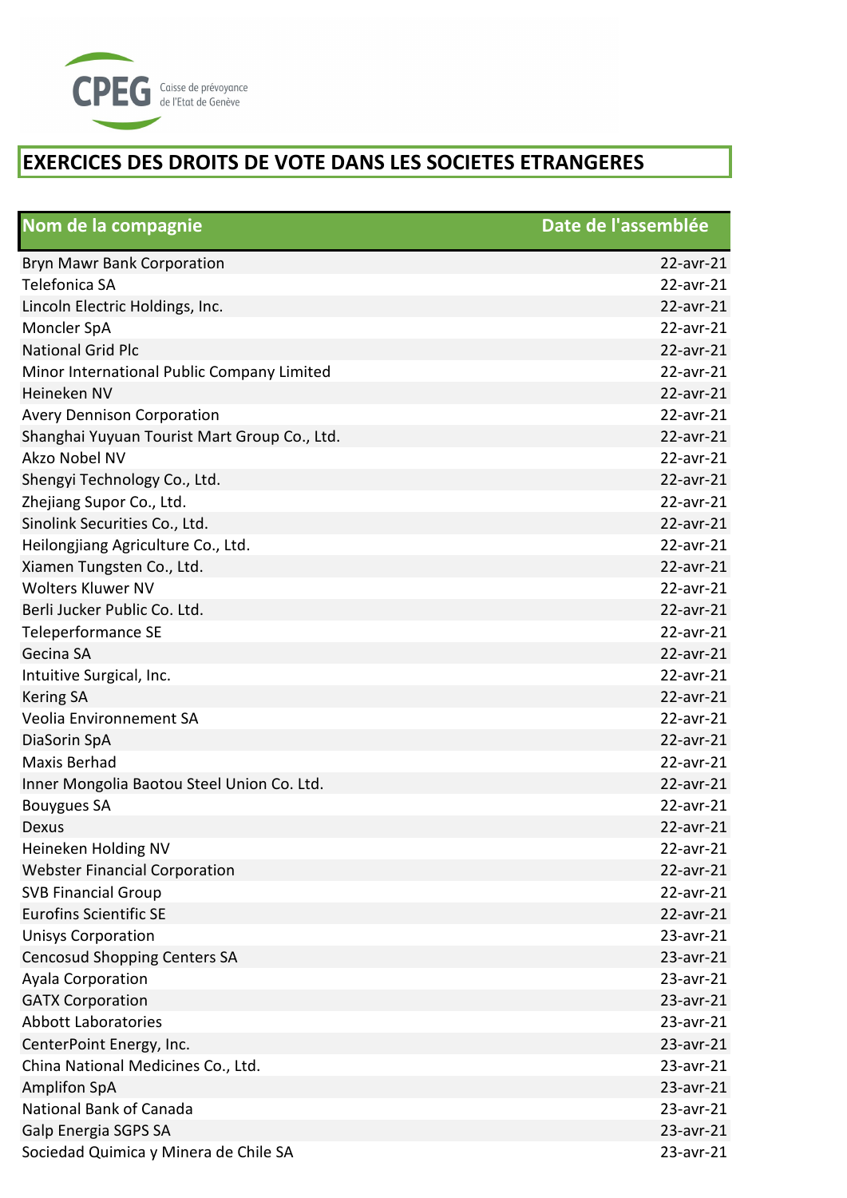CPEG Caisse de prévoyance de l'Etat de Genève

# EXERCICES DES DROITS DE VOTE DANS LES SOCIETES ETRANGERES

| Nom de la compagnie | Date de l'assemblée |
|---|---|
| Bryn Mawr Bank Corporation | 22-avr-21 |
| Telefonica SA | 22-avr-21 |
| Lincoln Electric Holdings, Inc. | 22-avr-21 |
| Moncler SpA | 22-avr-21 |
| National Grid Plc | 22-avr-21 |
| Minor International Public Company Limited | 22-avr-21 |
| Heineken NV | 22-avr-21 |
| Avery Dennison Corporation | 22-avr-21 |
| Shanghai Yuyuan Tourist Mart Group Co., Ltd. | 22-avr-21 |
| Akzo Nobel NV | 22-avr-21 |
| Shengyi Technology Co., Ltd. | 22-avr-21 |
| Zhejiang Supor Co., Ltd. | 22-avr-21 |
| Sinolink Securities Co., Ltd. | 22-avr-21 |
| Heilongjiang Agriculture Co., Ltd. | 22-avr-21 |
| Xiamen Tungsten Co., Ltd. | 22-avr-21 |
| Wolters Kluwer NV | 22-avr-21 |
| Berli Jucker Public Co. Ltd. | 22-avr-21 |
| Teleperformance SE | 22-avr-21 |
| Gecina SA | 22-avr-21 |
| Intuitive Surgical, Inc. | 22-avr-21 |
| Kering SA | 22-avr-21 |
| Veolia Environnement SA | 22-avr-21 |
| DiaSorin SpA | 22-avr-21 |
| Maxis Berhad | 22-avr-21 |
| Inner Mongolia Baotou Steel Union Co. Ltd. | 22-avr-21 |
| Bouygues SA | 22-avr-21 |
| Dexus | 22-avr-21 |
| Heineken Holding NV | 22-avr-21 |
| Webster Financial Corporation | 22-avr-21 |
| SVB Financial Group | 22-avr-21 |
| Eurofins Scientific SE | 22-avr-21 |
| Unisys Corporation | 23-avr-21 |
| Cencosud Shopping Centers SA | 23-avr-21 |
| Ayala Corporation | 23-avr-21 |
| GATX Corporation | 23-avr-21 |
| Abbott Laboratories | 23-avr-21 |
| CenterPoint Energy, Inc. | 23-avr-21 |
| China National Medicines Co., Ltd. | 23-avr-21 |
| Amplifon SpA | 23-avr-21 |
| National Bank of Canada | 23-avr-21 |
| Galp Energia SGPS SA | 23-avr-21 |
| Sociedad Quimica y Minera de Chile SA | 23-avr-21 |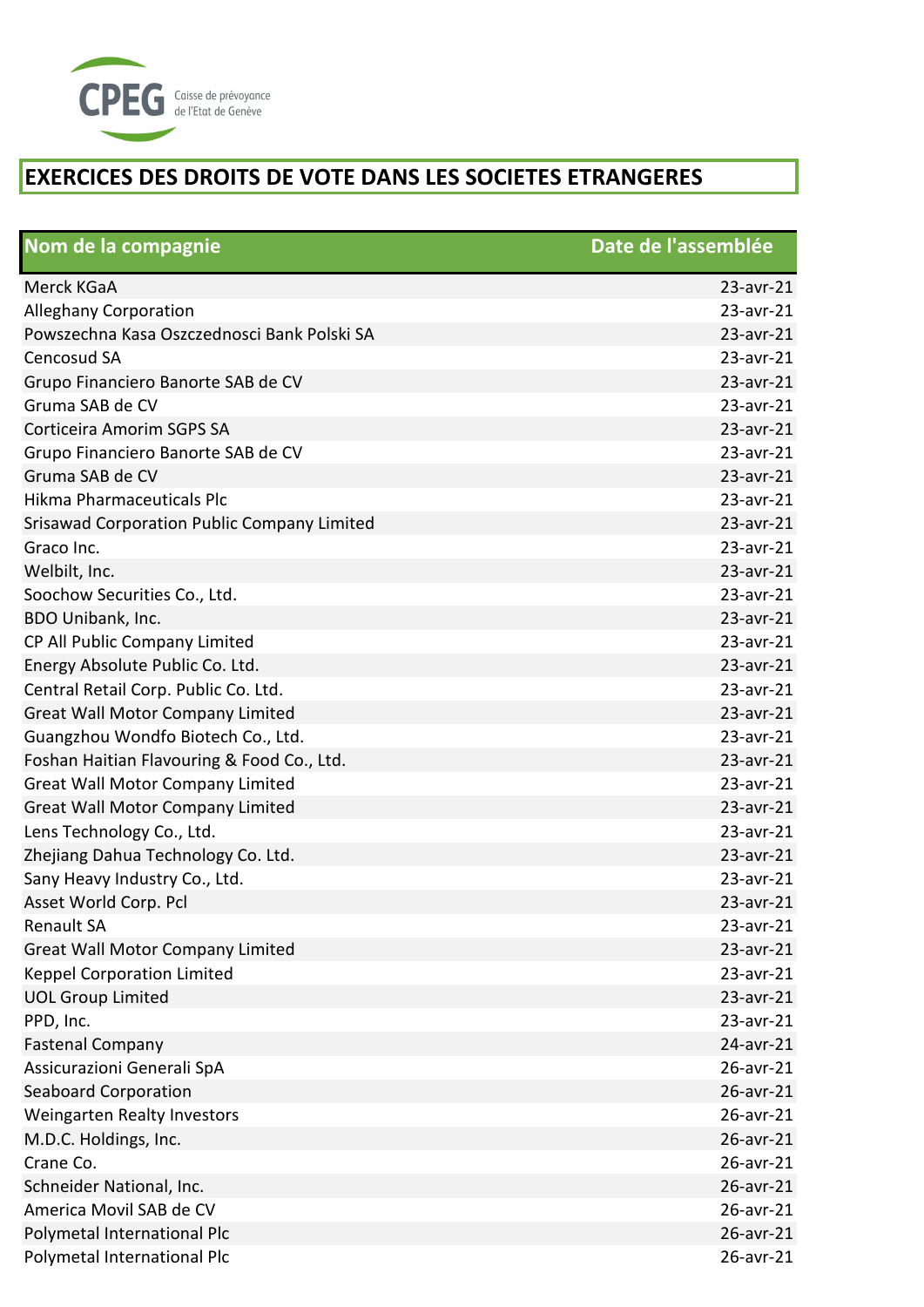# EXERCICES DES DROITS DE VOTE DANS LES SOCIETES ETRANGERES

| Nom de la compagnie | Date de l'assemblée |
|---|---|
| Merck KGaA | 23-avr-21 |
| Alleghany Corporation | 23-avr-21 |
| Powszechna Kasa Oszczednosci Bank Polski SA | 23-avr-21 |
| Cencosud SA | 23-avr-21 |
| Grupo Financiero Banorte SAB de CV | 23-avr-21 |
| Gruma SAB de CV | 23-avr-21 |
| Corticeira Amorim SGPS SA | 23-avr-21 |
| Grupo Financiero Banorte SAB de CV | 23-avr-21 |
| Gruma SAB de CV | 23-avr-21 |
| Hikma Pharmaceuticals Plc | 23-avr-21 |
| Srisawad Corporation Public Company Limited | 23-avr-21 |
| Graco Inc. | 23-avr-21 |
| Welbilt, Inc. | 23-avr-21 |
| Soochow Securities Co., Ltd. | 23-avr-21 |
| BDO Unibank, Inc. | 23-avr-21 |
| CP All Public Company Limited | 23-avr-21 |
| Energy Absolute Public Co. Ltd. | 23-avr-21 |
| Central Retail Corp. Public Co. Ltd. | 23-avr-21 |
| Great Wall Motor Company Limited | 23-avr-21 |
| Guangzhou Wondfo Biotech Co., Ltd. | 23-avr-21 |
| Foshan Haitian Flavouring & Food Co., Ltd. | 23-avr-21 |
| Great Wall Motor Company Limited | 23-avr-21 |
| Great Wall Motor Company Limited | 23-avr-21 |
| Lens Technology Co., Ltd. | 23-avr-21 |
| Zhejiang Dahua Technology Co. Ltd. | 23-avr-21 |
| Sany Heavy Industry Co., Ltd. | 23-avr-21 |
| Asset World Corp. Pcl | 23-avr-21 |
| Renault SA | 23-avr-21 |
| Great Wall Motor Company Limited | 23-avr-21 |
| Keppel Corporation Limited | 23-avr-21 |
| UOL Group Limited | 23-avr-21 |
| PPD, Inc. | 23-avr-21 |
| Fastenal Company | 24-avr-21 |
| Assicurazioni Generali SpA | 26-avr-21 |
| Seaboard Corporation | 26-avr-21 |
| Weingarten Realty Investors | 26-avr-21 |
| M.D.C. Holdings, Inc. | 26-avr-21 |
| Crane Co. | 26-avr-21 |
| Schneider National, Inc. | 26-avr-21 |
| America Movil SAB de CV | 26-avr-21 |
| Polymetal International Plc | 26-avr-21 |
| Polymetal International Plc | 26-avr-21 |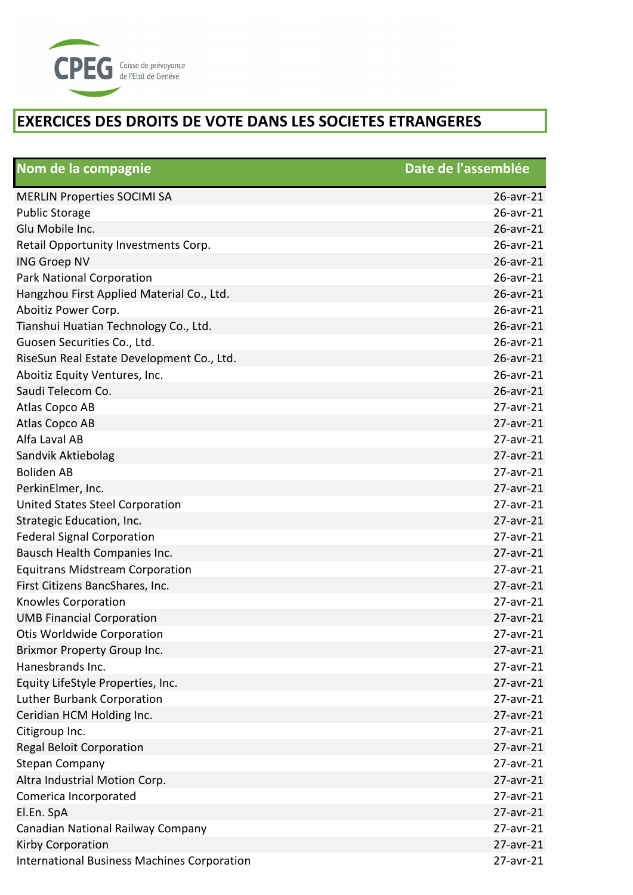CPEG Caisse de prévoyance de l'Etat de Genève

## EXERCICES DES DROITS DE VOTE DANS LES SOCIETES ETRANGERES

| Nom de la compagnie | Date de l'assemblée |
|---|---|
| MERLIN Properties SOCIMI SA | 26-avr-21 |
| Public Storage | 26-avr-21 |
| Glu Mobile Inc. | 26-avr-21 |
| Retail Opportunity Investments Corp. | 26-avr-21 |
| ING Groep NV | 26-avr-21 |
| Park National Corporation | 26-avr-21 |
| Hangzhou First Applied Material Co., Ltd. | 26-avr-21 |
| Aboitiz Power Corp. | 26-avr-21 |
| Tianshui Huatian Technology Co., Ltd. | 26-avr-21 |
| Guosen Securities Co., Ltd. | 26-avr-21 |
| RiseSun Real Estate Development Co., Ltd. | 26-avr-21 |
| Aboitiz Equity Ventures, Inc. | 26-avr-21 |
| Saudi Telecom Co. | 26-avr-21 |
| Atlas Copco AB | 27-avr-21 |
| Atlas Copco AB | 27-avr-21 |
| Alfa Laval AB | 27-avr-21 |
| Sandvik Aktiebolag | 27-avr-21 |
| Boliden AB | 27-avr-21 |
| PerkinElmer, Inc. | 27-avr-21 |
| United States Steel Corporation | 27-avr-21 |
| Strategic Education, Inc. | 27-avr-21 |
| Federal Signal Corporation | 27-avr-21 |
| Bausch Health Companies Inc. | 27-avr-21 |
| Equitrans Midstream Corporation | 27-avr-21 |
| First Citizens BancShares, Inc. | 27-avr-21 |
| Knowles Corporation | 27-avr-21 |
| UMB Financial Corporation | 27-avr-21 |
| Otis Worldwide Corporation | 27-avr-21 |
| Brixmor Property Group Inc. | 27-avr-21 |
| Hanesbrands Inc. | 27-avr-21 |
| Equity LifeStyle Properties, Inc. | 27-avr-21 |
| Luther Burbank Corporation | 27-avr-21 |
| Ceridian HCM Holding Inc. | 27-avr-21 |
| Citigroup Inc. | 27-avr-21 |
| Regal Beloit Corporation | 27-avr-21 |
| Stepan Company | 27-avr-21 |
| Altra Industrial Motion Corp. | 27-avr-21 |
| Comerica Incorporated | 27-avr-21 |
| El.En. SpA | 27-avr-21 |
| Canadian National Railway Company | 27-avr-21 |
| Kirby Corporation | 27-avr-21 |
| International Business Machines Corporation | 27-avr-21 |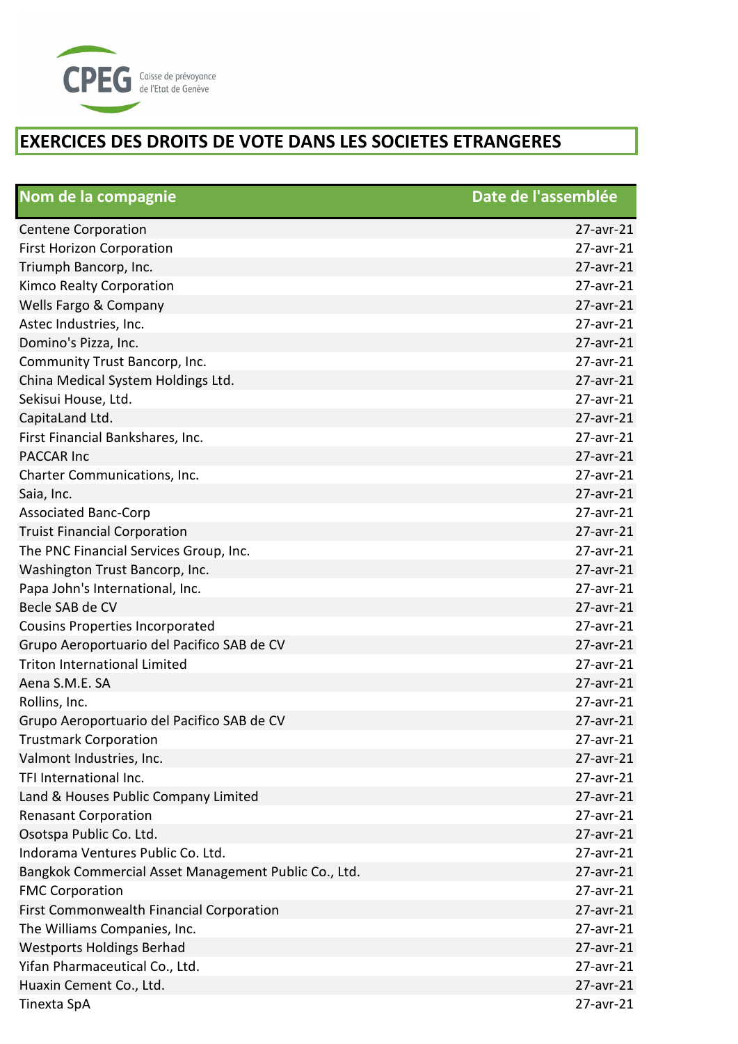CPEG Caisse de prévoyance de l'Etat de Genève

# EXERCICES DES DROITS DE VOTE DANS LES SOCIETES ETRANGERES

| Nom de la compagnie | Date de l'assemblée |
|---|---|
| Centene Corporation | 27-avr-21 |
| First Horizon Corporation | 27-avr-21 |
| Triumph Bancorp, Inc. | 27-avr-21 |
| Kimco Realty Corporation | 27-avr-21 |
| Wells Fargo & Company | 27-avr-21 |
| Astec Industries, Inc. | 27-avr-21 |
| Domino's Pizza, Inc. | 27-avr-21 |
| Community Trust Bancorp, Inc. | 27-avr-21 |
| China Medical System Holdings Ltd. | 27-avr-21 |
| Sekisui House, Ltd. | 27-avr-21 |
| CapitaLand Ltd. | 27-avr-21 |
| First Financial Bankshares, Inc. | 27-avr-21 |
| PACCAR Inc | 27-avr-21 |
| Charter Communications, Inc. | 27-avr-21 |
| Saia, Inc. | 27-avr-21 |
| Associated Banc-Corp | 27-avr-21 |
| Truist Financial Corporation | 27-avr-21 |
| The PNC Financial Services Group, Inc. | 27-avr-21 |
| Washington Trust Bancorp, Inc. | 27-avr-21 |
| Papa John's International, Inc. | 27-avr-21 |
| Becle SAB de CV | 27-avr-21 |
| Cousins Properties Incorporated | 27-avr-21 |
| Grupo Aeroportuario del Pacifico SAB de CV | 27-avr-21 |
| Triton International Limited | 27-avr-21 |
| Aena S.M.E. SA | 27-avr-21 |
| Rollins, Inc. | 27-avr-21 |
| Grupo Aeroportuario del Pacifico SAB de CV | 27-avr-21 |
| Trustmark Corporation | 27-avr-21 |
| Valmont Industries, Inc. | 27-avr-21 |
| TFI International Inc. | 27-avr-21 |
| Land & Houses Public Company Limited | 27-avr-21 |
| Renasant Corporation | 27-avr-21 |
| Osotspa Public Co. Ltd. | 27-avr-21 |
| Indorama Ventures Public Co. Ltd. | 27-avr-21 |
| Bangkok Commercial Asset Management Public Co., Ltd. | 27-avr-21 |
| FMC Corporation | 27-avr-21 |
| First Commonwealth Financial Corporation | 27-avr-21 |
| The Williams Companies, Inc. | 27-avr-21 |
| Westports Holdings Berhad | 27-avr-21 |
| Yifan Pharmaceutical Co., Ltd. | 27-avr-21 |
| Huaxin Cement Co., Ltd. | 27-avr-21 |
| Tinexta SpA | 27-avr-21 |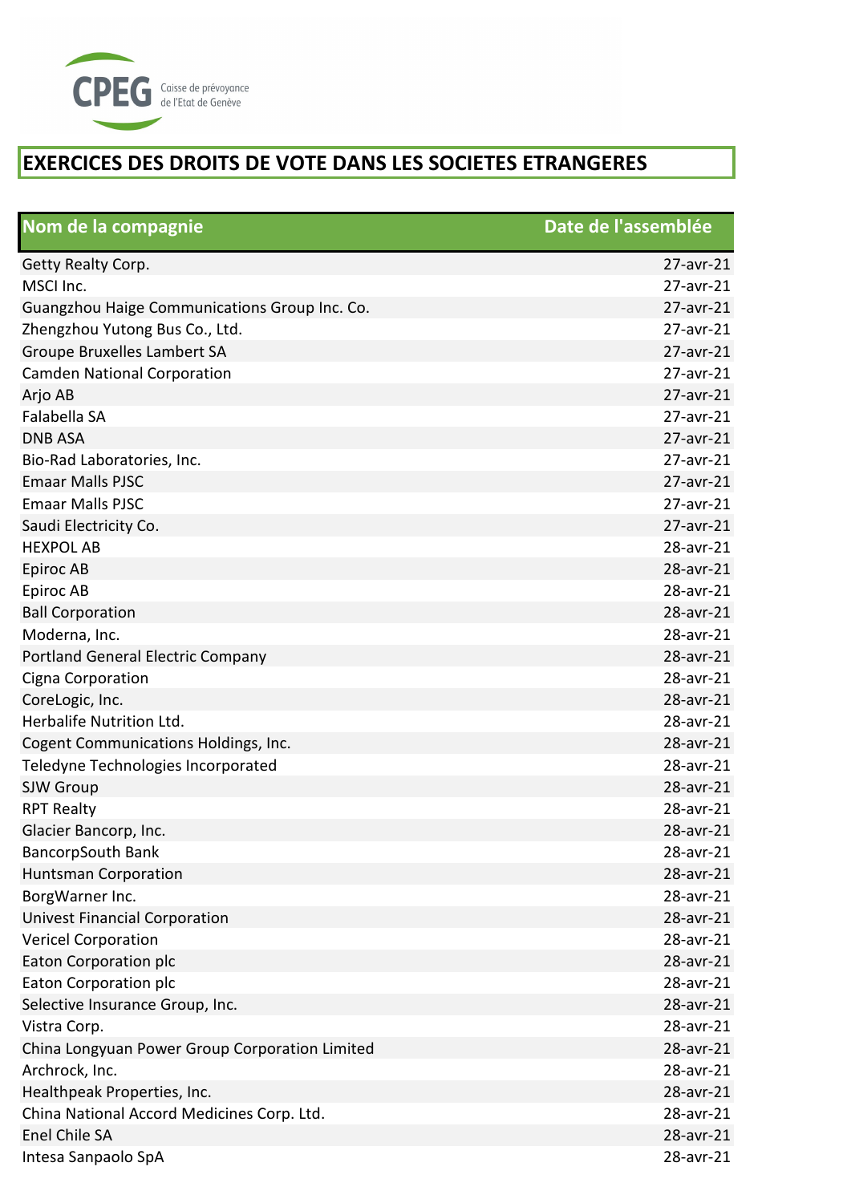CPEG Caisse de prévoyance de l'Etat de Genève

# EXERCICES DES DROITS DE VOTE DANS LES SOCIETES ETRANGERES

| Nom de la compagnie | Date de l'assemblée |
|---|---|
| Getty Realty Corp. | 27-avr-21 |
| MSCI Inc. | 27-avr-21 |
| Guangzhou Haige Communications Group Inc. Co. | 27-avr-21 |
| Zhengzhou Yutong Bus Co., Ltd. | 27-avr-21 |
| Groupe Bruxelles Lambert SA | 27-avr-21 |
| Camden National Corporation | 27-avr-21 |
| Arjo AB | 27-avr-21 |
| Falabella SA | 27-avr-21 |
| DNB ASA | 27-avr-21 |
| Bio-Rad Laboratories, Inc. | 27-avr-21 |
| Emaar Malls PJSC | 27-avr-21 |
| Emaar Malls PJSC | 27-avr-21 |
| Saudi Electricity Co. | 27-avr-21 |
| HEXPOL AB | 28-avr-21 |
| Epiroc AB | 28-avr-21 |
| Epiroc AB | 28-avr-21 |
| Ball Corporation | 28-avr-21 |
| Moderna, Inc. | 28-avr-21 |
| Portland General Electric Company | 28-avr-21 |
| Cigna Corporation | 28-avr-21 |
| CoreLogic, Inc. | 28-avr-21 |
| Herbalife Nutrition Ltd. | 28-avr-21 |
| Cogent Communications Holdings, Inc. | 28-avr-21 |
| Teledyne Technologies Incorporated | 28-avr-21 |
| SJW Group | 28-avr-21 |
| RPT Realty | 28-avr-21 |
| Glacier Bancorp, Inc. | 28-avr-21 |
| BancorpSouth Bank | 28-avr-21 |
| Huntsman Corporation | 28-avr-21 |
| BorgWarner Inc. | 28-avr-21 |
| Univest Financial Corporation | 28-avr-21 |
| Vericel Corporation | 28-avr-21 |
| Eaton Corporation plc | 28-avr-21 |
| Eaton Corporation plc | 28-avr-21 |
| Selective Insurance Group, Inc. | 28-avr-21 |
| Vistra Corp. | 28-avr-21 |
| China Longyuan Power Group Corporation Limited | 28-avr-21 |
| Archrock, Inc. | 28-avr-21 |
| Healthpeak Properties, Inc. | 28-avr-21 |
| China National Accord Medicines Corp. Ltd. | 28-avr-21 |
| Enel Chile SA | 28-avr-21 |
| Intesa Sanpaolo SpA | 28-avr-21 |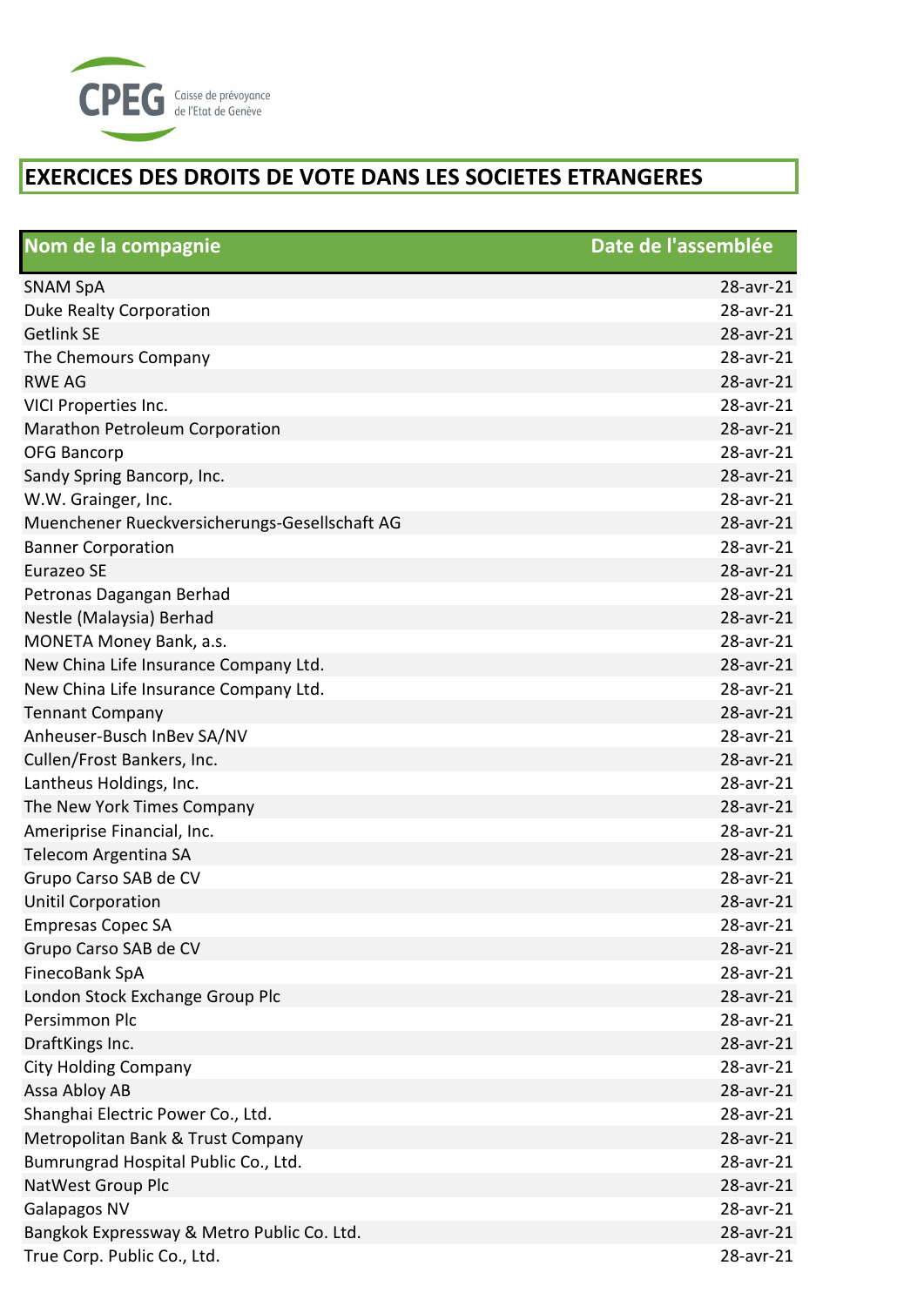CPEG Caisse de prévoyance de l'Etat de Genève

# EXERCICES DES DROITS DE VOTE DANS LES SOCIETES ETRANGERES

| Nom de la compagnie | Date de l'assemblée |
|---|---|
| SNAM SpA | 28-avr-21 |
| Duke Realty Corporation | 28-avr-21 |
| Getlink SE | 28-avr-21 |
| The Chemours Company | 28-avr-21 |
| RWE AG | 28-avr-21 |
| VICI Properties Inc. | 28-avr-21 |
| Marathon Petroleum Corporation | 28-avr-21 |
| OFG Bancorp | 28-avr-21 |
| Sandy Spring Bancorp, Inc. | 28-avr-21 |
| W.W. Grainger, Inc. | 28-avr-21 |
| Muenchener Rueckversicherungs-Gesellschaft AG | 28-avr-21 |
| Banner Corporation | 28-avr-21 |
| Eurazeo SE | 28-avr-21 |
| Petronas Dagangan Berhad | 28-avr-21 |
| Nestle (Malaysia) Berhad | 28-avr-21 |
| MONETA Money Bank, a.s. | 28-avr-21 |
| New China Life Insurance Company Ltd. | 28-avr-21 |
| New China Life Insurance Company Ltd. | 28-avr-21 |
| Tennant Company | 28-avr-21 |
| Anheuser-Busch InBev SA/NV | 28-avr-21 |
| Cullen/Frost Bankers, Inc. | 28-avr-21 |
| Lantheus Holdings, Inc. | 28-avr-21 |
| The New York Times Company | 28-avr-21 |
| Ameriprise Financial, Inc. | 28-avr-21 |
| Telecom Argentina SA | 28-avr-21 |
| Grupo Carso SAB de CV | 28-avr-21 |
| Unitil Corporation | 28-avr-21 |
| Empresas Copec SA | 28-avr-21 |
| Grupo Carso SAB de CV | 28-avr-21 |
| FinecoBank SpA | 28-avr-21 |
| London Stock Exchange Group Plc | 28-avr-21 |
| Persimmon Plc | 28-avr-21 |
| DraftKings Inc. | 28-avr-21 |
| City Holding Company | 28-avr-21 |
| Assa Abloy AB | 28-avr-21 |
| Shanghai Electric Power Co., Ltd. | 28-avr-21 |
| Metropolitan Bank & Trust Company | 28-avr-21 |
| Bumrungrad Hospital Public Co., Ltd. | 28-avr-21 |
| NatWest Group Plc | 28-avr-21 |
| Galapagos NV | 28-avr-21 |
| Bangkok Expressway & Metro Public Co. Ltd. | 28-avr-21 |
| True Corp. Public Co., Ltd. | 28-avr-21 |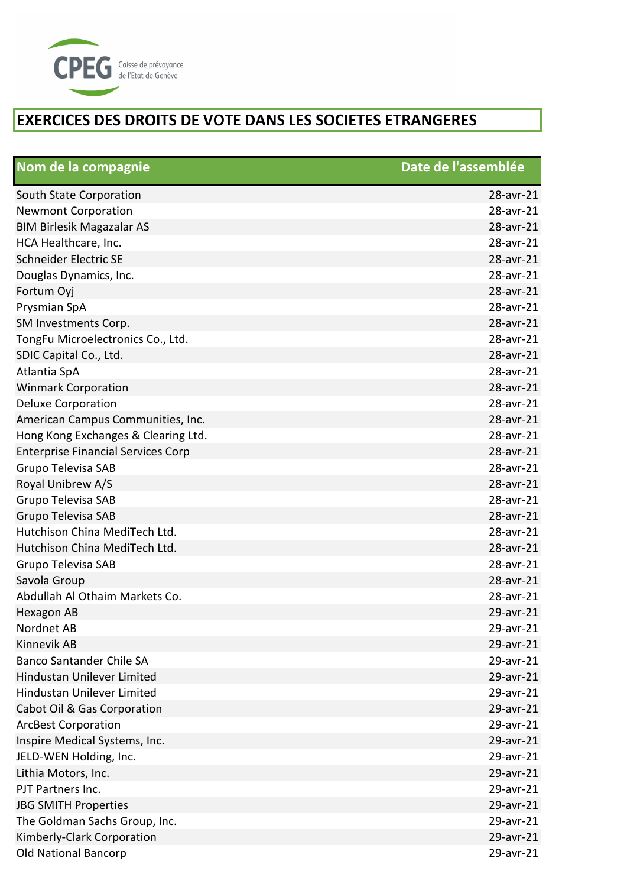CPEG Caisse de prévoyance de l'Etat de Genève

# EXERCICES DES DROITS DE VOTE DANS LES SOCIETES ETRANGERES

| Nom de la compagnie | Date de l'assemblée |
|---|---|
| South State Corporation | 28-avr-21 |
| Newmont Corporation | 28-avr-21 |
| BIM Birlesik Magazalar AS | 28-avr-21 |
| HCA Healthcare, Inc. | 28-avr-21 |
| Schneider Electric SE | 28-avr-21 |
| Douglas Dynamics, Inc. | 28-avr-21 |
| Fortum Oyj | 28-avr-21 |
| Prysmian SpA | 28-avr-21 |
| SM Investments Corp. | 28-avr-21 |
| TongFu Microelectronics Co., Ltd. | 28-avr-21 |
| SDIC Capital Co., Ltd. | 28-avr-21 |
| Atlantia SpA | 28-avr-21 |
| Winmark Corporation | 28-avr-21 |
| Deluxe Corporation | 28-avr-21 |
| American Campus Communities, Inc. | 28-avr-21 |
| Hong Kong Exchanges & Clearing Ltd. | 28-avr-21 |
| Enterprise Financial Services Corp | 28-avr-21 |
| Grupo Televisa SAB | 28-avr-21 |
| Royal Unibrew A/S | 28-avr-21 |
| Grupo Televisa SAB | 28-avr-21 |
| Grupo Televisa SAB | 28-avr-21 |
| Hutchison China MediTech Ltd. | 28-avr-21 |
| Hutchison China MediTech Ltd. | 28-avr-21 |
| Grupo Televisa SAB | 28-avr-21 |
| Savola Group | 28-avr-21 |
| Abdullah Al Othaim Markets Co. | 28-avr-21 |
| Hexagon AB | 29-avr-21 |
| Nordnet AB | 29-avr-21 |
| Kinnevik AB | 29-avr-21 |
| Banco Santander Chile SA | 29-avr-21 |
| Hindustan Unilever Limited | 29-avr-21 |
| Hindustan Unilever Limited | 29-avr-21 |
| Cabot Oil & Gas Corporation | 29-avr-21 |
| ArcBest Corporation | 29-avr-21 |
| Inspire Medical Systems, Inc. | 29-avr-21 |
| JELD-WEN Holding, Inc. | 29-avr-21 |
| Lithia Motors, Inc. | 29-avr-21 |
| PJT Partners Inc. | 29-avr-21 |
| JBG SMITH Properties | 29-avr-21 |
| The Goldman Sachs Group, Inc. | 29-avr-21 |
| Kimberly-Clark Corporation | 29-avr-21 |
| Old National Bancorp | 29-avr-21 |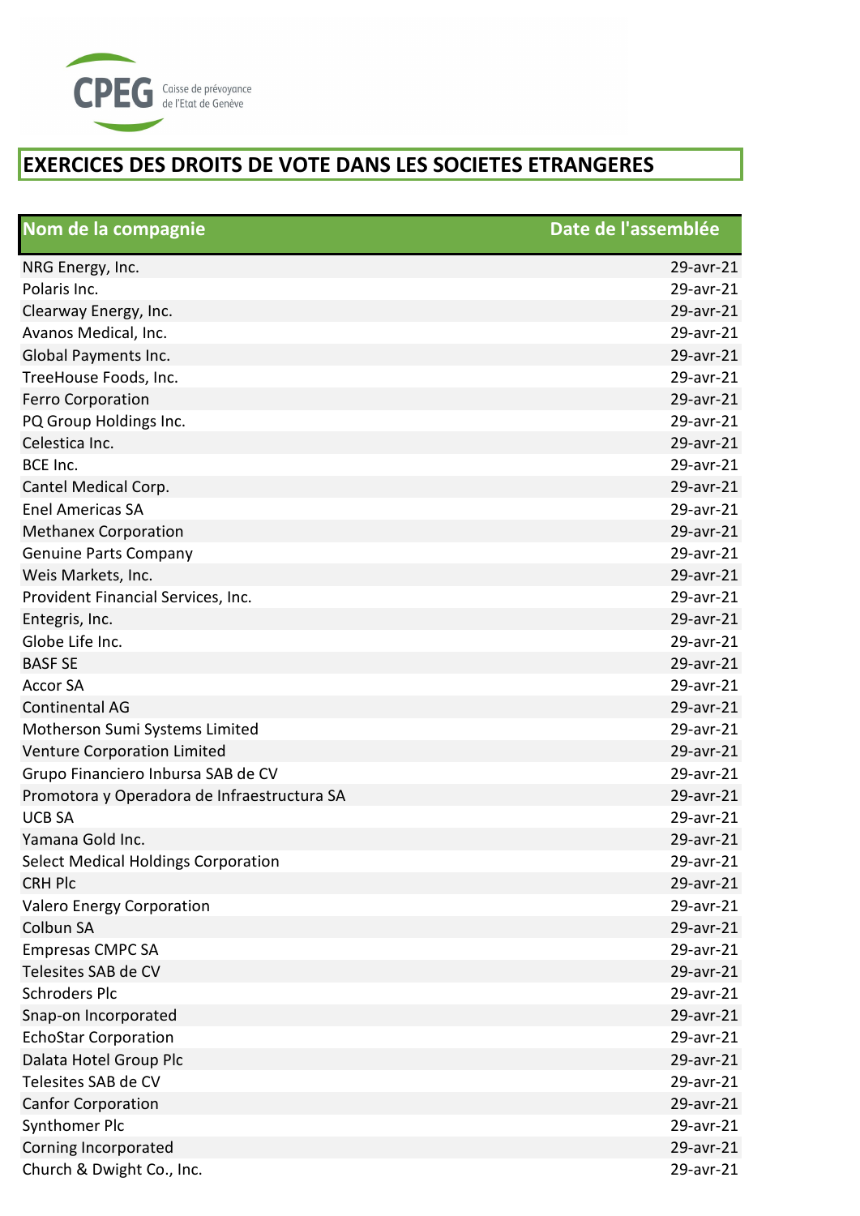CPEG Caisse de prévoyance de l'Etat de Genève

# EXERCICES DES DROITS DE VOTE DANS LES SOCIETES ETRANGERES

| Nom de la compagnie | Date de l'assemblée |
|---|---|
| NRG Energy, Inc. | 29-avr-21 |
| Polaris Inc. | 29-avr-21 |
| Clearway Energy, Inc. | 29-avr-21 |
| Avanos Medical, Inc. | 29-avr-21 |
| Global Payments Inc. | 29-avr-21 |
| TreeHouse Foods, Inc. | 29-avr-21 |
| Ferro Corporation | 29-avr-21 |
| PQ Group Holdings Inc. | 29-avr-21 |
| Celestica Inc. | 29-avr-21 |
| BCE Inc. | 29-avr-21 |
| Cantel Medical Corp. | 29-avr-21 |
| Enel Americas SA | 29-avr-21 |
| Methanex Corporation | 29-avr-21 |
| Genuine Parts Company | 29-avr-21 |
| Weis Markets, Inc. | 29-avr-21 |
| Provident Financial Services, Inc. | 29-avr-21 |
| Entegris, Inc. | 29-avr-21 |
| Globe Life Inc. | 29-avr-21 |
| BASF SE | 29-avr-21 |
| Accor SA | 29-avr-21 |
| Continental AG | 29-avr-21 |
| Motherson Sumi Systems Limited | 29-avr-21 |
| Venture Corporation Limited | 29-avr-21 |
| Grupo Financiero Inbursa SAB de CV | 29-avr-21 |
| Promotora y Operadora de Infraestructura SA | 29-avr-21 |
| UCB SA | 29-avr-21 |
| Yamana Gold Inc. | 29-avr-21 |
| Select Medical Holdings Corporation | 29-avr-21 |
| CRH Plc | 29-avr-21 |
| Valero Energy Corporation | 29-avr-21 |
| Colbun SA | 29-avr-21 |
| Empresas CMPC SA | 29-avr-21 |
| Telesites SAB de CV | 29-avr-21 |
| Schroders Plc | 29-avr-21 |
| Snap-on Incorporated | 29-avr-21 |
| EchoStar Corporation | 29-avr-21 |
| Dalata Hotel Group Plc | 29-avr-21 |
| Telesites SAB de CV | 29-avr-21 |
| Canfor Corporation | 29-avr-21 |
| Synthomer Plc | 29-avr-21 |
| Corning Incorporated | 29-avr-21 |
| Church & Dwight Co., Inc. | 29-avr-21 |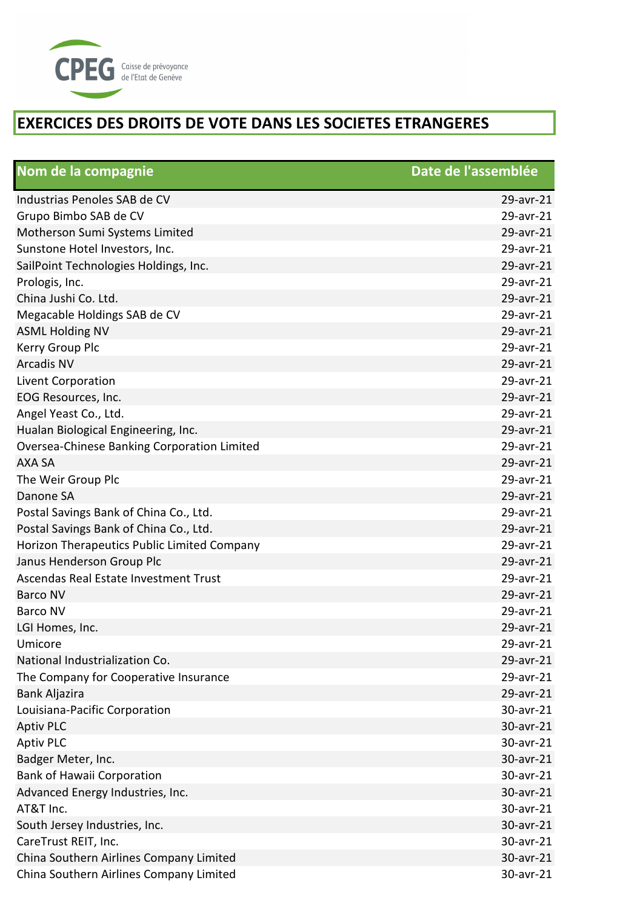# EXERCICES DES DROITS DE VOTE DANS LES SOCIETES ETRANGERES

| Nom de la compagnie | Date de l'assemblée |
|---|---|
| Industrias Penoles SAB de CV | 29-avr-21 |
| Grupo Bimbo SAB de CV | 29-avr-21 |
| Motherson Sumi Systems Limited | 29-avr-21 |
| Sunstone Hotel Investors, Inc. | 29-avr-21 |
| SailPoint Technologies Holdings, Inc. | 29-avr-21 |
| Prologis, Inc. | 29-avr-21 |
| China Jushi Co. Ltd. | 29-avr-21 |
| Megacable Holdings SAB de CV | 29-avr-21 |
| ASML Holding NV | 29-avr-21 |
| Kerry Group Plc | 29-avr-21 |
| Arcadis NV | 29-avr-21 |
| Livent Corporation | 29-avr-21 |
| EOG Resources, Inc. | 29-avr-21 |
| Angel Yeast Co., Ltd. | 29-avr-21 |
| Hualan Biological Engineering, Inc. | 29-avr-21 |
| Oversea-Chinese Banking Corporation Limited | 29-avr-21 |
| AXA SA | 29-avr-21 |
| The Weir Group Plc | 29-avr-21 |
| Danone SA | 29-avr-21 |
| Postal Savings Bank of China Co., Ltd. | 29-avr-21 |
| Postal Savings Bank of China Co., Ltd. | 29-avr-21 |
| Horizon Therapeutics Public Limited Company | 29-avr-21 |
| Janus Henderson Group Plc | 29-avr-21 |
| Ascendas Real Estate Investment Trust | 29-avr-21 |
| Barco NV | 29-avr-21 |
| Barco NV | 29-avr-21 |
| LGI Homes, Inc. | 29-avr-21 |
| Umicore | 29-avr-21 |
| National Industrialization Co. | 29-avr-21 |
| The Company for Cooperative Insurance | 29-avr-21 |
| Bank Aljazira | 29-avr-21 |
| Louisiana-Pacific Corporation | 30-avr-21 |
| Aptiv PLC | 30-avr-21 |
| Aptiv PLC | 30-avr-21 |
| Badger Meter, Inc. | 30-avr-21 |
| Bank of Hawaii Corporation | 30-avr-21 |
| Advanced Energy Industries, Inc. | 30-avr-21 |
| AT&T Inc. | 30-avr-21 |
| South Jersey Industries, Inc. | 30-avr-21 |
| CareTrust REIT, Inc. | 30-avr-21 |
| China Southern Airlines Company Limited | 30-avr-21 |
| China Southern Airlines Company Limited | 30-avr-21 |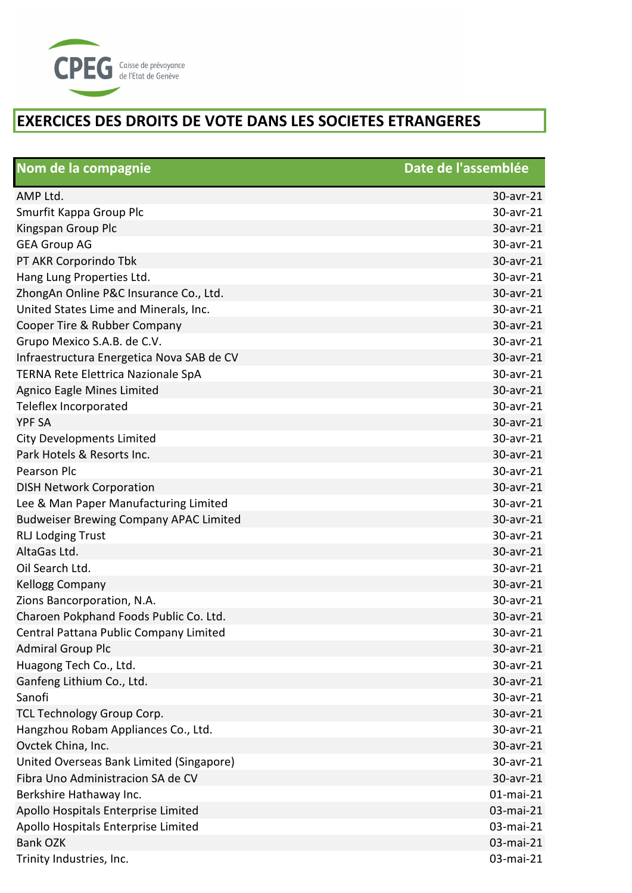CPEG Caisse de prévoyance de l'Etat de Genève

# EXERCICES DES DROITS DE VOTE DANS LES SOCIETES ETRANGERES

| Nom de la compagnie | Date de l'assemblée |
|---|---|
| AMP Ltd. | 30-avr-21 |
| Smurfit Kappa Group Plc | 30-avr-21 |
| Kingspan Group Plc | 30-avr-21 |
| GEA Group AG | 30-avr-21 |
| PT AKR Corporindo Tbk | 30-avr-21 |
| Hang Lung Properties Ltd. | 30-avr-21 |
| ZhongAn Online P&C Insurance Co., Ltd. | 30-avr-21 |
| United States Lime and Minerals, Inc. | 30-avr-21 |
| Cooper Tire & Rubber Company | 30-avr-21 |
| Grupo Mexico S.A.B. de C.V. | 30-avr-21 |
| Infraestructura Energetica Nova SAB de CV | 30-avr-21 |
| TERNA Rete Elettrica Nazionale SpA | 30-avr-21 |
| Agnico Eagle Mines Limited | 30-avr-21 |
| Teleflex Incorporated | 30-avr-21 |
| YPF SA | 30-avr-21 |
| City Developments Limited | 30-avr-21 |
| Park Hotels & Resorts Inc. | 30-avr-21 |
| Pearson Plc | 30-avr-21 |
| DISH Network Corporation | 30-avr-21 |
| Lee & Man Paper Manufacturing Limited | 30-avr-21 |
| Budweiser Brewing Company APAC Limited | 30-avr-21 |
| RLJ Lodging Trust | 30-avr-21 |
| AltaGas Ltd. | 30-avr-21 |
| Oil Search Ltd. | 30-avr-21 |
| Kellogg Company | 30-avr-21 |
| Zions Bancorporation, N.A. | 30-avr-21 |
| Charoen Pokphand Foods Public Co. Ltd. | 30-avr-21 |
| Central Pattana Public Company Limited | 30-avr-21 |
| Admiral Group Plc | 30-avr-21 |
| Huagong Tech Co., Ltd. | 30-avr-21 |
| Ganfeng Lithium Co., Ltd. | 30-avr-21 |
| Sanofi | 30-avr-21 |
| TCL Technology Group Corp. | 30-avr-21 |
| Hangzhou Robam Appliances Co., Ltd. | 30-avr-21 |
| Ovctek China, Inc. | 30-avr-21 |
| United Overseas Bank Limited (Singapore) | 30-avr-21 |
| Fibra Uno Administracion SA de CV | 30-avr-21 |
| Berkshire Hathaway Inc. | 01-mai-21 |
| Apollo Hospitals Enterprise Limited | 03-mai-21 |
| Apollo Hospitals Enterprise Limited | 03-mai-21 |
| Bank OZK | 03-mai-21 |
| Trinity Industries, Inc. | 03-mai-21 |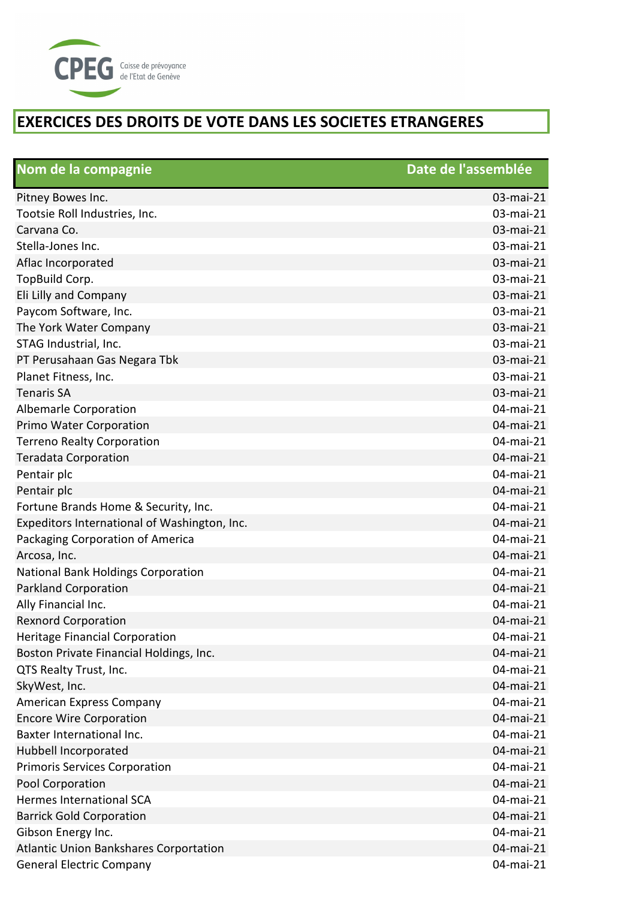CPEG Caisse de prévoyance de l'Etat de Genève

# EXERCICES DES DROITS DE VOTE DANS LES SOCIETES ETRANGERES

| Nom de la compagnie | Date de l'assemblée |
|---|---|
| Pitney Bowes Inc. | 03-mai-21 |
| Tootsie Roll Industries, Inc. | 03-mai-21 |
| Carvana Co. | 03-mai-21 |
| Stella-Jones Inc. | 03-mai-21 |
| Aflac Incorporated | 03-mai-21 |
| TopBuild Corp. | 03-mai-21 |
| Eli Lilly and Company | 03-mai-21 |
| Paycom Software, Inc. | 03-mai-21 |
| The York Water Company | 03-mai-21 |
| STAG Industrial, Inc. | 03-mai-21 |
| PT Perusahaan Gas Negara Tbk | 03-mai-21 |
| Planet Fitness, Inc. | 03-mai-21 |
| Tenaris SA | 03-mai-21 |
| Albemarle Corporation | 04-mai-21 |
| Primo Water Corporation | 04-mai-21 |
| Terreno Realty Corporation | 04-mai-21 |
| Teradata Corporation | 04-mai-21 |
| Pentair plc | 04-mai-21 |
| Pentair plc | 04-mai-21 |
| Fortune Brands Home & Security, Inc. | 04-mai-21 |
| Expeditors International of Washington, Inc. | 04-mai-21 |
| Packaging Corporation of America | 04-mai-21 |
| Arcosa, Inc. | 04-mai-21 |
| National Bank Holdings Corporation | 04-mai-21 |
| Parkland Corporation | 04-mai-21 |
| Ally Financial Inc. | 04-mai-21 |
| Rexnord Corporation | 04-mai-21 |
| Heritage Financial Corporation | 04-mai-21 |
| Boston Private Financial Holdings, Inc. | 04-mai-21 |
| QTS Realty Trust, Inc. | 04-mai-21 |
| SkyWest, Inc. | 04-mai-21 |
| American Express Company | 04-mai-21 |
| Encore Wire Corporation | 04-mai-21 |
| Baxter International Inc. | 04-mai-21 |
| Hubbell Incorporated | 04-mai-21 |
| Primoris Services Corporation | 04-mai-21 |
| Pool Corporation | 04-mai-21 |
| Hermes International SCA | 04-mai-21 |
| Barrick Gold Corporation | 04-mai-21 |
| Gibson Energy Inc. | 04-mai-21 |
| Atlantic Union Bankshares Corportation | 04-mai-21 |
| General Electric Company | 04-mai-21 |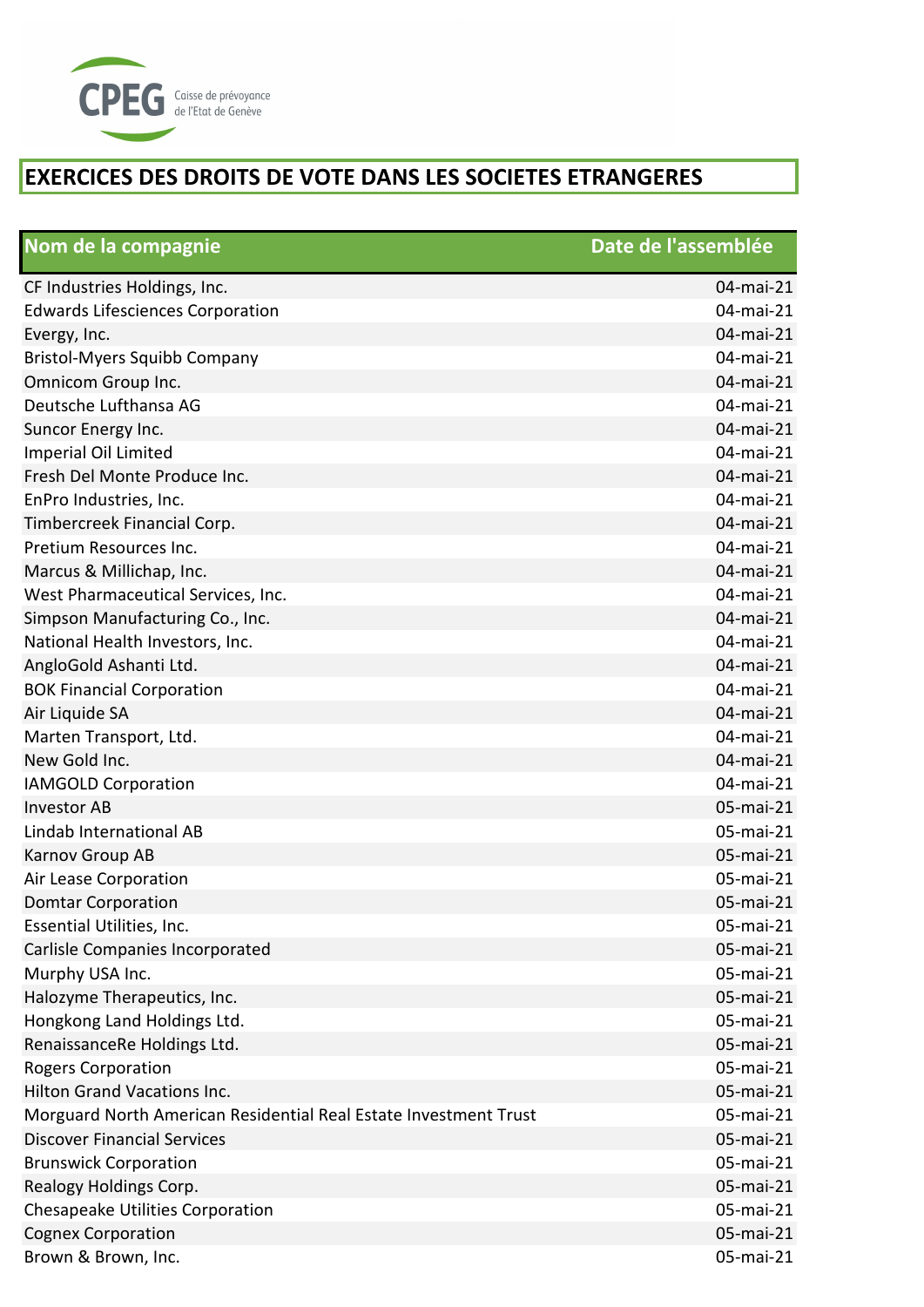CPEG Caisse de prévoyance de l'Etat de Genève

# EXERCICES DES DROITS DE VOTE DANS LES SOCIETES ETRANGERES

| Nom de la compagnie | Date de l'assemblée |
|---|---|
| CF Industries Holdings, Inc. | 04-mai-21 |
| Edwards Lifesciences Corporation | 04-mai-21 |
| Evergy, Inc. | 04-mai-21 |
| Bristol-Myers Squibb Company | 04-mai-21 |
| Omnicom Group Inc. | 04-mai-21 |
| Deutsche Lufthansa AG | 04-mai-21 |
| Suncor Energy Inc. | 04-mai-21 |
| Imperial Oil Limited | 04-mai-21 |
| Fresh Del Monte Produce Inc. | 04-mai-21 |
| EnPro Industries, Inc. | 04-mai-21 |
| Timbercreek Financial Corp. | 04-mai-21 |
| Pretium Resources Inc. | 04-mai-21 |
| Marcus & Millichap, Inc. | 04-mai-21 |
| West Pharmaceutical Services, Inc. | 04-mai-21 |
| Simpson Manufacturing Co., Inc. | 04-mai-21 |
| National Health Investors, Inc. | 04-mai-21 |
| AngloGold Ashanti Ltd. | 04-mai-21 |
| BOK Financial Corporation | 04-mai-21 |
| Air Liquide SA | 04-mai-21 |
| Marten Transport, Ltd. | 04-mai-21 |
| New Gold Inc. | 04-mai-21 |
| IAMGOLD Corporation | 04-mai-21 |
| Investor AB | 05-mai-21 |
| Lindab International AB | 05-mai-21 |
| Karnov Group AB | 05-mai-21 |
| Air Lease Corporation | 05-mai-21 |
| Domtar Corporation | 05-mai-21 |
| Essential Utilities, Inc. | 05-mai-21 |
| Carlisle Companies Incorporated | 05-mai-21 |
| Murphy USA Inc. | 05-mai-21 |
| Halozyme Therapeutics, Inc. | 05-mai-21 |
| Hongkong Land Holdings Ltd. | 05-mai-21 |
| RenaissanceRe Holdings Ltd. | 05-mai-21 |
| Rogers Corporation | 05-mai-21 |
| Hilton Grand Vacations Inc. | 05-mai-21 |
| Morguard North American Residential Real Estate Investment Trust | 05-mai-21 |
| Discover Financial Services | 05-mai-21 |
| Brunswick Corporation | 05-mai-21 |
| Realogy Holdings Corp. | 05-mai-21 |
| Chesapeake Utilities Corporation | 05-mai-21 |
| Cognex Corporation | 05-mai-21 |
| Brown & Brown, Inc. | 05-mai-21 |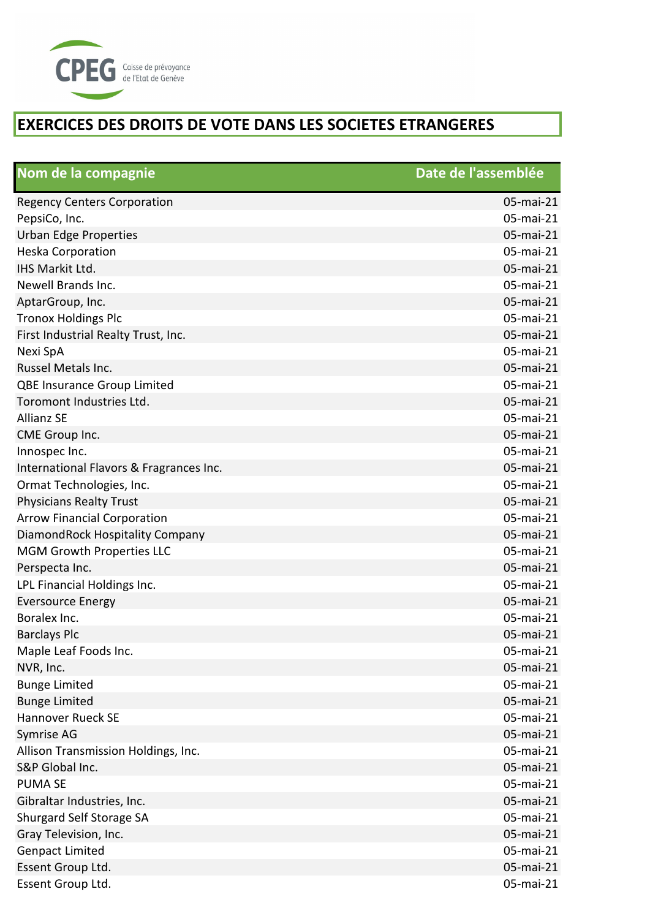# EXERCICES DES DROITS DE VOTE DANS LES SOCIETES ETRANGERES

| Nom de la compagnie | Date de l'assemblée |
|---|---|
| Regency Centers Corporation | 05-mai-21 |
| PepsiCo, Inc. | 05-mai-21 |
| Urban Edge Properties | 05-mai-21 |
| Heska Corporation | 05-mai-21 |
| IHS Markit Ltd. | 05-mai-21 |
| Newell Brands Inc. | 05-mai-21 |
| AptarGroup, Inc. | 05-mai-21 |
| Tronox Holdings Plc | 05-mai-21 |
| First Industrial Realty Trust, Inc. | 05-mai-21 |
| Nexi SpA | 05-mai-21 |
| Russel Metals Inc. | 05-mai-21 |
| QBE Insurance Group Limited | 05-mai-21 |
| Toromont Industries Ltd. | 05-mai-21 |
| Allianz SE | 05-mai-21 |
| CME Group Inc. | 05-mai-21 |
| Innospec Inc. | 05-mai-21 |
| International Flavors & Fragrances Inc. | 05-mai-21 |
| Ormat Technologies, Inc. | 05-mai-21 |
| Physicians Realty Trust | 05-mai-21 |
| Arrow Financial Corporation | 05-mai-21 |
| DiamondRock Hospitality Company | 05-mai-21 |
| MGM Growth Properties LLC | 05-mai-21 |
| Perspecta Inc. | 05-mai-21 |
| LPL Financial Holdings Inc. | 05-mai-21 |
| Eversource Energy | 05-mai-21 |
| Boralex Inc. | 05-mai-21 |
| Barclays Plc | 05-mai-21 |
| Maple Leaf Foods Inc. | 05-mai-21 |
| NVR, Inc. | 05-mai-21 |
| Bunge Limited | 05-mai-21 |
| Bunge Limited | 05-mai-21 |
| Hannover Rueck SE | 05-mai-21 |
| Symrise AG | 05-mai-21 |
| Allison Transmission Holdings, Inc. | 05-mai-21 |
| S&P Global Inc. | 05-mai-21 |
| PUMA SE | 05-mai-21 |
| Gibraltar Industries, Inc. | 05-mai-21 |
| Shurgard Self Storage SA | 05-mai-21 |
| Gray Television, Inc. | 05-mai-21 |
| Genpact Limited | 05-mai-21 |
| Essent Group Ltd. | 05-mai-21 |
| Essent Group Ltd. | 05-mai-21 |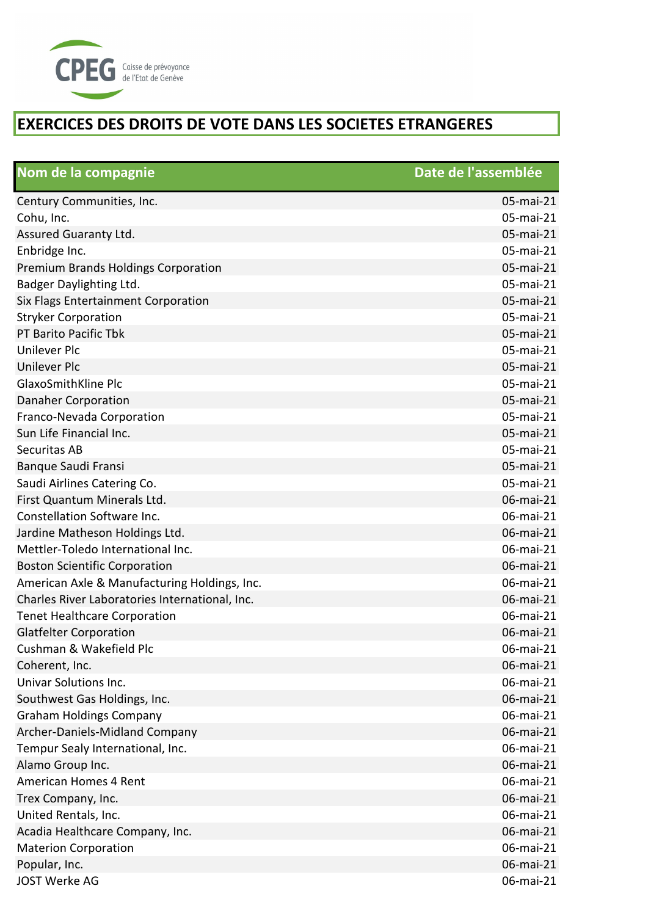CPEG Caisse de prévoyance de l'Etat de Genève

# EXERCICES DES DROITS DE VOTE DANS LES SOCIETES ETRANGERES

| Nom de la compagnie | Date de l'assemblée |
| --- | --- |
| Century Communities, Inc. | 05-mai-21 |
| Cohu, Inc. | 05-mai-21 |
| Assured Guaranty Ltd. | 05-mai-21 |
| Enbridge Inc. | 05-mai-21 |
| Premium Brands Holdings Corporation | 05-mai-21 |
| Badger Daylighting Ltd. | 05-mai-21 |
| Six Flags Entertainment Corporation | 05-mai-21 |
| Stryker Corporation | 05-mai-21 |
| PT Barito Pacific Tbk | 05-mai-21 |
| Unilever Plc | 05-mai-21 |
| Unilever Plc | 05-mai-21 |
| GlaxoSmithKline Plc | 05-mai-21 |
| Danaher Corporation | 05-mai-21 |
| Franco-Nevada Corporation | 05-mai-21 |
| Sun Life Financial Inc. | 05-mai-21 |
| Securitas AB | 05-mai-21 |
| Banque Saudi Fransi | 05-mai-21 |
| Saudi Airlines Catering Co. | 05-mai-21 |
| First Quantum Minerals Ltd. | 06-mai-21 |
| Constellation Software Inc. | 06-mai-21 |
| Jardine Matheson Holdings Ltd. | 06-mai-21 |
| Mettler-Toledo International Inc. | 06-mai-21 |
| Boston Scientific Corporation | 06-mai-21 |
| American Axle & Manufacturing Holdings, Inc. | 06-mai-21 |
| Charles River Laboratories International, Inc. | 06-mai-21 |
| Tenet Healthcare Corporation | 06-mai-21 |
| Glatfelter Corporation | 06-mai-21 |
| Cushman & Wakefield Plc | 06-mai-21 |
| Coherent, Inc. | 06-mai-21 |
| Univar Solutions Inc. | 06-mai-21 |
| Southwest Gas Holdings, Inc. | 06-mai-21 |
| Graham Holdings Company | 06-mai-21 |
| Archer-Daniels-Midland Company | 06-mai-21 |
| Tempur Sealy International, Inc. | 06-mai-21 |
| Alamo Group Inc. | 06-mai-21 |
| American Homes 4 Rent | 06-mai-21 |
| Trex Company, Inc. | 06-mai-21 |
| United Rentals, Inc. | 06-mai-21 |
| Acadia Healthcare Company, Inc. | 06-mai-21 |
| Materion Corporation | 06-mai-21 |
| Popular, Inc. | 06-mai-21 |
| JOST Werke AG | 06-mai-21 |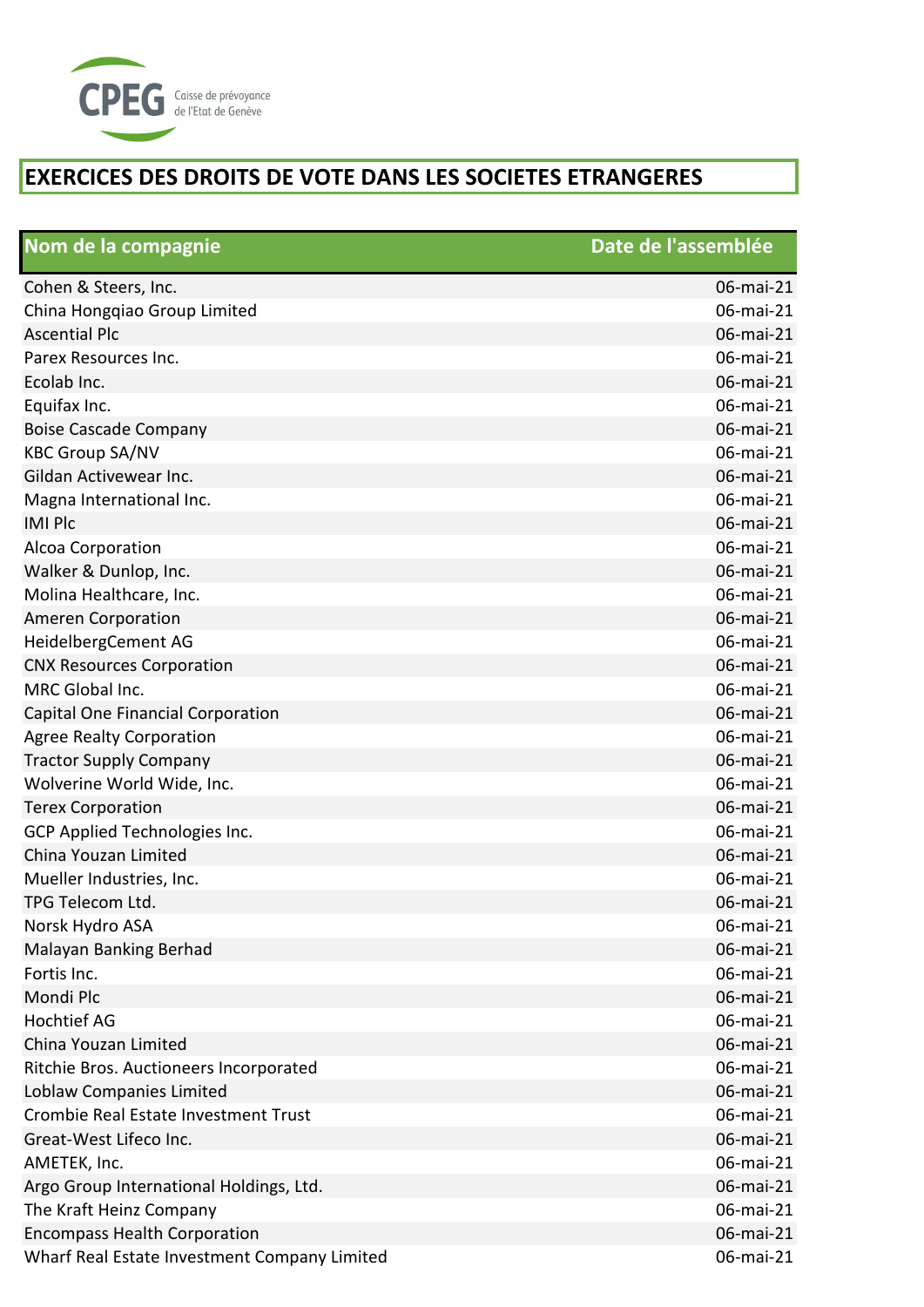CPEG Caisse de prévoyance de l'Etat de Genève

# EXERCICES DES DROITS DE VOTE DANS LES SOCIETES ETRANGERES

| Nom de la compagnie | Date de l'assemblée |
| --- | --- |
| Cohen & Steers, Inc. | 06-mai-21 |
| China Hongqiao Group Limited | 06-mai-21 |
| Ascential Plc | 06-mai-21 |
| Parex Resources Inc. | 06-mai-21 |
| Ecolab Inc. | 06-mai-21 |
| Equifax Inc. | 06-mai-21 |
| Boise Cascade Company | 06-mai-21 |
| KBC Group SA/NV | 06-mai-21 |
| Gildan Activewear Inc. | 06-mai-21 |
| Magna International Inc. | 06-mai-21 |
| IMI Plc | 06-mai-21 |
| Alcoa Corporation | 06-mai-21 |
| Walker & Dunlop, Inc. | 06-mai-21 |
| Molina Healthcare, Inc. | 06-mai-21 |
| Ameren Corporation | 06-mai-21 |
| HeidelbergCement AG | 06-mai-21 |
| CNX Resources Corporation | 06-mai-21 |
| MRC Global Inc. | 06-mai-21 |
| Capital One Financial Corporation | 06-mai-21 |
| Agree Realty Corporation | 06-mai-21 |
| Tractor Supply Company | 06-mai-21 |
| Wolverine World Wide, Inc. | 06-mai-21 |
| Terex Corporation | 06-mai-21 |
| GCP Applied Technologies Inc. | 06-mai-21 |
| China Youzan Limited | 06-mai-21 |
| Mueller Industries, Inc. | 06-mai-21 |
| TPG Telecom Ltd. | 06-mai-21 |
| Norsk Hydro ASA | 06-mai-21 |
| Malayan Banking Berhad | 06-mai-21 |
| Fortis Inc. | 06-mai-21 |
| Mondi Plc | 06-mai-21 |
| Hochtief AG | 06-mai-21 |
| China Youzan Limited | 06-mai-21 |
| Ritchie Bros. Auctioneers Incorporated | 06-mai-21 |
| Loblaw Companies Limited | 06-mai-21 |
| Crombie Real Estate Investment Trust | 06-mai-21 |
| Great-West Lifeco Inc. | 06-mai-21 |
| AMETEK, Inc. | 06-mai-21 |
| Argo Group International Holdings, Ltd. | 06-mai-21 |
| The Kraft Heinz Company | 06-mai-21 |
| Encompass Health Corporation | 06-mai-21 |
| Wharf Real Estate Investment Company Limited | 06-mai-21 |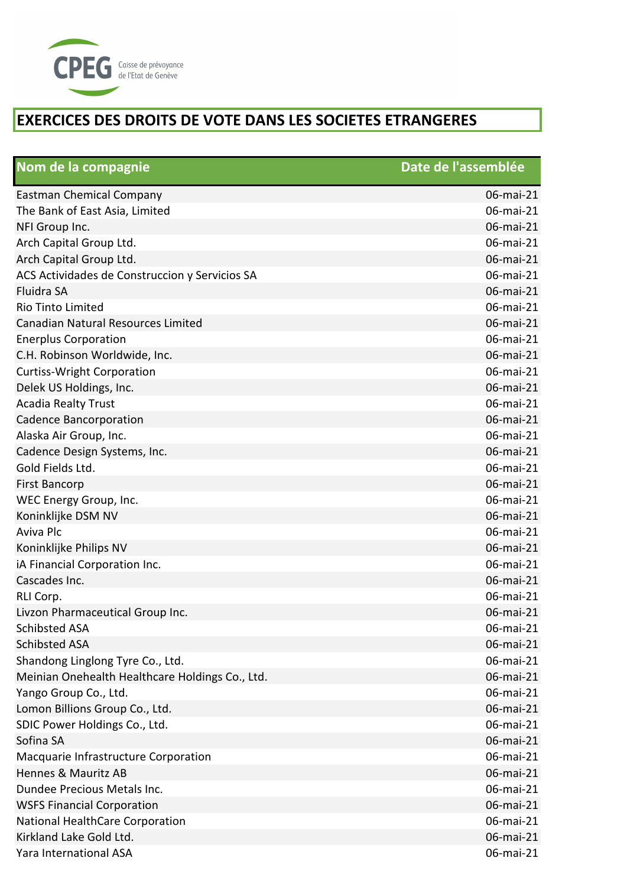# EXERCICES DES DROITS DE VOTE DANS LES SOCIETES ETRANGERES

| Nom de la compagnie | Date de l'assemblée |
|---|---|
| Eastman Chemical Company | 06-mai-21 |
| The Bank of East Asia, Limited | 06-mai-21 |
| NFI Group Inc. | 06-mai-21 |
| Arch Capital Group Ltd. | 06-mai-21 |
| Arch Capital Group Ltd. | 06-mai-21 |
| ACS Actividades de Construccion y Servicios SA | 06-mai-21 |
| Fluidra SA | 06-mai-21 |
| Rio Tinto Limited | 06-mai-21 |
| Canadian Natural Resources Limited | 06-mai-21 |
| Enerplus Corporation | 06-mai-21 |
| C.H. Robinson Worldwide, Inc. | 06-mai-21 |
| Curtiss-Wright Corporation | 06-mai-21 |
| Delek US Holdings, Inc. | 06-mai-21 |
| Acadia Realty Trust | 06-mai-21 |
| Cadence Bancorporation | 06-mai-21 |
| Alaska Air Group, Inc. | 06-mai-21 |
| Cadence Design Systems, Inc. | 06-mai-21 |
| Gold Fields Ltd. | 06-mai-21 |
| First Bancorp | 06-mai-21 |
| WEC Energy Group, Inc. | 06-mai-21 |
| Koninklijke DSM NV | 06-mai-21 |
| Aviva Plc | 06-mai-21 |
| Koninklijke Philips NV | 06-mai-21 |
| iA Financial Corporation Inc. | 06-mai-21 |
| Cascades Inc. | 06-mai-21 |
| RLI Corp. | 06-mai-21 |
| Livzon Pharmaceutical Group Inc. | 06-mai-21 |
| Schibsted ASA | 06-mai-21 |
| Schibsted ASA | 06-mai-21 |
| Shandong Linglong Tyre Co., Ltd. | 06-mai-21 |
| Meinian Onehealth Healthcare Holdings Co., Ltd. | 06-mai-21 |
| Yango Group Co., Ltd. | 06-mai-21 |
| Lomon Billions Group Co., Ltd. | 06-mai-21 |
| SDIC Power Holdings Co., Ltd. | 06-mai-21 |
| Sofina SA | 06-mai-21 |
| Macquarie Infrastructure Corporation | 06-mai-21 |
| Hennes & Mauritz AB | 06-mai-21 |
| Dundee Precious Metals Inc. | 06-mai-21 |
| WSFS Financial Corporation | 06-mai-21 |
| National HealthCare Corporation | 06-mai-21 |
| Kirkland Lake Gold Ltd. | 06-mai-21 |
| Yara International ASA | 06-mai-21 |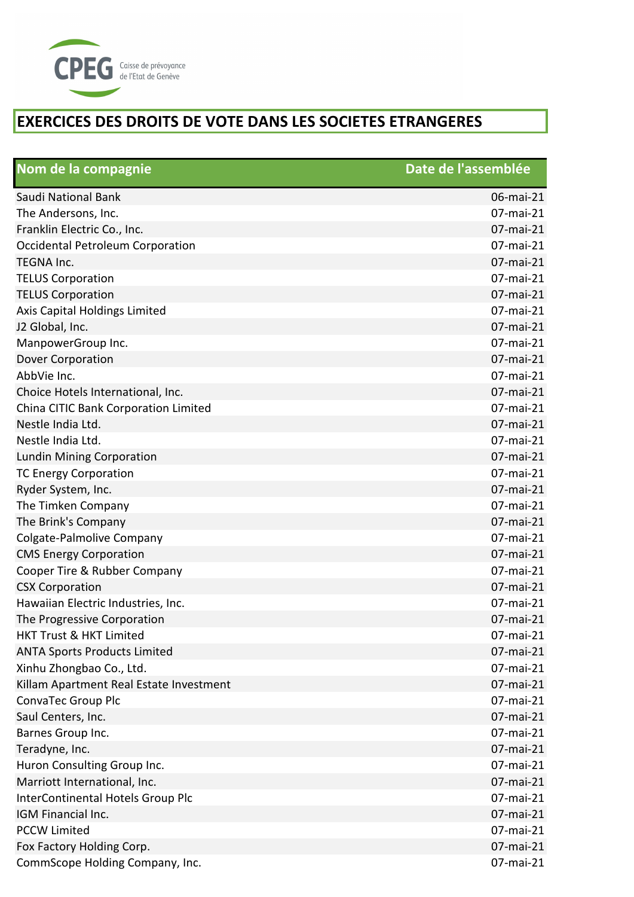CPEG Caisse de prévoyance de l'Etat de Genève

# EXERCICES DES DROITS DE VOTE DANS LES SOCIETES ETRANGERES

| Nom de la compagnie | Date de l'assemblée |
|---|---|
| Saudi National Bank | 06-mai-21 |
| The Andersons, Inc. | 07-mai-21 |
| Franklin Electric Co., Inc. | 07-mai-21 |
| Occidental Petroleum Corporation | 07-mai-21 |
| TEGNA Inc. | 07-mai-21 |
| TELUS Corporation | 07-mai-21 |
| TELUS Corporation | 07-mai-21 |
| Axis Capital Holdings Limited | 07-mai-21 |
| J2 Global, Inc. | 07-mai-21 |
| ManpowerGroup Inc. | 07-mai-21 |
| Dover Corporation | 07-mai-21 |
| AbbVie Inc. | 07-mai-21 |
| Choice Hotels International, Inc. | 07-mai-21 |
| China CITIC Bank Corporation Limited | 07-mai-21 |
| Nestle India Ltd. | 07-mai-21 |
| Nestle India Ltd. | 07-mai-21 |
| Lundin Mining Corporation | 07-mai-21 |
| TC Energy Corporation | 07-mai-21 |
| Ryder System, Inc. | 07-mai-21 |
| The Timken Company | 07-mai-21 |
| The Brink's Company | 07-mai-21 |
| Colgate-Palmolive Company | 07-mai-21 |
| CMS Energy Corporation | 07-mai-21 |
| Cooper Tire & Rubber Company | 07-mai-21 |
| CSX Corporation | 07-mai-21 |
| Hawaiian Electric Industries, Inc. | 07-mai-21 |
| The Progressive Corporation | 07-mai-21 |
| HKT Trust & HKT Limited | 07-mai-21 |
| ANTA Sports Products Limited | 07-mai-21 |
| Xinhu Zhongbao Co., Ltd. | 07-mai-21 |
| Killam Apartment Real Estate Investment | 07-mai-21 |
| ConvaTec Group Plc | 07-mai-21 |
| Saul Centers, Inc. | 07-mai-21 |
| Barnes Group Inc. | 07-mai-21 |
| Teradyne, Inc. | 07-mai-21 |
| Huron Consulting Group Inc. | 07-mai-21 |
| Marriott International, Inc. | 07-mai-21 |
| InterContinental Hotels Group Plc | 07-mai-21 |
| IGM Financial Inc. | 07-mai-21 |
| PCCW Limited | 07-mai-21 |
| Fox Factory Holding Corp. | 07-mai-21 |
| CommScope Holding Company, Inc. | 07-mai-21 |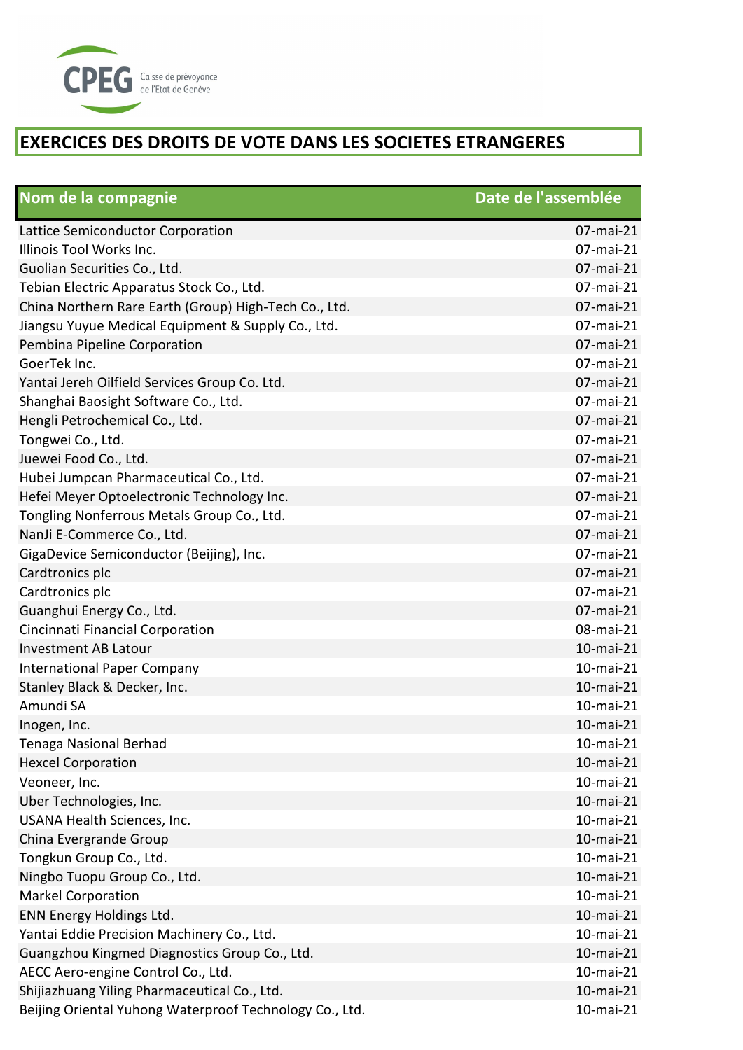CPEG Caisse de prévoyance de l'Etat de Genève

# EXERCICES DES DROITS DE VOTE DANS LES SOCIETES ETRANGERES

| Nom de la compagnie | Date de l'assemblée |
|---|---|
| Lattice Semiconductor Corporation | 07-mai-21 |
| Illinois Tool Works Inc. | 07-mai-21 |
| Guolian Securities Co., Ltd. | 07-mai-21 |
| Tebian Electric Apparatus Stock Co., Ltd. | 07-mai-21 |
| China Northern Rare Earth (Group) High-Tech Co., Ltd. | 07-mai-21 |
| Jiangsu Yuyue Medical Equipment & Supply Co., Ltd. | 07-mai-21 |
| Pembina Pipeline Corporation | 07-mai-21 |
| GoerTek Inc. | 07-mai-21 |
| Yantai Jereh Oilfield Services Group Co. Ltd. | 07-mai-21 |
| Shanghai Baosight Software Co., Ltd. | 07-mai-21 |
| Hengli Petrochemical Co., Ltd. | 07-mai-21 |
| Tongwei Co., Ltd. | 07-mai-21 |
| Juewei Food Co., Ltd. | 07-mai-21 |
| Hubei Jumpcan Pharmaceutical Co., Ltd. | 07-mai-21 |
| Hefei Meyer Optoelectronic Technology Inc. | 07-mai-21 |
| Tongling Nonferrous Metals Group Co., Ltd. | 07-mai-21 |
| NanJi E-Commerce Co., Ltd. | 07-mai-21 |
| GigaDevice Semiconductor (Beijing), Inc. | 07-mai-21 |
| Cardtronics plc | 07-mai-21 |
| Cardtronics plc | 07-mai-21 |
| Guanghui Energy Co., Ltd. | 07-mai-21 |
| Cincinnati Financial Corporation | 08-mai-21 |
| Investment AB Latour | 10-mai-21 |
| International Paper Company | 10-mai-21 |
| Stanley Black & Decker, Inc. | 10-mai-21 |
| Amundi SA | 10-mai-21 |
| Inogen, Inc. | 10-mai-21 |
| Tenaga Nasional Berhad | 10-mai-21 |
| Hexcel Corporation | 10-mai-21 |
| Veoneer, Inc. | 10-mai-21 |
| Uber Technologies, Inc. | 10-mai-21 |
| USANA Health Sciences, Inc. | 10-mai-21 |
| China Evergrande Group | 10-mai-21 |
| Tongkun Group Co., Ltd. | 10-mai-21 |
| Ningbo Tuopu Group Co., Ltd. | 10-mai-21 |
| Markel Corporation | 10-mai-21 |
| ENN Energy Holdings Ltd. | 10-mai-21 |
| Yantai Eddie Precision Machinery Co., Ltd. | 10-mai-21 |
| Guangzhou Kingmed Diagnostics Group Co., Ltd. | 10-mai-21 |
| AECC Aero-engine Control Co., Ltd. | 10-mai-21 |
| Shijiazhuang Yiling Pharmaceutical Co., Ltd. | 10-mai-21 |
| Beijing Oriental Yuhong Waterproof Technology Co., Ltd. | 10-mai-21 |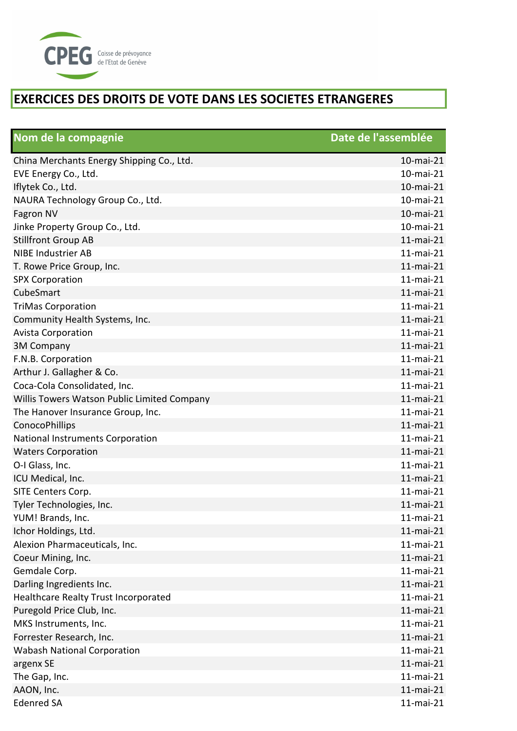# EXERCICES DES DROITS DE VOTE DANS LES SOCIETES ETRANGERES

| Nom de la compagnie | Date de l'assemblée |
|---|---|
| China Merchants Energy Shipping Co., Ltd. | 10-mai-21 |
| EVE Energy Co., Ltd. | 10-mai-21 |
| Iflytek Co., Ltd. | 10-mai-21 |
| NAURA Technology Group Co., Ltd. | 10-mai-21 |
| Fagron NV | 10-mai-21 |
| Jinke Property Group Co., Ltd. | 10-mai-21 |
| Stillfront Group AB | 11-mai-21 |
| NIBE Industrier AB | 11-mai-21 |
| T. Rowe Price Group, Inc. | 11-mai-21 |
| SPX Corporation | 11-mai-21 |
| CubeSmart | 11-mai-21 |
| TriMas Corporation | 11-mai-21 |
| Community Health Systems, Inc. | 11-mai-21 |
| Avista Corporation | 11-mai-21 |
| 3M Company | 11-mai-21 |
| F.N.B. Corporation | 11-mai-21 |
| Arthur J. Gallagher & Co. | 11-mai-21 |
| Coca-Cola Consolidated, Inc. | 11-mai-21 |
| Willis Towers Watson Public Limited Company | 11-mai-21 |
| The Hanover Insurance Group, Inc. | 11-mai-21 |
| ConocoPhillips | 11-mai-21 |
| National Instruments Corporation | 11-mai-21 |
| Waters Corporation | 11-mai-21 |
| O-I Glass, Inc. | 11-mai-21 |
| ICU Medical, Inc. | 11-mai-21 |
| SITE Centers Corp. | 11-mai-21 |
| Tyler Technologies, Inc. | 11-mai-21 |
| YUM! Brands, Inc. | 11-mai-21 |
| Ichor Holdings, Ltd. | 11-mai-21 |
| Alexion Pharmaceuticals, Inc. | 11-mai-21 |
| Coeur Mining, Inc. | 11-mai-21 |
| Gemdale Corp. | 11-mai-21 |
| Darling Ingredients Inc. | 11-mai-21 |
| Healthcare Realty Trust Incorporated | 11-mai-21 |
| Puregold Price Club, Inc. | 11-mai-21 |
| MKS Instruments, Inc. | 11-mai-21 |
| Forrester Research, Inc. | 11-mai-21 |
| Wabash National Corporation | 11-mai-21 |
| argenx SE | 11-mai-21 |
| The Gap, Inc. | 11-mai-21 |
| AAON, Inc. | 11-mai-21 |
| Edenred SA | 11-mai-21 |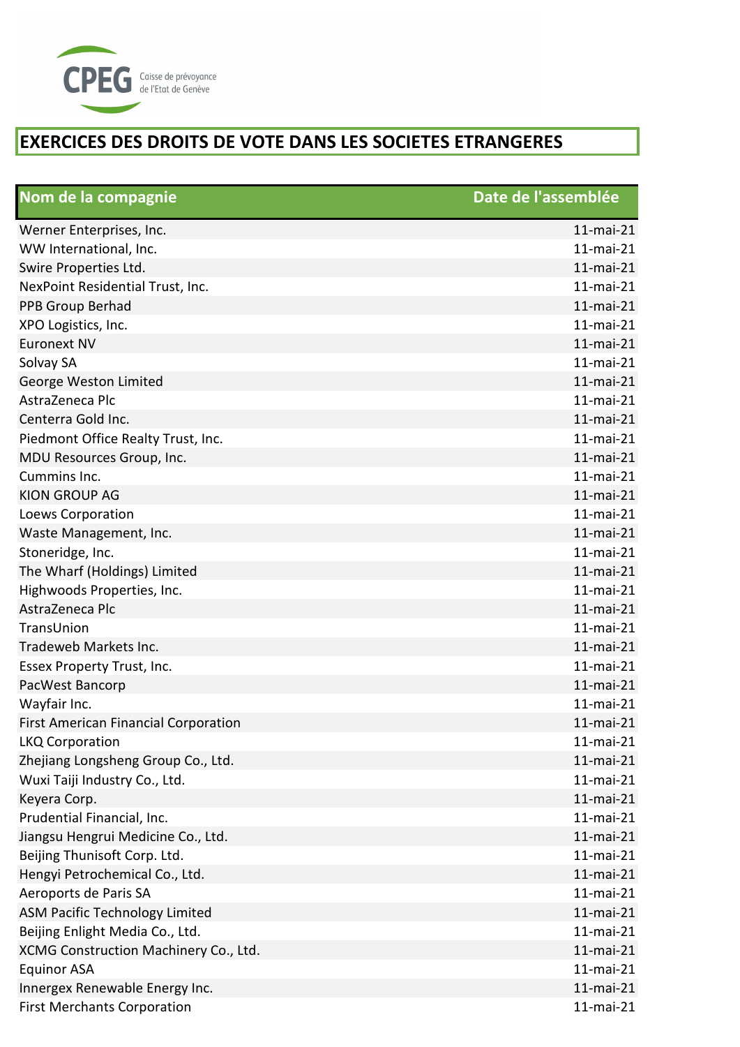CPEG Caisse de prévoyance de l'Etat de Genève

# EXERCICES DES DROITS DE VOTE DANS LES SOCIETES ETRANGERES

| Nom de la compagnie | Date de l'assemblée |
|---|---|
| Werner Enterprises, Inc. | 11-mai-21 |
| WW International, Inc. | 11-mai-21 |
| Swire Properties Ltd. | 11-mai-21 |
| NexPoint Residential Trust, Inc. | 11-mai-21 |
| PPB Group Berhad | 11-mai-21 |
| XPO Logistics, Inc. | 11-mai-21 |
| Euronext NV | 11-mai-21 |
| Solvay SA | 11-mai-21 |
| George Weston Limited | 11-mai-21 |
| AstraZeneca Plc | 11-mai-21 |
| Centerra Gold Inc. | 11-mai-21 |
| Piedmont Office Realty Trust, Inc. | 11-mai-21 |
| MDU Resources Group, Inc. | 11-mai-21 |
| Cummins Inc. | 11-mai-21 |
| KION GROUP AG | 11-mai-21 |
| Loews Corporation | 11-mai-21 |
| Waste Management, Inc. | 11-mai-21 |
| Stoneridge, Inc. | 11-mai-21 |
| The Wharf (Holdings) Limited | 11-mai-21 |
| Highwoods Properties, Inc. | 11-mai-21 |
| AstraZeneca Plc | 11-mai-21 |
| TransUnion | 11-mai-21 |
| Tradeweb Markets Inc. | 11-mai-21 |
| Essex Property Trust, Inc. | 11-mai-21 |
| PacWest Bancorp | 11-mai-21 |
| Wayfair Inc. | 11-mai-21 |
| First American Financial Corporation | 11-mai-21 |
| LKQ Corporation | 11-mai-21 |
| Zhejiang Longsheng Group Co., Ltd. | 11-mai-21 |
| Wuxi Taiji Industry Co., Ltd. | 11-mai-21 |
| Keyera Corp. | 11-mai-21 |
| Prudential Financial, Inc. | 11-mai-21 |
| Jiangsu Hengrui Medicine Co., Ltd. | 11-mai-21 |
| Beijing Thunisoft Corp. Ltd. | 11-mai-21 |
| Hengyi Petrochemical Co., Ltd. | 11-mai-21 |
| Aeroports de Paris SA | 11-mai-21 |
| ASM Pacific Technology Limited | 11-mai-21 |
| Beijing Enlight Media Co., Ltd. | 11-mai-21 |
| XCMG Construction Machinery Co., Ltd. | 11-mai-21 |
| Equinor ASA | 11-mai-21 |
| Innergex Renewable Energy Inc. | 11-mai-21 |
| First Merchants Corporation | 11-mai-21 |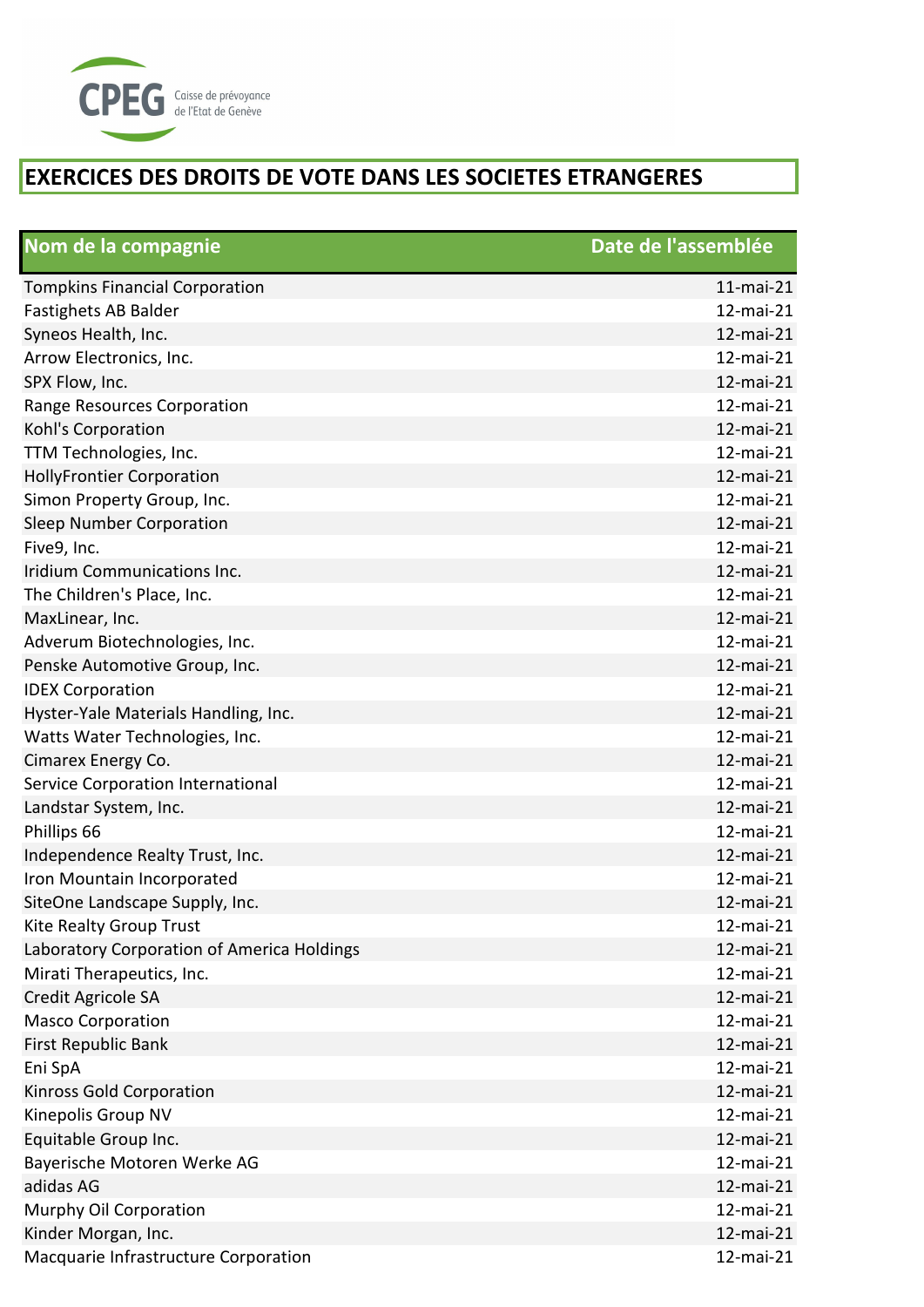CPEG Caisse de prévoyance de l'Etat de Genève

# EXERCICES DES DROITS DE VOTE DANS LES SOCIETES ETRANGERES

| Nom de la compagnie | Date de l'assemblée |
|---|---|
| Tompkins Financial Corporation | 11-mai-21 |
| Fastighets AB Balder | 12-mai-21 |
| Syneos Health, Inc. | 12-mai-21 |
| Arrow Electronics, Inc. | 12-mai-21 |
| SPX Flow, Inc. | 12-mai-21 |
| Range Resources Corporation | 12-mai-21 |
| Kohl's Corporation | 12-mai-21 |
| TTM Technologies, Inc. | 12-mai-21 |
| HollyFrontier Corporation | 12-mai-21 |
| Simon Property Group, Inc. | 12-mai-21 |
| Sleep Number Corporation | 12-mai-21 |
| Five9, Inc. | 12-mai-21 |
| Iridium Communications Inc. | 12-mai-21 |
| The Children's Place, Inc. | 12-mai-21 |
| MaxLinear, Inc. | 12-mai-21 |
| Adverum Biotechnologies, Inc. | 12-mai-21 |
| Penske Automotive Group, Inc. | 12-mai-21 |
| IDEX Corporation | 12-mai-21 |
| Hyster-Yale Materials Handling, Inc. | 12-mai-21 |
| Watts Water Technologies, Inc. | 12-mai-21 |
| Cimarex Energy Co. | 12-mai-21 |
| Service Corporation International | 12-mai-21 |
| Landstar System, Inc. | 12-mai-21 |
| Phillips 66 | 12-mai-21 |
| Independence Realty Trust, Inc. | 12-mai-21 |
| Iron Mountain Incorporated | 12-mai-21 |
| SiteOne Landscape Supply, Inc. | 12-mai-21 |
| Kite Realty Group Trust | 12-mai-21 |
| Laboratory Corporation of America Holdings | 12-mai-21 |
| Mirati Therapeutics, Inc. | 12-mai-21 |
| Credit Agricole SA | 12-mai-21 |
| Masco Corporation | 12-mai-21 |
| First Republic Bank | 12-mai-21 |
| Eni SpA | 12-mai-21 |
| Kinross Gold Corporation | 12-mai-21 |
| Kinepolis Group NV | 12-mai-21 |
| Equitable Group Inc. | 12-mai-21 |
| Bayerische Motoren Werke AG | 12-mai-21 |
| adidas AG | 12-mai-21 |
| Murphy Oil Corporation | 12-mai-21 |
| Kinder Morgan, Inc. | 12-mai-21 |
| Macquarie Infrastructure Corporation | 12-mai-21 |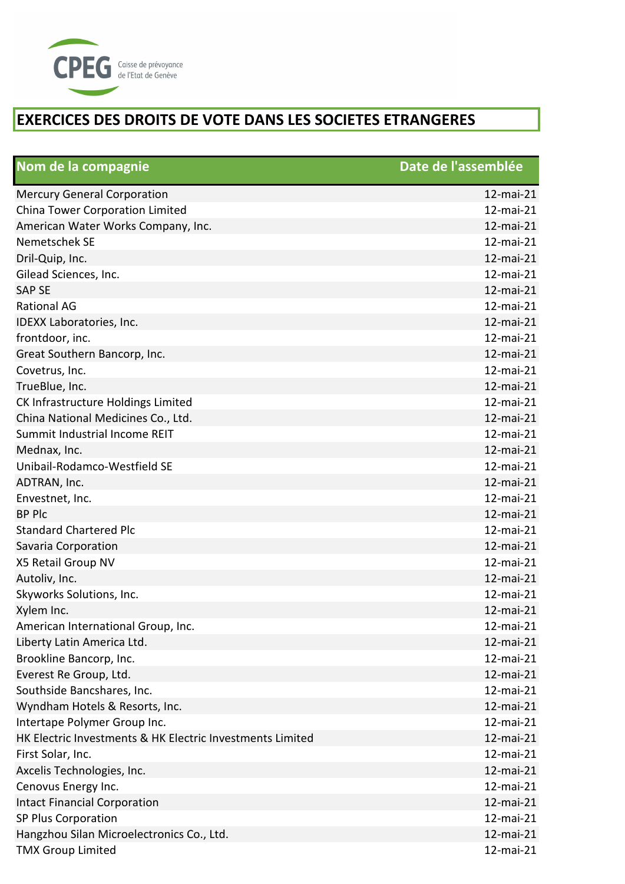CPEG Caisse de prévoyance de l'Etat de Genève

# EXERCICES DES DROITS DE VOTE DANS LES SOCIETES ETRANGERES

| Nom de la compagnie | Date de l'assemblée |
|---|---|
| Mercury General Corporation | 12-mai-21 |
| China Tower Corporation Limited | 12-mai-21 |
| American Water Works Company, Inc. | 12-mai-21 |
| Nemetschek SE | 12-mai-21 |
| Dril-Quip, Inc. | 12-mai-21 |
| Gilead Sciences, Inc. | 12-mai-21 |
| SAP SE | 12-mai-21 |
| Rational AG | 12-mai-21 |
| IDEXX Laboratories, Inc. | 12-mai-21 |
| frontdoor, inc. | 12-mai-21 |
| Great Southern Bancorp, Inc. | 12-mai-21 |
| Covetrus, Inc. | 12-mai-21 |
| TrueBlue, Inc. | 12-mai-21 |
| CK Infrastructure Holdings Limited | 12-mai-21 |
| China National Medicines Co., Ltd. | 12-mai-21 |
| Summit Industrial Income REIT | 12-mai-21 |
| Mednax, Inc. | 12-mai-21 |
| Unibail-Rodamco-Westfield SE | 12-mai-21 |
| ADTRAN, Inc. | 12-mai-21 |
| Envestnet, Inc. | 12-mai-21 |
| BP Plc | 12-mai-21 |
| Standard Chartered Plc | 12-mai-21 |
| Savaria Corporation | 12-mai-21 |
| X5 Retail Group NV | 12-mai-21 |
| Autoliv, Inc. | 12-mai-21 |
| Skyworks Solutions, Inc. | 12-mai-21 |
| Xylem Inc. | 12-mai-21 |
| American International Group, Inc. | 12-mai-21 |
| Liberty Latin America Ltd. | 12-mai-21 |
| Brookline Bancorp, Inc. | 12-mai-21 |
| Everest Re Group, Ltd. | 12-mai-21 |
| Southside Bancshares, Inc. | 12-mai-21 |
| Wyndham Hotels & Resorts, Inc. | 12-mai-21 |
| Intertape Polymer Group Inc. | 12-mai-21 |
| HK Electric Investments & HK Electric Investments Limited | 12-mai-21 |
| First Solar, Inc. | 12-mai-21 |
| Axcelis Technologies, Inc. | 12-mai-21 |
| Cenovus Energy Inc. | 12-mai-21 |
| Intact Financial Corporation | 12-mai-21 |
| SP Plus Corporation | 12-mai-21 |
| Hangzhou Silan Microelectronics Co., Ltd. | 12-mai-21 |
| TMX Group Limited | 12-mai-21 |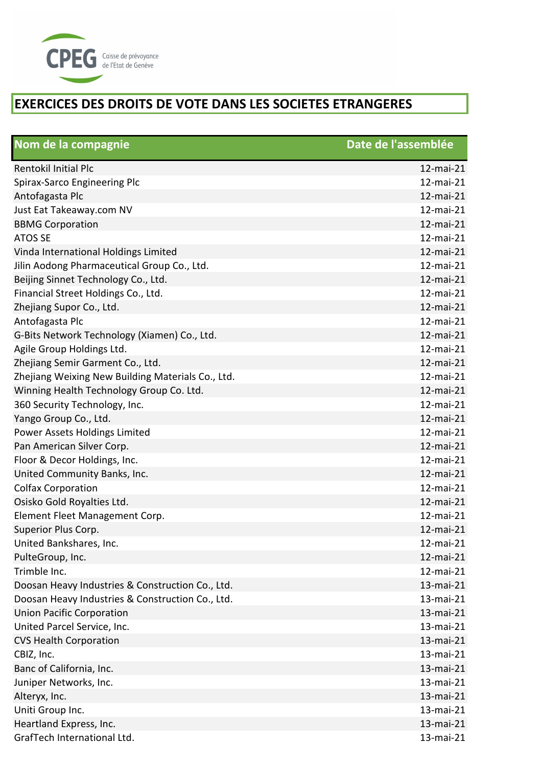CPEG Caisse de prévoyance de l'Etat de Genève

# EXERCICES DES DROITS DE VOTE DANS LES SOCIETES ETRANGERES

| Nom de la compagnie | Date de l'assemblée |
|---|---|
| Rentokil Initial Plc | 12-mai-21 |
| Spirax-Sarco Engineering Plc | 12-mai-21 |
| Antofagasta Plc | 12-mai-21 |
| Just Eat Takeaway.com NV | 12-mai-21 |
| BBMG Corporation | 12-mai-21 |
| ATOS SE | 12-mai-21 |
| Vinda International Holdings Limited | 12-mai-21 |
| Jilin Aodong Pharmaceutical Group Co., Ltd. | 12-mai-21 |
| Beijing Sinnet Technology Co., Ltd. | 12-mai-21 |
| Financial Street Holdings Co., Ltd. | 12-mai-21 |
| Zhejiang Supor Co., Ltd. | 12-mai-21 |
| Antofagasta Plc | 12-mai-21 |
| G-Bits Network Technology (Xiamen) Co., Ltd. | 12-mai-21 |
| Agile Group Holdings Ltd. | 12-mai-21 |
| Zhejiang Semir Garment Co., Ltd. | 12-mai-21 |
| Zhejiang Weixing New Building Materials Co., Ltd. | 12-mai-21 |
| Winning Health Technology Group Co. Ltd. | 12-mai-21 |
| 360 Security Technology, Inc. | 12-mai-21 |
| Yango Group Co., Ltd. | 12-mai-21 |
| Power Assets Holdings Limited | 12-mai-21 |
| Pan American Silver Corp. | 12-mai-21 |
| Floor & Decor Holdings, Inc. | 12-mai-21 |
| United Community Banks, Inc. | 12-mai-21 |
| Colfax Corporation | 12-mai-21 |
| Osisko Gold Royalties Ltd. | 12-mai-21 |
| Element Fleet Management Corp. | 12-mai-21 |
| Superior Plus Corp. | 12-mai-21 |
| United Bankshares, Inc. | 12-mai-21 |
| PulteGroup, Inc. | 12-mai-21 |
| Trimble Inc. | 12-mai-21 |
| Doosan Heavy Industries & Construction Co., Ltd. | 13-mai-21 |
| Doosan Heavy Industries & Construction Co., Ltd. | 13-mai-21 |
| Union Pacific Corporation | 13-mai-21 |
| United Parcel Service, Inc. | 13-mai-21 |
| CVS Health Corporation | 13-mai-21 |
| CBIZ, Inc. | 13-mai-21 |
| Banc of California, Inc. | 13-mai-21 |
| Juniper Networks, Inc. | 13-mai-21 |
| Alteryx, Inc. | 13-mai-21 |
| Uniti Group Inc. | 13-mai-21 |
| Heartland Express, Inc. | 13-mai-21 |
| GrafTech International Ltd. | 13-mai-21 |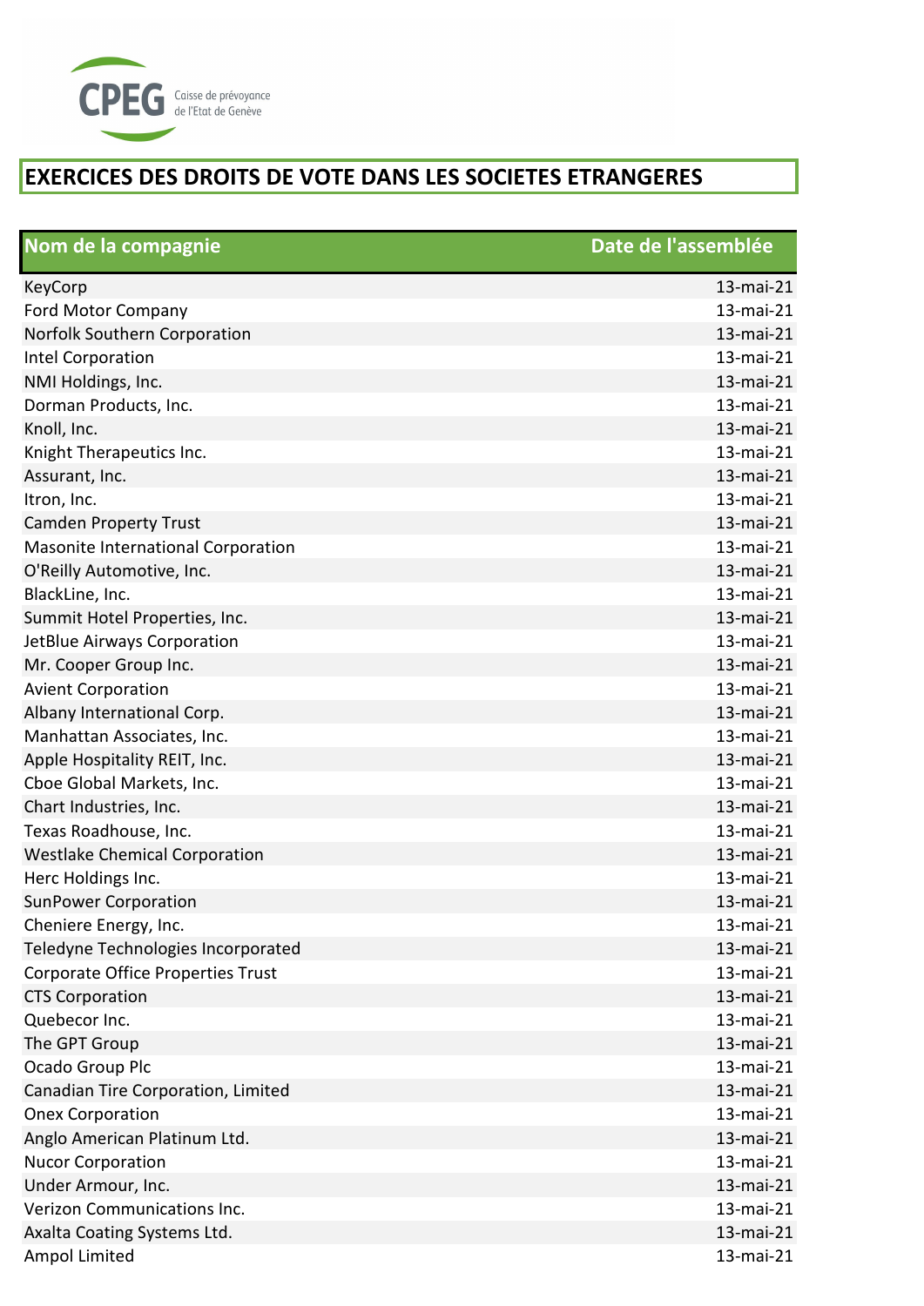CPEG Caisse de prévoyance de l'Etat de Genève

# EXERCICES DES DROITS DE VOTE DANS LES SOCIETES ETRANGERES

| Nom de la compagnie | Date de l'assemblée |
|---|---|
| KeyCorp | 13-mai-21 |
| Ford Motor Company | 13-mai-21 |
| Norfolk Southern Corporation | 13-mai-21 |
| Intel Corporation | 13-mai-21 |
| NMI Holdings, Inc. | 13-mai-21 |
| Dorman Products, Inc. | 13-mai-21 |
| Knoll, Inc. | 13-mai-21 |
| Knight Therapeutics Inc. | 13-mai-21 |
| Assurant, Inc. | 13-mai-21 |
| Itron, Inc. | 13-mai-21 |
| Camden Property Trust | 13-mai-21 |
| Masonite International Corporation | 13-mai-21 |
| O'Reilly Automotive, Inc. | 13-mai-21 |
| BlackLine, Inc. | 13-mai-21 |
| Summit Hotel Properties, Inc. | 13-mai-21 |
| JetBlue Airways Corporation | 13-mai-21 |
| Mr. Cooper Group Inc. | 13-mai-21 |
| Avient Corporation | 13-mai-21 |
| Albany International Corp. | 13-mai-21 |
| Manhattan Associates, Inc. | 13-mai-21 |
| Apple Hospitality REIT, Inc. | 13-mai-21 |
| Cboe Global Markets, Inc. | 13-mai-21 |
| Chart Industries, Inc. | 13-mai-21 |
| Texas Roadhouse, Inc. | 13-mai-21 |
| Westlake Chemical Corporation | 13-mai-21 |
| Herc Holdings Inc. | 13-mai-21 |
| SunPower Corporation | 13-mai-21 |
| Cheniere Energy, Inc. | 13-mai-21 |
| Teledyne Technologies Incorporated | 13-mai-21 |
| Corporate Office Properties Trust | 13-mai-21 |
| CTS Corporation | 13-mai-21 |
| Quebecor Inc. | 13-mai-21 |
| The GPT Group | 13-mai-21 |
| Ocado Group Plc | 13-mai-21 |
| Canadian Tire Corporation, Limited | 13-mai-21 |
| Onex Corporation | 13-mai-21 |
| Anglo American Platinum Ltd. | 13-mai-21 |
| Nucor Corporation | 13-mai-21 |
| Under Armour, Inc. | 13-mai-21 |
| Verizon Communications Inc. | 13-mai-21 |
| Axalta Coating Systems Ltd. | 13-mai-21 |
| Ampol Limited | 13-mai-21 |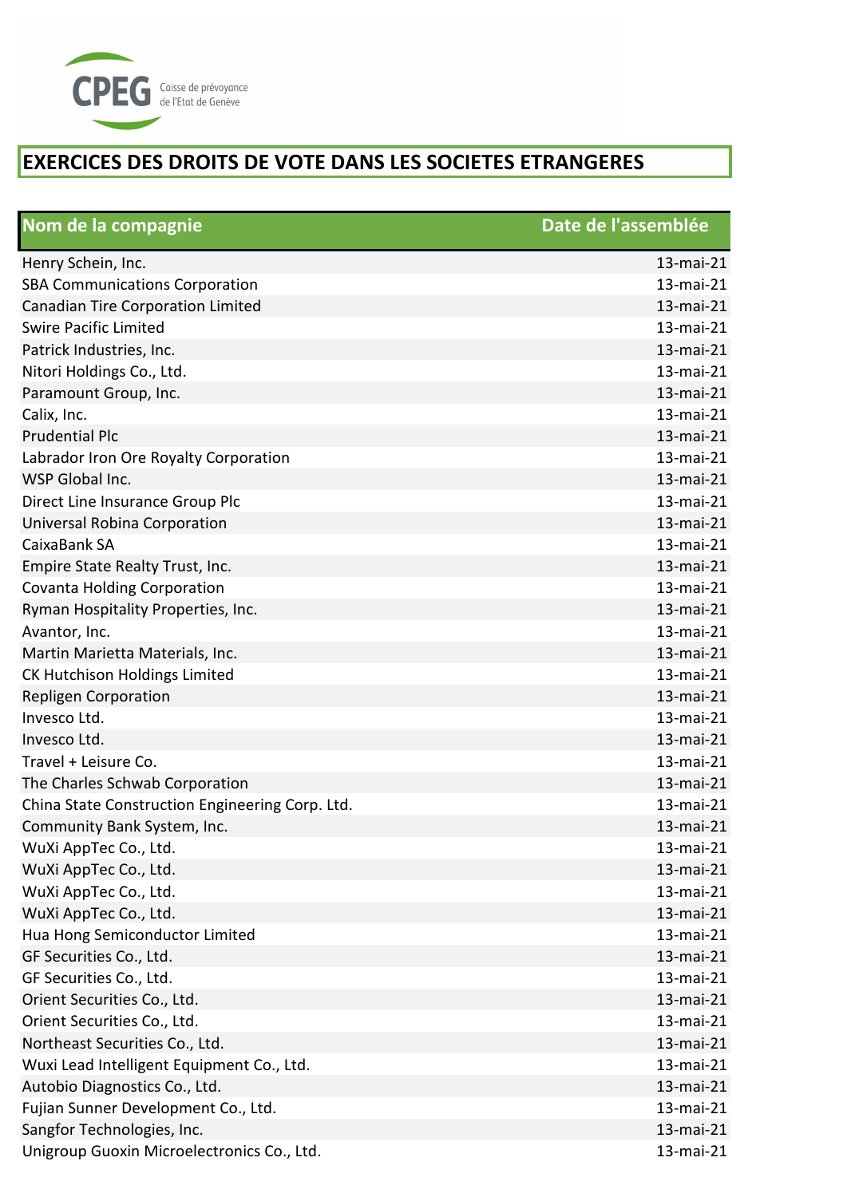CPEG Caisse de prévoyance de l'Etat de Genève

# EXERCICES DES DROITS DE VOTE DANS LES SOCIETES ETRANGERES

| Nom de la compagnie | Date de l'assemblée |
|---|---|
| Henry Schein, Inc. | 13-mai-21 |
| SBA Communications Corporation | 13-mai-21 |
| Canadian Tire Corporation Limited | 13-mai-21 |
| Swire Pacific Limited | 13-mai-21 |
| Patrick Industries, Inc. | 13-mai-21 |
| Nitori Holdings Co., Ltd. | 13-mai-21 |
| Paramount Group, Inc. | 13-mai-21 |
| Calix, Inc. | 13-mai-21 |
| Prudential Plc | 13-mai-21 |
| Labrador Iron Ore Royalty Corporation | 13-mai-21 |
| WSP Global Inc. | 13-mai-21 |
| Direct Line Insurance Group Plc | 13-mai-21 |
| Universal Robina Corporation | 13-mai-21 |
| CaixaBank SA | 13-mai-21 |
| Empire State Realty Trust, Inc. | 13-mai-21 |
| Covanta Holding Corporation | 13-mai-21 |
| Ryman Hospitality Properties, Inc. | 13-mai-21 |
| Avantor, Inc. | 13-mai-21 |
| Martin Marietta Materials, Inc. | 13-mai-21 |
| CK Hutchison Holdings Limited | 13-mai-21 |
| Repligen Corporation | 13-mai-21 |
| Invesco Ltd. | 13-mai-21 |
| Invesco Ltd. | 13-mai-21 |
| Travel + Leisure Co. | 13-mai-21 |
| The Charles Schwab Corporation | 13-mai-21 |
| China State Construction Engineering Corp. Ltd. | 13-mai-21 |
| Community Bank System, Inc. | 13-mai-21 |
| WuXi AppTec Co., Ltd. | 13-mai-21 |
| WuXi AppTec Co., Ltd. | 13-mai-21 |
| WuXi AppTec Co., Ltd. | 13-mai-21 |
| WuXi AppTec Co., Ltd. | 13-mai-21 |
| Hua Hong Semiconductor Limited | 13-mai-21 |
| GF Securities Co., Ltd. | 13-mai-21 |
| GF Securities Co., Ltd. | 13-mai-21 |
| Orient Securities Co., Ltd. | 13-mai-21 |
| Orient Securities Co., Ltd. | 13-mai-21 |
| Northeast Securities Co., Ltd. | 13-mai-21 |
| Wuxi Lead Intelligent Equipment Co., Ltd. | 13-mai-21 |
| Autobio Diagnostics Co., Ltd. | 13-mai-21 |
| Fujian Sunner Development Co., Ltd. | 13-mai-21 |
| Sangfor Technologies, Inc. | 13-mai-21 |
| Unigroup Guoxin Microelectronics Co., Ltd. | 13-mai-21 |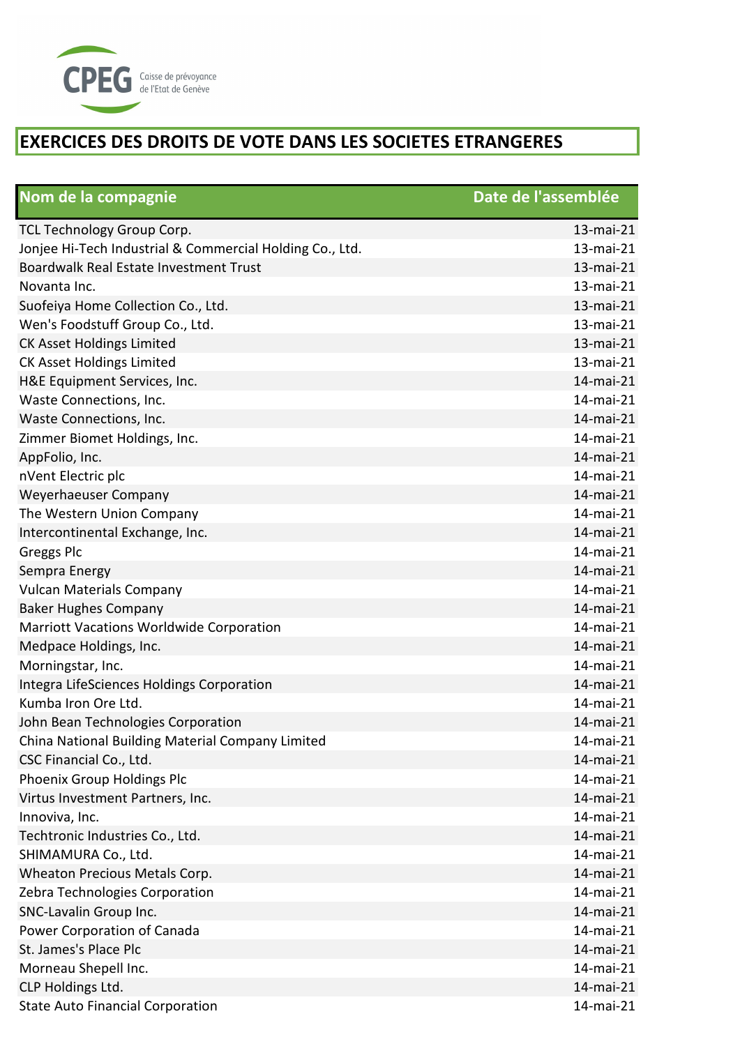# EXERCICES DES DROITS DE VOTE DANS LES SOCIETES ETRANGERES

| Nom de la compagnie | Date de l'assemblée |
|---|---|
| TCL Technology Group Corp. | 13-mai-21 |
| Jonjee Hi-Tech Industrial & Commercial Holding Co., Ltd. | 13-mai-21 |
| Boardwalk Real Estate Investment Trust | 13-mai-21 |
| Novanta Inc. | 13-mai-21 |
| Suofeiya Home Collection Co., Ltd. | 13-mai-21 |
| Wen's Foodstuff Group Co., Ltd. | 13-mai-21 |
| CK Asset Holdings Limited | 13-mai-21 |
| CK Asset Holdings Limited | 13-mai-21 |
| H&E Equipment Services, Inc. | 14-mai-21 |
| Waste Connections, Inc. | 14-mai-21 |
| Waste Connections, Inc. | 14-mai-21 |
| Zimmer Biomet Holdings, Inc. | 14-mai-21 |
| AppFolio, Inc. | 14-mai-21 |
| nVent Electric plc | 14-mai-21 |
| Weyerhaeuser Company | 14-mai-21 |
| The Western Union Company | 14-mai-21 |
| Intercontinental Exchange, Inc. | 14-mai-21 |
| Greggs Plc | 14-mai-21 |
| Sempra Energy | 14-mai-21 |
| Vulcan Materials Company | 14-mai-21 |
| Baker Hughes Company | 14-mai-21 |
| Marriott Vacations Worldwide Corporation | 14-mai-21 |
| Medpace Holdings, Inc. | 14-mai-21 |
| Morningstar, Inc. | 14-mai-21 |
| Integra LifeSciences Holdings Corporation | 14-mai-21 |
| Kumba Iron Ore Ltd. | 14-mai-21 |
| John Bean Technologies Corporation | 14-mai-21 |
| China National Building Material Company Limited | 14-mai-21 |
| CSC Financial Co., Ltd. | 14-mai-21 |
| Phoenix Group Holdings Plc | 14-mai-21 |
| Virtus Investment Partners, Inc. | 14-mai-21 |
| Innoviva, Inc. | 14-mai-21 |
| Techtronic Industries Co., Ltd. | 14-mai-21 |
| SHIMAMURA Co., Ltd. | 14-mai-21 |
| Wheaton Precious Metals Corp. | 14-mai-21 |
| Zebra Technologies Corporation | 14-mai-21 |
| SNC-Lavalin Group Inc. | 14-mai-21 |
| Power Corporation of Canada | 14-mai-21 |
| St. James's Place Plc | 14-mai-21 |
| Morneau Shepell Inc. | 14-mai-21 |
| CLP Holdings Ltd. | 14-mai-21 |
| State Auto Financial Corporation | 14-mai-21 |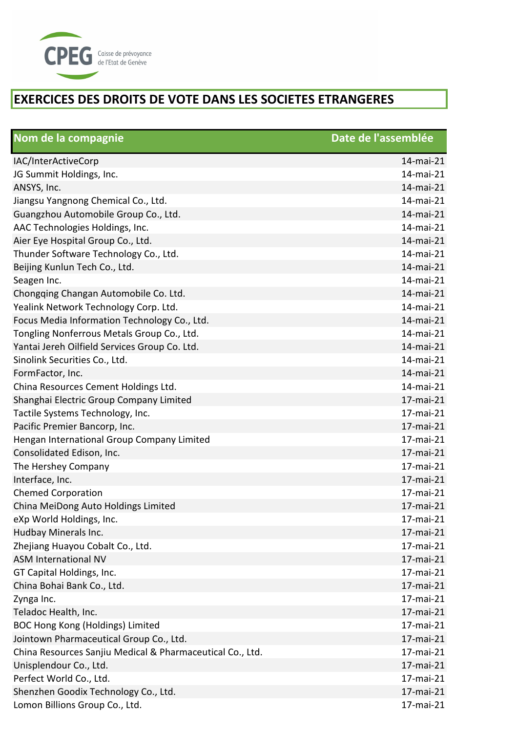CPEG Caisse de prévoyance de l'Etat de Genève

# EXERCICES DES DROITS DE VOTE DANS LES SOCIETES ETRANGERES

| Nom de la compagnie | Date de l'assemblée |
|---|---|
| IAC/InterActiveCorp | 14-mai-21 |
| JG Summit Holdings, Inc. | 14-mai-21 |
| ANSYS, Inc. | 14-mai-21 |
| Jiangsu Yangnong Chemical Co., Ltd. | 14-mai-21 |
| Guangzhou Automobile Group Co., Ltd. | 14-mai-21 |
| AAC Technologies Holdings, Inc. | 14-mai-21 |
| Aier Eye Hospital Group Co., Ltd. | 14-mai-21 |
| Thunder Software Technology Co., Ltd. | 14-mai-21 |
| Beijing Kunlun Tech Co., Ltd. | 14-mai-21 |
| Seagen Inc. | 14-mai-21 |
| Chongqing Changan Automobile Co. Ltd. | 14-mai-21 |
| Yealink Network Technology Corp. Ltd. | 14-mai-21 |
| Focus Media Information Technology Co., Ltd. | 14-mai-21 |
| Tongling Nonferrous Metals Group Co., Ltd. | 14-mai-21 |
| Yantai Jereh Oilfield Services Group Co. Ltd. | 14-mai-21 |
| Sinolink Securities Co., Ltd. | 14-mai-21 |
| FormFactor, Inc. | 14-mai-21 |
| China Resources Cement Holdings Ltd. | 14-mai-21 |
| Shanghai Electric Group Company Limited | 17-mai-21 |
| Tactile Systems Technology, Inc. | 17-mai-21 |
| Pacific Premier Bancorp, Inc. | 17-mai-21 |
| Hengan International Group Company Limited | 17-mai-21 |
| Consolidated Edison, Inc. | 17-mai-21 |
| The Hershey Company | 17-mai-21 |
| Interface, Inc. | 17-mai-21 |
| Chemed Corporation | 17-mai-21 |
| China MeiDong Auto Holdings Limited | 17-mai-21 |
| eXp World Holdings, Inc. | 17-mai-21 |
| Hudbay Minerals Inc. | 17-mai-21 |
| Zhejiang Huayou Cobalt Co., Ltd. | 17-mai-21 |
| ASM International NV | 17-mai-21 |
| GT Capital Holdings, Inc. | 17-mai-21 |
| China Bohai Bank Co., Ltd. | 17-mai-21 |
| Zynga Inc. | 17-mai-21 |
| Teladoc Health, Inc. | 17-mai-21 |
| BOC Hong Kong (Holdings) Limited | 17-mai-21 |
| Jointown Pharmaceutical Group Co., Ltd. | 17-mai-21 |
| China Resources Sanjiu Medical & Pharmaceutical Co., Ltd. | 17-mai-21 |
| Unisplendour Co., Ltd. | 17-mai-21 |
| Perfect World Co., Ltd. | 17-mai-21 |
| Shenzhen Goodix Technology Co., Ltd. | 17-mai-21 |
| Lomon Billions Group Co., Ltd. | 17-mai-21 |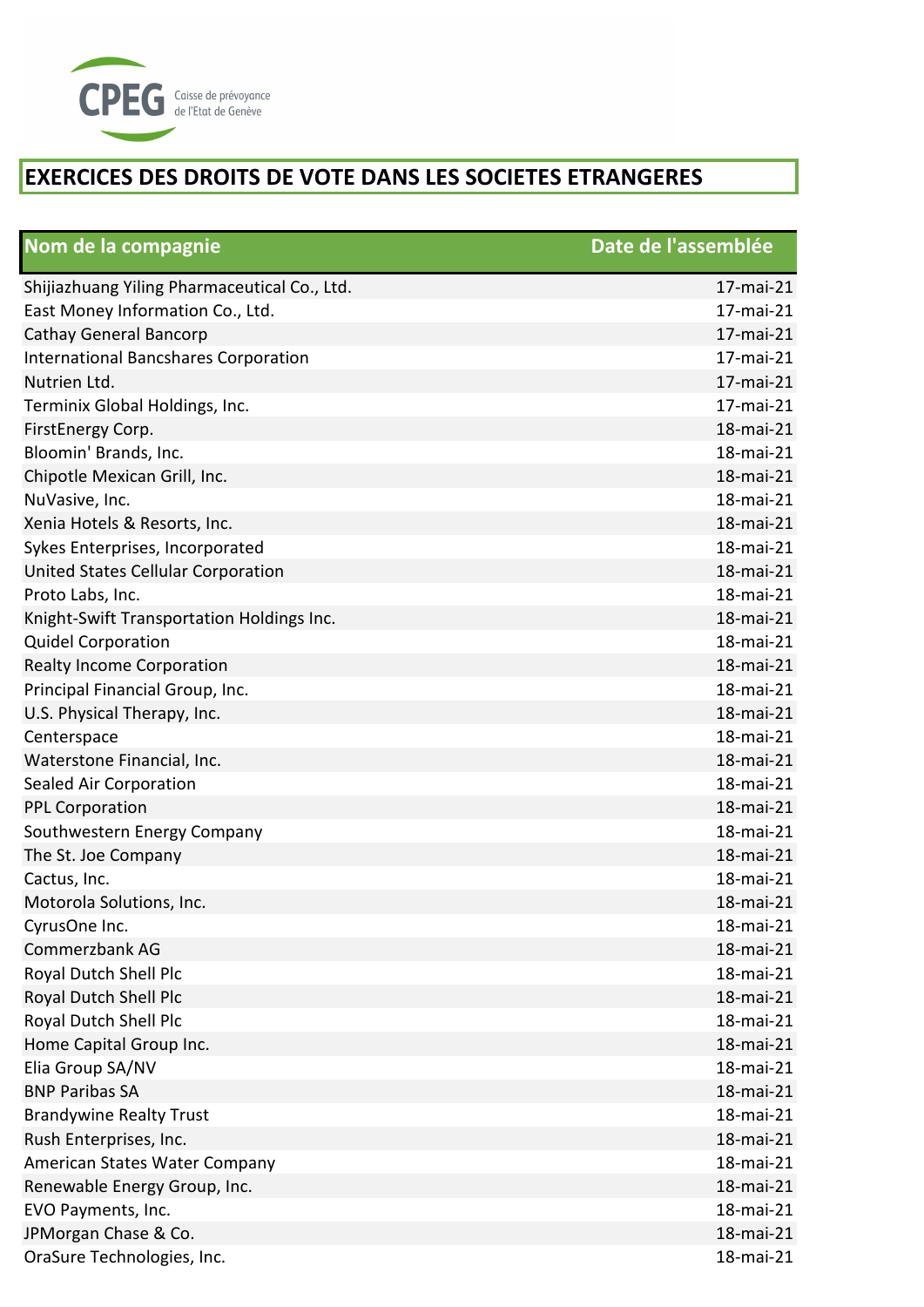# EXERCICES DES DROITS DE VOTE DANS LES SOCIETES ETRANGERES

| Nom de la compagnie | Date de l'assemblée |
|---|---|
| Shijiazhuang Yiling Pharmaceutical Co., Ltd. | 17-mai-21 |
| East Money Information Co., Ltd. | 17-mai-21 |
| Cathay General Bancorp | 17-mai-21 |
| International Bancshares Corporation | 17-mai-21 |
| Nutrien Ltd. | 17-mai-21 |
| Terminix Global Holdings, Inc. | 17-mai-21 |
| FirstEnergy Corp. | 18-mai-21 |
| Bloomin' Brands, Inc. | 18-mai-21 |
| Chipotle Mexican Grill, Inc. | 18-mai-21 |
| NuVasive, Inc. | 18-mai-21 |
| Xenia Hotels & Resorts, Inc. | 18-mai-21 |
| Sykes Enterprises, Incorporated | 18-mai-21 |
| United States Cellular Corporation | 18-mai-21 |
| Proto Labs, Inc. | 18-mai-21 |
| Knight-Swift Transportation Holdings Inc. | 18-mai-21 |
| Quidel Corporation | 18-mai-21 |
| Realty Income Corporation | 18-mai-21 |
| Principal Financial Group, Inc. | 18-mai-21 |
| U.S. Physical Therapy, Inc. | 18-mai-21 |
| Centerspace | 18-mai-21 |
| Waterstone Financial, Inc. | 18-mai-21 |
| Sealed Air Corporation | 18-mai-21 |
| PPL Corporation | 18-mai-21 |
| Southwestern Energy Company | 18-mai-21 |
| The St. Joe Company | 18-mai-21 |
| Cactus, Inc. | 18-mai-21 |
| Motorola Solutions, Inc. | 18-mai-21 |
| CyrusOne Inc. | 18-mai-21 |
| Commerzbank AG | 18-mai-21 |
| Royal Dutch Shell Plc | 18-mai-21 |
| Royal Dutch Shell Plc | 18-mai-21 |
| Royal Dutch Shell Plc | 18-mai-21 |
| Home Capital Group Inc. | 18-mai-21 |
| Elia Group SA/NV | 18-mai-21 |
| BNP Paribas SA | 18-mai-21 |
| Brandywine Realty Trust | 18-mai-21 |
| Rush Enterprises, Inc. | 18-mai-21 |
| American States Water Company | 18-mai-21 |
| Renewable Energy Group, Inc. | 18-mai-21 |
| EVO Payments, Inc. | 18-mai-21 |
| JPMorgan Chase & Co. | 18-mai-21 |
| OraSure Technologies, Inc. | 18-mai-21 |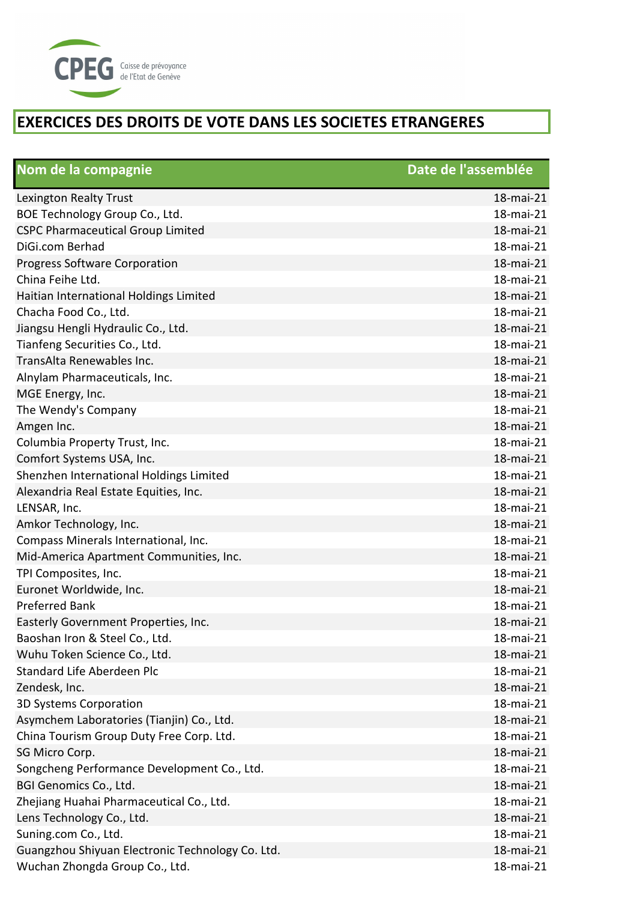CPEG Caisse de prévoyance de l'Etat de Genève

# EXERCICES DES DROITS DE VOTE DANS LES SOCIETES ETRANGERES

| Nom de la compagnie | Date de l'assemblée |
|---|---|
| Lexington Realty Trust | 18-mai-21 |
| BOE Technology Group Co., Ltd. | 18-mai-21 |
| CSPC Pharmaceutical Group Limited | 18-mai-21 |
| DiGi.com Berhad | 18-mai-21 |
| Progress Software Corporation | 18-mai-21 |
| China Feihe Ltd. | 18-mai-21 |
| Haitian International Holdings Limited | 18-mai-21 |
| Chacha Food Co., Ltd. | 18-mai-21 |
| Jiangsu Hengli Hydraulic Co., Ltd. | 18-mai-21 |
| Tianfeng Securities Co., Ltd. | 18-mai-21 |
| TransAlta Renewables Inc. | 18-mai-21 |
| Alnylam Pharmaceuticals, Inc. | 18-mai-21 |
| MGE Energy, Inc. | 18-mai-21 |
| The Wendy's Company | 18-mai-21 |
| Amgen Inc. | 18-mai-21 |
| Columbia Property Trust, Inc. | 18-mai-21 |
| Comfort Systems USA, Inc. | 18-mai-21 |
| Shenzhen International Holdings Limited | 18-mai-21 |
| Alexandria Real Estate Equities, Inc. | 18-mai-21 |
| LENSAR, Inc. | 18-mai-21 |
| Amkor Technology, Inc. | 18-mai-21 |
| Compass Minerals International, Inc. | 18-mai-21 |
| Mid-America Apartment Communities, Inc. | 18-mai-21 |
| TPI Composites, Inc. | 18-mai-21 |
| Euronet Worldwide, Inc. | 18-mai-21 |
| Preferred Bank | 18-mai-21 |
| Easterly Government Properties, Inc. | 18-mai-21 |
| Baoshan Iron & Steel Co., Ltd. | 18-mai-21 |
| Wuhu Token Science Co., Ltd. | 18-mai-21 |
| Standard Life Aberdeen Plc | 18-mai-21 |
| Zendesk, Inc. | 18-mai-21 |
| 3D Systems Corporation | 18-mai-21 |
| Asymchem Laboratories (Tianjin) Co., Ltd. | 18-mai-21 |
| China Tourism Group Duty Free Corp. Ltd. | 18-mai-21 |
| SG Micro Corp. | 18-mai-21 |
| Songcheng Performance Development Co., Ltd. | 18-mai-21 |
| BGI Genomics Co., Ltd. | 18-mai-21 |
| Zhejiang Huahai Pharmaceutical Co., Ltd. | 18-mai-21 |
| Lens Technology Co., Ltd. | 18-mai-21 |
| Suning.com Co., Ltd. | 18-mai-21 |
| Guangzhou Shiyuan Electronic Technology Co. Ltd. | 18-mai-21 |
| Wuchan Zhongda Group Co., Ltd. | 18-mai-21 |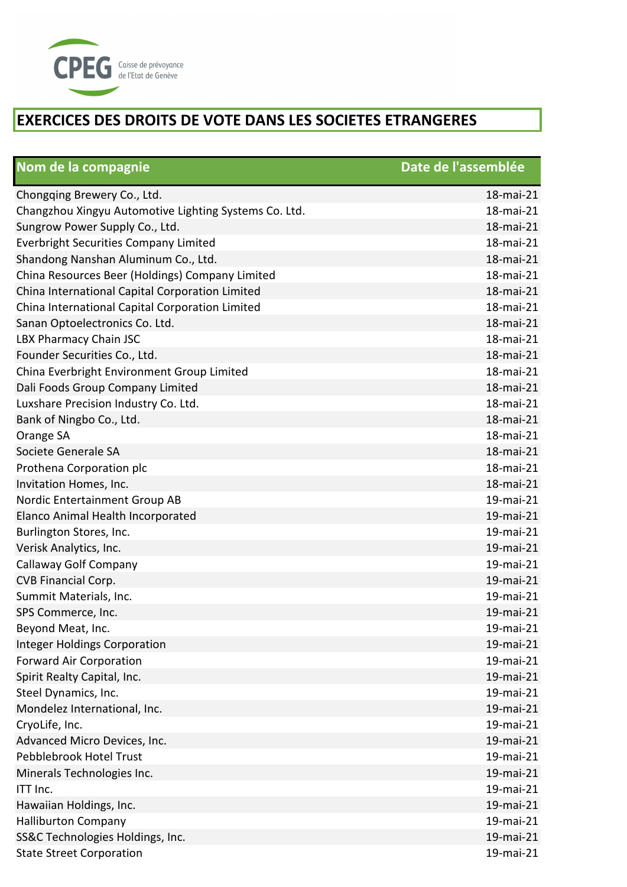CPEG Caisse de prévoyance de l'Etat de Genève

# EXERCICES DES DROITS DE VOTE DANS LES SOCIETES ETRANGERES

| Nom de la compagnie | Date de l'assemblée |
| --- | --- |
| Chongqing Brewery Co., Ltd. | 18-mai-21 |
| Changzhou Xingyu Automotive Lighting Systems Co. Ltd. | 18-mai-21 |
| Sungrow Power Supply Co., Ltd. | 18-mai-21 |
| Everbright Securities Company Limited | 18-mai-21 |
| Shandong Nanshan Aluminum Co., Ltd. | 18-mai-21 |
| China Resources Beer (Holdings) Company Limited | 18-mai-21 |
| China International Capital Corporation Limited | 18-mai-21 |
| China International Capital Corporation Limited | 18-mai-21 |
| Sanan Optoelectronics Co. Ltd. | 18-mai-21 |
| LBX Pharmacy Chain JSC | 18-mai-21 |
| Founder Securities Co., Ltd. | 18-mai-21 |
| China Everbright Environment Group Limited | 18-mai-21 |
| Dali Foods Group Company Limited | 18-mai-21 |
| Luxshare Precision Industry Co. Ltd. | 18-mai-21 |
| Bank of Ningbo Co., Ltd. | 18-mai-21 |
| Orange SA | 18-mai-21 |
| Societe Generale SA | 18-mai-21 |
| Prothena Corporation plc | 18-mai-21 |
| Invitation Homes, Inc. | 18-mai-21 |
| Nordic Entertainment Group AB | 19-mai-21 |
| Elanco Animal Health Incorporated | 19-mai-21 |
| Burlington Stores, Inc. | 19-mai-21 |
| Verisk Analytics, Inc. | 19-mai-21 |
| Callaway Golf Company | 19-mai-21 |
| CVB Financial Corp. | 19-mai-21 |
| Summit Materials, Inc. | 19-mai-21 |
| SPS Commerce, Inc. | 19-mai-21 |
| Beyond Meat, Inc. | 19-mai-21 |
| Integer Holdings Corporation | 19-mai-21 |
| Forward Air Corporation | 19-mai-21 |
| Spirit Realty Capital, Inc. | 19-mai-21 |
| Steel Dynamics, Inc. | 19-mai-21 |
| Mondelez International, Inc. | 19-mai-21 |
| CryoLife, Inc. | 19-mai-21 |
| Advanced Micro Devices, Inc. | 19-mai-21 |
| Pebblebrook Hotel Trust | 19-mai-21 |
| Minerals Technologies Inc. | 19-mai-21 |
| ITT Inc. | 19-mai-21 |
| Hawaiian Holdings, Inc. | 19-mai-21 |
| Halliburton Company | 19-mai-21 |
| SS&C Technologies Holdings, Inc. | 19-mai-21 |
| State Street Corporation | 19-mai-21 |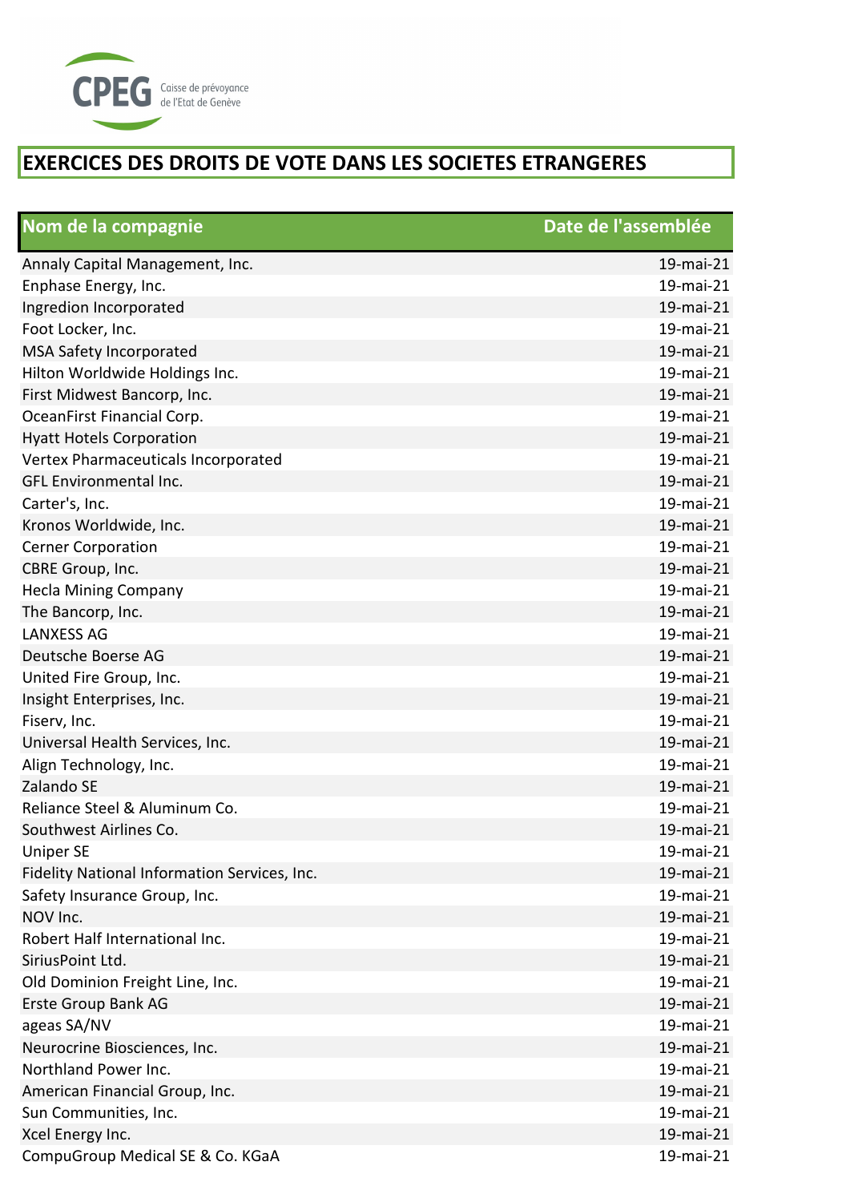CPEG Caisse de prévoyance de l'Etat de Genève

# EXERCICES DES DROITS DE VOTE DANS LES SOCIETES ETRANGERES

| Nom de la compagnie | Date de l'assemblée |
|---|---|
| Annaly Capital Management, Inc. | 19-mai-21 |
| Enphase Energy, Inc. | 19-mai-21 |
| Ingredion Incorporated | 19-mai-21 |
| Foot Locker, Inc. | 19-mai-21 |
| MSA Safety Incorporated | 19-mai-21 |
| Hilton Worldwide Holdings Inc. | 19-mai-21 |
| First Midwest Bancorp, Inc. | 19-mai-21 |
| OceanFirst Financial Corp. | 19-mai-21 |
| Hyatt Hotels Corporation | 19-mai-21 |
| Vertex Pharmaceuticals Incorporated | 19-mai-21 |
| GFL Environmental Inc. | 19-mai-21 |
| Carter's, Inc. | 19-mai-21 |
| Kronos Worldwide, Inc. | 19-mai-21 |
| Cerner Corporation | 19-mai-21 |
| CBRE Group, Inc. | 19-mai-21 |
| Hecla Mining Company | 19-mai-21 |
| The Bancorp, Inc. | 19-mai-21 |
| LANXESS AG | 19-mai-21 |
| Deutsche Boerse AG | 19-mai-21 |
| United Fire Group, Inc. | 19-mai-21 |
| Insight Enterprises, Inc. | 19-mai-21 |
| Fiserv, Inc. | 19-mai-21 |
| Universal Health Services, Inc. | 19-mai-21 |
| Align Technology, Inc. | 19-mai-21 |
| Zalando SE | 19-mai-21 |
| Reliance Steel & Aluminum Co. | 19-mai-21 |
| Southwest Airlines Co. | 19-mai-21 |
| Uniper SE | 19-mai-21 |
| Fidelity National Information Services, Inc. | 19-mai-21 |
| Safety Insurance Group, Inc. | 19-mai-21 |
| NOV Inc. | 19-mai-21 |
| Robert Half International Inc. | 19-mai-21 |
| SiriusPoint Ltd. | 19-mai-21 |
| Old Dominion Freight Line, Inc. | 19-mai-21 |
| Erste Group Bank AG | 19-mai-21 |
| ageas SA/NV | 19-mai-21 |
| Neurocrine Biosciences, Inc. | 19-mai-21 |
| Northland Power Inc. | 19-mai-21 |
| American Financial Group, Inc. | 19-mai-21 |
| Sun Communities, Inc. | 19-mai-21 |
| Xcel Energy Inc. | 19-mai-21 |
| CompuGroup Medical SE & Co. KGaA | 19-mai-21 |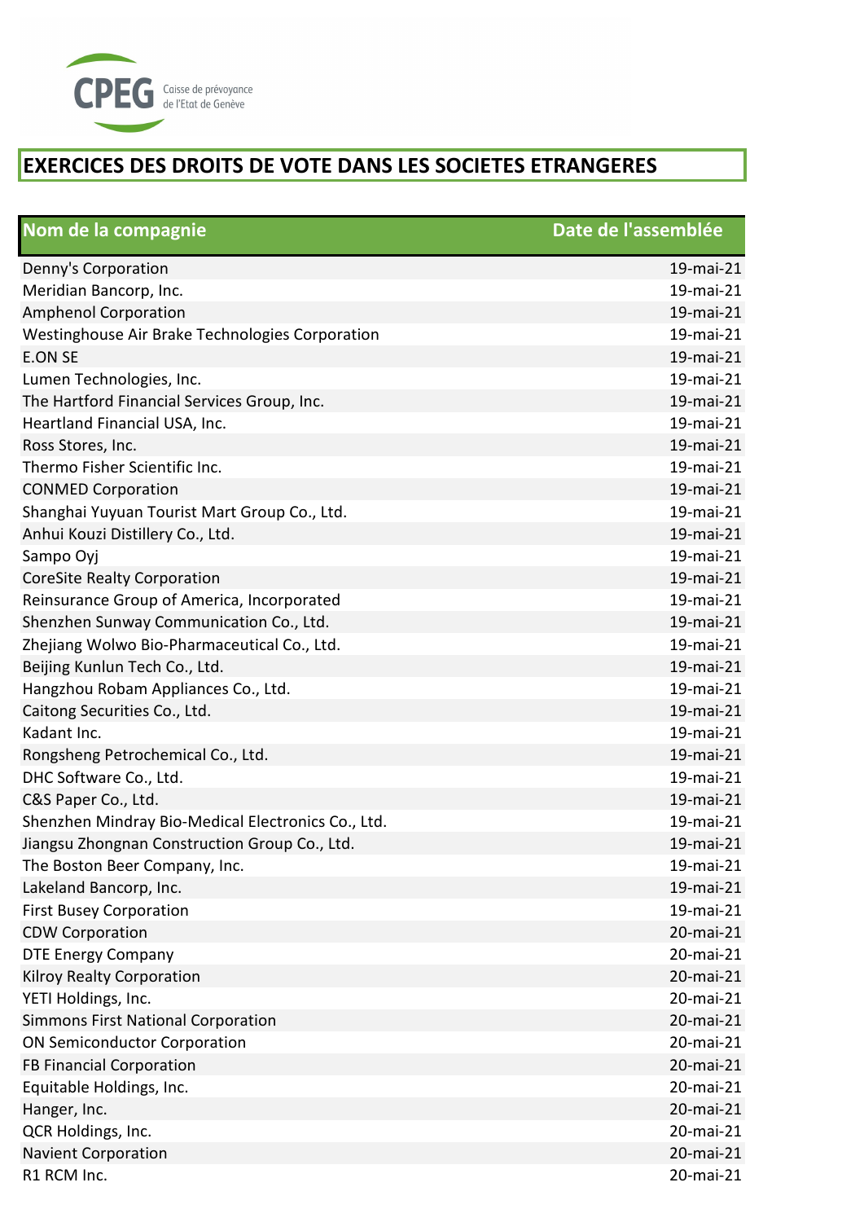# EXERCICES DES DROITS DE VOTE DANS LES SOCIETES ETRANGERES

| Nom de la compagnie | Date de l'assemblée |
|---|---|
| Denny's Corporation | 19-mai-21 |
| Meridian Bancorp, Inc. | 19-mai-21 |
| Amphenol Corporation | 19-mai-21 |
| Westinghouse Air Brake Technologies Corporation | 19-mai-21 |
| E.ON SE | 19-mai-21 |
| Lumen Technologies, Inc. | 19-mai-21 |
| The Hartford Financial Services Group, Inc. | 19-mai-21 |
| Heartland Financial USA, Inc. | 19-mai-21 |
| Ross Stores, Inc. | 19-mai-21 |
| Thermo Fisher Scientific Inc. | 19-mai-21 |
| CONMED Corporation | 19-mai-21 |
| Shanghai Yuyuan Tourist Mart Group Co., Ltd. | 19-mai-21 |
| Anhui Kouzi Distillery Co., Ltd. | 19-mai-21 |
| Sampo Oyj | 19-mai-21 |
| CoreSite Realty Corporation | 19-mai-21 |
| Reinsurance Group of America, Incorporated | 19-mai-21 |
| Shenzhen Sunway Communication Co., Ltd. | 19-mai-21 |
| Zhejiang Wolwo Bio-Pharmaceutical Co., Ltd. | 19-mai-21 |
| Beijing Kunlun Tech Co., Ltd. | 19-mai-21 |
| Hangzhou Robam Appliances Co., Ltd. | 19-mai-21 |
| Caitong Securities Co., Ltd. | 19-mai-21 |
| Kadant Inc. | 19-mai-21 |
| Rongsheng Petrochemical Co., Ltd. | 19-mai-21 |
| DHC Software Co., Ltd. | 19-mai-21 |
| C&S Paper Co., Ltd. | 19-mai-21 |
| Shenzhen Mindray Bio-Medical Electronics Co., Ltd. | 19-mai-21 |
| Jiangsu Zhongnan Construction Group Co., Ltd. | 19-mai-21 |
| The Boston Beer Company, Inc. | 19-mai-21 |
| Lakeland Bancorp, Inc. | 19-mai-21 |
| First Busey Corporation | 19-mai-21 |
| CDW Corporation | 20-mai-21 |
| DTE Energy Company | 20-mai-21 |
| Kilroy Realty Corporation | 20-mai-21 |
| YETI Holdings, Inc. | 20-mai-21 |
| Simmons First National Corporation | 20-mai-21 |
| ON Semiconductor Corporation | 20-mai-21 |
| FB Financial Corporation | 20-mai-21 |
| Equitable Holdings, Inc. | 20-mai-21 |
| Hanger, Inc. | 20-mai-21 |
| QCR Holdings, Inc. | 20-mai-21 |
| Navient Corporation | 20-mai-21 |
| R1 RCM Inc. | 20-mai-21 |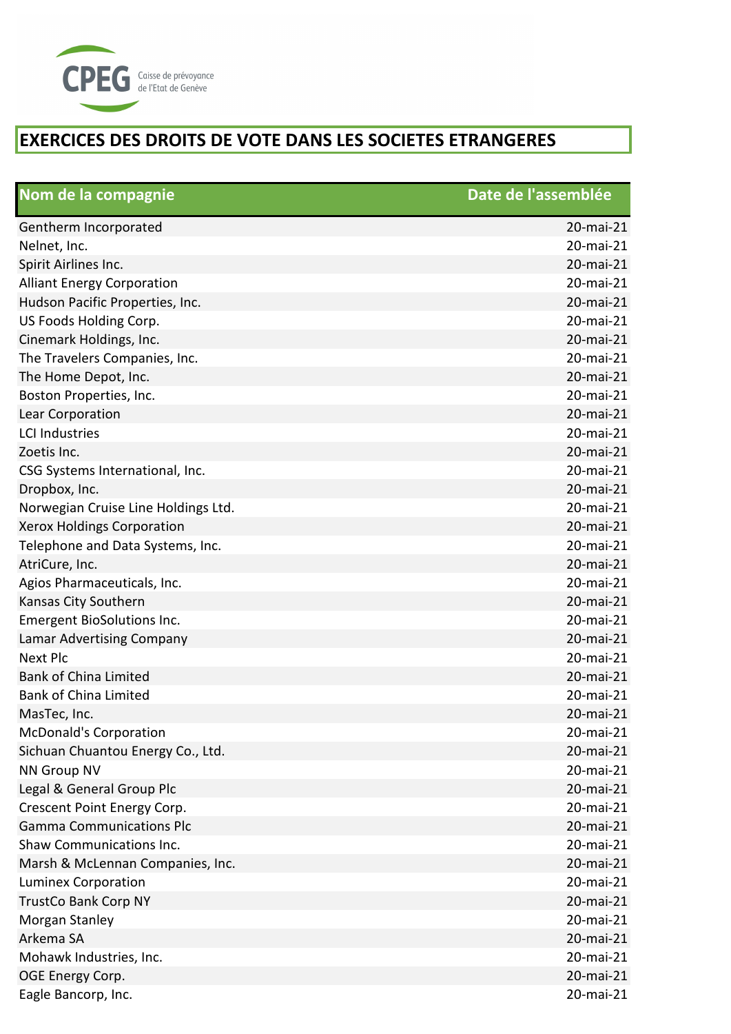CPEG Caisse de prévoyance de l'Etat de Genève

# EXERCICES DES DROITS DE VOTE DANS LES SOCIETES ETRANGERES

| Nom de la compagnie | Date de l'assemblée |
|---|---|
| Gentherm Incorporated | 20-mai-21 |
| Nelnet, Inc. | 20-mai-21 |
| Spirit Airlines Inc. | 20-mai-21 |
| Alliant Energy Corporation | 20-mai-21 |
| Hudson Pacific Properties, Inc. | 20-mai-21 |
| US Foods Holding Corp. | 20-mai-21 |
| Cinemark Holdings, Inc. | 20-mai-21 |
| The Travelers Companies, Inc. | 20-mai-21 |
| The Home Depot, Inc. | 20-mai-21 |
| Boston Properties, Inc. | 20-mai-21 |
| Lear Corporation | 20-mai-21 |
| LCI Industries | 20-mai-21 |
| Zoetis Inc. | 20-mai-21 |
| CSG Systems International, Inc. | 20-mai-21 |
| Dropbox, Inc. | 20-mai-21 |
| Norwegian Cruise Line Holdings Ltd. | 20-mai-21 |
| Xerox Holdings Corporation | 20-mai-21 |
| Telephone and Data Systems, Inc. | 20-mai-21 |
| AtriCure, Inc. | 20-mai-21 |
| Agios Pharmaceuticals, Inc. | 20-mai-21 |
| Kansas City Southern | 20-mai-21 |
| Emergent BioSolutions Inc. | 20-mai-21 |
| Lamar Advertising Company | 20-mai-21 |
| Next Plc | 20-mai-21 |
| Bank of China Limited | 20-mai-21 |
| Bank of China Limited | 20-mai-21 |
| MasTec, Inc. | 20-mai-21 |
| McDonald's Corporation | 20-mai-21 |
| Sichuan Chuantou Energy Co., Ltd. | 20-mai-21 |
| NN Group NV | 20-mai-21 |
| Legal & General Group Plc | 20-mai-21 |
| Crescent Point Energy Corp. | 20-mai-21 |
| Gamma Communications Plc | 20-mai-21 |
| Shaw Communications Inc. | 20-mai-21 |
| Marsh & McLennan Companies, Inc. | 20-mai-21 |
| Luminex Corporation | 20-mai-21 |
| TrustCo Bank Corp NY | 20-mai-21 |
| Morgan Stanley | 20-mai-21 |
| Arkema SA | 20-mai-21 |
| Mohawk Industries, Inc. | 20-mai-21 |
| OGE Energy Corp. | 20-mai-21 |
| Eagle Bancorp, Inc. | 20-mai-21 |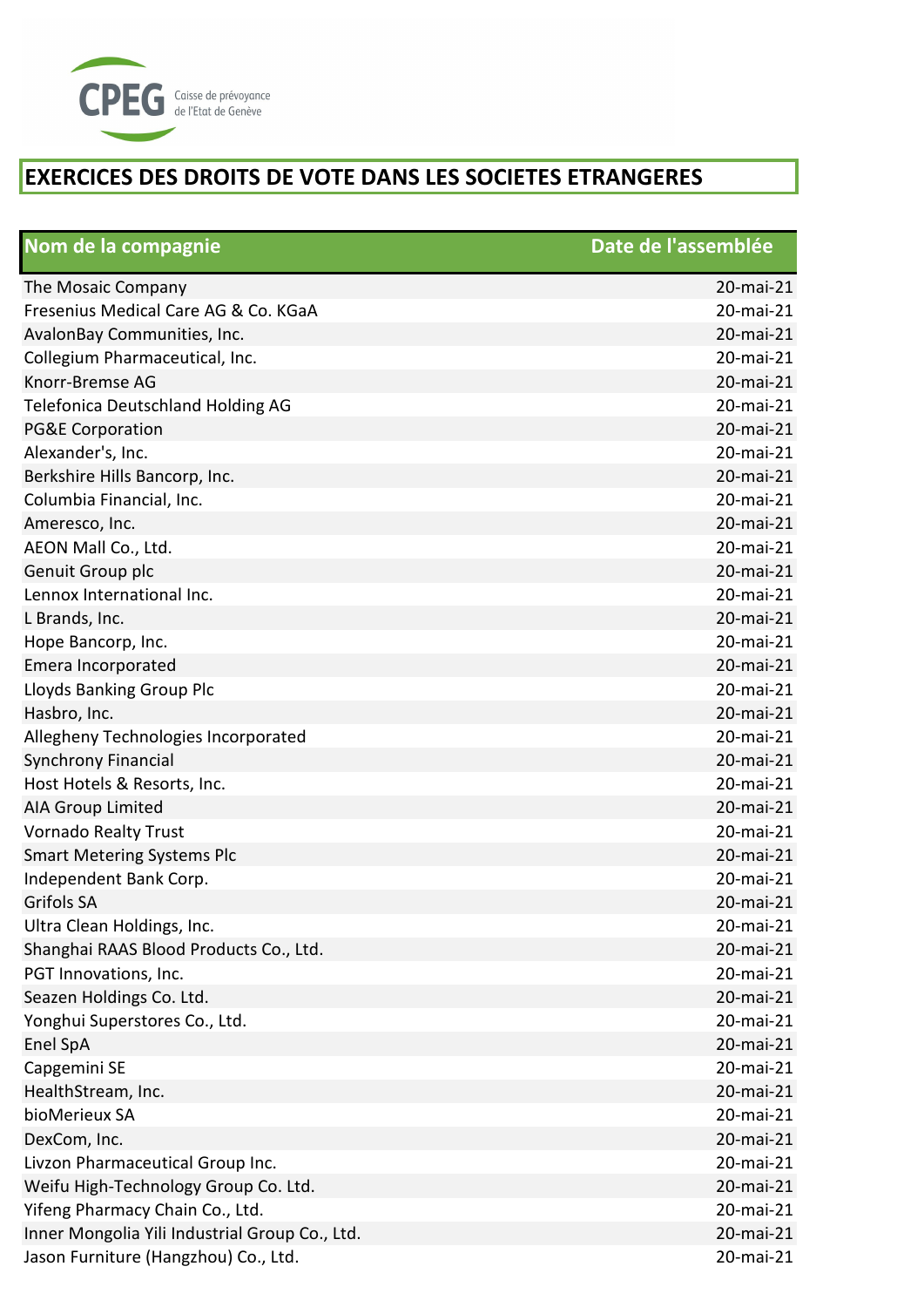CPEG Caisse de prévoyance de l'Etat de Genève

# EXERCICES DES DROITS DE VOTE DANS LES SOCIETES ETRANGERES

| Nom de la compagnie | Date de l'assemblée |
|---|---|
| The Mosaic Company | 20-mai-21 |
| Fresenius Medical Care AG & Co. KGaA | 20-mai-21 |
| AvalonBay Communities, Inc. | 20-mai-21 |
| Collegium Pharmaceutical, Inc. | 20-mai-21 |
| Knorr-Bremse AG | 20-mai-21 |
| Telefonica Deutschland Holding AG | 20-mai-21 |
| PG&E Corporation | 20-mai-21 |
| Alexander's, Inc. | 20-mai-21 |
| Berkshire Hills Bancorp, Inc. | 20-mai-21 |
| Columbia Financial, Inc. | 20-mai-21 |
| Ameresco, Inc. | 20-mai-21 |
| AEON Mall Co., Ltd. | 20-mai-21 |
| Genuit Group plc | 20-mai-21 |
| Lennox International Inc. | 20-mai-21 |
| L Brands, Inc. | 20-mai-21 |
| Hope Bancorp, Inc. | 20-mai-21 |
| Emera Incorporated | 20-mai-21 |
| Lloyds Banking Group Plc | 20-mai-21 |
| Hasbro, Inc. | 20-mai-21 |
| Allegheny Technologies Incorporated | 20-mai-21 |
| Synchrony Financial | 20-mai-21 |
| Host Hotels & Resorts, Inc. | 20-mai-21 |
| AIA Group Limited | 20-mai-21 |
| Vornado Realty Trust | 20-mai-21 |
| Smart Metering Systems Plc | 20-mai-21 |
| Independent Bank Corp. | 20-mai-21 |
| Grifols SA | 20-mai-21 |
| Ultra Clean Holdings, Inc. | 20-mai-21 |
| Shanghai RAAS Blood Products Co., Ltd. | 20-mai-21 |
| PGT Innovations, Inc. | 20-mai-21 |
| Seazen Holdings Co. Ltd. | 20-mai-21 |
| Yonghui Superstores Co., Ltd. | 20-mai-21 |
| Enel SpA | 20-mai-21 |
| Capgemini SE | 20-mai-21 |
| HealthStream, Inc. | 20-mai-21 |
| bioMerieux SA | 20-mai-21 |
| DexCom, Inc. | 20-mai-21 |
| Livzon Pharmaceutical Group Inc. | 20-mai-21 |
| Weifu High-Technology Group Co. Ltd. | 20-mai-21 |
| Yifeng Pharmacy Chain Co., Ltd. | 20-mai-21 |
| Inner Mongolia Yili Industrial Group Co., Ltd. | 20-mai-21 |
| Jason Furniture (Hangzhou) Co., Ltd. | 20-mai-21 |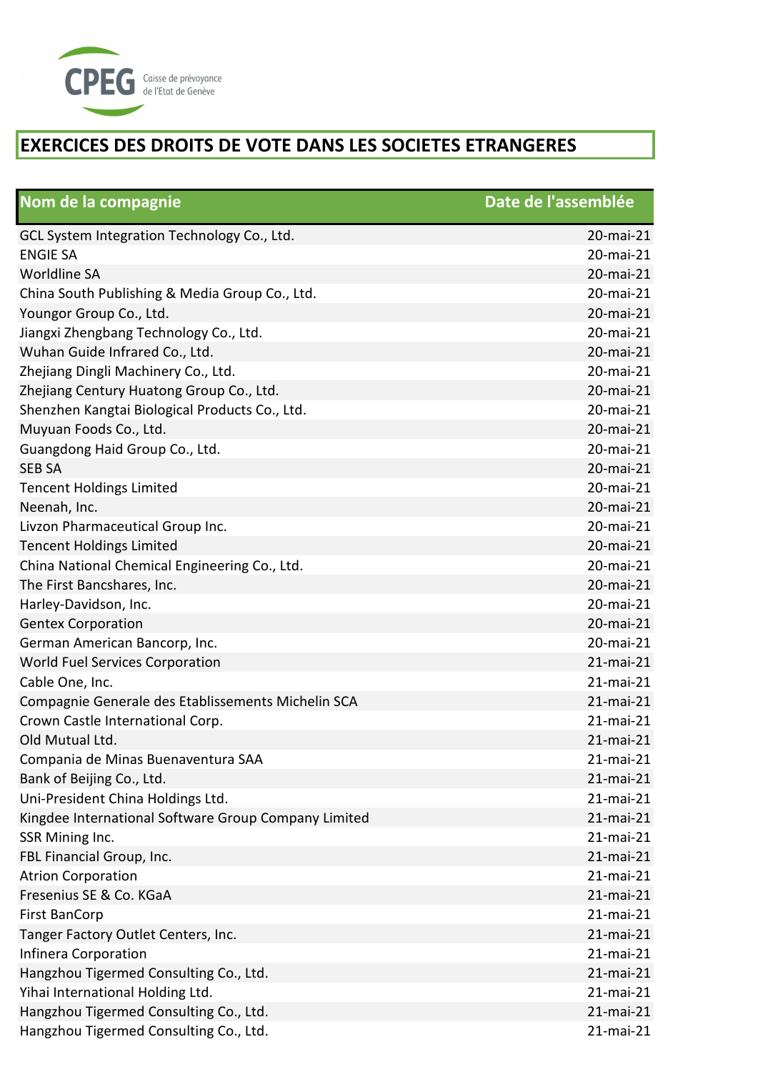# EXERCICES DES DROITS DE VOTE DANS LES SOCIETES ETRANGERES

| Nom de la compagnie | Date de l'assemblée |
|---|---|
| GCL System Integration Technology Co., Ltd. | 20-mai-21 |
| ENGIE SA | 20-mai-21 |
| Worldline SA | 20-mai-21 |
| China South Publishing & Media Group Co., Ltd. | 20-mai-21 |
| Youngor Group Co., Ltd. | 20-mai-21 |
| Jiangxi Zhengbang Technology Co., Ltd. | 20-mai-21 |
| Wuhan Guide Infrared Co., Ltd. | 20-mai-21 |
| Zhejiang Dingli Machinery Co., Ltd. | 20-mai-21 |
| Zhejiang Century Huatong Group Co., Ltd. | 20-mai-21 |
| Shenzhen Kangtai Biological Products Co., Ltd. | 20-mai-21 |
| Muyuan Foods Co., Ltd. | 20-mai-21 |
| Guangdong Haid Group Co., Ltd. | 20-mai-21 |
| SEB SA | 20-mai-21 |
| Tencent Holdings Limited | 20-mai-21 |
| Neenah, Inc. | 20-mai-21 |
| Livzon Pharmaceutical Group Inc. | 20-mai-21 |
| Tencent Holdings Limited | 20-mai-21 |
| China National Chemical Engineering Co., Ltd. | 20-mai-21 |
| The First Bancshares, Inc. | 20-mai-21 |
| Harley-Davidson, Inc. | 20-mai-21 |
| Gentex Corporation | 20-mai-21 |
| German American Bancorp, Inc. | 20-mai-21 |
| World Fuel Services Corporation | 21-mai-21 |
| Cable One, Inc. | 21-mai-21 |
| Compagnie Generale des Etablissements Michelin SCA | 21-mai-21 |
| Crown Castle International Corp. | 21-mai-21 |
| Old Mutual Ltd. | 21-mai-21 |
| Compania de Minas Buenaventura SAA | 21-mai-21 |
| Bank of Beijing Co., Ltd. | 21-mai-21 |
| Uni-President China Holdings Ltd. | 21-mai-21 |
| Kingdee International Software Group Company Limited | 21-mai-21 |
| SSR Mining Inc. | 21-mai-21 |
| FBL Financial Group, Inc. | 21-mai-21 |
| Atrion Corporation | 21-mai-21 |
| Fresenius SE & Co. KGaA | 21-mai-21 |
| First BanCorp | 21-mai-21 |
| Tanger Factory Outlet Centers, Inc. | 21-mai-21 |
| Infinera Corporation | 21-mai-21 |
| Hangzhou Tigermed Consulting Co., Ltd. | 21-mai-21 |
| Yihai International Holding Ltd. | 21-mai-21 |
| Hangzhou Tigermed Consulting Co., Ltd. | 21-mai-21 |
| Hangzhou Tigermed Consulting Co., Ltd. | 21-mai-21 |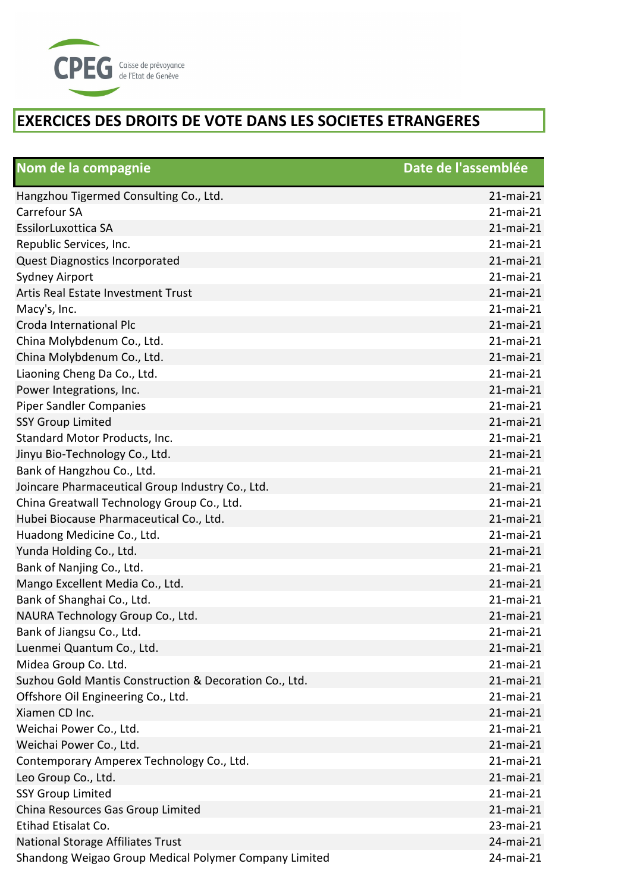# EXERCICES DES DROITS DE VOTE DANS LES SOCIETES ETRANGERES

| Nom de la compagnie | Date de l'assemblée |
|---|---|
| Hangzhou Tigermed Consulting Co., Ltd. | 21-mai-21 |
| Carrefour SA | 21-mai-21 |
| EssilorLuxottica SA | 21-mai-21 |
| Republic Services, Inc. | 21-mai-21 |
| Quest Diagnostics Incorporated | 21-mai-21 |
| Sydney Airport | 21-mai-21 |
| Artis Real Estate Investment Trust | 21-mai-21 |
| Macy's, Inc. | 21-mai-21 |
| Croda International Plc | 21-mai-21 |
| China Molybdenum Co., Ltd. | 21-mai-21 |
| China Molybdenum Co., Ltd. | 21-mai-21 |
| Liaoning Cheng Da Co., Ltd. | 21-mai-21 |
| Power Integrations, Inc. | 21-mai-21 |
| Piper Sandler Companies | 21-mai-21 |
| SSY Group Limited | 21-mai-21 |
| Standard Motor Products, Inc. | 21-mai-21 |
| Jinyu Bio-Technology Co., Ltd. | 21-mai-21 |
| Bank of Hangzhou Co., Ltd. | 21-mai-21 |
| Joincare Pharmaceutical Group Industry Co., Ltd. | 21-mai-21 |
| China Greatwall Technology Group Co., Ltd. | 21-mai-21 |
| Hubei Biocause Pharmaceutical Co., Ltd. | 21-mai-21 |
| Huadong Medicine Co., Ltd. | 21-mai-21 |
| Yunda Holding Co., Ltd. | 21-mai-21 |
| Bank of Nanjing Co., Ltd. | 21-mai-21 |
| Mango Excellent Media Co., Ltd. | 21-mai-21 |
| Bank of Shanghai Co., Ltd. | 21-mai-21 |
| NAURA Technology Group Co., Ltd. | 21-mai-21 |
| Bank of Jiangsu Co., Ltd. | 21-mai-21 |
| Luenmei Quantum Co., Ltd. | 21-mai-21 |
| Midea Group Co. Ltd. | 21-mai-21 |
| Suzhou Gold Mantis Construction & Decoration Co., Ltd. | 21-mai-21 |
| Offshore Oil Engineering Co., Ltd. | 21-mai-21 |
| Xiamen CD Inc. | 21-mai-21 |
| Weichai Power Co., Ltd. | 21-mai-21 |
| Weichai Power Co., Ltd. | 21-mai-21 |
| Contemporary Amperex Technology Co., Ltd. | 21-mai-21 |
| Leo Group Co., Ltd. | 21-mai-21 |
| SSY Group Limited | 21-mai-21 |
| China Resources Gas Group Limited | 21-mai-21 |
| Etihad Etisalat Co. | 23-mai-21 |
| National Storage Affiliates Trust | 24-mai-21 |
| Shandong Weigao Group Medical Polymer Company Limited | 24-mai-21 |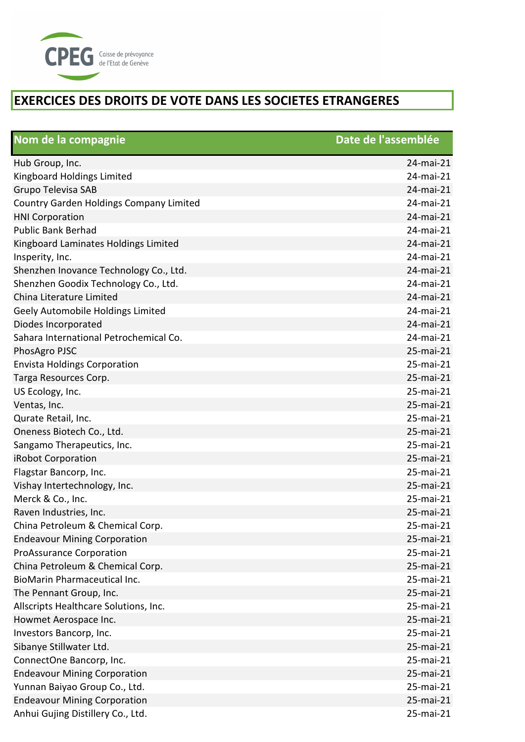CPEG Caisse de prévoyance de l'Etat de Genève

# EXERCICES DES DROITS DE VOTE DANS LES SOCIETES ETRANGERES

| Nom de la compagnie | Date de l'assemblée |
|---|---|
| Hub Group, Inc. | 24-mai-21 |
| Kingboard Holdings Limited | 24-mai-21 |
| Grupo Televisa SAB | 24-mai-21 |
| Country Garden Holdings Company Limited | 24-mai-21 |
| HNI Corporation | 24-mai-21 |
| Public Bank Berhad | 24-mai-21 |
| Kingboard Laminates Holdings Limited | 24-mai-21 |
| Insperity, Inc. | 24-mai-21 |
| Shenzhen Inovance Technology Co., Ltd. | 24-mai-21 |
| Shenzhen Goodix Technology Co., Ltd. | 24-mai-21 |
| China Literature Limited | 24-mai-21 |
| Geely Automobile Holdings Limited | 24-mai-21 |
| Diodes Incorporated | 24-mai-21 |
| Sahara International Petrochemical Co. | 24-mai-21 |
| PhosAgro PJSC | 25-mai-21 |
| Envista Holdings Corporation | 25-mai-21 |
| Targa Resources Corp. | 25-mai-21 |
| US Ecology, Inc. | 25-mai-21 |
| Ventas, Inc. | 25-mai-21 |
| Qurate Retail, Inc. | 25-mai-21 |
| Oneness Biotech Co., Ltd. | 25-mai-21 |
| Sangamo Therapeutics, Inc. | 25-mai-21 |
| iRobot Corporation | 25-mai-21 |
| Flagstar Bancorp, Inc. | 25-mai-21 |
| Vishay Intertechnology, Inc. | 25-mai-21 |
| Merck & Co., Inc. | 25-mai-21 |
| Raven Industries, Inc. | 25-mai-21 |
| China Petroleum & Chemical Corp. | 25-mai-21 |
| Endeavour Mining Corporation | 25-mai-21 |
| ProAssurance Corporation | 25-mai-21 |
| China Petroleum & Chemical Corp. | 25-mai-21 |
| BioMarin Pharmaceutical Inc. | 25-mai-21 |
| The Pennant Group, Inc. | 25-mai-21 |
| Allscripts Healthcare Solutions, Inc. | 25-mai-21 |
| Howmet Aerospace Inc. | 25-mai-21 |
| Investors Bancorp, Inc. | 25-mai-21 |
| Sibanye Stillwater Ltd. | 25-mai-21 |
| ConnectOne Bancorp, Inc. | 25-mai-21 |
| Endeavour Mining Corporation | 25-mai-21 |
| Yunnan Baiyao Group Co., Ltd. | 25-mai-21 |
| Endeavour Mining Corporation | 25-mai-21 |
| Anhui Gujing Distillery Co., Ltd. | 25-mai-21 |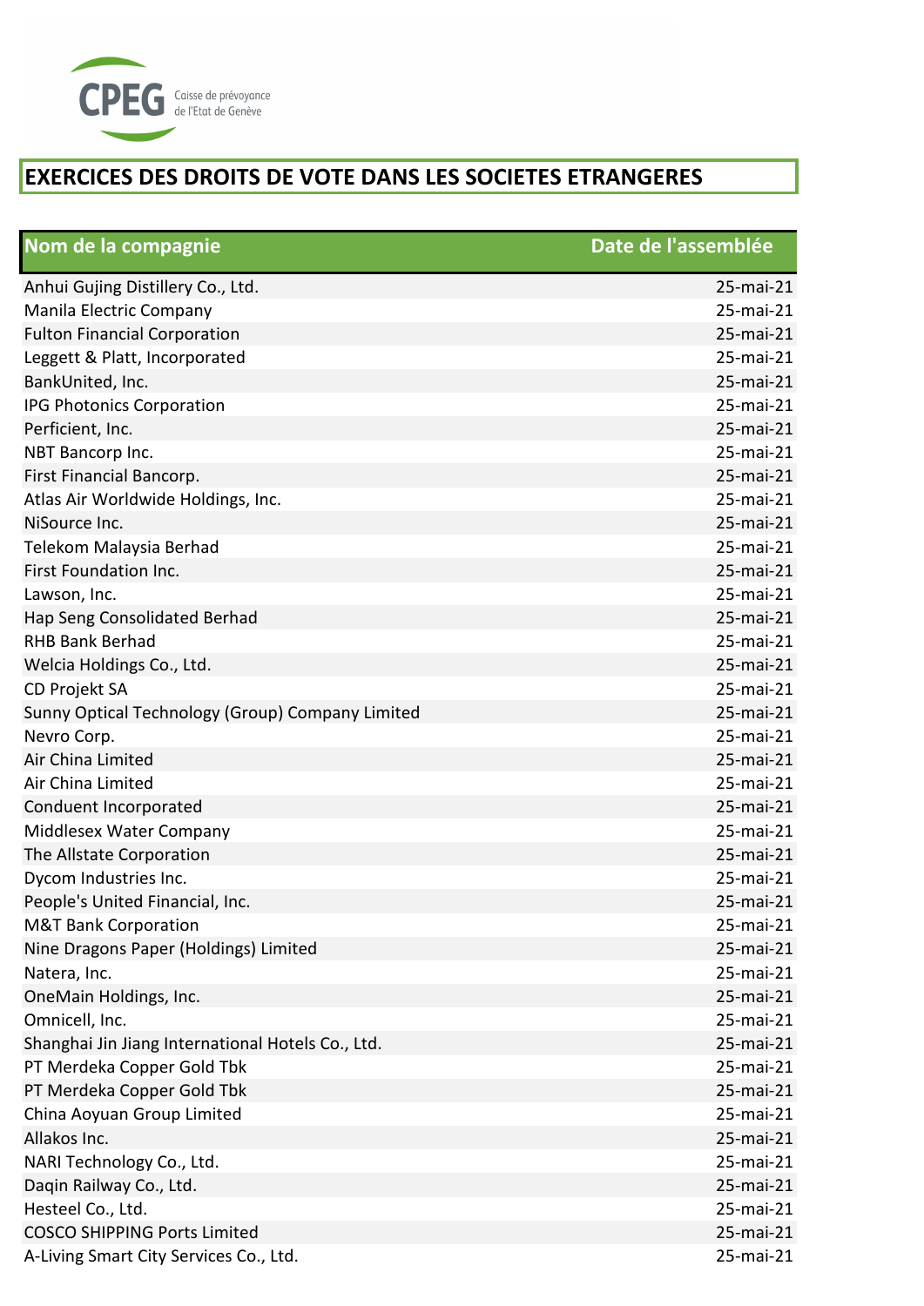CPEG Caisse de prévoyance de l'Etat de Genève

# EXERCICES DES DROITS DE VOTE DANS LES SOCIETES ETRANGERES

| Nom de la compagnie | Date de l'assemblée |
|---|---|
| Anhui Gujing Distillery Co., Ltd. | 25-mai-21 |
| Manila Electric Company | 25-mai-21 |
| Fulton Financial Corporation | 25-mai-21 |
| Leggett & Platt, Incorporated | 25-mai-21 |
| BankUnited, Inc. | 25-mai-21 |
| IPG Photonics Corporation | 25-mai-21 |
| Perficient, Inc. | 25-mai-21 |
| NBT Bancorp Inc. | 25-mai-21 |
| First Financial Bancorp. | 25-mai-21 |
| Atlas Air Worldwide Holdings, Inc. | 25-mai-21 |
| NiSource Inc. | 25-mai-21 |
| Telekom Malaysia Berhad | 25-mai-21 |
| First Foundation Inc. | 25-mai-21 |
| Lawson, Inc. | 25-mai-21 |
| Hap Seng Consolidated Berhad | 25-mai-21 |
| RHB Bank Berhad | 25-mai-21 |
| Welcia Holdings Co., Ltd. | 25-mai-21 |
| CD Projekt SA | 25-mai-21 |
| Sunny Optical Technology (Group) Company Limited | 25-mai-21 |
| Nevro Corp. | 25-mai-21 |
| Air China Limited | 25-mai-21 |
| Air China Limited | 25-mai-21 |
| Conduent Incorporated | 25-mai-21 |
| Middlesex Water Company | 25-mai-21 |
| The Allstate Corporation | 25-mai-21 |
| Dycom Industries Inc. | 25-mai-21 |
| People's United Financial, Inc. | 25-mai-21 |
| M&T Bank Corporation | 25-mai-21 |
| Nine Dragons Paper (Holdings) Limited | 25-mai-21 |
| Natera, Inc. | 25-mai-21 |
| OneMain Holdings, Inc. | 25-mai-21 |
| Omnicell, Inc. | 25-mai-21 |
| Shanghai Jin Jiang International Hotels Co., Ltd. | 25-mai-21 |
| PT Merdeka Copper Gold Tbk | 25-mai-21 |
| PT Merdeka Copper Gold Tbk | 25-mai-21 |
| China Aoyuan Group Limited | 25-mai-21 |
| Allakos Inc. | 25-mai-21 |
| NARI Technology Co., Ltd. | 25-mai-21 |
| Daqin Railway Co., Ltd. | 25-mai-21 |
| Hesteel Co., Ltd. | 25-mai-21 |
| COSCO SHIPPING Ports Limited | 25-mai-21 |
| A-Living Smart City Services Co., Ltd. | 25-mai-21 |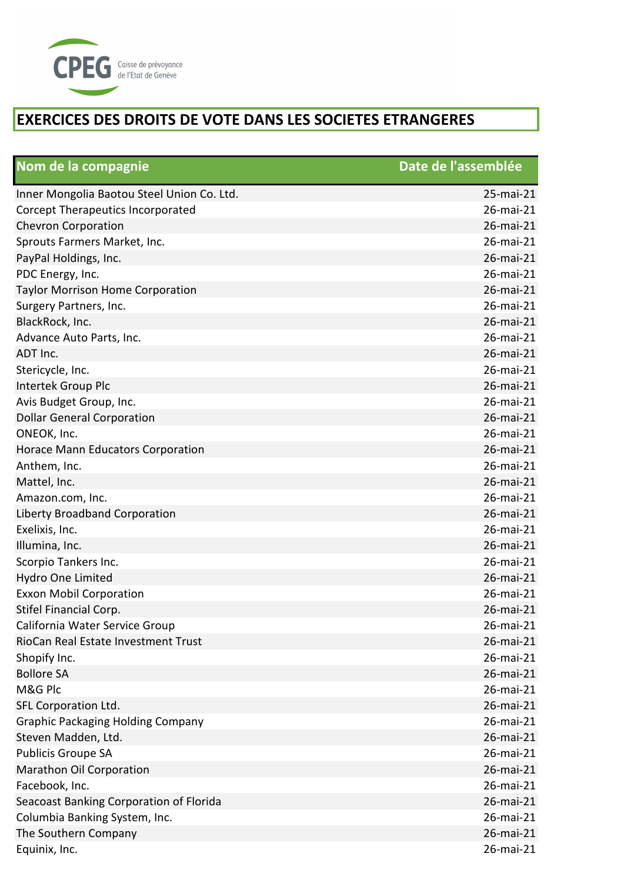CPEG Caisse de prévoyance de l'Etat de Genève

# EXERCICES DES DROITS DE VOTE DANS LES SOCIETES ETRANGERES

| Nom de la compagnie | Date de l'assemblée |
|---|---|
| Inner Mongolia Baotou Steel Union Co. Ltd. | 25-mai-21 |
| Corcept Therapeutics Incorporated | 26-mai-21 |
| Chevron Corporation | 26-mai-21 |
| Sprouts Farmers Market, Inc. | 26-mai-21 |
| PayPal Holdings, Inc. | 26-mai-21 |
| PDC Energy, Inc. | 26-mai-21 |
| Taylor Morrison Home Corporation | 26-mai-21 |
| Surgery Partners, Inc. | 26-mai-21 |
| BlackRock, Inc. | 26-mai-21 |
| Advance Auto Parts, Inc. | 26-mai-21 |
| ADT Inc. | 26-mai-21 |
| Stericycle, Inc. | 26-mai-21 |
| Intertek Group Plc | 26-mai-21 |
| Avis Budget Group, Inc. | 26-mai-21 |
| Dollar General Corporation | 26-mai-21 |
| ONEOK, Inc. | 26-mai-21 |
| Horace Mann Educators Corporation | 26-mai-21 |
| Anthem, Inc. | 26-mai-21 |
| Mattel, Inc. | 26-mai-21 |
| Amazon.com, Inc. | 26-mai-21 |
| Liberty Broadband Corporation | 26-mai-21 |
| Exelixis, Inc. | 26-mai-21 |
| Illumina, Inc. | 26-mai-21 |
| Scorpio Tankers Inc. | 26-mai-21 |
| Hydro One Limited | 26-mai-21 |
| Exxon Mobil Corporation | 26-mai-21 |
| Stifel Financial Corp. | 26-mai-21 |
| California Water Service Group | 26-mai-21 |
| RioCan Real Estate Investment Trust | 26-mai-21 |
| Shopify Inc. | 26-mai-21 |
| Bollore SA | 26-mai-21 |
| M&G Plc | 26-mai-21 |
| SFL Corporation Ltd. | 26-mai-21 |
| Graphic Packaging Holding Company | 26-mai-21 |
| Steven Madden, Ltd. | 26-mai-21 |
| Publicis Groupe SA | 26-mai-21 |
| Marathon Oil Corporation | 26-mai-21 |
| Facebook, Inc. | 26-mai-21 |
| Seacoast Banking Corporation of Florida | 26-mai-21 |
| Columbia Banking System, Inc. | 26-mai-21 |
| The Southern Company | 26-mai-21 |
| Equinix, Inc. | 26-mai-21 |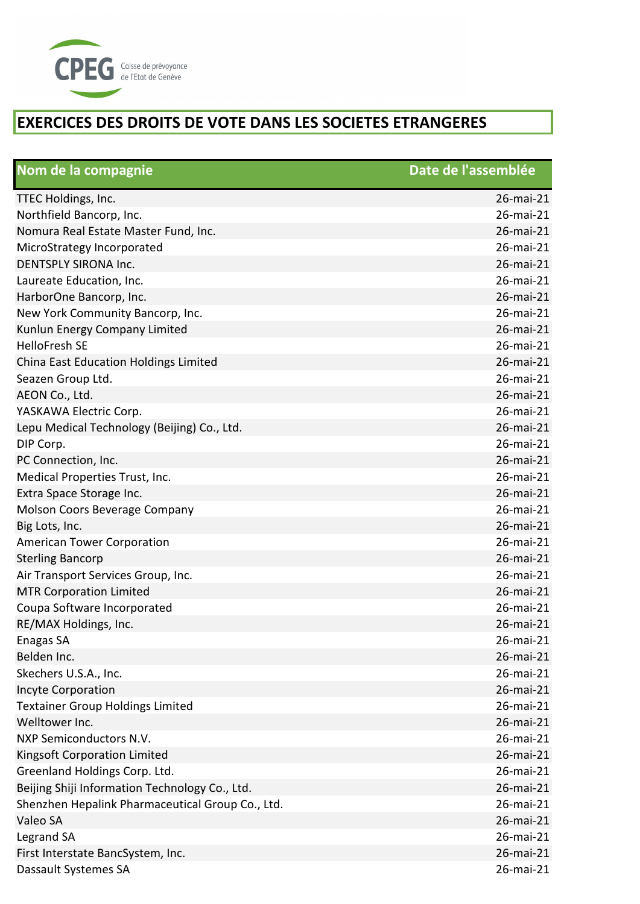CPEG Caisse de prévoyance de l'Etat de Genève

# EXERCICES DES DROITS DE VOTE DANS LES SOCIETES ETRANGERES

| Nom de la compagnie | Date de l'assemblée |
|---|---|
| TTEC Holdings, Inc. | 26-mai-21 |
| Northfield Bancorp, Inc. | 26-mai-21 |
| Nomura Real Estate Master Fund, Inc. | 26-mai-21 |
| MicroStrategy Incorporated | 26-mai-21 |
| DENTSPLY SIRONA Inc. | 26-mai-21 |
| Laureate Education, Inc. | 26-mai-21 |
| HarborOne Bancorp, Inc. | 26-mai-21 |
| New York Community Bancorp, Inc. | 26-mai-21 |
| Kunlun Energy Company Limited | 26-mai-21 |
| HelloFresh SE | 26-mai-21 |
| China East Education Holdings Limited | 26-mai-21 |
| Seazen Group Ltd. | 26-mai-21 |
| AEON Co., Ltd. | 26-mai-21 |
| YASKAWA Electric Corp. | 26-mai-21 |
| Lepu Medical Technology (Beijing) Co., Ltd. | 26-mai-21 |
| DIP Corp. | 26-mai-21 |
| PC Connection, Inc. | 26-mai-21 |
| Medical Properties Trust, Inc. | 26-mai-21 |
| Extra Space Storage Inc. | 26-mai-21 |
| Molson Coors Beverage Company | 26-mai-21 |
| Big Lots, Inc. | 26-mai-21 |
| American Tower Corporation | 26-mai-21 |
| Sterling Bancorp | 26-mai-21 |
| Air Transport Services Group, Inc. | 26-mai-21 |
| MTR Corporation Limited | 26-mai-21 |
| Coupa Software Incorporated | 26-mai-21 |
| RE/MAX Holdings, Inc. | 26-mai-21 |
| Enagas SA | 26-mai-21 |
| Belden Inc. | 26-mai-21 |
| Skechers U.S.A., Inc. | 26-mai-21 |
| Incyte Corporation | 26-mai-21 |
| Textainer Group Holdings Limited | 26-mai-21 |
| Welltower Inc. | 26-mai-21 |
| NXP Semiconductors N.V. | 26-mai-21 |
| Kingsoft Corporation Limited | 26-mai-21 |
| Greenland Holdings Corp. Ltd. | 26-mai-21 |
| Beijing Shiji Information Technology Co., Ltd. | 26-mai-21 |
| Shenzhen Hepalink Pharmaceutical Group Co., Ltd. | 26-mai-21 |
| Valeo SA | 26-mai-21 |
| Legrand SA | 26-mai-21 |
| First Interstate BancSystem, Inc. | 26-mai-21 |
| Dassault Systemes SA | 26-mai-21 |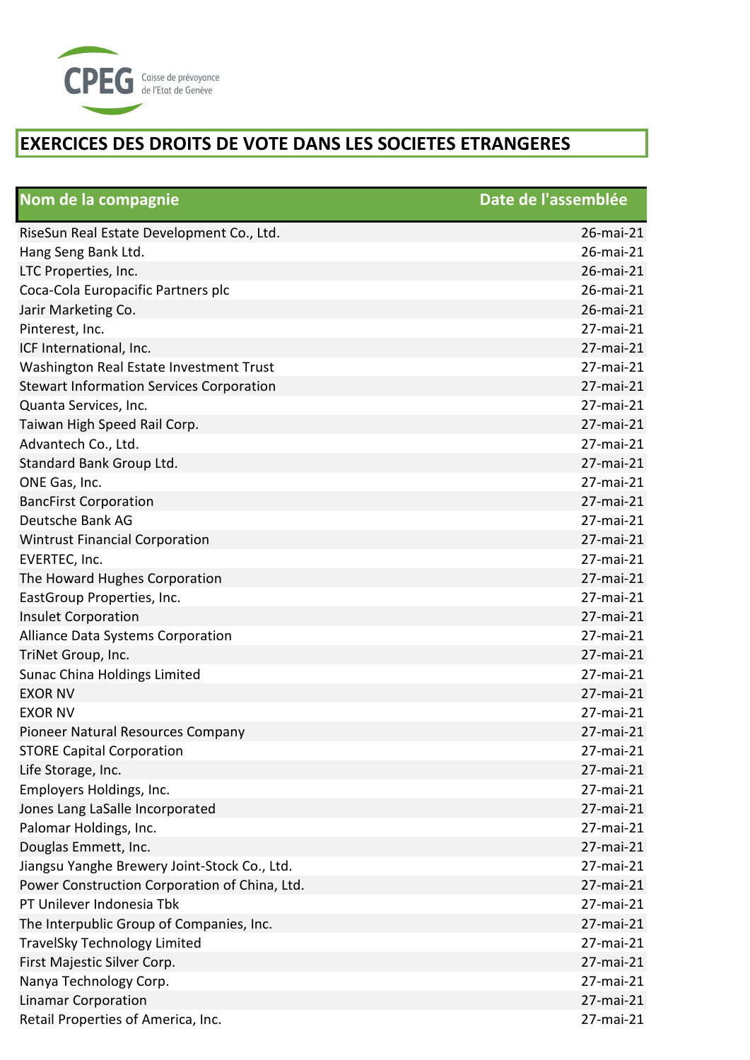CPEG Caisse de prévoyance de l'Etat de Genève

# EXERCICES DES DROITS DE VOTE DANS LES SOCIETES ETRANGERES

| Nom de la compagnie | Date de l'assemblée |
|---|---|
| RiseSun Real Estate Development Co., Ltd. | 26-mai-21 |
| Hang Seng Bank Ltd. | 26-mai-21 |
| LTC Properties, Inc. | 26-mai-21 |
| Coca-Cola Europacific Partners plc | 26-mai-21 |
| Jarir Marketing Co. | 26-mai-21 |
| Pinterest, Inc. | 27-mai-21 |
| ICF International, Inc. | 27-mai-21 |
| Washington Real Estate Investment Trust | 27-mai-21 |
| Stewart Information Services Corporation | 27-mai-21 |
| Quanta Services, Inc. | 27-mai-21 |
| Taiwan High Speed Rail Corp. | 27-mai-21 |
| Advantech Co., Ltd. | 27-mai-21 |
| Standard Bank Group Ltd. | 27-mai-21 |
| ONE Gas, Inc. | 27-mai-21 |
| BancFirst Corporation | 27-mai-21 |
| Deutsche Bank AG | 27-mai-21 |
| Wintrust Financial Corporation | 27-mai-21 |
| EVERTEC, Inc. | 27-mai-21 |
| The Howard Hughes Corporation | 27-mai-21 |
| EastGroup Properties, Inc. | 27-mai-21 |
| Insulet Corporation | 27-mai-21 |
| Alliance Data Systems Corporation | 27-mai-21 |
| TriNet Group, Inc. | 27-mai-21 |
| Sunac China Holdings Limited | 27-mai-21 |
| EXOR NV | 27-mai-21 |
| EXOR NV | 27-mai-21 |
| Pioneer Natural Resources Company | 27-mai-21 |
| STORE Capital Corporation | 27-mai-21 |
| Life Storage, Inc. | 27-mai-21 |
| Employers Holdings, Inc. | 27-mai-21 |
| Jones Lang LaSalle Incorporated | 27-mai-21 |
| Palomar Holdings, Inc. | 27-mai-21 |
| Douglas Emmett, Inc. | 27-mai-21 |
| Jiangsu Yanghe Brewery Joint-Stock Co., Ltd. | 27-mai-21 |
| Power Construction Corporation of China, Ltd. | 27-mai-21 |
| PT Unilever Indonesia Tbk | 27-mai-21 |
| The Interpublic Group of Companies, Inc. | 27-mai-21 |
| TravelSky Technology Limited | 27-mai-21 |
| First Majestic Silver Corp. | 27-mai-21 |
| Nanya Technology Corp. | 27-mai-21 |
| Linamar Corporation | 27-mai-21 |
| Retail Properties of America, Inc. | 27-mai-21 |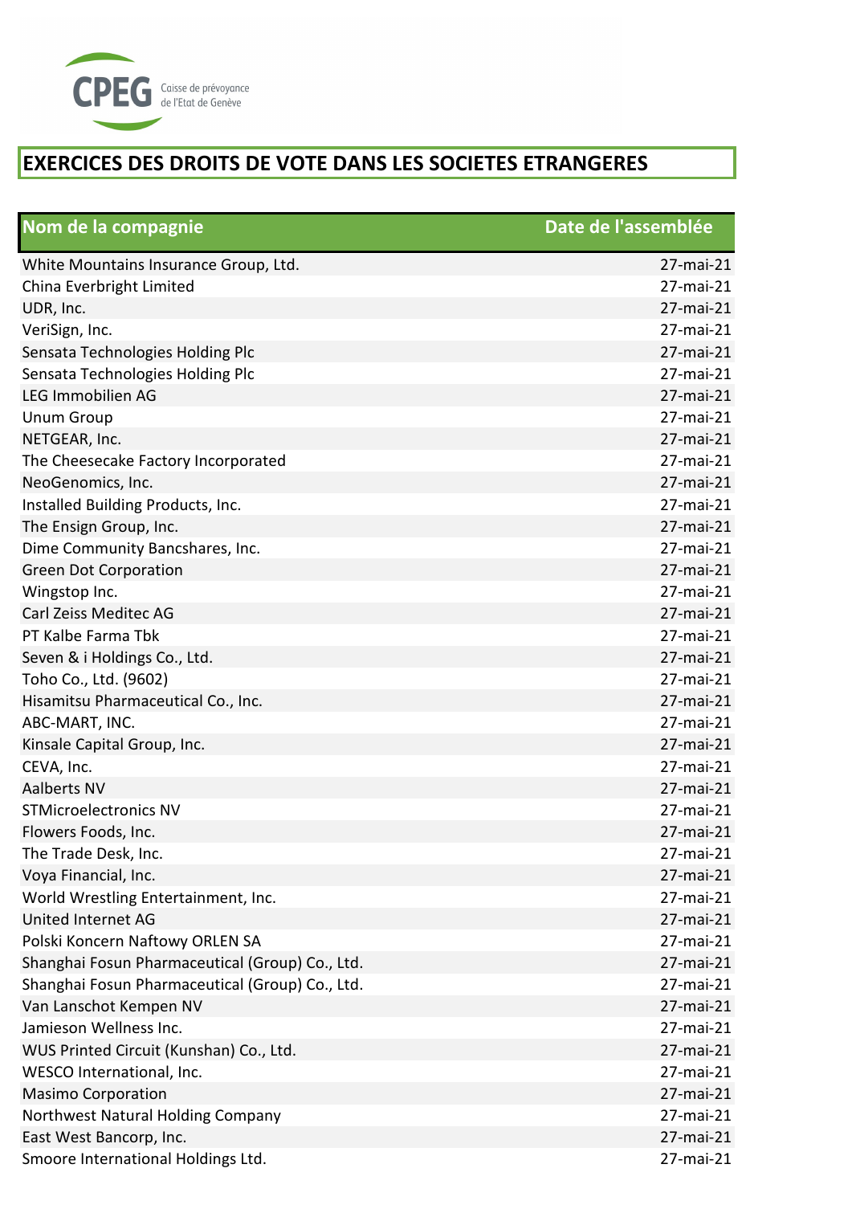CPEG Caisse de prévoyance de l'Etat de Genève

# EXERCICES DES DROITS DE VOTE DANS LES SOCIETES ETRANGERES

| Nom de la compagnie | Date de l'assemblée |
|---|---|
| White Mountains Insurance Group, Ltd. | 27-mai-21 |
| China Everbright Limited | 27-mai-21 |
| UDR, Inc. | 27-mai-21 |
| VeriSign, Inc. | 27-mai-21 |
| Sensata Technologies Holding Plc | 27-mai-21 |
| Sensata Technologies Holding Plc | 27-mai-21 |
| LEG Immobilien AG | 27-mai-21 |
| Unum Group | 27-mai-21 |
| NETGEAR, Inc. | 27-mai-21 |
| The Cheesecake Factory Incorporated | 27-mai-21 |
| NeoGenomics, Inc. | 27-mai-21 |
| Installed Building Products, Inc. | 27-mai-21 |
| The Ensign Group, Inc. | 27-mai-21 |
| Dime Community Bancshares, Inc. | 27-mai-21 |
| Green Dot Corporation | 27-mai-21 |
| Wingstop Inc. | 27-mai-21 |
| Carl Zeiss Meditec AG | 27-mai-21 |
| PT Kalbe Farma Tbk | 27-mai-21 |
| Seven & i Holdings Co., Ltd. | 27-mai-21 |
| Toho Co., Ltd. (9602) | 27-mai-21 |
| Hisamitsu Pharmaceutical Co., Inc. | 27-mai-21 |
| ABC-MART, INC. | 27-mai-21 |
| Kinsale Capital Group, Inc. | 27-mai-21 |
| CEVA, Inc. | 27-mai-21 |
| Aalberts NV | 27-mai-21 |
| STMicroelectronics NV | 27-mai-21 |
| Flowers Foods, Inc. | 27-mai-21 |
| The Trade Desk, Inc. | 27-mai-21 |
| Voya Financial, Inc. | 27-mai-21 |
| World Wrestling Entertainment, Inc. | 27-mai-21 |
| United Internet AG | 27-mai-21 |
| Polski Koncern Naftowy ORLEN SA | 27-mai-21 |
| Shanghai Fosun Pharmaceutical (Group) Co., Ltd. | 27-mai-21 |
| Shanghai Fosun Pharmaceutical (Group) Co., Ltd. | 27-mai-21 |
| Van Lanschot Kempen NV | 27-mai-21 |
| Jamieson Wellness Inc. | 27-mai-21 |
| WUS Printed Circuit (Kunshan) Co., Ltd. | 27-mai-21 |
| WESCO International, Inc. | 27-mai-21 |
| Masimo Corporation | 27-mai-21 |
| Northwest Natural Holding Company | 27-mai-21 |
| East West Bancorp, Inc. | 27-mai-21 |
| Smoore International Holdings Ltd. | 27-mai-21 |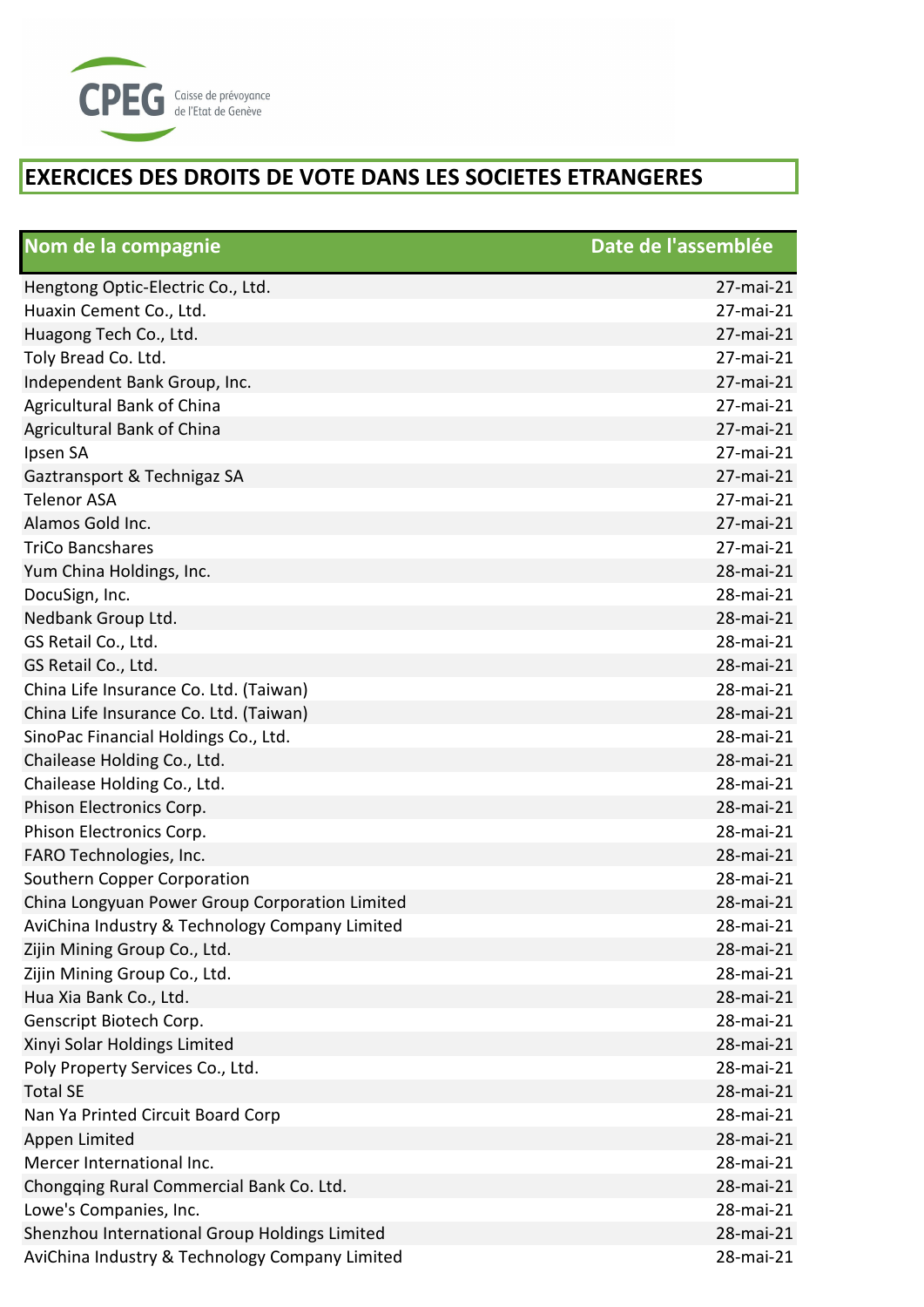CPEG Caisse de prévoyance de l'Etat de Genève

# EXERCICES DES DROITS DE VOTE DANS LES SOCIETES ETRANGERES

| Nom de la compagnie | Date de l'assemblée |
|---|---|
| Hengtong Optic-Electric Co., Ltd. | 27-mai-21 |
| Huaxin Cement Co., Ltd. | 27-mai-21 |
| Huagong Tech Co., Ltd. | 27-mai-21 |
| Toly Bread Co. Ltd. | 27-mai-21 |
| Independent Bank Group, Inc. | 27-mai-21 |
| Agricultural Bank of China | 27-mai-21 |
| Agricultural Bank of China | 27-mai-21 |
| Ipsen SA | 27-mai-21 |
| Gaztransport & Technigaz SA | 27-mai-21 |
| Telenor ASA | 27-mai-21 |
| Alamos Gold Inc. | 27-mai-21 |
| TriCo Bancshares | 27-mai-21 |
| Yum China Holdings, Inc. | 28-mai-21 |
| DocuSign, Inc. | 28-mai-21 |
| Nedbank Group Ltd. | 28-mai-21 |
| GS Retail Co., Ltd. | 28-mai-21 |
| GS Retail Co., Ltd. | 28-mai-21 |
| China Life Insurance Co. Ltd. (Taiwan) | 28-mai-21 |
| China Life Insurance Co. Ltd. (Taiwan) | 28-mai-21 |
| SinoPac Financial Holdings Co., Ltd. | 28-mai-21 |
| Chailease Holding Co., Ltd. | 28-mai-21 |
| Chailease Holding Co., Ltd. | 28-mai-21 |
| Phison Electronics Corp. | 28-mai-21 |
| Phison Electronics Corp. | 28-mai-21 |
| FARO Technologies, Inc. | 28-mai-21 |
| Southern Copper Corporation | 28-mai-21 |
| China Longyuan Power Group Corporation Limited | 28-mai-21 |
| AviChina Industry & Technology Company Limited | 28-mai-21 |
| Zijin Mining Group Co., Ltd. | 28-mai-21 |
| Zijin Mining Group Co., Ltd. | 28-mai-21 |
| Hua Xia Bank Co., Ltd. | 28-mai-21 |
| Genscript Biotech Corp. | 28-mai-21 |
| Xinyi Solar Holdings Limited | 28-mai-21 |
| Poly Property Services Co., Ltd. | 28-mai-21 |
| Total SE | 28-mai-21 |
| Nan Ya Printed Circuit Board Corp | 28-mai-21 |
| Appen Limited | 28-mai-21 |
| Mercer International Inc. | 28-mai-21 |
| Chongqing Rural Commercial Bank Co. Ltd. | 28-mai-21 |
| Lowe's Companies, Inc. | 28-mai-21 |
| Shenzhou International Group Holdings Limited | 28-mai-21 |
| AviChina Industry & Technology Company Limited | 28-mai-21 |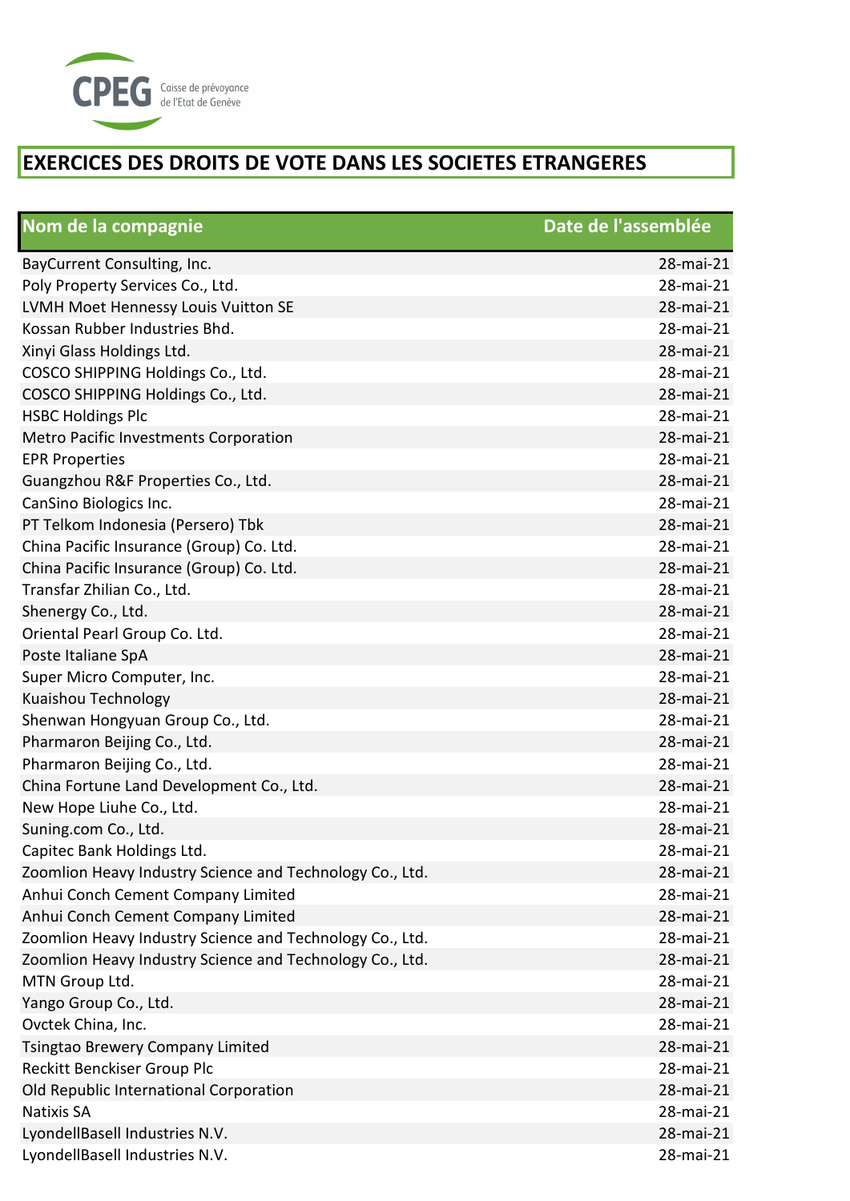# EXERCICES DES DROITS DE VOTE DANS LES SOCIETES ETRANGERES

| Nom de la compagnie | Date de l'assemblée |
|---|---|
| BayCurrent Consulting, Inc. | 28-mai-21 |
| Poly Property Services Co., Ltd. | 28-mai-21 |
| LVMH Moet Hennessy Louis Vuitton SE | 28-mai-21 |
| Kossan Rubber Industries Bhd. | 28-mai-21 |
| Xinyi Glass Holdings Ltd. | 28-mai-21 |
| COSCO SHIPPING Holdings Co., Ltd. | 28-mai-21 |
| COSCO SHIPPING Holdings Co., Ltd. | 28-mai-21 |
| HSBC Holdings Plc | 28-mai-21 |
| Metro Pacific Investments Corporation | 28-mai-21 |
| EPR Properties | 28-mai-21 |
| Guangzhou R&F Properties Co., Ltd. | 28-mai-21 |
| CanSino Biologics Inc. | 28-mai-21 |
| PT Telkom Indonesia (Persero) Tbk | 28-mai-21 |
| China Pacific Insurance (Group) Co. Ltd. | 28-mai-21 |
| China Pacific Insurance (Group) Co. Ltd. | 28-mai-21 |
| Transfar Zhilian Co., Ltd. | 28-mai-21 |
| Shenergy Co., Ltd. | 28-mai-21 |
| Oriental Pearl Group Co. Ltd. | 28-mai-21 |
| Poste Italiane SpA | 28-mai-21 |
| Super Micro Computer, Inc. | 28-mai-21 |
| Kuaishou Technology | 28-mai-21 |
| Shenwan Hongyuan Group Co., Ltd. | 28-mai-21 |
| Pharmaron Beijing Co., Ltd. | 28-mai-21 |
| Pharmaron Beijing Co., Ltd. | 28-mai-21 |
| China Fortune Land Development Co., Ltd. | 28-mai-21 |
| New Hope Liuhe Co., Ltd. | 28-mai-21 |
| Suning.com Co., Ltd. | 28-mai-21 |
| Capitec Bank Holdings Ltd. | 28-mai-21 |
| Zoomlion Heavy Industry Science and Technology Co., Ltd. | 28-mai-21 |
| Anhui Conch Cement Company Limited | 28-mai-21 |
| Anhui Conch Cement Company Limited | 28-mai-21 |
| Zoomlion Heavy Industry Science and Technology Co., Ltd. | 28-mai-21 |
| Zoomlion Heavy Industry Science and Technology Co., Ltd. | 28-mai-21 |
| MTN Group Ltd. | 28-mai-21 |
| Yango Group Co., Ltd. | 28-mai-21 |
| Ovctek China, Inc. | 28-mai-21 |
| Tsingtao Brewery Company Limited | 28-mai-21 |
| Reckitt Benckiser Group Plc | 28-mai-21 |
| Old Republic International Corporation | 28-mai-21 |
| Natixis SA | 28-mai-21 |
| LyondellBasell Industries N.V. | 28-mai-21 |
| LyondellBasell Industries N.V. | 28-mai-21 |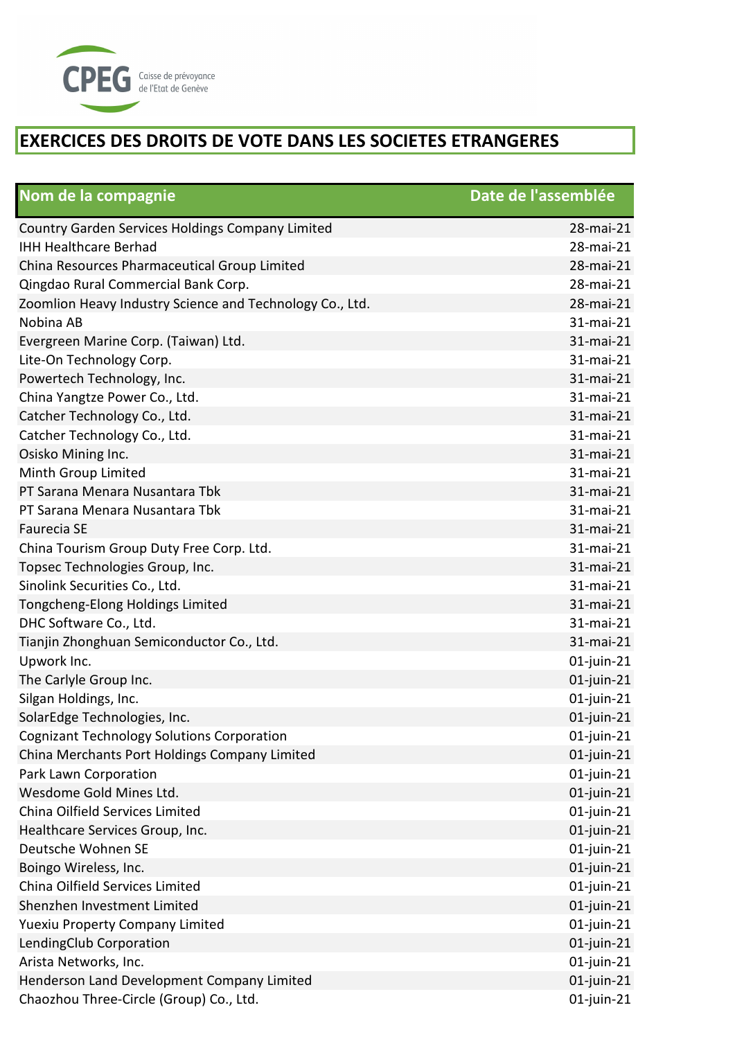# EXERCICES DES DROITS DE VOTE DANS LES SOCIETES ETRANGERES

| Nom de la compagnie | Date de l'assemblée |
|---|---|
| Country Garden Services Holdings Company Limited | 28-mai-21 |
| IHH Healthcare Berhad | 28-mai-21 |
| China Resources Pharmaceutical Group Limited | 28-mai-21 |
| Qingdao Rural Commercial Bank Corp. | 28-mai-21 |
| Zoomlion Heavy Industry Science and Technology Co., Ltd. | 28-mai-21 |
| Nobina AB | 31-mai-21 |
| Evergreen Marine Corp. (Taiwan) Ltd. | 31-mai-21 |
| Lite-On Technology Corp. | 31-mai-21 |
| Powertech Technology, Inc. | 31-mai-21 |
| China Yangtze Power Co., Ltd. | 31-mai-21 |
| Catcher Technology Co., Ltd. | 31-mai-21 |
| Catcher Technology Co., Ltd. | 31-mai-21 |
| Osisko Mining Inc. | 31-mai-21 |
| Minth Group Limited | 31-mai-21 |
| PT Sarana Menara Nusantara Tbk | 31-mai-21 |
| PT Sarana Menara Nusantara Tbk | 31-mai-21 |
| Faurecia SE | 31-mai-21 |
| China Tourism Group Duty Free Corp. Ltd. | 31-mai-21 |
| Topsec Technologies Group, Inc. | 31-mai-21 |
| Sinolink Securities Co., Ltd. | 31-mai-21 |
| Tongcheng-Elong Holdings Limited | 31-mai-21 |
| DHC Software Co., Ltd. | 31-mai-21 |
| Tianjin Zhonghuan Semiconductor Co., Ltd. | 31-mai-21 |
| Upwork Inc. | 01-juin-21 |
| The Carlyle Group Inc. | 01-juin-21 |
| Silgan Holdings, Inc. | 01-juin-21 |
| SolarEdge Technologies, Inc. | 01-juin-21 |
| Cognizant Technology Solutions Corporation | 01-juin-21 |
| China Merchants Port Holdings Company Limited | 01-juin-21 |
| Park Lawn Corporation | 01-juin-21 |
| Wesdome Gold Mines Ltd. | 01-juin-21 |
| China Oilfield Services Limited | 01-juin-21 |
| Healthcare Services Group, Inc. | 01-juin-21 |
| Deutsche Wohnen SE | 01-juin-21 |
| Boingo Wireless, Inc. | 01-juin-21 |
| China Oilfield Services Limited | 01-juin-21 |
| Shenzhen Investment Limited | 01-juin-21 |
| Yuexiu Property Company Limited | 01-juin-21 |
| LendingClub Corporation | 01-juin-21 |
| Arista Networks, Inc. | 01-juin-21 |
| Henderson Land Development Company Limited | 01-juin-21 |
| Chaozhou Three-Circle (Group) Co., Ltd. | 01-juin-21 |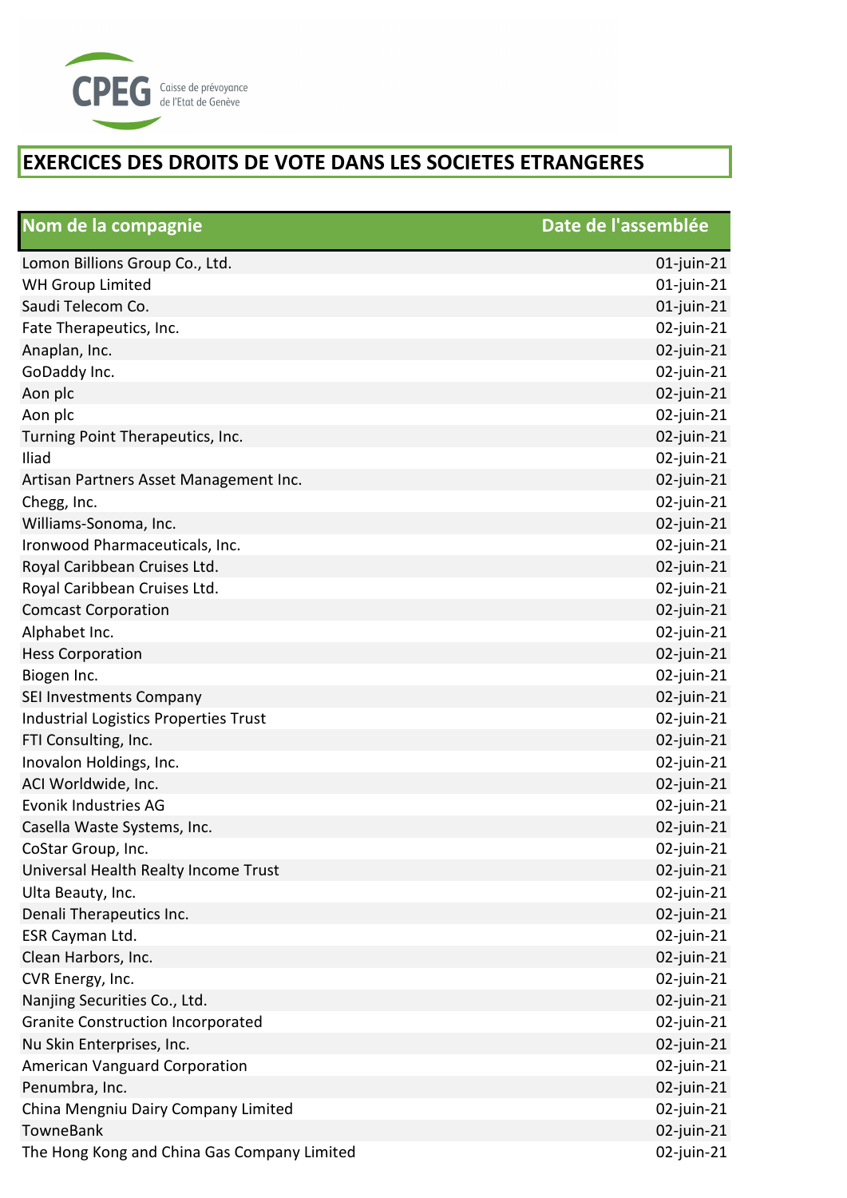# EXERCICES DES DROITS DE VOTE DANS LES SOCIETES ETRANGERES

| Nom de la compagnie | Date de l'assemblée |
|---|---|
| Lomon Billions Group Co., Ltd. | 01-juin-21 |
| WH Group Limited | 01-juin-21 |
| Saudi Telecom Co. | 01-juin-21 |
| Fate Therapeutics, Inc. | 02-juin-21 |
| Anaplan, Inc. | 02-juin-21 |
| GoDaddy Inc. | 02-juin-21 |
| Aon plc | 02-juin-21 |
| Aon plc | 02-juin-21 |
| Turning Point Therapeutics, Inc. | 02-juin-21 |
| Iliad | 02-juin-21 |
| Artisan Partners Asset Management Inc. | 02-juin-21 |
| Chegg, Inc. | 02-juin-21 |
| Williams-Sonoma, Inc. | 02-juin-21 |
| Ironwood Pharmaceuticals, Inc. | 02-juin-21 |
| Royal Caribbean Cruises Ltd. | 02-juin-21 |
| Royal Caribbean Cruises Ltd. | 02-juin-21 |
| Comcast Corporation | 02-juin-21 |
| Alphabet Inc. | 02-juin-21 |
| Hess Corporation | 02-juin-21 |
| Biogen Inc. | 02-juin-21 |
| SEI Investments Company | 02-juin-21 |
| Industrial Logistics Properties Trust | 02-juin-21 |
| FTI Consulting, Inc. | 02-juin-21 |
| Inovalon Holdings, Inc. | 02-juin-21 |
| ACI Worldwide, Inc. | 02-juin-21 |
| Evonik Industries AG | 02-juin-21 |
| Casella Waste Systems, Inc. | 02-juin-21 |
| CoStar Group, Inc. | 02-juin-21 |
| Universal Health Realty Income Trust | 02-juin-21 |
| Ulta Beauty, Inc. | 02-juin-21 |
| Denali Therapeutics Inc. | 02-juin-21 |
| ESR Cayman Ltd. | 02-juin-21 |
| Clean Harbors, Inc. | 02-juin-21 |
| CVR Energy, Inc. | 02-juin-21 |
| Nanjing Securities Co., Ltd. | 02-juin-21 |
| Granite Construction Incorporated | 02-juin-21 |
| Nu Skin Enterprises, Inc. | 02-juin-21 |
| American Vanguard Corporation | 02-juin-21 |
| Penumbra, Inc. | 02-juin-21 |
| China Mengniu Dairy Company Limited | 02-juin-21 |
| TowneBank | 02-juin-21 |
| The Hong Kong and China Gas Company Limited | 02-juin-21 |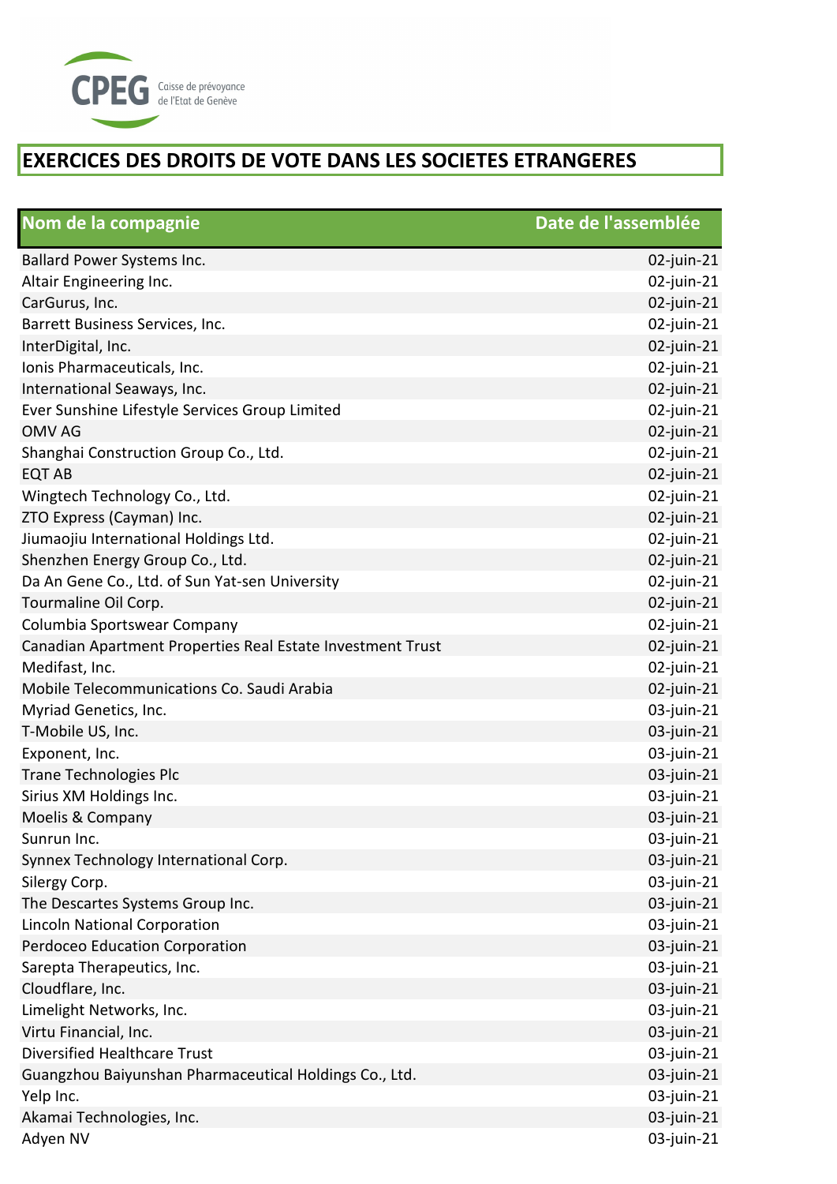CPEG Caisse de prévoyance de l'Etat de Genève

# EXERCICES DES DROITS DE VOTE DANS LES SOCIETES ETRANGERES

| Nom de la compagnie | Date de l'assemblée |
|---|---|
| Ballard Power Systems Inc. | 02-juin-21 |
| Altair Engineering Inc. | 02-juin-21 |
| CarGurus, Inc. | 02-juin-21 |
| Barrett Business Services, Inc. | 02-juin-21 |
| InterDigital, Inc. | 02-juin-21 |
| Ionis Pharmaceuticals, Inc. | 02-juin-21 |
| International Seaways, Inc. | 02-juin-21 |
| Ever Sunshine Lifestyle Services Group Limited | 02-juin-21 |
| OMV AG | 02-juin-21 |
| Shanghai Construction Group Co., Ltd. | 02-juin-21 |
| EQT AB | 02-juin-21 |
| Wingtech Technology Co., Ltd. | 02-juin-21 |
| ZTO Express (Cayman) Inc. | 02-juin-21 |
| Jiumaojiu International Holdings Ltd. | 02-juin-21 |
| Shenzhen Energy Group Co., Ltd. | 02-juin-21 |
| Da An Gene Co., Ltd. of Sun Yat-sen University | 02-juin-21 |
| Tourmaline Oil Corp. | 02-juin-21 |
| Columbia Sportswear Company | 02-juin-21 |
| Canadian Apartment Properties Real Estate Investment Trust | 02-juin-21 |
| Medifast, Inc. | 02-juin-21 |
| Mobile Telecommunications Co. Saudi Arabia | 02-juin-21 |
| Myriad Genetics, Inc. | 03-juin-21 |
| T-Mobile US, Inc. | 03-juin-21 |
| Exponent, Inc. | 03-juin-21 |
| Trane Technologies Plc | 03-juin-21 |
| Sirius XM Holdings Inc. | 03-juin-21 |
| Moelis & Company | 03-juin-21 |
| Sunrun Inc. | 03-juin-21 |
| Synnex Technology International Corp. | 03-juin-21 |
| Silergy Corp. | 03-juin-21 |
| The Descartes Systems Group Inc. | 03-juin-21 |
| Lincoln National Corporation | 03-juin-21 |
| Perdoceo Education Corporation | 03-juin-21 |
| Sarepta Therapeutics, Inc. | 03-juin-21 |
| Cloudflare, Inc. | 03-juin-21 |
| Limelight Networks, Inc. | 03-juin-21 |
| Virtu Financial, Inc. | 03-juin-21 |
| Diversified Healthcare Trust | 03-juin-21 |
| Guangzhou Baiyunshan Pharmaceutical Holdings Co., Ltd. | 03-juin-21 |
| Yelp Inc. | 03-juin-21 |
| Akamai Technologies, Inc. | 03-juin-21 |
| Adyen NV | 03-juin-21 |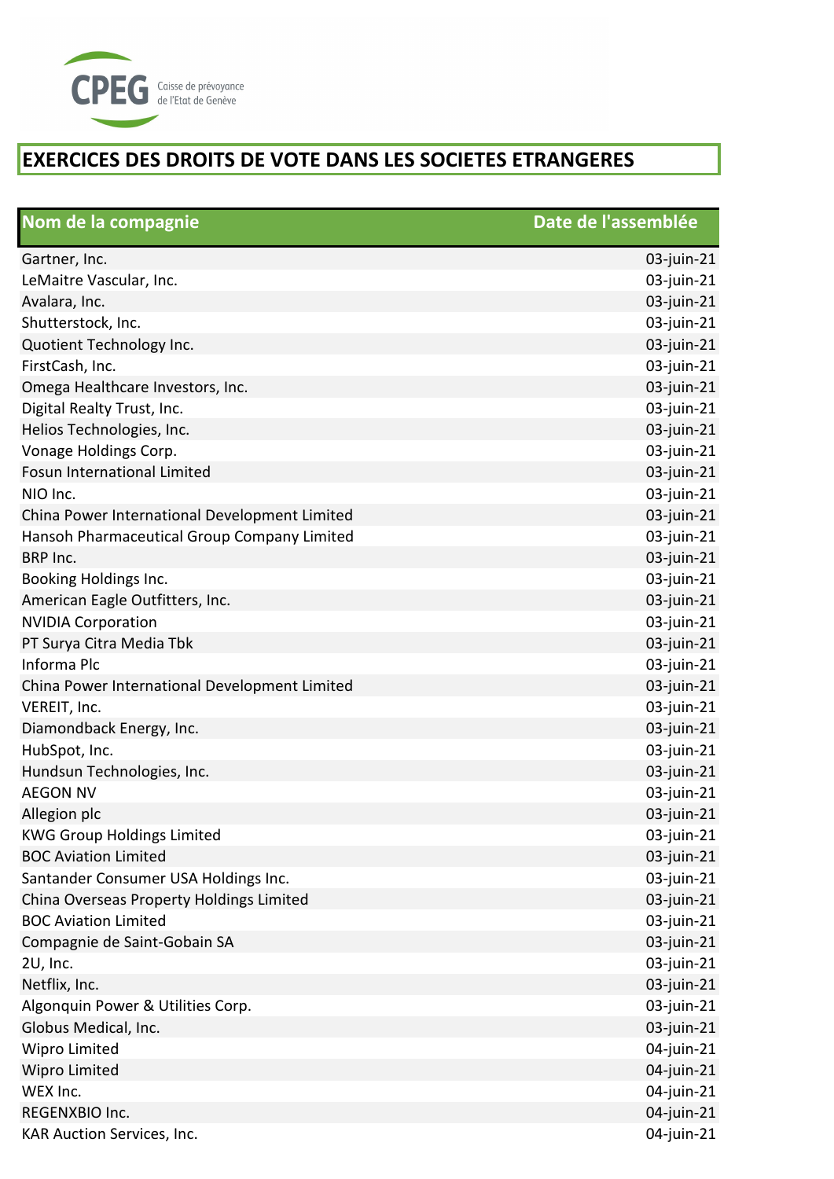CPEG Caisse de prévoyance de l'Etat de Genève

# EXERCICES DES DROITS DE VOTE DANS LES SOCIETES ETRANGERES

| Nom de la compagnie | Date de l'assemblée |
|---|---|
| Gartner, Inc. | 03-juin-21 |
| LeMaitre Vascular, Inc. | 03-juin-21 |
| Avalara, Inc. | 03-juin-21 |
| Shutterstock, Inc. | 03-juin-21 |
| Quotient Technology Inc. | 03-juin-21 |
| FirstCash, Inc. | 03-juin-21 |
| Omega Healthcare Investors, Inc. | 03-juin-21 |
| Digital Realty Trust, Inc. | 03-juin-21 |
| Helios Technologies, Inc. | 03-juin-21 |
| Vonage Holdings Corp. | 03-juin-21 |
| Fosun International Limited | 03-juin-21 |
| NIO Inc. | 03-juin-21 |
| China Power International Development Limited | 03-juin-21 |
| Hansoh Pharmaceutical Group Company Limited | 03-juin-21 |
| BRP Inc. | 03-juin-21 |
| Booking Holdings Inc. | 03-juin-21 |
| American Eagle Outfitters, Inc. | 03-juin-21 |
| NVIDIA Corporation | 03-juin-21 |
| PT Surya Citra Media Tbk | 03-juin-21 |
| Informa Plc | 03-juin-21 |
| China Power International Development Limited | 03-juin-21 |
| VEREIT, Inc. | 03-juin-21 |
| Diamondback Energy, Inc. | 03-juin-21 |
| HubSpot, Inc. | 03-juin-21 |
| Hundsun Technologies, Inc. | 03-juin-21 |
| AEGON NV | 03-juin-21 |
| Allegion plc | 03-juin-21 |
| KWG Group Holdings Limited | 03-juin-21 |
| BOC Aviation Limited | 03-juin-21 |
| Santander Consumer USA Holdings Inc. | 03-juin-21 |
| China Overseas Property Holdings Limited | 03-juin-21 |
| BOC Aviation Limited | 03-juin-21 |
| Compagnie de Saint-Gobain SA | 03-juin-21 |
| 2U, Inc. | 03-juin-21 |
| Netflix, Inc. | 03-juin-21 |
| Algonquin Power & Utilities Corp. | 03-juin-21 |
| Globus Medical, Inc. | 03-juin-21 |
| Wipro Limited | 04-juin-21 |
| Wipro Limited | 04-juin-21 |
| WEX Inc. | 04-juin-21 |
| REGENXBIO Inc. | 04-juin-21 |
| KAR Auction Services, Inc. | 04-juin-21 |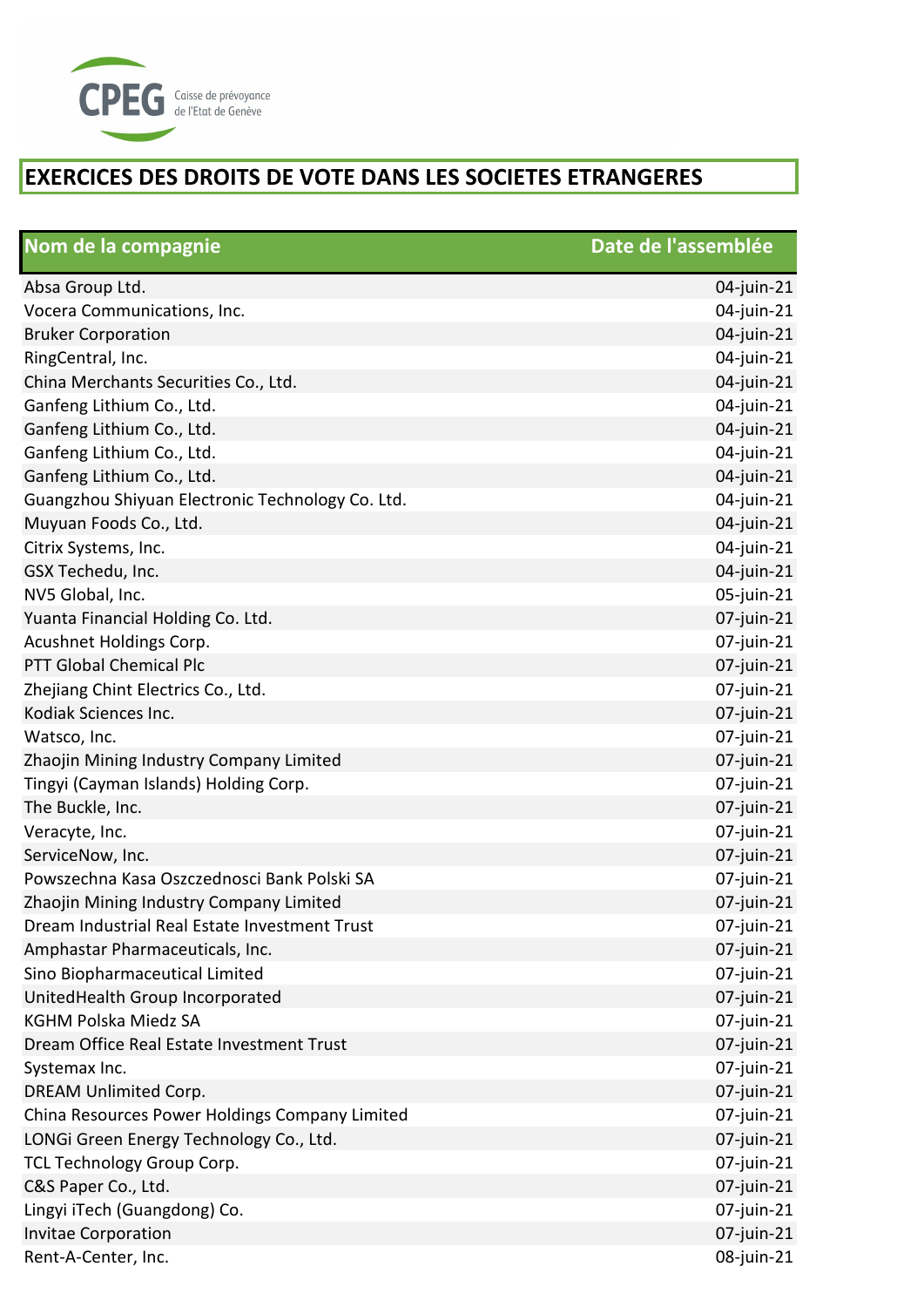CPEG Caisse de prévoyance de l'Etat de Genève

# EXERCICES DES DROITS DE VOTE DANS LES SOCIETES ETRANGERES

| Nom de la compagnie | Date de l'assemblée |
|---|---|
| Absa Group Ltd. | 04-juin-21 |
| Vocera Communications, Inc. | 04-juin-21 |
| Bruker Corporation | 04-juin-21 |
| RingCentral, Inc. | 04-juin-21 |
| China Merchants Securities Co., Ltd. | 04-juin-21 |
| Ganfeng Lithium Co., Ltd. | 04-juin-21 |
| Ganfeng Lithium Co., Ltd. | 04-juin-21 |
| Ganfeng Lithium Co., Ltd. | 04-juin-21 |
| Ganfeng Lithium Co., Ltd. | 04-juin-21 |
| Guangzhou Shiyuan Electronic Technology Co. Ltd. | 04-juin-21 |
| Muyuan Foods Co., Ltd. | 04-juin-21 |
| Citrix Systems, Inc. | 04-juin-21 |
| GSX Techedu, Inc. | 04-juin-21 |
| NV5 Global, Inc. | 05-juin-21 |
| Yuanta Financial Holding Co. Ltd. | 07-juin-21 |
| Acushnet Holdings Corp. | 07-juin-21 |
| PTT Global Chemical Plc | 07-juin-21 |
| Zhejiang Chint Electrics Co., Ltd. | 07-juin-21 |
| Kodiak Sciences Inc. | 07-juin-21 |
| Watsco, Inc. | 07-juin-21 |
| Zhaojin Mining Industry Company Limited | 07-juin-21 |
| Tingyi (Cayman Islands) Holding Corp. | 07-juin-21 |
| The Buckle, Inc. | 07-juin-21 |
| Veracyte, Inc. | 07-juin-21 |
| ServiceNow, Inc. | 07-juin-21 |
| Powszechna Kasa Oszczednosci Bank Polski SA | 07-juin-21 |
| Zhaojin Mining Industry Company Limited | 07-juin-21 |
| Dream Industrial Real Estate Investment Trust | 07-juin-21 |
| Amphastar Pharmaceuticals, Inc. | 07-juin-21 |
| Sino Biopharmaceutical Limited | 07-juin-21 |
| UnitedHealth Group Incorporated | 07-juin-21 |
| KGHM Polska Miedz SA | 07-juin-21 |
| Dream Office Real Estate Investment Trust | 07-juin-21 |
| Systemax Inc. | 07-juin-21 |
| DREAM Unlimited Corp. | 07-juin-21 |
| China Resources Power Holdings Company Limited | 07-juin-21 |
| LONGi Green Energy Technology Co., Ltd. | 07-juin-21 |
| TCL Technology Group Corp. | 07-juin-21 |
| C&S Paper Co., Ltd. | 07-juin-21 |
| Lingyi iTech (Guangdong) Co. | 07-juin-21 |
| Invitae Corporation | 07-juin-21 |
| Rent-A-Center, Inc. | 08-juin-21 |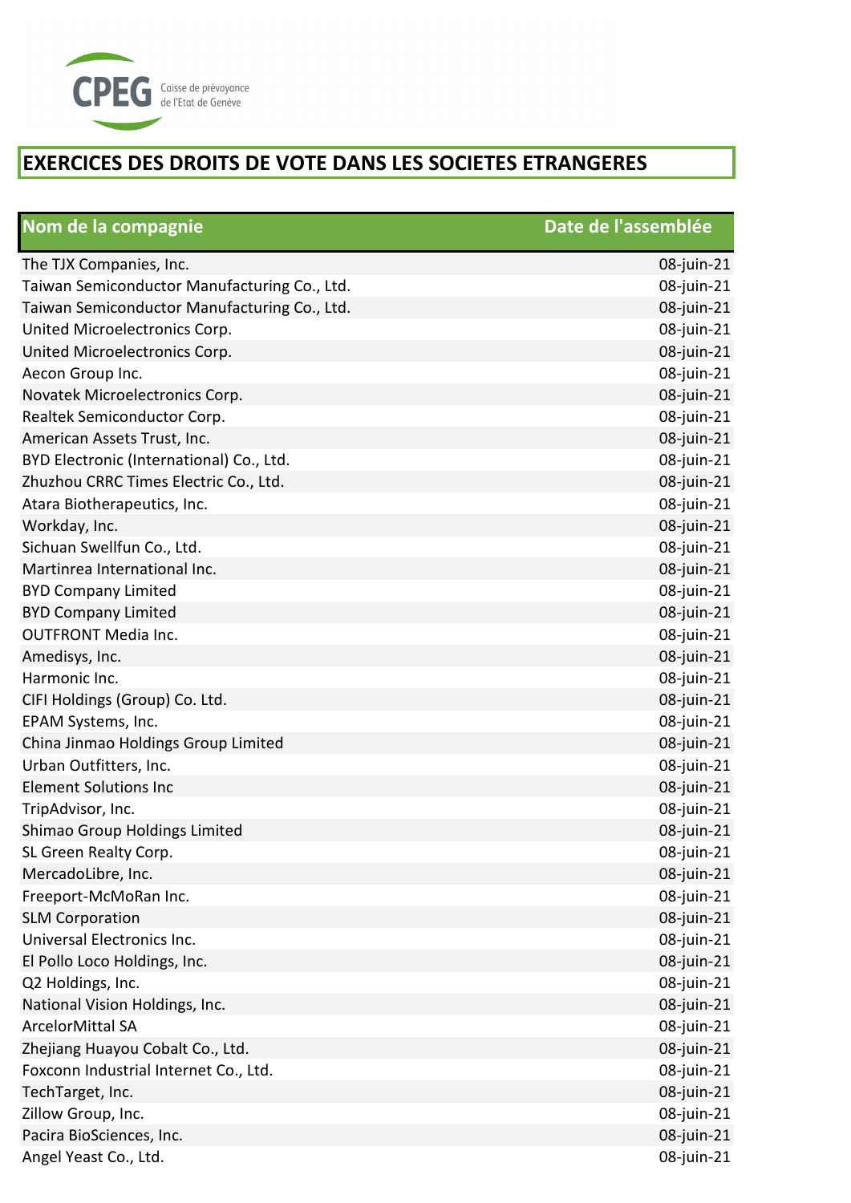# EXERCICES DES DROITS DE VOTE DANS LES SOCIETES ETRANGERES

| Nom de la compagnie | Date de l'assemblée |
|---|---|
| The TJX Companies, Inc. | 08-juin-21 |
| Taiwan Semiconductor Manufacturing Co., Ltd. | 08-juin-21 |
| Taiwan Semiconductor Manufacturing Co., Ltd. | 08-juin-21 |
| United Microelectronics Corp. | 08-juin-21 |
| United Microelectronics Corp. | 08-juin-21 |
| Aecon Group Inc. | 08-juin-21 |
| Novatek Microelectronics Corp. | 08-juin-21 |
| Realtek Semiconductor Corp. | 08-juin-21 |
| American Assets Trust, Inc. | 08-juin-21 |
| BYD Electronic (International) Co., Ltd. | 08-juin-21 |
| Zhuzhou CRRC Times Electric Co., Ltd. | 08-juin-21 |
| Atara Biotherapeutics, Inc. | 08-juin-21 |
| Workday, Inc. | 08-juin-21 |
| Sichuan Swellfun Co., Ltd. | 08-juin-21 |
| Martinrea International Inc. | 08-juin-21 |
| BYD Company Limited | 08-juin-21 |
| BYD Company Limited | 08-juin-21 |
| OUTFRONT Media Inc. | 08-juin-21 |
| Amedisys, Inc. | 08-juin-21 |
| Harmonic Inc. | 08-juin-21 |
| CIFI Holdings (Group) Co. Ltd. | 08-juin-21 |
| EPAM Systems, Inc. | 08-juin-21 |
| China Jinmao Holdings Group Limited | 08-juin-21 |
| Urban Outfitters, Inc. | 08-juin-21 |
| Element Solutions Inc | 08-juin-21 |
| TripAdvisor, Inc. | 08-juin-21 |
| Shimao Group Holdings Limited | 08-juin-21 |
| SL Green Realty Corp. | 08-juin-21 |
| MercadoLibre, Inc. | 08-juin-21 |
| Freeport-McMoRan Inc. | 08-juin-21 |
| SLM Corporation | 08-juin-21 |
| Universal Electronics Inc. | 08-juin-21 |
| El Pollo Loco Holdings, Inc. | 08-juin-21 |
| Q2 Holdings, Inc. | 08-juin-21 |
| National Vision Holdings, Inc. | 08-juin-21 |
| ArcelorMittal SA | 08-juin-21 |
| Zhejiang Huayou Cobalt Co., Ltd. | 08-juin-21 |
| Foxconn Industrial Internet Co., Ltd. | 08-juin-21 |
| TechTarget, Inc. | 08-juin-21 |
| Zillow Group, Inc. | 08-juin-21 |
| Pacira BioSciences, Inc. | 08-juin-21 |
| Angel Yeast Co., Ltd. | 08-juin-21 |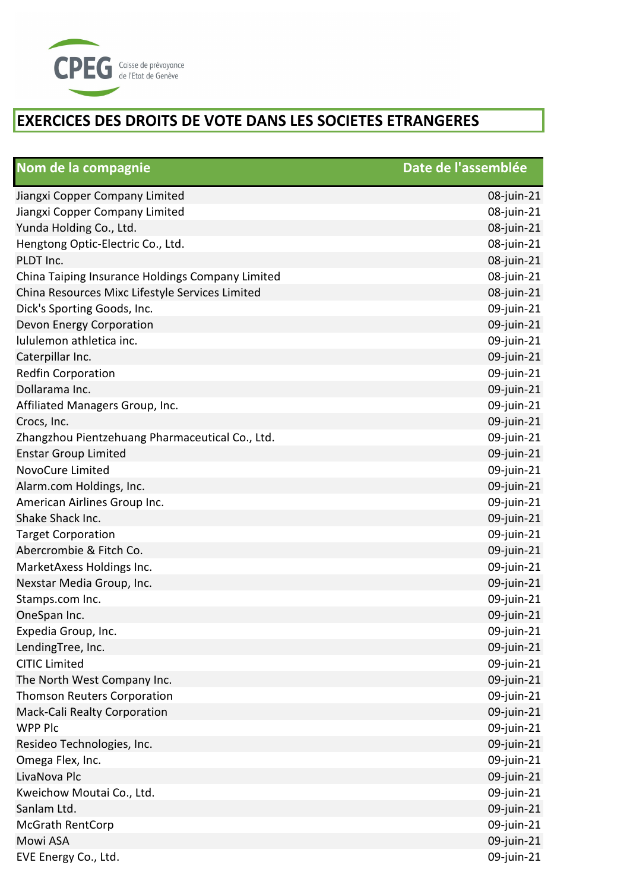CPEG Caisse de prévoyance de l'Etat de Genève

# EXERCICES DES DROITS DE VOTE DANS LES SOCIETES ETRANGERES

| Nom de la compagnie | Date de l'assemblée |
|---|---|
| Jiangxi Copper Company Limited | 08-juin-21 |
| Jiangxi Copper Company Limited | 08-juin-21 |
| Yunda Holding Co., Ltd. | 08-juin-21 |
| Hengtong Optic-Electric Co., Ltd. | 08-juin-21 |
| PLDT Inc. | 08-juin-21 |
| China Taiping Insurance Holdings Company Limited | 08-juin-21 |
| China Resources Mixc Lifestyle Services Limited | 08-juin-21 |
| Dick's Sporting Goods, Inc. | 09-juin-21 |
| Devon Energy Corporation | 09-juin-21 |
| lululemon athletica inc. | 09-juin-21 |
| Caterpillar Inc. | 09-juin-21 |
| Redfin Corporation | 09-juin-21 |
| Dollarama Inc. | 09-juin-21 |
| Affiliated Managers Group, Inc. | 09-juin-21 |
| Crocs, Inc. | 09-juin-21 |
| Zhangzhou Pientzehuang Pharmaceutical Co., Ltd. | 09-juin-21 |
| Enstar Group Limited | 09-juin-21 |
| NovoCure Limited | 09-juin-21 |
| Alarm.com Holdings, Inc. | 09-juin-21 |
| American Airlines Group Inc. | 09-juin-21 |
| Shake Shack Inc. | 09-juin-21 |
| Target Corporation | 09-juin-21 |
| Abercrombie & Fitch Co. | 09-juin-21 |
| MarketAxess Holdings Inc. | 09-juin-21 |
| Nexstar Media Group, Inc. | 09-juin-21 |
| Stamps.com Inc. | 09-juin-21 |
| OneSpan Inc. | 09-juin-21 |
| Expedia Group, Inc. | 09-juin-21 |
| LendingTree, Inc. | 09-juin-21 |
| CITIC Limited | 09-juin-21 |
| The North West Company Inc. | 09-juin-21 |
| Thomson Reuters Corporation | 09-juin-21 |
| Mack-Cali Realty Corporation | 09-juin-21 |
| WPP Plc | 09-juin-21 |
| Resideo Technologies, Inc. | 09-juin-21 |
| Omega Flex, Inc. | 09-juin-21 |
| LivaNova Plc | 09-juin-21 |
| Kweichow Moutai Co., Ltd. | 09-juin-21 |
| Sanlam Ltd. | 09-juin-21 |
| McGrath RentCorp | 09-juin-21 |
| Mowi ASA | 09-juin-21 |
| EVE Energy Co., Ltd. | 09-juin-21 |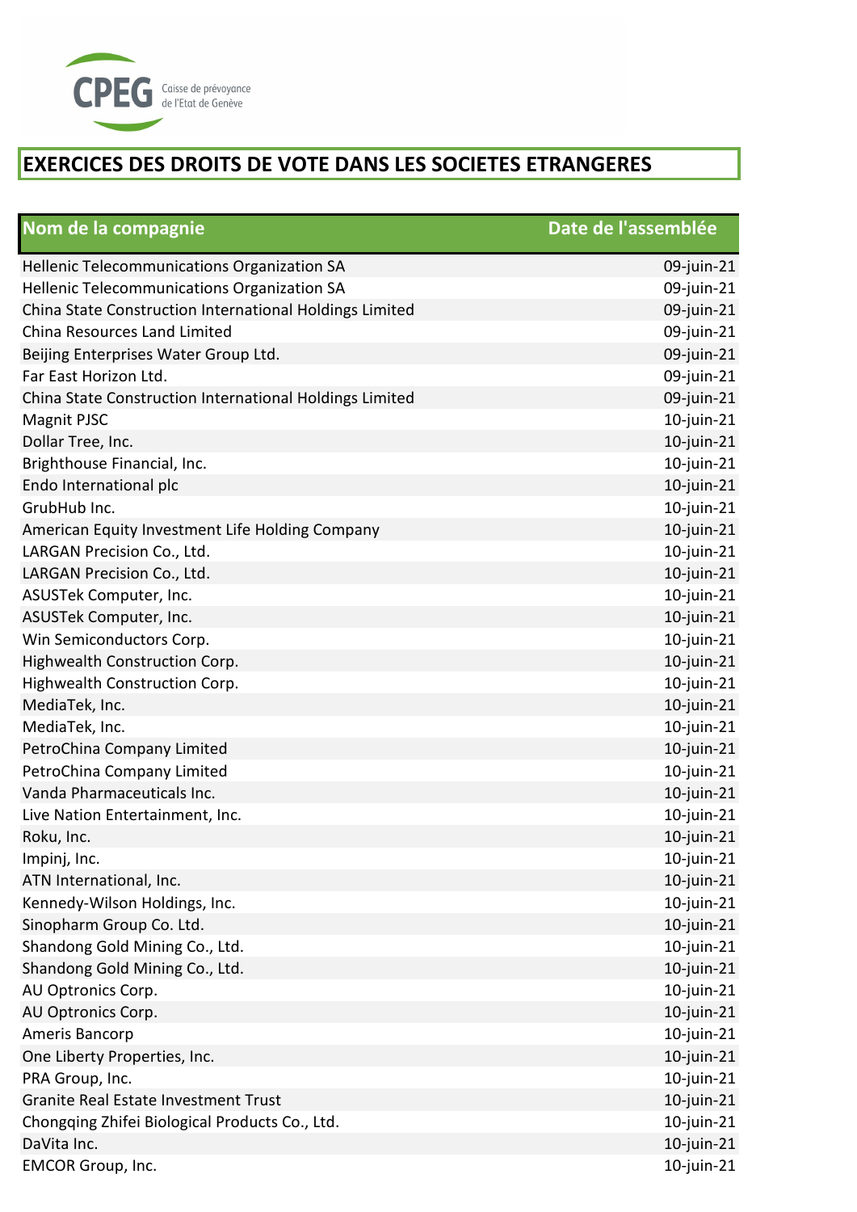CPEG Caisse de prévoyance de l'Etat de Genève

# EXERCICES DES DROITS DE VOTE DANS LES SOCIETES ETRANGERES

| Nom de la compagnie | Date de l'assemblée |
|---|---|
| Hellenic Telecommunications Organization SA | 09-juin-21 |
| Hellenic Telecommunications Organization SA | 09-juin-21 |
| China State Construction International Holdings Limited | 09-juin-21 |
| China Resources Land Limited | 09-juin-21 |
| Beijing Enterprises Water Group Ltd. | 09-juin-21 |
| Far East Horizon Ltd. | 09-juin-21 |
| China State Construction International Holdings Limited | 09-juin-21 |
| Magnit PJSC | 10-juin-21 |
| Dollar Tree, Inc. | 10-juin-21 |
| Brighthouse Financial, Inc. | 10-juin-21 |
| Endo International plc | 10-juin-21 |
| GrubHub Inc. | 10-juin-21 |
| American Equity Investment Life Holding Company | 10-juin-21 |
| LARGAN Precision Co., Ltd. | 10-juin-21 |
| LARGAN Precision Co., Ltd. | 10-juin-21 |
| ASUSTek Computer, Inc. | 10-juin-21 |
| ASUSTek Computer, Inc. | 10-juin-21 |
| Win Semiconductors Corp. | 10-juin-21 |
| Highwealth Construction Corp. | 10-juin-21 |
| Highwealth Construction Corp. | 10-juin-21 |
| MediaTek, Inc. | 10-juin-21 |
| MediaTek, Inc. | 10-juin-21 |
| PetroChina Company Limited | 10-juin-21 |
| PetroChina Company Limited | 10-juin-21 |
| Vanda Pharmaceuticals Inc. | 10-juin-21 |
| Live Nation Entertainment, Inc. | 10-juin-21 |
| Roku, Inc. | 10-juin-21 |
| Impinj, Inc. | 10-juin-21 |
| ATN International, Inc. | 10-juin-21 |
| Kennedy-Wilson Holdings, Inc. | 10-juin-21 |
| Sinopharm Group Co. Ltd. | 10-juin-21 |
| Shandong Gold Mining Co., Ltd. | 10-juin-21 |
| Shandong Gold Mining Co., Ltd. | 10-juin-21 |
| AU Optronics Corp. | 10-juin-21 |
| AU Optronics Corp. | 10-juin-21 |
| Ameris Bancorp | 10-juin-21 |
| One Liberty Properties, Inc. | 10-juin-21 |
| PRA Group, Inc. | 10-juin-21 |
| Granite Real Estate Investment Trust | 10-juin-21 |
| Chongqing Zhifei Biological Products Co., Ltd. | 10-juin-21 |
| DaVita Inc. | 10-juin-21 |
| EMCOR Group, Inc. | 10-juin-21 |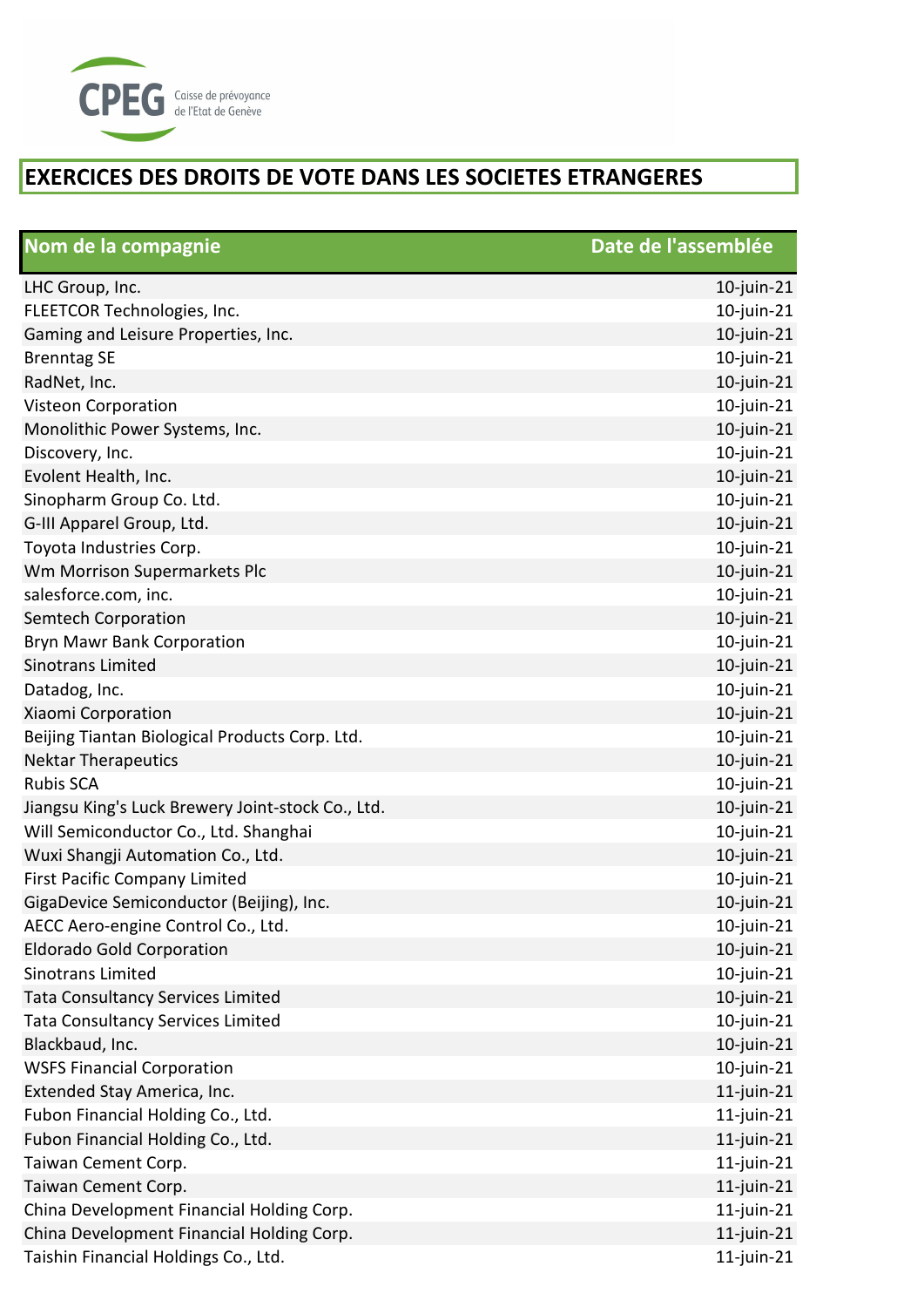CPEG Caisse de prévoyance de l'Etat de Genève

# EXERCICES DES DROITS DE VOTE DANS LES SOCIETES ETRANGERES

| Nom de la compagnie | Date de l'assemblée |
|---|---|
| LHC Group, Inc. | 10-juin-21 |
| FLEETCOR Technologies, Inc. | 10-juin-21 |
| Gaming and Leisure Properties, Inc. | 10-juin-21 |
| Brenntag SE | 10-juin-21 |
| RadNet, Inc. | 10-juin-21 |
| Visteon Corporation | 10-juin-21 |
| Monolithic Power Systems, Inc. | 10-juin-21 |
| Discovery, Inc. | 10-juin-21 |
| Evolent Health, Inc. | 10-juin-21 |
| Sinopharm Group Co. Ltd. | 10-juin-21 |
| G-III Apparel Group, Ltd. | 10-juin-21 |
| Toyota Industries Corp. | 10-juin-21 |
| Wm Morrison Supermarkets Plc | 10-juin-21 |
| salesforce.com, inc. | 10-juin-21 |
| Semtech Corporation | 10-juin-21 |
| Bryn Mawr Bank Corporation | 10-juin-21 |
| Sinotrans Limited | 10-juin-21 |
| Datadog, Inc. | 10-juin-21 |
| Xiaomi Corporation | 10-juin-21 |
| Beijing Tiantan Biological Products Corp. Ltd. | 10-juin-21 |
| Nektar Therapeutics | 10-juin-21 |
| Rubis SCA | 10-juin-21 |
| Jiangsu King's Luck Brewery Joint-stock Co., Ltd. | 10-juin-21 |
| Will Semiconductor Co., Ltd. Shanghai | 10-juin-21 |
| Wuxi Shangji Automation Co., Ltd. | 10-juin-21 |
| First Pacific Company Limited | 10-juin-21 |
| GigaDevice Semiconductor (Beijing), Inc. | 10-juin-21 |
| AECC Aero-engine Control Co., Ltd. | 10-juin-21 |
| Eldorado Gold Corporation | 10-juin-21 |
| Sinotrans Limited | 10-juin-21 |
| Tata Consultancy Services Limited | 10-juin-21 |
| Tata Consultancy Services Limited | 10-juin-21 |
| Blackbaud, Inc. | 10-juin-21 |
| WSFS Financial Corporation | 10-juin-21 |
| Extended Stay America, Inc. | 11-juin-21 |
| Fubon Financial Holding Co., Ltd. | 11-juin-21 |
| Fubon Financial Holding Co., Ltd. | 11-juin-21 |
| Taiwan Cement Corp. | 11-juin-21 |
| Taiwan Cement Corp. | 11-juin-21 |
| China Development Financial Holding Corp. | 11-juin-21 |
| China Development Financial Holding Corp. | 11-juin-21 |
| Taishin Financial Holdings Co., Ltd. | 11-juin-21 |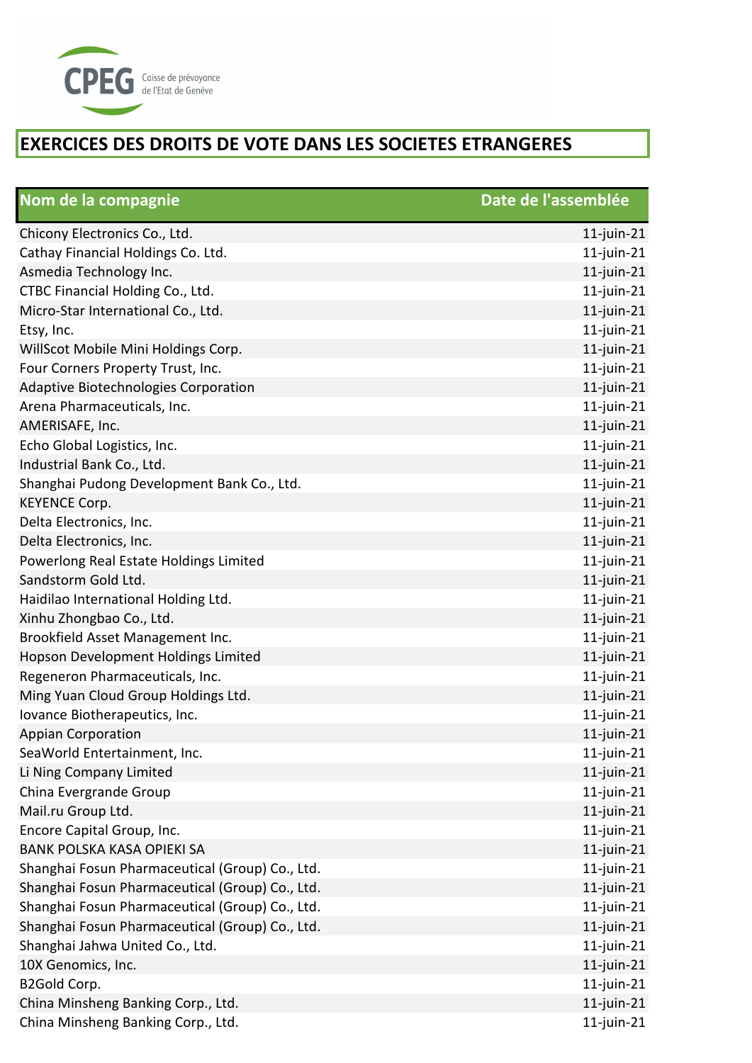CPEG Caisse de prévoyance de l'Etat de Genève

## EXERCICES DES DROITS DE VOTE DANS LES SOCIETES ETRANGERES

| Nom de la compagnie | Date de l'assemblée |
|---|---|
| Chicony Electronics Co., Ltd. | 11-juin-21 |
| Cathay Financial Holdings Co. Ltd. | 11-juin-21 |
| Asmedia Technology Inc. | 11-juin-21 |
| CTBC Financial Holding Co., Ltd. | 11-juin-21 |
| Micro-Star International Co., Ltd. | 11-juin-21 |
| Etsy, Inc. | 11-juin-21 |
| WillScot Mobile Mini Holdings Corp. | 11-juin-21 |
| Four Corners Property Trust, Inc. | 11-juin-21 |
| Adaptive Biotechnologies Corporation | 11-juin-21 |
| Arena Pharmaceuticals, Inc. | 11-juin-21 |
| AMERISAFE, Inc. | 11-juin-21 |
| Echo Global Logistics, Inc. | 11-juin-21 |
| Industrial Bank Co., Ltd. | 11-juin-21 |
| Shanghai Pudong Development Bank Co., Ltd. | 11-juin-21 |
| KEYENCE Corp. | 11-juin-21 |
| Delta Electronics, Inc. | 11-juin-21 |
| Delta Electronics, Inc. | 11-juin-21 |
| Powerlong Real Estate Holdings Limited | 11-juin-21 |
| Sandstorm Gold Ltd. | 11-juin-21 |
| Haidilao International Holding Ltd. | 11-juin-21 |
| Xinhu Zhongbao Co., Ltd. | 11-juin-21 |
| Brookfield Asset Management Inc. | 11-juin-21 |
| Hopson Development Holdings Limited | 11-juin-21 |
| Regeneron Pharmaceuticals, Inc. | 11-juin-21 |
| Ming Yuan Cloud Group Holdings Ltd. | 11-juin-21 |
| Iovance Biotherapeutics, Inc. | 11-juin-21 |
| Appian Corporation | 11-juin-21 |
| SeaWorld Entertainment, Inc. | 11-juin-21 |
| Li Ning Company Limited | 11-juin-21 |
| China Evergrande Group | 11-juin-21 |
| Mail.ru Group Ltd. | 11-juin-21 |
| Encore Capital Group, Inc. | 11-juin-21 |
| BANK POLSKA KASA OPIEKI SA | 11-juin-21 |
| Shanghai Fosun Pharmaceutical (Group) Co., Ltd. | 11-juin-21 |
| Shanghai Fosun Pharmaceutical (Group) Co., Ltd. | 11-juin-21 |
| Shanghai Fosun Pharmaceutical (Group) Co., Ltd. | 11-juin-21 |
| Shanghai Fosun Pharmaceutical (Group) Co., Ltd. | 11-juin-21 |
| Shanghai Jahwa United Co., Ltd. | 11-juin-21 |
| 10X Genomics, Inc. | 11-juin-21 |
| B2Gold Corp. | 11-juin-21 |
| China Minsheng Banking Corp., Ltd. | 11-juin-21 |
| China Minsheng Banking Corp., Ltd. | 11-juin-21 |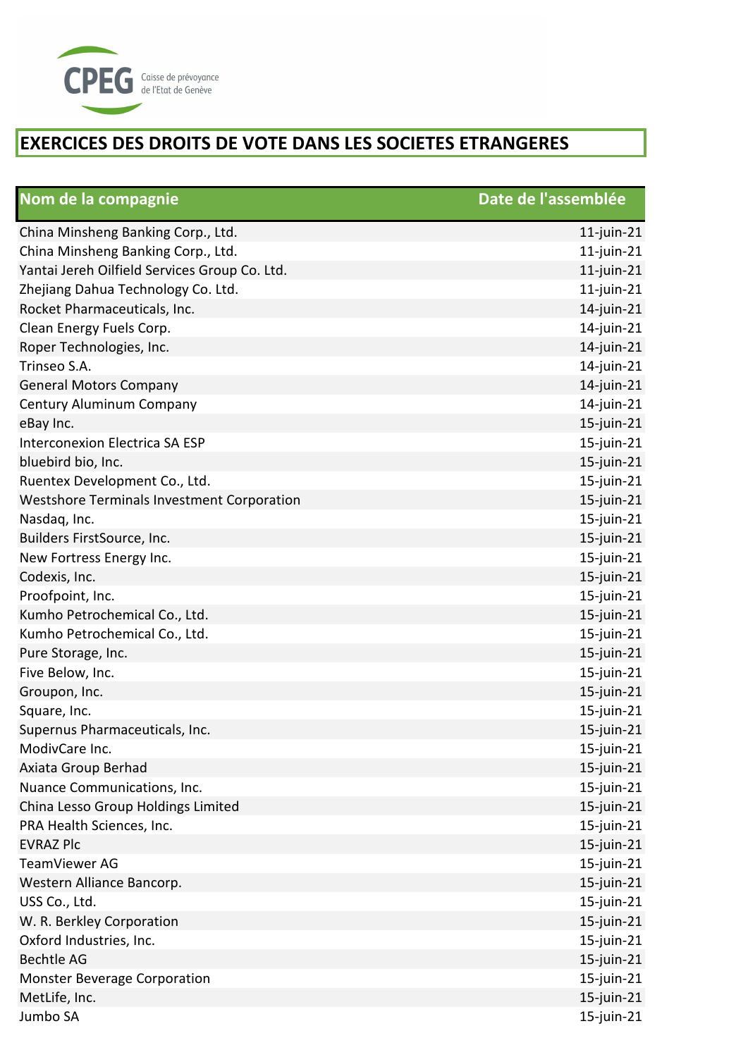CPEG Caisse de prévoyance de l'Etat de Genève

# EXERCICES DES DROITS DE VOTE DANS LES SOCIETES ETRANGERES

| Nom de la compagnie | Date de l'assemblée |
|---|---|
| China Minsheng Banking Corp., Ltd. | 11-juin-21 |
| China Minsheng Banking Corp., Ltd. | 11-juin-21 |
| Yantai Jereh Oilfield Services Group Co. Ltd. | 11-juin-21 |
| Zhejiang Dahua Technology Co. Ltd. | 11-juin-21 |
| Rocket Pharmaceuticals, Inc. | 14-juin-21 |
| Clean Energy Fuels Corp. | 14-juin-21 |
| Roper Technologies, Inc. | 14-juin-21 |
| Trinseo S.A. | 14-juin-21 |
| General Motors Company | 14-juin-21 |
| Century Aluminum Company | 14-juin-21 |
| eBay Inc. | 15-juin-21 |
| Interconexion Electrica SA ESP | 15-juin-21 |
| bluebird bio, Inc. | 15-juin-21 |
| Ruentex Development Co., Ltd. | 15-juin-21 |
| Westshore Terminals Investment Corporation | 15-juin-21 |
| Nasdaq, Inc. | 15-juin-21 |
| Builders FirstSource, Inc. | 15-juin-21 |
| New Fortress Energy Inc. | 15-juin-21 |
| Codexis, Inc. | 15-juin-21 |
| Proofpoint, Inc. | 15-juin-21 |
| Kumho Petrochemical Co., Ltd. | 15-juin-21 |
| Kumho Petrochemical Co., Ltd. | 15-juin-21 |
| Pure Storage, Inc. | 15-juin-21 |
| Five Below, Inc. | 15-juin-21 |
| Groupon, Inc. | 15-juin-21 |
| Square, Inc. | 15-juin-21 |
| Supernus Pharmaceuticals, Inc. | 15-juin-21 |
| ModivCare Inc. | 15-juin-21 |
| Axiata Group Berhad | 15-juin-21 |
| Nuance Communications, Inc. | 15-juin-21 |
| China Lesso Group Holdings Limited | 15-juin-21 |
| PRA Health Sciences, Inc. | 15-juin-21 |
| EVRAZ Plc | 15-juin-21 |
| TeamViewer AG | 15-juin-21 |
| Western Alliance Bancorp. | 15-juin-21 |
| USS Co., Ltd. | 15-juin-21 |
| W. R. Berkley Corporation | 15-juin-21 |
| Oxford Industries, Inc. | 15-juin-21 |
| Bechtle AG | 15-juin-21 |
| Monster Beverage Corporation | 15-juin-21 |
| MetLife, Inc. | 15-juin-21 |
| Jumbo SA | 15-juin-21 |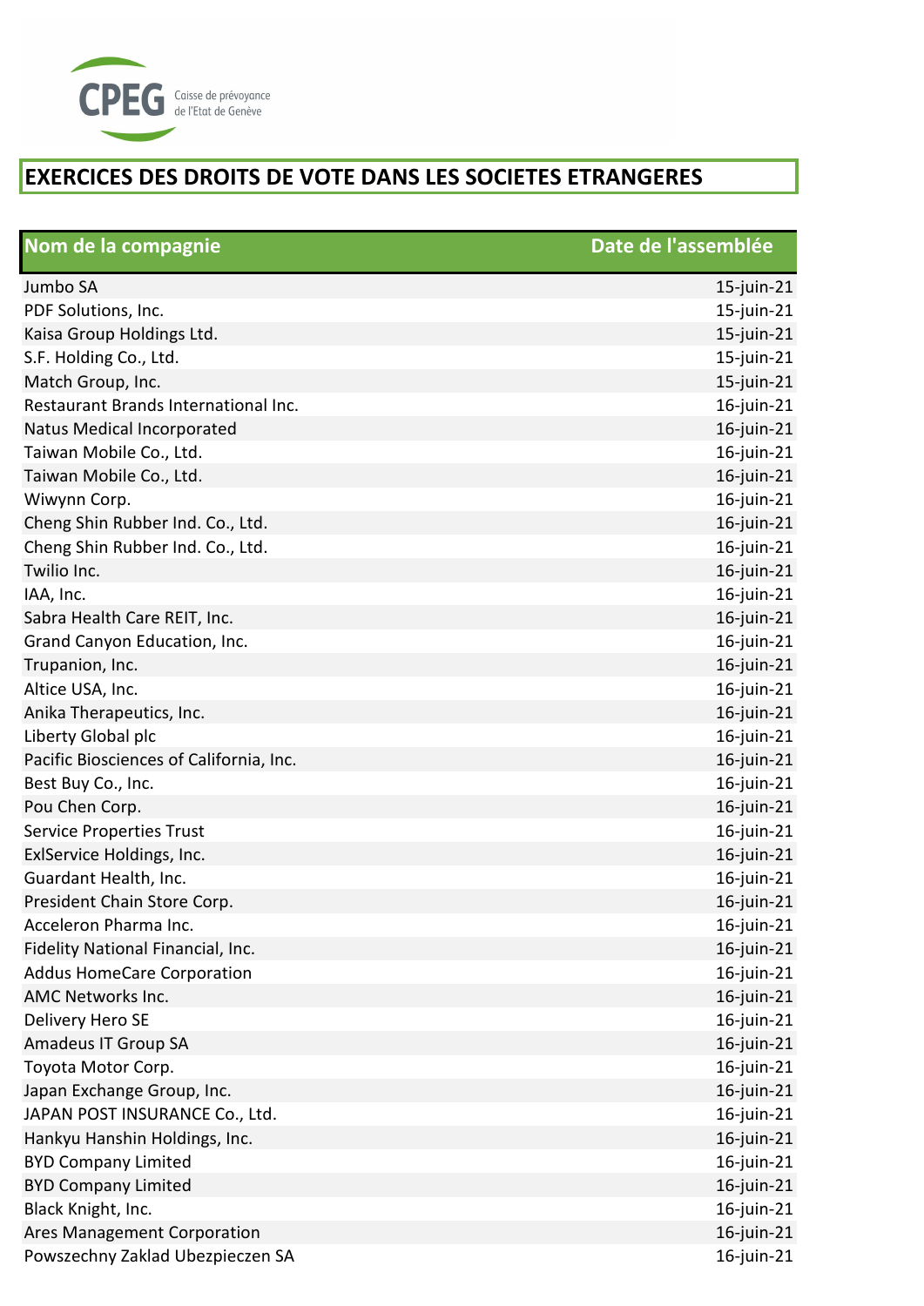CPEG Caisse de prévoyance de l'Etat de Genève

# EXERCICES DES DROITS DE VOTE DANS LES SOCIETES ETRANGERES

| Nom de la compagnie | Date de l'assemblée |
|---|---|
| Jumbo SA | 15-juin-21 |
| PDF Solutions, Inc. | 15-juin-21 |
| Kaisa Group Holdings Ltd. | 15-juin-21 |
| S.F. Holding Co., Ltd. | 15-juin-21 |
| Match Group, Inc. | 15-juin-21 |
| Restaurant Brands International Inc. | 16-juin-21 |
| Natus Medical Incorporated | 16-juin-21 |
| Taiwan Mobile Co., Ltd. | 16-juin-21 |
| Taiwan Mobile Co., Ltd. | 16-juin-21 |
| Wiwynn Corp. | 16-juin-21 |
| Cheng Shin Rubber Ind. Co., Ltd. | 16-juin-21 |
| Cheng Shin Rubber Ind. Co., Ltd. | 16-juin-21 |
| Twilio Inc. | 16-juin-21 |
| IAA, Inc. | 16-juin-21 |
| Sabra Health Care REIT, Inc. | 16-juin-21 |
| Grand Canyon Education, Inc. | 16-juin-21 |
| Trupanion, Inc. | 16-juin-21 |
| Altice USA, Inc. | 16-juin-21 |
| Anika Therapeutics, Inc. | 16-juin-21 |
| Liberty Global plc | 16-juin-21 |
| Pacific Biosciences of California, Inc. | 16-juin-21 |
| Best Buy Co., Inc. | 16-juin-21 |
| Pou Chen Corp. | 16-juin-21 |
| Service Properties Trust | 16-juin-21 |
| ExlService Holdings, Inc. | 16-juin-21 |
| Guardant Health, Inc. | 16-juin-21 |
| President Chain Store Corp. | 16-juin-21 |
| Acceleron Pharma Inc. | 16-juin-21 |
| Fidelity National Financial, Inc. | 16-juin-21 |
| Addus HomeCare Corporation | 16-juin-21 |
| AMC Networks Inc. | 16-juin-21 |
| Delivery Hero SE | 16-juin-21 |
| Amadeus IT Group SA | 16-juin-21 |
| Toyota Motor Corp. | 16-juin-21 |
| Japan Exchange Group, Inc. | 16-juin-21 |
| JAPAN POST INSURANCE Co., Ltd. | 16-juin-21 |
| Hankyu Hanshin Holdings, Inc. | 16-juin-21 |
| BYD Company Limited | 16-juin-21 |
| BYD Company Limited | 16-juin-21 |
| Black Knight, Inc. | 16-juin-21 |
| Ares Management Corporation | 16-juin-21 |
| Powszechny Zaklad Ubezpieczen SA | 16-juin-21 |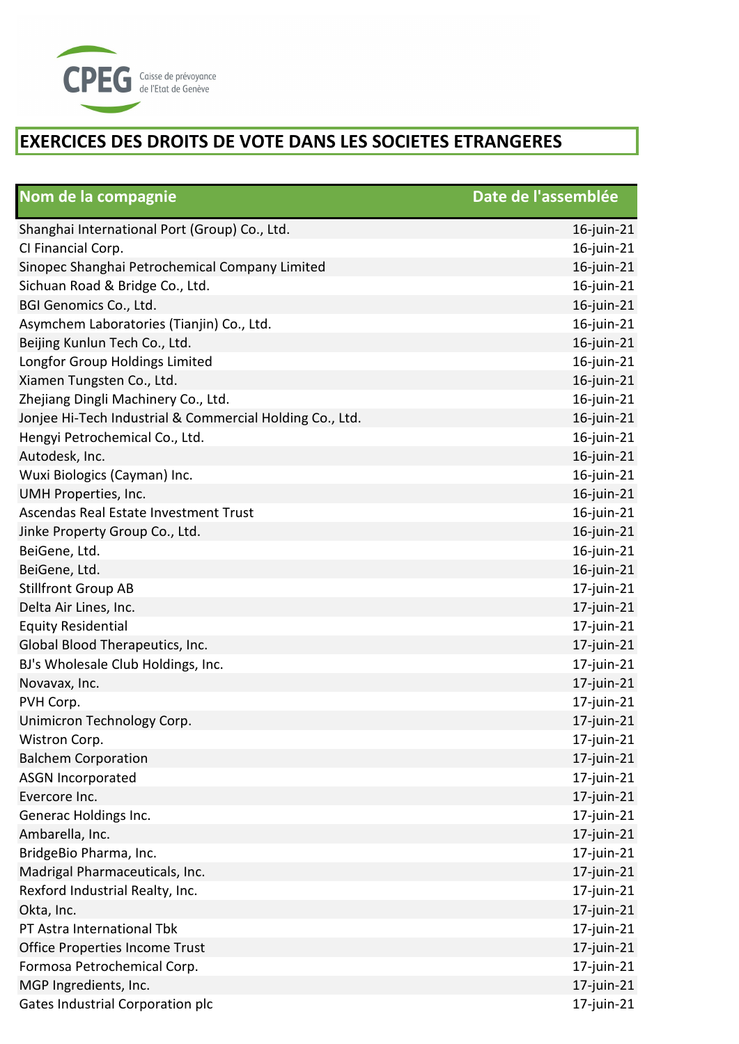CPEG Caisse de prévoyance de l'Etat de Genève

# EXERCICES DES DROITS DE VOTE DANS LES SOCIETES ETRANGERES

| Nom de la compagnie | Date de l'assemblée |
|---|---|
| Shanghai International Port (Group) Co., Ltd. | 16-juin-21 |
| CI Financial Corp. | 16-juin-21 |
| Sinopec Shanghai Petrochemical Company Limited | 16-juin-21 |
| Sichuan Road & Bridge Co., Ltd. | 16-juin-21 |
| BGI Genomics Co., Ltd. | 16-juin-21 |
| Asymchem Laboratories (Tianjin) Co., Ltd. | 16-juin-21 |
| Beijing Kunlun Tech Co., Ltd. | 16-juin-21 |
| Longfor Group Holdings Limited | 16-juin-21 |
| Xiamen Tungsten Co., Ltd. | 16-juin-21 |
| Zhejiang Dingli Machinery Co., Ltd. | 16-juin-21 |
| Jonjee Hi-Tech Industrial & Commercial Holding Co., Ltd. | 16-juin-21 |
| Hengyi Petrochemical Co., Ltd. | 16-juin-21 |
| Autodesk, Inc. | 16-juin-21 |
| Wuxi Biologics (Cayman) Inc. | 16-juin-21 |
| UMH Properties, Inc. | 16-juin-21 |
| Ascendas Real Estate Investment Trust | 16-juin-21 |
| Jinke Property Group Co., Ltd. | 16-juin-21 |
| BeiGene, Ltd. | 16-juin-21 |
| BeiGene, Ltd. | 16-juin-21 |
| Stillfront Group AB | 17-juin-21 |
| Delta Air Lines, Inc. | 17-juin-21 |
| Equity Residential | 17-juin-21 |
| Global Blood Therapeutics, Inc. | 17-juin-21 |
| BJ's Wholesale Club Holdings, Inc. | 17-juin-21 |
| Novavax, Inc. | 17-juin-21 |
| PVH Corp. | 17-juin-21 |
| Unimicron Technology Corp. | 17-juin-21 |
| Wistron Corp. | 17-juin-21 |
| Balchem Corporation | 17-juin-21 |
| ASGN Incorporated | 17-juin-21 |
| Evercore Inc. | 17-juin-21 |
| Generac Holdings Inc. | 17-juin-21 |
| Ambarella, Inc. | 17-juin-21 |
| BridgeBio Pharma, Inc. | 17-juin-21 |
| Madrigal Pharmaceuticals, Inc. | 17-juin-21 |
| Rexford Industrial Realty, Inc. | 17-juin-21 |
| Okta, Inc. | 17-juin-21 |
| PT Astra International Tbk | 17-juin-21 |
| Office Properties Income Trust | 17-juin-21 |
| Formosa Petrochemical Corp. | 17-juin-21 |
| MGP Ingredients, Inc. | 17-juin-21 |
| Gates Industrial Corporation plc | 17-juin-21 |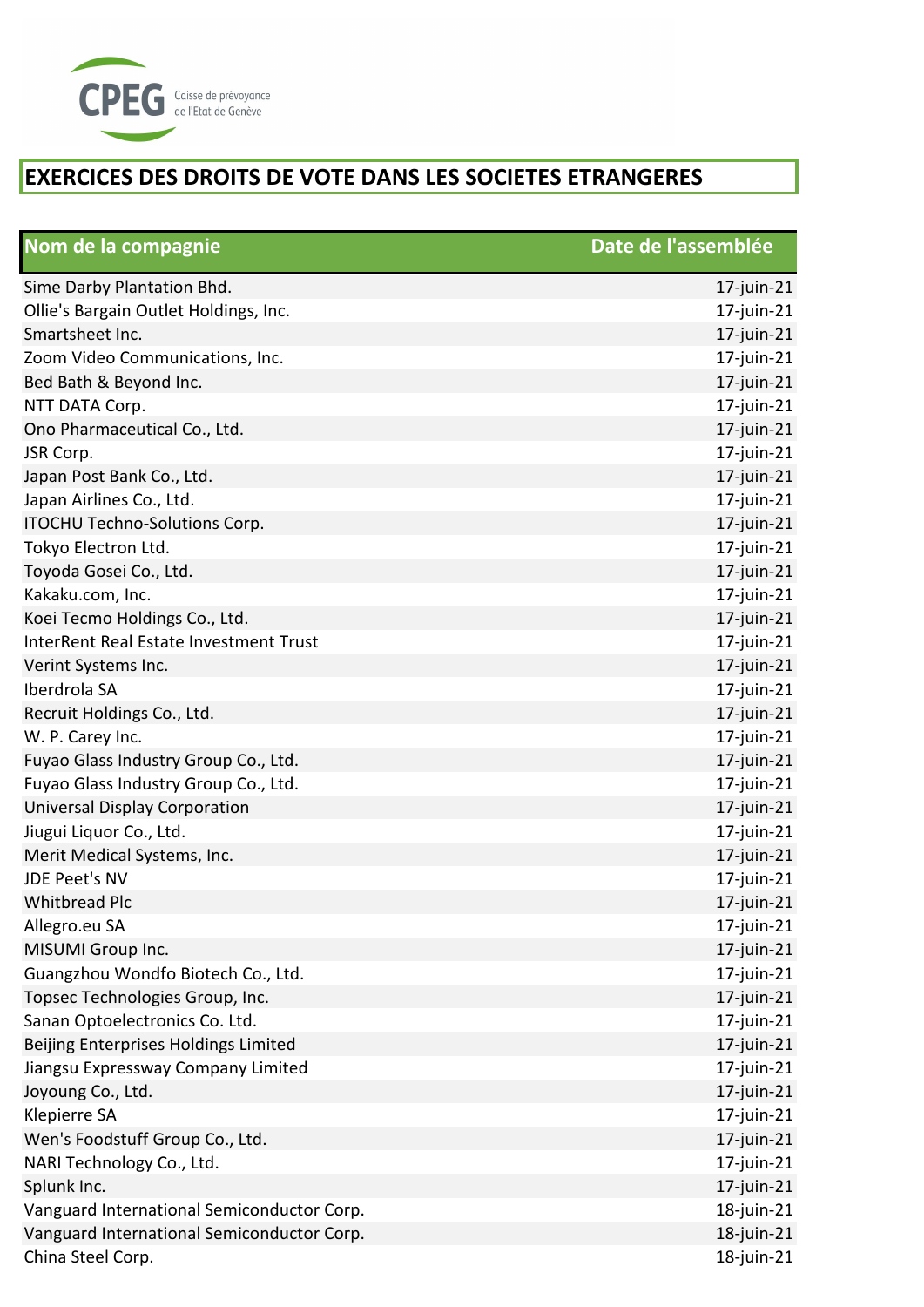# EXERCICES DES DROITS DE VOTE DANS LES SOCIETES ETRANGERES

| Nom de la compagnie | Date de l'assemblée |
|---|---|
| Sime Darby Plantation Bhd. | 17-juin-21 |
| Ollie's Bargain Outlet Holdings, Inc. | 17-juin-21 |
| Smartsheet Inc. | 17-juin-21 |
| Zoom Video Communications, Inc. | 17-juin-21 |
| Bed Bath & Beyond Inc. | 17-juin-21 |
| NTT DATA Corp. | 17-juin-21 |
| Ono Pharmaceutical Co., Ltd. | 17-juin-21 |
| JSR Corp. | 17-juin-21 |
| Japan Post Bank Co., Ltd. | 17-juin-21 |
| Japan Airlines Co., Ltd. | 17-juin-21 |
| ITOCHU Techno-Solutions Corp. | 17-juin-21 |
| Tokyo Electron Ltd. | 17-juin-21 |
| Toyoda Gosei Co., Ltd. | 17-juin-21 |
| Kakaku.com, Inc. | 17-juin-21 |
| Koei Tecmo Holdings Co., Ltd. | 17-juin-21 |
| InterRent Real Estate Investment Trust | 17-juin-21 |
| Verint Systems Inc. | 17-juin-21 |
| Iberdrola SA | 17-juin-21 |
| Recruit Holdings Co., Ltd. | 17-juin-21 |
| W. P. Carey Inc. | 17-juin-21 |
| Fuyao Glass Industry Group Co., Ltd. | 17-juin-21 |
| Fuyao Glass Industry Group Co., Ltd. | 17-juin-21 |
| Universal Display Corporation | 17-juin-21 |
| Jiugui Liquor Co., Ltd. | 17-juin-21 |
| Merit Medical Systems, Inc. | 17-juin-21 |
| JDE Peet's NV | 17-juin-21 |
| Whitbread Plc | 17-juin-21 |
| Allegro.eu SA | 17-juin-21 |
| MISUMI Group Inc. | 17-juin-21 |
| Guangzhou Wondfo Biotech Co., Ltd. | 17-juin-21 |
| Topsec Technologies Group, Inc. | 17-juin-21 |
| Sanan Optoelectronics Co. Ltd. | 17-juin-21 |
| Beijing Enterprises Holdings Limited | 17-juin-21 |
| Jiangsu Expressway Company Limited | 17-juin-21 |
| Joyoung Co., Ltd. | 17-juin-21 |
| Klepierre SA | 17-juin-21 |
| Wen's Foodstuff Group Co., Ltd. | 17-juin-21 |
| NARI Technology Co., Ltd. | 17-juin-21 |
| Splunk Inc. | 17-juin-21 |
| Vanguard International Semiconductor Corp. | 18-juin-21 |
| Vanguard International Semiconductor Corp. | 18-juin-21 |
| China Steel Corp. | 18-juin-21 |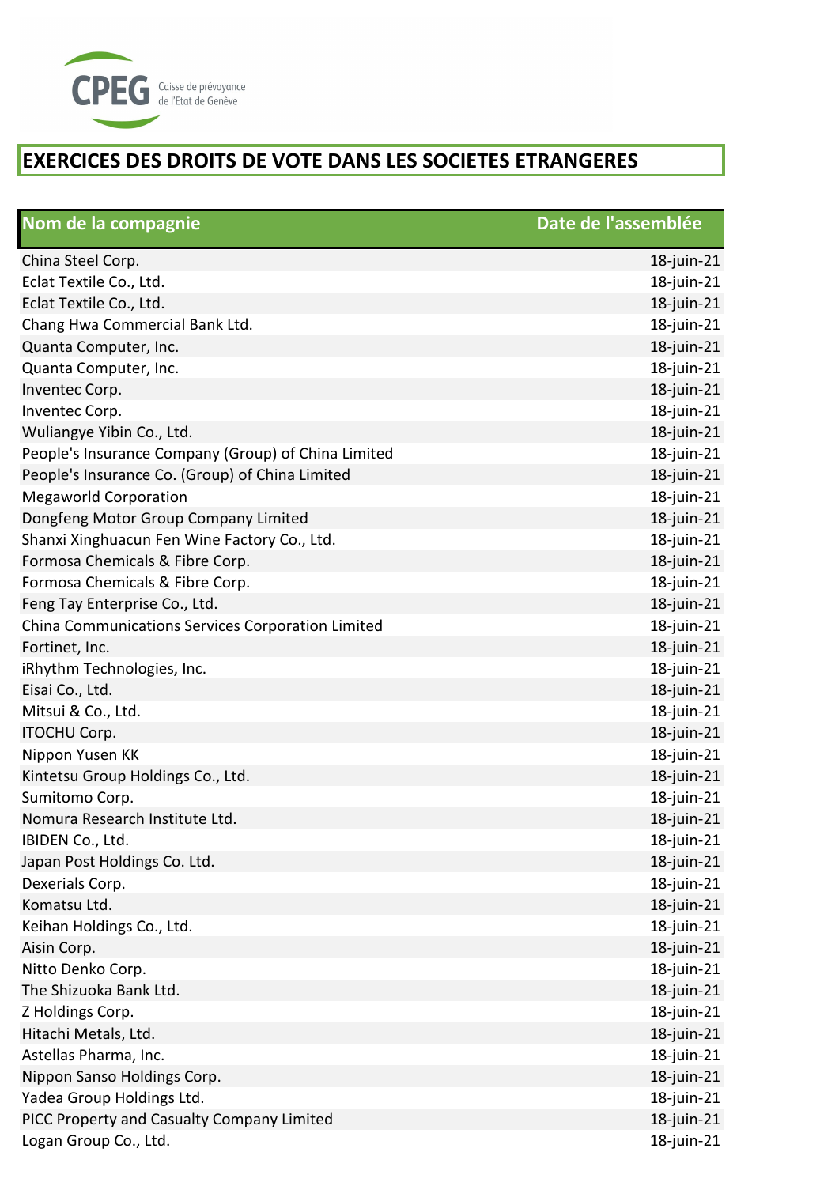CPEG Caisse de prévoyance de l'Etat de Genève

# EXERCICES DES DROITS DE VOTE DANS LES SOCIETES ETRANGERES

| Nom de la compagnie | Date de l'assemblée |
|---|---|
| China Steel Corp. | 18-juin-21 |
| Eclat Textile Co., Ltd. | 18-juin-21 |
| Eclat Textile Co., Ltd. | 18-juin-21 |
| Chang Hwa Commercial Bank Ltd. | 18-juin-21 |
| Quanta Computer, Inc. | 18-juin-21 |
| Quanta Computer, Inc. | 18-juin-21 |
| Inventec Corp. | 18-juin-21 |
| Inventec Corp. | 18-juin-21 |
| Wuliangye Yibin Co., Ltd. | 18-juin-21 |
| People's Insurance Company (Group) of China Limited | 18-juin-21 |
| People's Insurance Co. (Group) of China Limited | 18-juin-21 |
| Megaworld Corporation | 18-juin-21 |
| Dongfeng Motor Group Company Limited | 18-juin-21 |
| Shanxi Xinghuacun Fen Wine Factory Co., Ltd. | 18-juin-21 |
| Formosa Chemicals & Fibre Corp. | 18-juin-21 |
| Formosa Chemicals & Fibre Corp. | 18-juin-21 |
| Feng Tay Enterprise Co., Ltd. | 18-juin-21 |
| China Communications Services Corporation Limited | 18-juin-21 |
| Fortinet, Inc. | 18-juin-21 |
| iRhythm Technologies, Inc. | 18-juin-21 |
| Eisai Co., Ltd. | 18-juin-21 |
| Mitsui & Co., Ltd. | 18-juin-21 |
| ITOCHU Corp. | 18-juin-21 |
| Nippon Yusen KK | 18-juin-21 |
| Kintetsu Group Holdings Co., Ltd. | 18-juin-21 |
| Sumitomo Corp. | 18-juin-21 |
| Nomura Research Institute Ltd. | 18-juin-21 |
| IBIDEN Co., Ltd. | 18-juin-21 |
| Japan Post Holdings Co. Ltd. | 18-juin-21 |
| Dexerials Corp. | 18-juin-21 |
| Komatsu Ltd. | 18-juin-21 |
| Keihan Holdings Co., Ltd. | 18-juin-21 |
| Aisin Corp. | 18-juin-21 |
| Nitto Denko Corp. | 18-juin-21 |
| The Shizuoka Bank Ltd. | 18-juin-21 |
| Z Holdings Corp. | 18-juin-21 |
| Hitachi Metals, Ltd. | 18-juin-21 |
| Astellas Pharma, Inc. | 18-juin-21 |
| Nippon Sanso Holdings Corp. | 18-juin-21 |
| Yadea Group Holdings Ltd. | 18-juin-21 |
| PICC Property and Casualty Company Limited | 18-juin-21 |
| Logan Group Co., Ltd. | 18-juin-21 |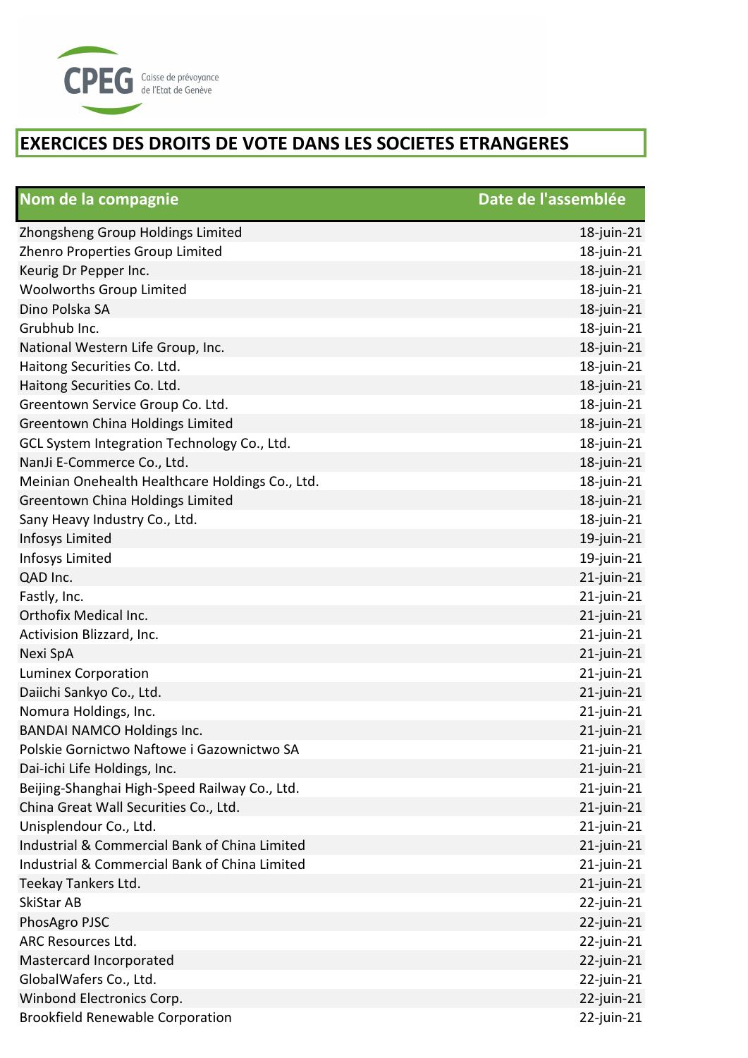CPEG Caisse de prévoyance de l'Etat de Genève

# EXERCICES DES DROITS DE VOTE DANS LES SOCIETES ETRANGERES

| Nom de la compagnie | Date de l'assemblée |
|---|---|
| Zhongsheng Group Holdings Limited | 18-juin-21 |
| Zhenro Properties Group Limited | 18-juin-21 |
| Keurig Dr Pepper Inc. | 18-juin-21 |
| Woolworths Group Limited | 18-juin-21 |
| Dino Polska SA | 18-juin-21 |
| Grubhub Inc. | 18-juin-21 |
| National Western Life Group, Inc. | 18-juin-21 |
| Haitong Securities Co. Ltd. | 18-juin-21 |
| Haitong Securities Co. Ltd. | 18-juin-21 |
| Greentown Service Group Co. Ltd. | 18-juin-21 |
| Greentown China Holdings Limited | 18-juin-21 |
| GCL System Integration Technology Co., Ltd. | 18-juin-21 |
| NanJi E-Commerce Co., Ltd. | 18-juin-21 |
| Meinian Onehealth Healthcare Holdings Co., Ltd. | 18-juin-21 |
| Greentown China Holdings Limited | 18-juin-21 |
| Sany Heavy Industry Co., Ltd. | 18-juin-21 |
| Infosys Limited | 19-juin-21 |
| Infosys Limited | 19-juin-21 |
| QAD Inc. | 21-juin-21 |
| Fastly, Inc. | 21-juin-21 |
| Orthofix Medical Inc. | 21-juin-21 |
| Activision Blizzard, Inc. | 21-juin-21 |
| Nexi SpA | 21-juin-21 |
| Luminex Corporation | 21-juin-21 |
| Daiichi Sankyo Co., Ltd. | 21-juin-21 |
| Nomura Holdings, Inc. | 21-juin-21 |
| BANDAI NAMCO Holdings Inc. | 21-juin-21 |
| Polskie Gornictwo Naftowe i Gazownictwo SA | 21-juin-21 |
| Dai-ichi Life Holdings, Inc. | 21-juin-21 |
| Beijing-Shanghai High-Speed Railway Co., Ltd. | 21-juin-21 |
| China Great Wall Securities Co., Ltd. | 21-juin-21 |
| Unisplendour Co., Ltd. | 21-juin-21 |
| Industrial & Commercial Bank of China Limited | 21-juin-21 |
| Industrial & Commercial Bank of China Limited | 21-juin-21 |
| Teekay Tankers Ltd. | 21-juin-21 |
| SkiStar AB | 22-juin-21 |
| PhosAgro PJSC | 22-juin-21 |
| ARC Resources Ltd. | 22-juin-21 |
| Mastercard Incorporated | 22-juin-21 |
| GlobalWafers Co., Ltd. | 22-juin-21 |
| Winbond Electronics Corp. | 22-juin-21 |
| Brookfield Renewable Corporation | 22-juin-21 |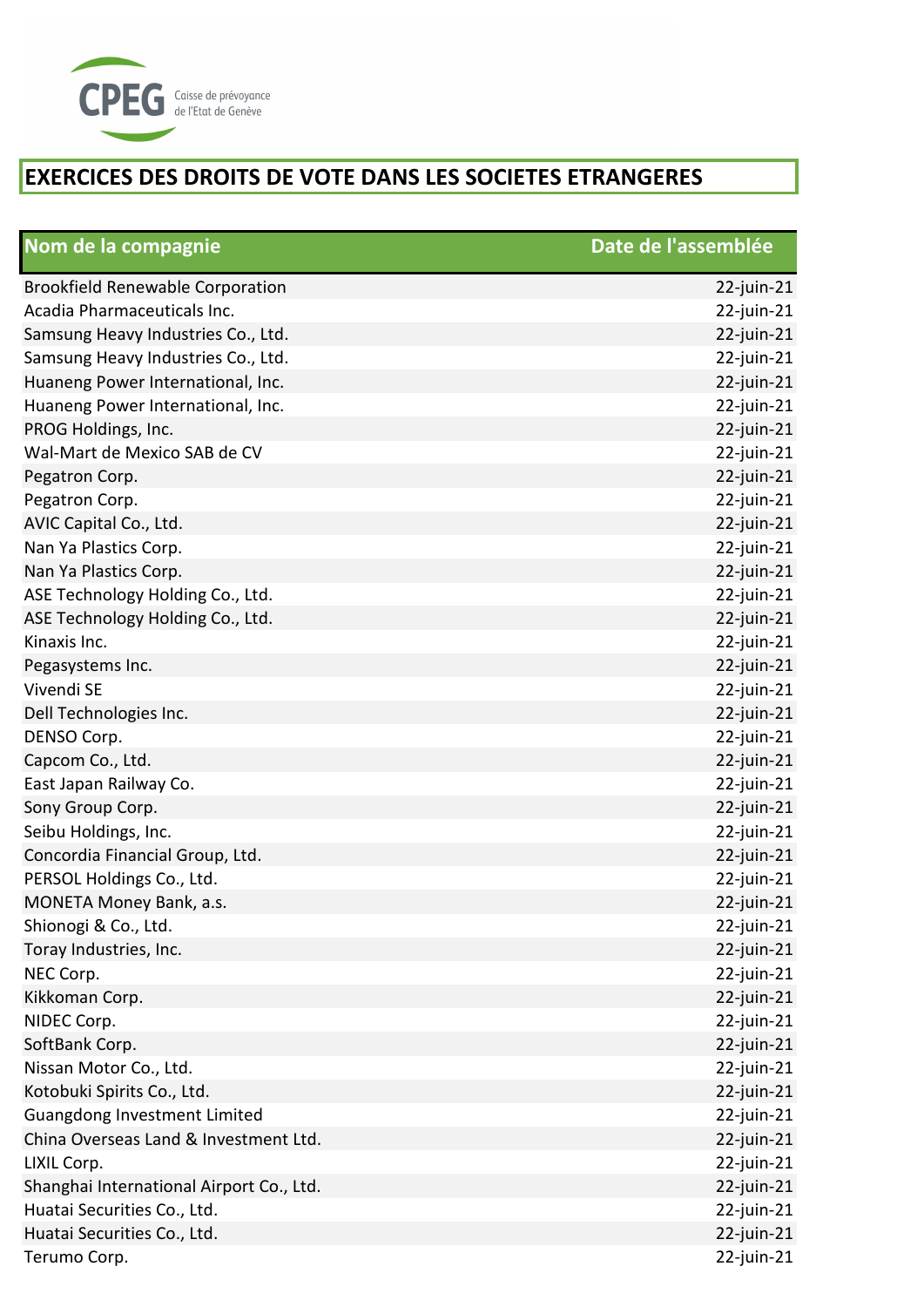CPEG Caisse de prévoyance de l'Etat de Genève

# EXERCICES DES DROITS DE VOTE DANS LES SOCIETES ETRANGERES

| Nom de la compagnie | Date de l'assemblée |
|---|---|
| Brookfield Renewable Corporation | 22-juin-21 |
| Acadia Pharmaceuticals Inc. | 22-juin-21 |
| Samsung Heavy Industries Co., Ltd. | 22-juin-21 |
| Samsung Heavy Industries Co., Ltd. | 22-juin-21 |
| Huaneng Power International, Inc. | 22-juin-21 |
| Huaneng Power International, Inc. | 22-juin-21 |
| PROG Holdings, Inc. | 22-juin-21 |
| Wal-Mart de Mexico SAB de CV | 22-juin-21 |
| Pegatron Corp. | 22-juin-21 |
| Pegatron Corp. | 22-juin-21 |
| AVIC Capital Co., Ltd. | 22-juin-21 |
| Nan Ya Plastics Corp. | 22-juin-21 |
| Nan Ya Plastics Corp. | 22-juin-21 |
| ASE Technology Holding Co., Ltd. | 22-juin-21 |
| ASE Technology Holding Co., Ltd. | 22-juin-21 |
| Kinaxis Inc. | 22-juin-21 |
| Pegasystems Inc. | 22-juin-21 |
| Vivendi SE | 22-juin-21 |
| Dell Technologies Inc. | 22-juin-21 |
| DENSO Corp. | 22-juin-21 |
| Capcom Co., Ltd. | 22-juin-21 |
| East Japan Railway Co. | 22-juin-21 |
| Sony Group Corp. | 22-juin-21 |
| Seibu Holdings, Inc. | 22-juin-21 |
| Concordia Financial Group, Ltd. | 22-juin-21 |
| PERSOL Holdings Co., Ltd. | 22-juin-21 |
| MONETA Money Bank, a.s. | 22-juin-21 |
| Shionogi & Co., Ltd. | 22-juin-21 |
| Toray Industries, Inc. | 22-juin-21 |
| NEC Corp. | 22-juin-21 |
| Kikkoman Corp. | 22-juin-21 |
| NIDEC Corp. | 22-juin-21 |
| SoftBank Corp. | 22-juin-21 |
| Nissan Motor Co., Ltd. | 22-juin-21 |
| Kotobuki Spirits Co., Ltd. | 22-juin-21 |
| Guangdong Investment Limited | 22-juin-21 |
| China Overseas Land & Investment Ltd. | 22-juin-21 |
| LIXIL Corp. | 22-juin-21 |
| Shanghai International Airport Co., Ltd. | 22-juin-21 |
| Huatai Securities Co., Ltd. | 22-juin-21 |
| Huatai Securities Co., Ltd. | 22-juin-21 |
| Terumo Corp. | 22-juin-21 |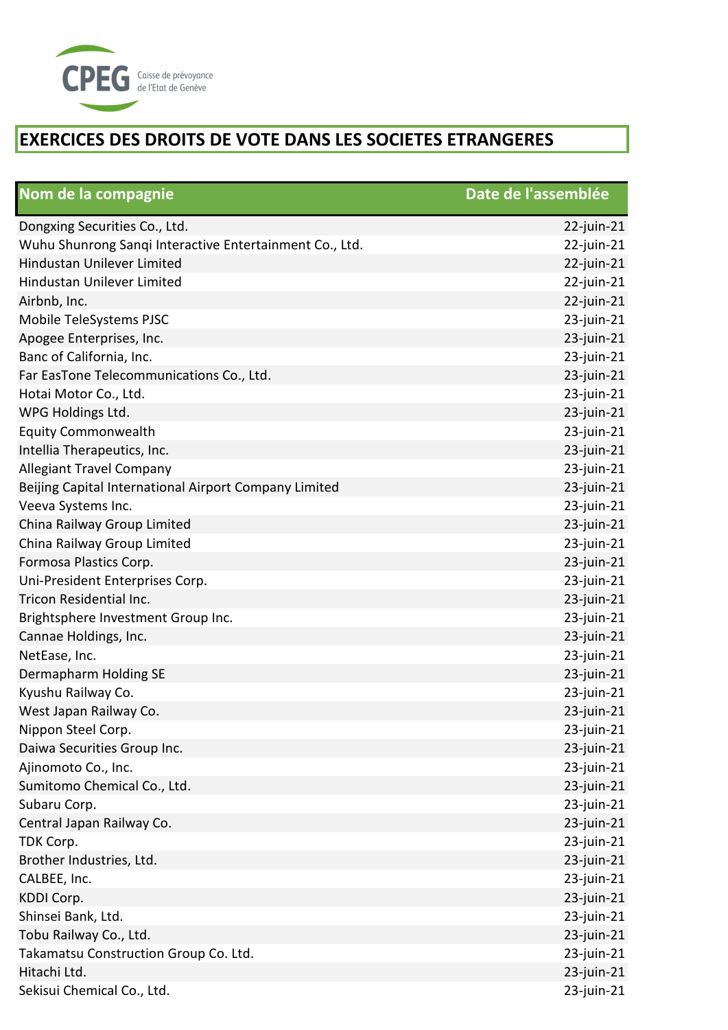CPEG Caisse de prévoyance de l'Etat de Genève

# EXERCICES DES DROITS DE VOTE DANS LES SOCIETES ETRANGERES

| Nom de la compagnie | Date de l'assemblée |
|---|---|
| Dongxing Securities Co., Ltd. | 22-juin-21 |
| Wuhu Shunrong Sanqi Interactive Entertainment Co., Ltd. | 22-juin-21 |
| Hindustan Unilever Limited | 22-juin-21 |
| Hindustan Unilever Limited | 22-juin-21 |
| Airbnb, Inc. | 22-juin-21 |
| Mobile TeleSystems PJSC | 23-juin-21 |
| Apogee Enterprises, Inc. | 23-juin-21 |
| Banc of California, Inc. | 23-juin-21 |
| Far EasTone Telecommunications Co., Ltd. | 23-juin-21 |
| Hotai Motor Co., Ltd. | 23-juin-21 |
| WPG Holdings Ltd. | 23-juin-21 |
| Equity Commonwealth | 23-juin-21 |
| Intellia Therapeutics, Inc. | 23-juin-21 |
| Allegiant Travel Company | 23-juin-21 |
| Beijing Capital International Airport Company Limited | 23-juin-21 |
| Veeva Systems Inc. | 23-juin-21 |
| China Railway Group Limited | 23-juin-21 |
| China Railway Group Limited | 23-juin-21 |
| Formosa Plastics Corp. | 23-juin-21 |
| Uni-President Enterprises Corp. | 23-juin-21 |
| Tricon Residential Inc. | 23-juin-21 |
| Brightsphere Investment Group Inc. | 23-juin-21 |
| Cannae Holdings, Inc. | 23-juin-21 |
| NetEase, Inc. | 23-juin-21 |
| Dermapharm Holding SE | 23-juin-21 |
| Kyushu Railway Co. | 23-juin-21 |
| West Japan Railway Co. | 23-juin-21 |
| Nippon Steel Corp. | 23-juin-21 |
| Daiwa Securities Group Inc. | 23-juin-21 |
| Ajinomoto Co., Inc. | 23-juin-21 |
| Sumitomo Chemical Co., Ltd. | 23-juin-21 |
| Subaru Corp. | 23-juin-21 |
| Central Japan Railway Co. | 23-juin-21 |
| TDK Corp. | 23-juin-21 |
| Brother Industries, Ltd. | 23-juin-21 |
| CALBEE, Inc. | 23-juin-21 |
| KDDI Corp. | 23-juin-21 |
| Shinsei Bank, Ltd. | 23-juin-21 |
| Tobu Railway Co., Ltd. | 23-juin-21 |
| Takamatsu Construction Group Co. Ltd. | 23-juin-21 |
| Hitachi Ltd. | 23-juin-21 |
| Sekisui Chemical Co., Ltd. | 23-juin-21 |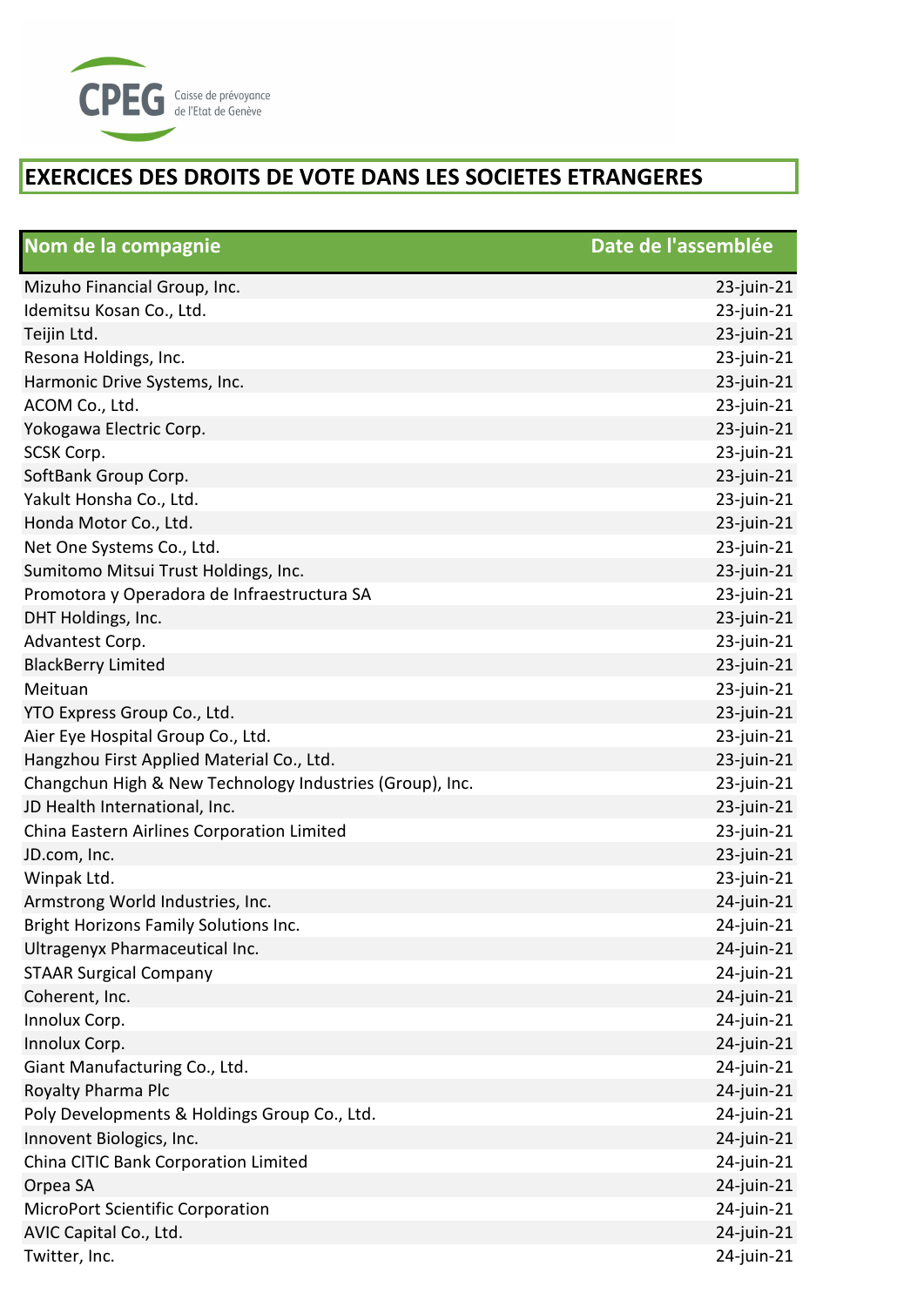CPEG Caisse de prévoyance de l'Etat de Genève

# EXERCICES DES DROITS DE VOTE DANS LES SOCIETES ETRANGERES

| Nom de la compagnie | Date de l'assemblée |
|---|---|
| Mizuho Financial Group, Inc. | 23-juin-21 |
| Idemitsu Kosan Co., Ltd. | 23-juin-21 |
| Teijin Ltd. | 23-juin-21 |
| Resona Holdings, Inc. | 23-juin-21 |
| Harmonic Drive Systems, Inc. | 23-juin-21 |
| ACOM Co., Ltd. | 23-juin-21 |
| Yokogawa Electric Corp. | 23-juin-21 |
| SCSK Corp. | 23-juin-21 |
| SoftBank Group Corp. | 23-juin-21 |
| Yakult Honsha Co., Ltd. | 23-juin-21 |
| Honda Motor Co., Ltd. | 23-juin-21 |
| Net One Systems Co., Ltd. | 23-juin-21 |
| Sumitomo Mitsui Trust Holdings, Inc. | 23-juin-21 |
| Promotora y Operadora de Infraestructura SA | 23-juin-21 |
| DHT Holdings, Inc. | 23-juin-21 |
| Advantest Corp. | 23-juin-21 |
| BlackBerry Limited | 23-juin-21 |
| Meituan | 23-juin-21 |
| YTO Express Group Co., Ltd. | 23-juin-21 |
| Aier Eye Hospital Group Co., Ltd. | 23-juin-21 |
| Hangzhou First Applied Material Co., Ltd. | 23-juin-21 |
| Changchun High & New Technology Industries (Group), Inc. | 23-juin-21 |
| JD Health International, Inc. | 23-juin-21 |
| China Eastern Airlines Corporation Limited | 23-juin-21 |
| JD.com, Inc. | 23-juin-21 |
| Winpak Ltd. | 23-juin-21 |
| Armstrong World Industries, Inc. | 24-juin-21 |
| Bright Horizons Family Solutions Inc. | 24-juin-21 |
| Ultragenyx Pharmaceutical Inc. | 24-juin-21 |
| STAAR Surgical Company | 24-juin-21 |
| Coherent, Inc. | 24-juin-21 |
| Innolux Corp. | 24-juin-21 |
| Innolux Corp. | 24-juin-21 |
| Giant Manufacturing Co., Ltd. | 24-juin-21 |
| Royalty Pharma Plc | 24-juin-21 |
| Poly Developments & Holdings Group Co., Ltd. | 24-juin-21 |
| Innovent Biologics, Inc. | 24-juin-21 |
| China CITIC Bank Corporation Limited | 24-juin-21 |
| Orpea SA | 24-juin-21 |
| MicroPort Scientific Corporation | 24-juin-21 |
| AVIC Capital Co., Ltd. | 24-juin-21 |
| Twitter, Inc. | 24-juin-21 |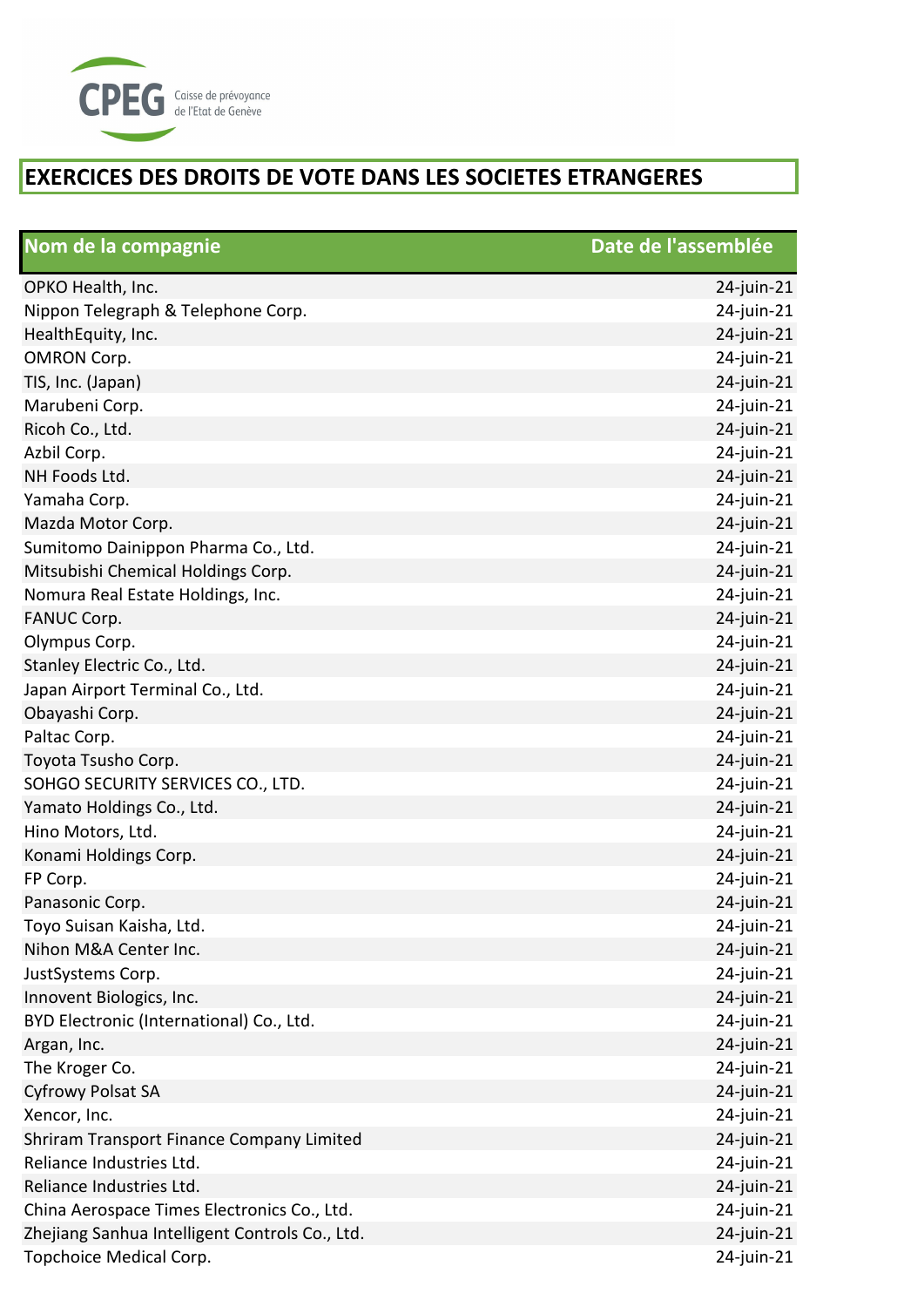# EXERCICES DES DROITS DE VOTE DANS LES SOCIETES ETRANGERES

| Nom de la compagnie | Date de l'assemblée |
|---|---|
| OPKO Health, Inc. | 24-juin-21 |
| Nippon Telegraph & Telephone Corp. | 24-juin-21 |
| HealthEquity, Inc. | 24-juin-21 |
| OMRON Corp. | 24-juin-21 |
| TIS, Inc. (Japan) | 24-juin-21 |
| Marubeni Corp. | 24-juin-21 |
| Ricoh Co., Ltd. | 24-juin-21 |
| Azbil Corp. | 24-juin-21 |
| NH Foods Ltd. | 24-juin-21 |
| Yamaha Corp. | 24-juin-21 |
| Mazda Motor Corp. | 24-juin-21 |
| Sumitomo Dainippon Pharma Co., Ltd. | 24-juin-21 |
| Mitsubishi Chemical Holdings Corp. | 24-juin-21 |
| Nomura Real Estate Holdings, Inc. | 24-juin-21 |
| FANUC Corp. | 24-juin-21 |
| Olympus Corp. | 24-juin-21 |
| Stanley Electric Co., Ltd. | 24-juin-21 |
| Japan Airport Terminal Co., Ltd. | 24-juin-21 |
| Obayashi Corp. | 24-juin-21 |
| Paltac Corp. | 24-juin-21 |
| Toyota Tsusho Corp. | 24-juin-21 |
| SOHGO SECURITY SERVICES CO., LTD. | 24-juin-21 |
| Yamato Holdings Co., Ltd. | 24-juin-21 |
| Hino Motors, Ltd. | 24-juin-21 |
| Konami Holdings Corp. | 24-juin-21 |
| FP Corp. | 24-juin-21 |
| Panasonic Corp. | 24-juin-21 |
| Toyo Suisan Kaisha, Ltd. | 24-juin-21 |
| Nihon M&A Center Inc. | 24-juin-21 |
| JustSystems Corp. | 24-juin-21 |
| Innovent Biologics, Inc. | 24-juin-21 |
| BYD Electronic (International) Co., Ltd. | 24-juin-21 |
| Argan, Inc. | 24-juin-21 |
| The Kroger Co. | 24-juin-21 |
| Cyfrowy Polsat SA | 24-juin-21 |
| Xencor, Inc. | 24-juin-21 |
| Shriram Transport Finance Company Limited | 24-juin-21 |
| Reliance Industries Ltd. | 24-juin-21 |
| Reliance Industries Ltd. | 24-juin-21 |
| China Aerospace Times Electronics Co., Ltd. | 24-juin-21 |
| Zhejiang Sanhua Intelligent Controls Co., Ltd. | 24-juin-21 |
| Topchoice Medical Corp. | 24-juin-21 |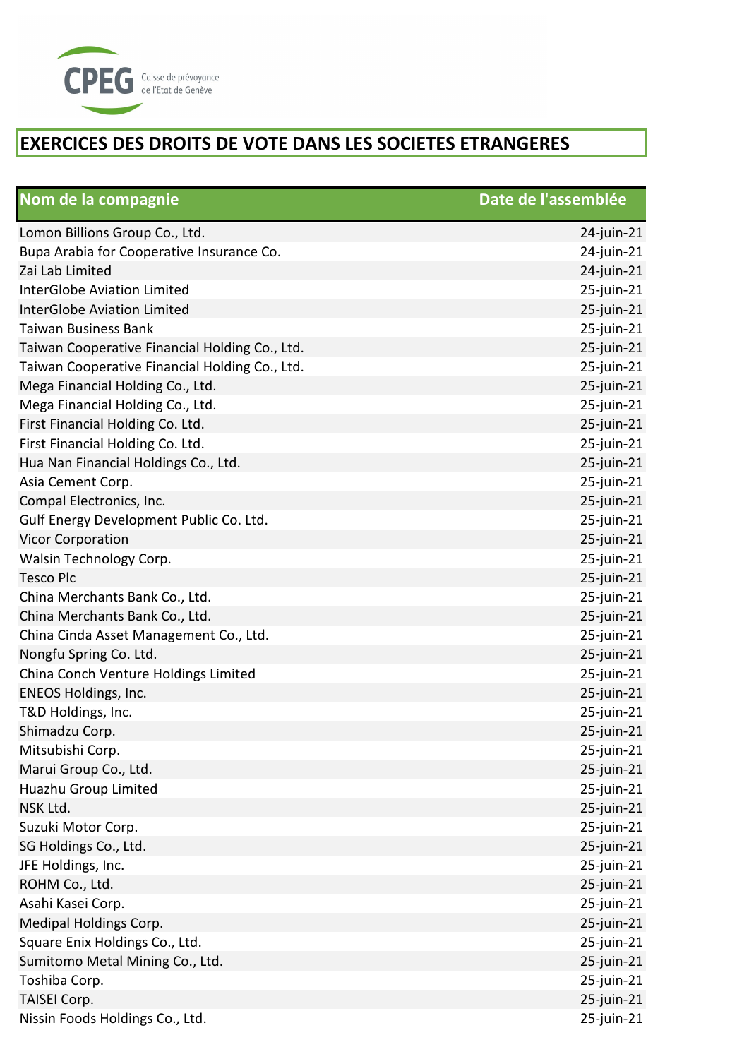CPEG Caisse de prévoyance de l'Etat de Genève

# EXERCICES DES DROITS DE VOTE DANS LES SOCIETES ETRANGERES

| Nom de la compagnie | Date de l'assemblée |
|---|---|
| Lomon Billions Group Co., Ltd. | 24-juin-21 |
| Bupa Arabia for Cooperative Insurance Co. | 24-juin-21 |
| Zai Lab Limited | 24-juin-21 |
| InterGlobe Aviation Limited | 25-juin-21 |
| InterGlobe Aviation Limited | 25-juin-21 |
| Taiwan Business Bank | 25-juin-21 |
| Taiwan Cooperative Financial Holding Co., Ltd. | 25-juin-21 |
| Taiwan Cooperative Financial Holding Co., Ltd. | 25-juin-21 |
| Mega Financial Holding Co., Ltd. | 25-juin-21 |
| Mega Financial Holding Co., Ltd. | 25-juin-21 |
| First Financial Holding Co. Ltd. | 25-juin-21 |
| First Financial Holding Co. Ltd. | 25-juin-21 |
| Hua Nan Financial Holdings Co., Ltd. | 25-juin-21 |
| Asia Cement Corp. | 25-juin-21 |
| Compal Electronics, Inc. | 25-juin-21 |
| Gulf Energy Development Public Co. Ltd. | 25-juin-21 |
| Vicor Corporation | 25-juin-21 |
| Walsin Technology Corp. | 25-juin-21 |
| Tesco Plc | 25-juin-21 |
| China Merchants Bank Co., Ltd. | 25-juin-21 |
| China Merchants Bank Co., Ltd. | 25-juin-21 |
| China Cinda Asset Management Co., Ltd. | 25-juin-21 |
| Nongfu Spring Co. Ltd. | 25-juin-21 |
| China Conch Venture Holdings Limited | 25-juin-21 |
| ENEOS Holdings, Inc. | 25-juin-21 |
| T&D Holdings, Inc. | 25-juin-21 |
| Shimadzu Corp. | 25-juin-21 |
| Mitsubishi Corp. | 25-juin-21 |
| Marui Group Co., Ltd. | 25-juin-21 |
| Huazhu Group Limited | 25-juin-21 |
| NSK Ltd. | 25-juin-21 |
| Suzuki Motor Corp. | 25-juin-21 |
| SG Holdings Co., Ltd. | 25-juin-21 |
| JFE Holdings, Inc. | 25-juin-21 |
| ROHM Co., Ltd. | 25-juin-21 |
| Asahi Kasei Corp. | 25-juin-21 |
| Medipal Holdings Corp. | 25-juin-21 |
| Square Enix Holdings Co., Ltd. | 25-juin-21 |
| Sumitomo Metal Mining Co., Ltd. | 25-juin-21 |
| Toshiba Corp. | 25-juin-21 |
| TAISEI Corp. | 25-juin-21 |
| Nissin Foods Holdings Co., Ltd. | 25-juin-21 |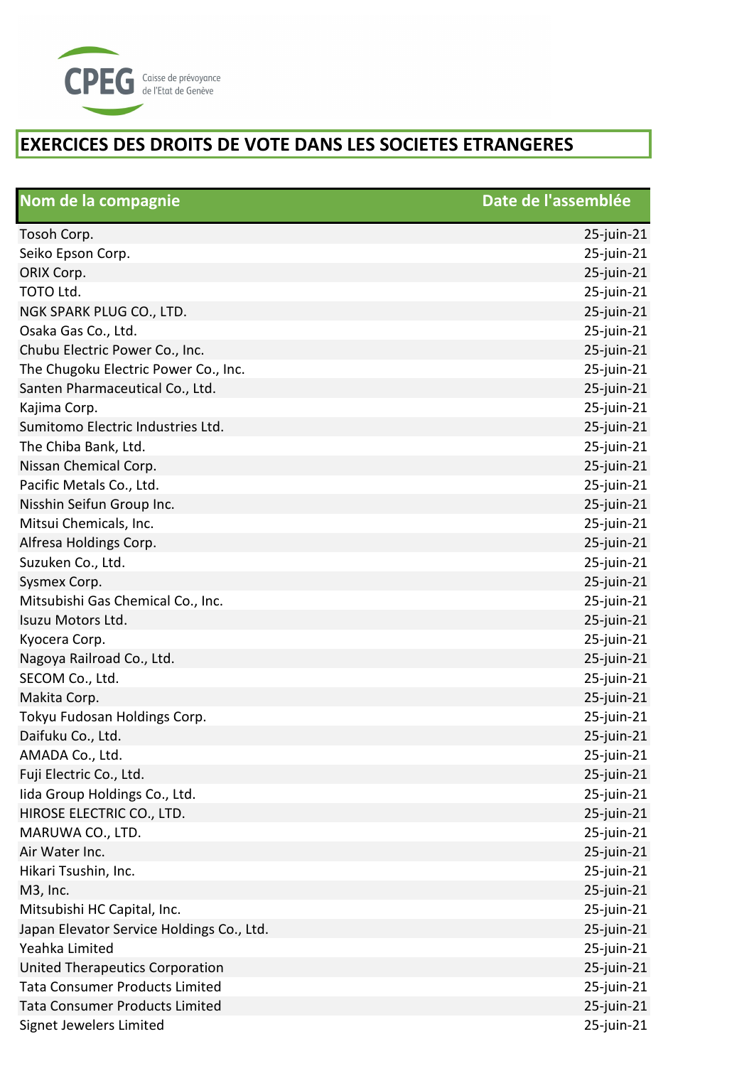CPEG Caisse de prévoyance de l'Etat de Genève

# EXERCICES DES DROITS DE VOTE DANS LES SOCIETES ETRANGERES

| Nom de la compagnie | Date de l'assemblée |
|---|---|
| Tosoh Corp. | 25-juin-21 |
| Seiko Epson Corp. | 25-juin-21 |
| ORIX Corp. | 25-juin-21 |
| TOTO Ltd. | 25-juin-21 |
| NGK SPARK PLUG CO., LTD. | 25-juin-21 |
| Osaka Gas Co., Ltd. | 25-juin-21 |
| Chubu Electric Power Co., Inc. | 25-juin-21 |
| The Chugoku Electric Power Co., Inc. | 25-juin-21 |
| Santen Pharmaceutical Co., Ltd. | 25-juin-21 |
| Kajima Corp. | 25-juin-21 |
| Sumitomo Electric Industries Ltd. | 25-juin-21 |
| The Chiba Bank, Ltd. | 25-juin-21 |
| Nissan Chemical Corp. | 25-juin-21 |
| Pacific Metals Co., Ltd. | 25-juin-21 |
| Nisshin Seifun Group Inc. | 25-juin-21 |
| Mitsui Chemicals, Inc. | 25-juin-21 |
| Alfresa Holdings Corp. | 25-juin-21 |
| Suzuken Co., Ltd. | 25-juin-21 |
| Sysmex Corp. | 25-juin-21 |
| Mitsubishi Gas Chemical Co., Inc. | 25-juin-21 |
| Isuzu Motors Ltd. | 25-juin-21 |
| Kyocera Corp. | 25-juin-21 |
| Nagoya Railroad Co., Ltd. | 25-juin-21 |
| SECOM Co., Ltd. | 25-juin-21 |
| Makita Corp. | 25-juin-21 |
| Tokyu Fudosan Holdings Corp. | 25-juin-21 |
| Daifuku Co., Ltd. | 25-juin-21 |
| AMADA Co., Ltd. | 25-juin-21 |
| Fuji Electric Co., Ltd. | 25-juin-21 |
| Iida Group Holdings Co., Ltd. | 25-juin-21 |
| HIROSE ELECTRIC CO., LTD. | 25-juin-21 |
| MARUWA CO., LTD. | 25-juin-21 |
| Air Water Inc. | 25-juin-21 |
| Hikari Tsushin, Inc. | 25-juin-21 |
| M3, Inc. | 25-juin-21 |
| Mitsubishi HC Capital, Inc. | 25-juin-21 |
| Japan Elevator Service Holdings Co., Ltd. | 25-juin-21 |
| Yeahka Limited | 25-juin-21 |
| United Therapeutics Corporation | 25-juin-21 |
| Tata Consumer Products Limited | 25-juin-21 |
| Tata Consumer Products Limited | 25-juin-21 |
| Signet Jewelers Limited | 25-juin-21 |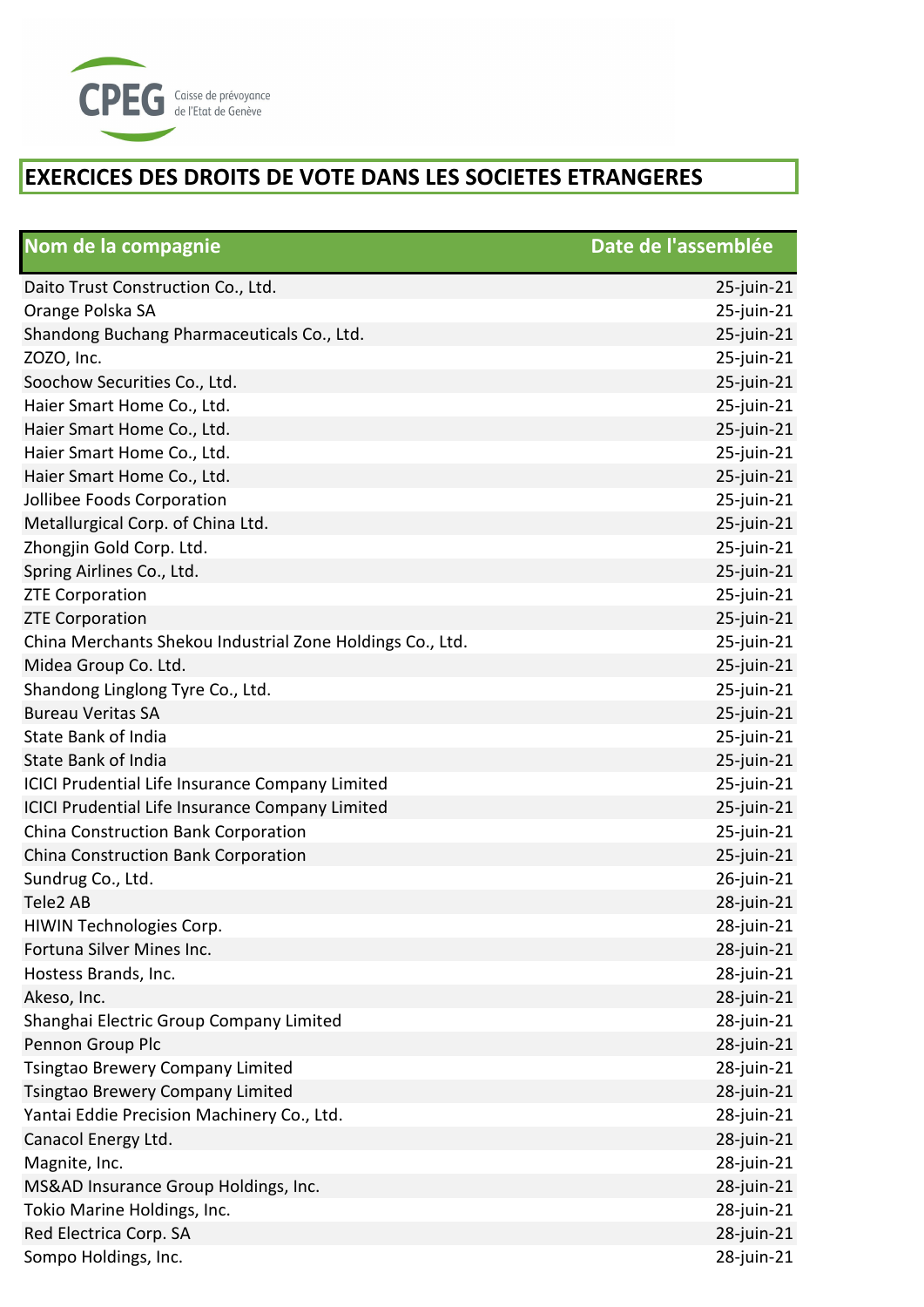# EXERCICES DES DROITS DE VOTE DANS LES SOCIETES ETRANGERES

| Nom de la compagnie | Date de l'assemblée |
|---|---|
| Daito Trust Construction Co., Ltd. | 25-juin-21 |
| Orange Polska SA | 25-juin-21 |
| Shandong Buchang Pharmaceuticals Co., Ltd. | 25-juin-21 |
| ZOZO, Inc. | 25-juin-21 |
| Soochow Securities Co., Ltd. | 25-juin-21 |
| Haier Smart Home Co., Ltd. | 25-juin-21 |
| Haier Smart Home Co., Ltd. | 25-juin-21 |
| Haier Smart Home Co., Ltd. | 25-juin-21 |
| Haier Smart Home Co., Ltd. | 25-juin-21 |
| Jollibee Foods Corporation | 25-juin-21 |
| Metallurgical Corp. of China Ltd. | 25-juin-21 |
| Zhongjin Gold Corp. Ltd. | 25-juin-21 |
| Spring Airlines Co., Ltd. | 25-juin-21 |
| ZTE Corporation | 25-juin-21 |
| ZTE Corporation | 25-juin-21 |
| China Merchants Shekou Industrial Zone Holdings Co., Ltd. | 25-juin-21 |
| Midea Group Co. Ltd. | 25-juin-21 |
| Shandong Linglong Tyre Co., Ltd. | 25-juin-21 |
| Bureau Veritas SA | 25-juin-21 |
| State Bank of India | 25-juin-21 |
| State Bank of India | 25-juin-21 |
| ICICI Prudential Life Insurance Company Limited | 25-juin-21 |
| ICICI Prudential Life Insurance Company Limited | 25-juin-21 |
| China Construction Bank Corporation | 25-juin-21 |
| China Construction Bank Corporation | 25-juin-21 |
| Sundrug Co., Ltd. | 26-juin-21 |
| Tele2 AB | 28-juin-21 |
| HIWIN Technologies Corp. | 28-juin-21 |
| Fortuna Silver Mines Inc. | 28-juin-21 |
| Hostess Brands, Inc. | 28-juin-21 |
| Akeso, Inc. | 28-juin-21 |
| Shanghai Electric Group Company Limited | 28-juin-21 |
| Pennon Group Plc | 28-juin-21 |
| Tsingtao Brewery Company Limited | 28-juin-21 |
| Tsingtao Brewery Company Limited | 28-juin-21 |
| Yantai Eddie Precision Machinery Co., Ltd. | 28-juin-21 |
| Canacol Energy Ltd. | 28-juin-21 |
| Magnite, Inc. | 28-juin-21 |
| MS&AD Insurance Group Holdings, Inc. | 28-juin-21 |
| Tokio Marine Holdings, Inc. | 28-juin-21 |
| Red Electrica Corp. SA | 28-juin-21 |
| Sompo Holdings, Inc. | 28-juin-21 |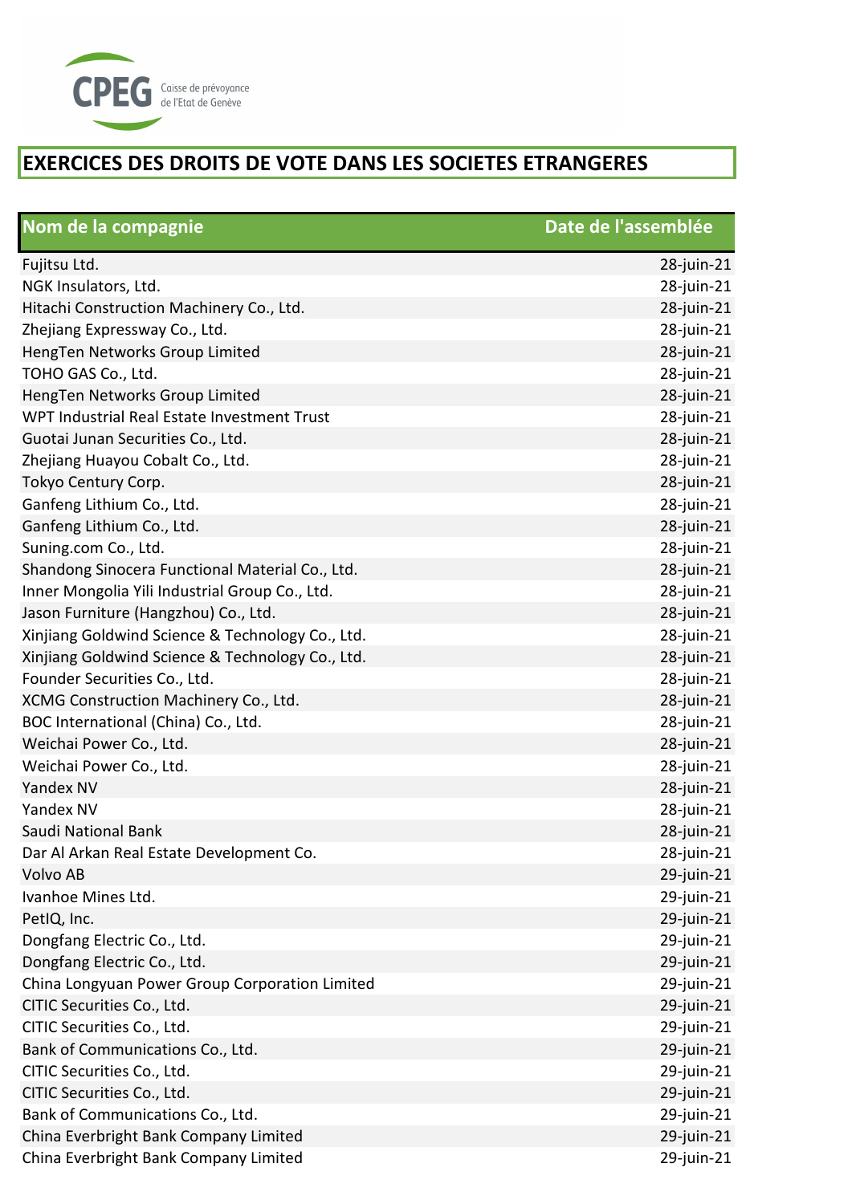CPEG Caisse de prévoyance de l'Etat de Genève

## EXERCICES DES DROITS DE VOTE DANS LES SOCIETES ETRANGERES

| Nom de la compagnie | Date de l'assemblée |
| --- | --- |
| Fujitsu Ltd. | 28-juin-21 |
| NGK Insulators, Ltd. | 28-juin-21 |
| Hitachi Construction Machinery Co., Ltd. | 28-juin-21 |
| Zhejiang Expressway Co., Ltd. | 28-juin-21 |
| HengTen Networks Group Limited | 28-juin-21 |
| TOHO GAS Co., Ltd. | 28-juin-21 |
| HengTen Networks Group Limited | 28-juin-21 |
| WPT Industrial Real Estate Investment Trust | 28-juin-21 |
| Guotai Junan Securities Co., Ltd. | 28-juin-21 |
| Zhejiang Huayou Cobalt Co., Ltd. | 28-juin-21 |
| Tokyo Century Corp. | 28-juin-21 |
| Ganfeng Lithium Co., Ltd. | 28-juin-21 |
| Ganfeng Lithium Co., Ltd. | 28-juin-21 |
| Suning.com Co., Ltd. | 28-juin-21 |
| Shandong Sinocera Functional Material Co., Ltd. | 28-juin-21 |
| Inner Mongolia Yili Industrial Group Co., Ltd. | 28-juin-21 |
| Jason Furniture (Hangzhou) Co., Ltd. | 28-juin-21 |
| Xinjiang Goldwind Science & Technology Co., Ltd. | 28-juin-21 |
| Xinjiang Goldwind Science & Technology Co., Ltd. | 28-juin-21 |
| Founder Securities Co., Ltd. | 28-juin-21 |
| XCMG Construction Machinery Co., Ltd. | 28-juin-21 |
| BOC International (China) Co., Ltd. | 28-juin-21 |
| Weichai Power Co., Ltd. | 28-juin-21 |
| Weichai Power Co., Ltd. | 28-juin-21 |
| Yandex NV | 28-juin-21 |
| Yandex NV | 28-juin-21 |
| Saudi National Bank | 28-juin-21 |
| Dar Al Arkan Real Estate Development Co. | 28-juin-21 |
| Volvo AB | 29-juin-21 |
| Ivanhoe Mines Ltd. | 29-juin-21 |
| PetIQ, Inc. | 29-juin-21 |
| Dongfang Electric Co., Ltd. | 29-juin-21 |
| Dongfang Electric Co., Ltd. | 29-juin-21 |
| China Longyuan Power Group Corporation Limited | 29-juin-21 |
| CITIC Securities Co., Ltd. | 29-juin-21 |
| CITIC Securities Co., Ltd. | 29-juin-21 |
| Bank of Communications Co., Ltd. | 29-juin-21 |
| CITIC Securities Co., Ltd. | 29-juin-21 |
| CITIC Securities Co., Ltd. | 29-juin-21 |
| Bank of Communications Co., Ltd. | 29-juin-21 |
| China Everbright Bank Company Limited | 29-juin-21 |
| China Everbright Bank Company Limited | 29-juin-21 |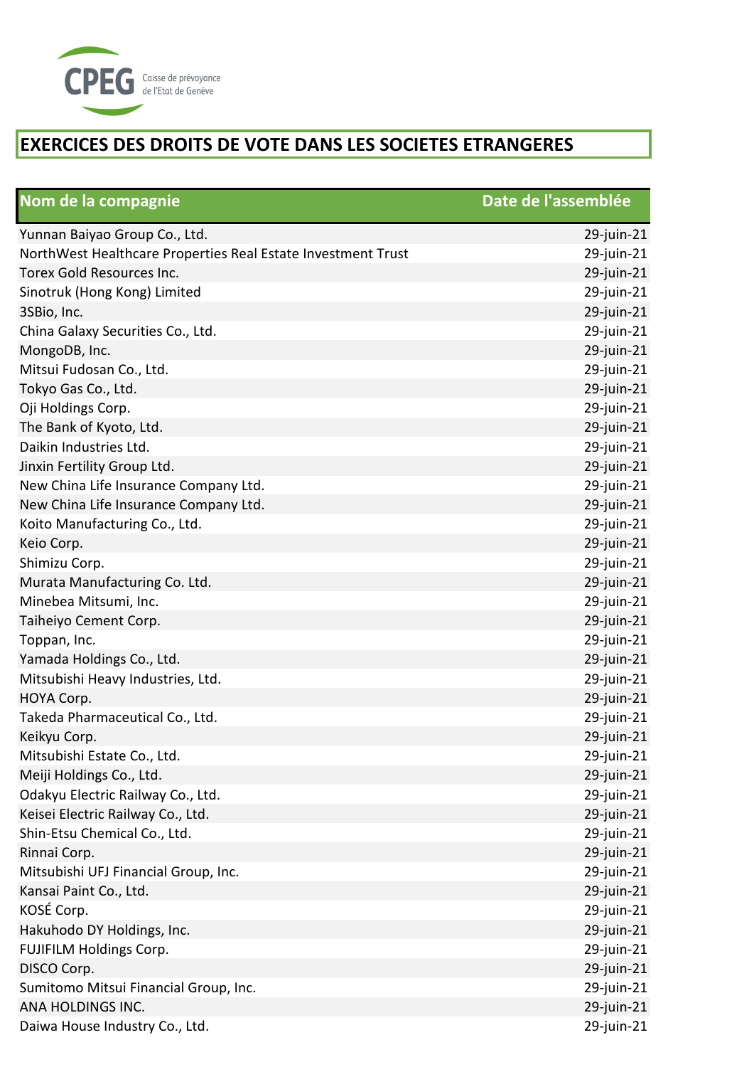CPEG Caisse de prévoyance de l'Etat de Genève

# EXERCICES DES DROITS DE VOTE DANS LES SOCIETES ETRANGERES

| Nom de la compagnie | Date de l'assemblée |
|---|---|
| Yunnan Baiyao Group Co., Ltd. | 29-juin-21 |
| NorthWest Healthcare Properties Real Estate Investment Trust | 29-juin-21 |
| Torex Gold Resources Inc. | 29-juin-21 |
| Sinotruk (Hong Kong) Limited | 29-juin-21 |
| 3SBio, Inc. | 29-juin-21 |
| China Galaxy Securities Co., Ltd. | 29-juin-21 |
| MongoDB, Inc. | 29-juin-21 |
| Mitsui Fudosan Co., Ltd. | 29-juin-21 |
| Tokyo Gas Co., Ltd. | 29-juin-21 |
| Oji Holdings Corp. | 29-juin-21 |
| The Bank of Kyoto, Ltd. | 29-juin-21 |
| Daikin Industries Ltd. | 29-juin-21 |
| Jinxin Fertility Group Ltd. | 29-juin-21 |
| New China Life Insurance Company Ltd. | 29-juin-21 |
| New China Life Insurance Company Ltd. | 29-juin-21 |
| Koito Manufacturing Co., Ltd. | 29-juin-21 |
| Keio Corp. | 29-juin-21 |
| Shimizu Corp. | 29-juin-21 |
| Murata Manufacturing Co. Ltd. | 29-juin-21 |
| Minebea Mitsumi, Inc. | 29-juin-21 |
| Taiheiyo Cement Corp. | 29-juin-21 |
| Toppan, Inc. | 29-juin-21 |
| Yamada Holdings Co., Ltd. | 29-juin-21 |
| Mitsubishi Heavy Industries, Ltd. | 29-juin-21 |
| HOYA Corp. | 29-juin-21 |
| Takeda Pharmaceutical Co., Ltd. | 29-juin-21 |
| Keikyu Corp. | 29-juin-21 |
| Mitsubishi Estate Co., Ltd. | 29-juin-21 |
| Meiji Holdings Co., Ltd. | 29-juin-21 |
| Odakyu Electric Railway Co., Ltd. | 29-juin-21 |
| Keisei Electric Railway Co., Ltd. | 29-juin-21 |
| Shin-Etsu Chemical Co., Ltd. | 29-juin-21 |
| Rinnai Corp. | 29-juin-21 |
| Mitsubishi UFJ Financial Group, Inc. | 29-juin-21 |
| Kansai Paint Co., Ltd. | 29-juin-21 |
| KOSÉ Corp. | 29-juin-21 |
| Hakuhodo DY Holdings, Inc. | 29-juin-21 |
| FUJIFILM Holdings Corp. | 29-juin-21 |
| DISCO Corp. | 29-juin-21 |
| Sumitomo Mitsui Financial Group, Inc. | 29-juin-21 |
| ANA HOLDINGS INC. | 29-juin-21 |
| Daiwa House Industry Co., Ltd. | 29-juin-21 |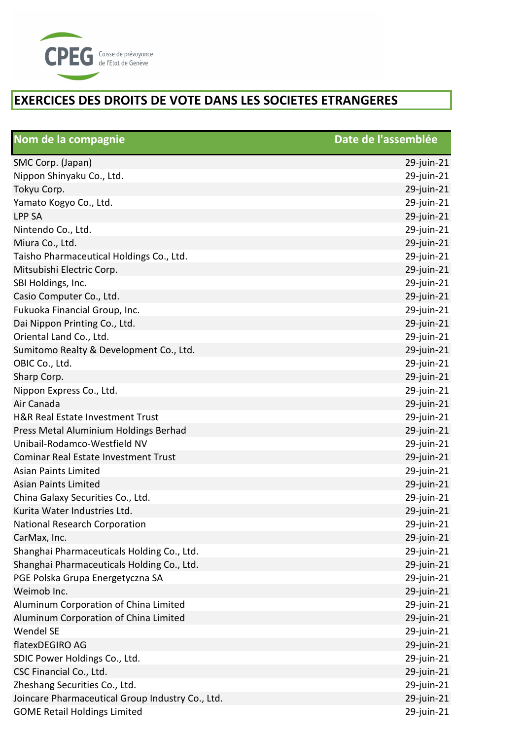CPEG Caisse de prévoyance de l'Etat de Genève

# EXERCICES DES DROITS DE VOTE DANS LES SOCIETES ETRANGERES

| Nom de la compagnie | Date de l'assemblée |
|---|---|
| SMC Corp. (Japan) | 29-juin-21 |
| Nippon Shinyaku Co., Ltd. | 29-juin-21 |
| Tokyu Corp. | 29-juin-21 |
| Yamato Kogyo Co., Ltd. | 29-juin-21 |
| LPP SA | 29-juin-21 |
| Nintendo Co., Ltd. | 29-juin-21 |
| Miura Co., Ltd. | 29-juin-21 |
| Taisho Pharmaceutical Holdings Co., Ltd. | 29-juin-21 |
| Mitsubishi Electric Corp. | 29-juin-21 |
| SBI Holdings, Inc. | 29-juin-21 |
| Casio Computer Co., Ltd. | 29-juin-21 |
| Fukuoka Financial Group, Inc. | 29-juin-21 |
| Dai Nippon Printing Co., Ltd. | 29-juin-21 |
| Oriental Land Co., Ltd. | 29-juin-21 |
| Sumitomo Realty & Development Co., Ltd. | 29-juin-21 |
| OBIC Co., Ltd. | 29-juin-21 |
| Sharp Corp. | 29-juin-21 |
| Nippon Express Co., Ltd. | 29-juin-21 |
| Air Canada | 29-juin-21 |
| H&R Real Estate Investment Trust | 29-juin-21 |
| Press Metal Aluminium Holdings Berhad | 29-juin-21 |
| Unibail-Rodamco-Westfield NV | 29-juin-21 |
| Cominar Real Estate Investment Trust | 29-juin-21 |
| Asian Paints Limited | 29-juin-21 |
| Asian Paints Limited | 29-juin-21 |
| China Galaxy Securities Co., Ltd. | 29-juin-21 |
| Kurita Water Industries Ltd. | 29-juin-21 |
| National Research Corporation | 29-juin-21 |
| CarMax, Inc. | 29-juin-21 |
| Shanghai Pharmaceuticals Holding Co., Ltd. | 29-juin-21 |
| Shanghai Pharmaceuticals Holding Co., Ltd. | 29-juin-21 |
| PGE Polska Grupa Energetyczna SA | 29-juin-21 |
| Weimob Inc. | 29-juin-21 |
| Aluminum Corporation of China Limited | 29-juin-21 |
| Aluminum Corporation of China Limited | 29-juin-21 |
| Wendel SE | 29-juin-21 |
| flatexDEGIRO AG | 29-juin-21 |
| SDIC Power Holdings Co., Ltd. | 29-juin-21 |
| CSC Financial Co., Ltd. | 29-juin-21 |
| Zheshang Securities Co., Ltd. | 29-juin-21 |
| Joincare Pharmaceutical Group Industry Co., Ltd. | 29-juin-21 |
| GOME Retail Holdings Limited | 29-juin-21 |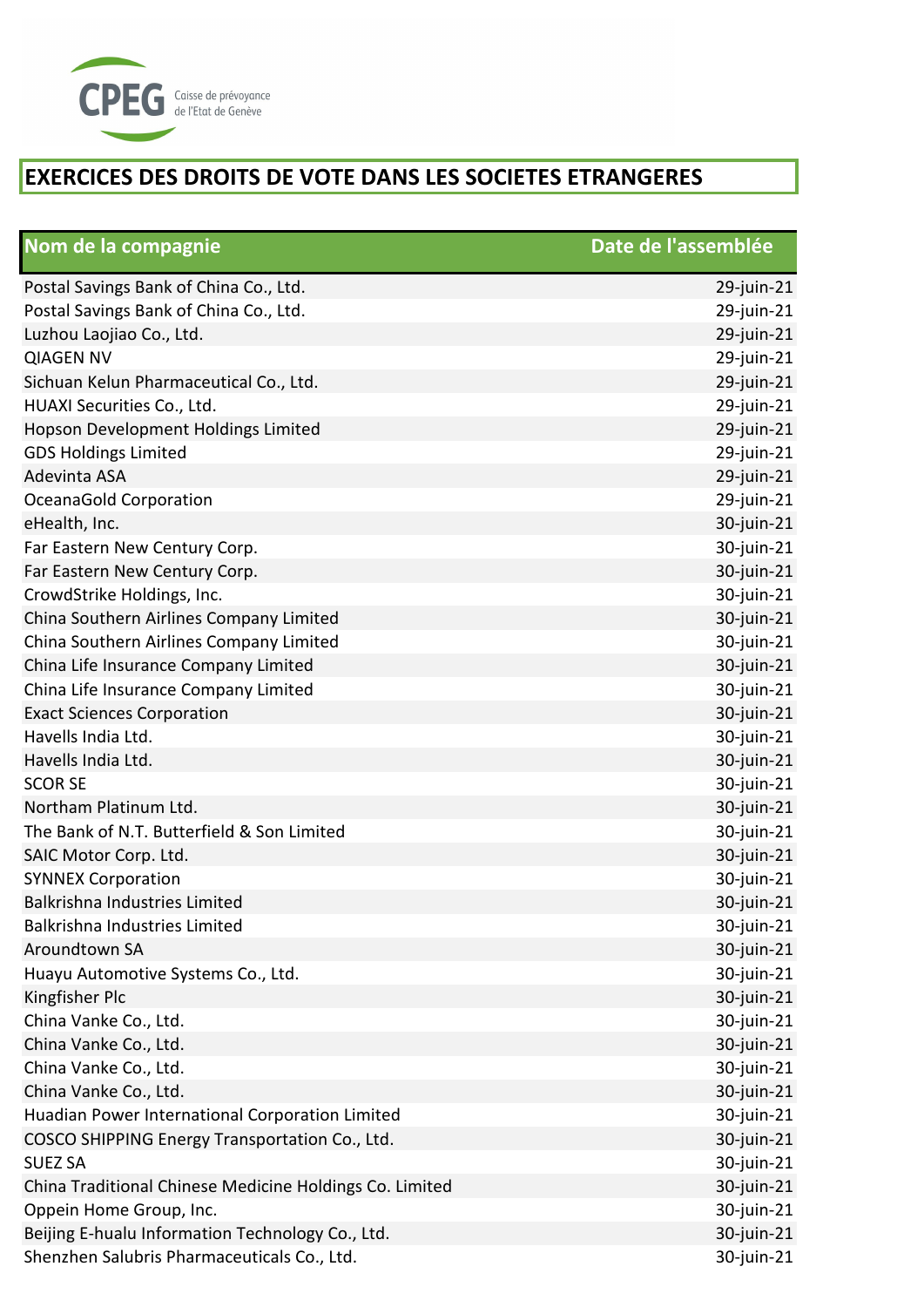CPEG Caisse de prévoyance de l'Etat de Genève

# EXERCICES DES DROITS DE VOTE DANS LES SOCIETES ETRANGERES

| Nom de la compagnie | Date de l'assemblée |
|---|---|
| Postal Savings Bank of China Co., Ltd. | 29-juin-21 |
| Postal Savings Bank of China Co., Ltd. | 29-juin-21 |
| Luzhou Laojiao Co., Ltd. | 29-juin-21 |
| QIAGEN NV | 29-juin-21 |
| Sichuan Kelun Pharmaceutical Co., Ltd. | 29-juin-21 |
| HUAXI Securities Co., Ltd. | 29-juin-21 |
| Hopson Development Holdings Limited | 29-juin-21 |
| GDS Holdings Limited | 29-juin-21 |
| Adevinta ASA | 29-juin-21 |
| OceanaGold Corporation | 29-juin-21 |
| eHealth, Inc. | 30-juin-21 |
| Far Eastern New Century Corp. | 30-juin-21 |
| Far Eastern New Century Corp. | 30-juin-21 |
| CrowdStrike Holdings, Inc. | 30-juin-21 |
| China Southern Airlines Company Limited | 30-juin-21 |
| China Southern Airlines Company Limited | 30-juin-21 |
| China Life Insurance Company Limited | 30-juin-21 |
| China Life Insurance Company Limited | 30-juin-21 |
| Exact Sciences Corporation | 30-juin-21 |
| Havells India Ltd. | 30-juin-21 |
| Havells India Ltd. | 30-juin-21 |
| SCOR SE | 30-juin-21 |
| Northam Platinum Ltd. | 30-juin-21 |
| The Bank of N.T. Butterfield & Son Limited | 30-juin-21 |
| SAIC Motor Corp. Ltd. | 30-juin-21 |
| SYNNEX Corporation | 30-juin-21 |
| Balkrishna Industries Limited | 30-juin-21 |
| Balkrishna Industries Limited | 30-juin-21 |
| Aroundtown SA | 30-juin-21 |
| Huayu Automotive Systems Co., Ltd. | 30-juin-21 |
| Kingfisher Plc | 30-juin-21 |
| China Vanke Co., Ltd. | 30-juin-21 |
| China Vanke Co., Ltd. | 30-juin-21 |
| China Vanke Co., Ltd. | 30-juin-21 |
| China Vanke Co., Ltd. | 30-juin-21 |
| Huadian Power International Corporation Limited | 30-juin-21 |
| COSCO SHIPPING Energy Transportation Co., Ltd. | 30-juin-21 |
| SUEZ SA | 30-juin-21 |
| China Traditional Chinese Medicine Holdings Co. Limited | 30-juin-21 |
| Oppein Home Group, Inc. | 30-juin-21 |
| Beijing E-hualu Information Technology Co., Ltd. | 30-juin-21 |
| Shenzhen Salubris Pharmaceuticals Co., Ltd. | 30-juin-21 |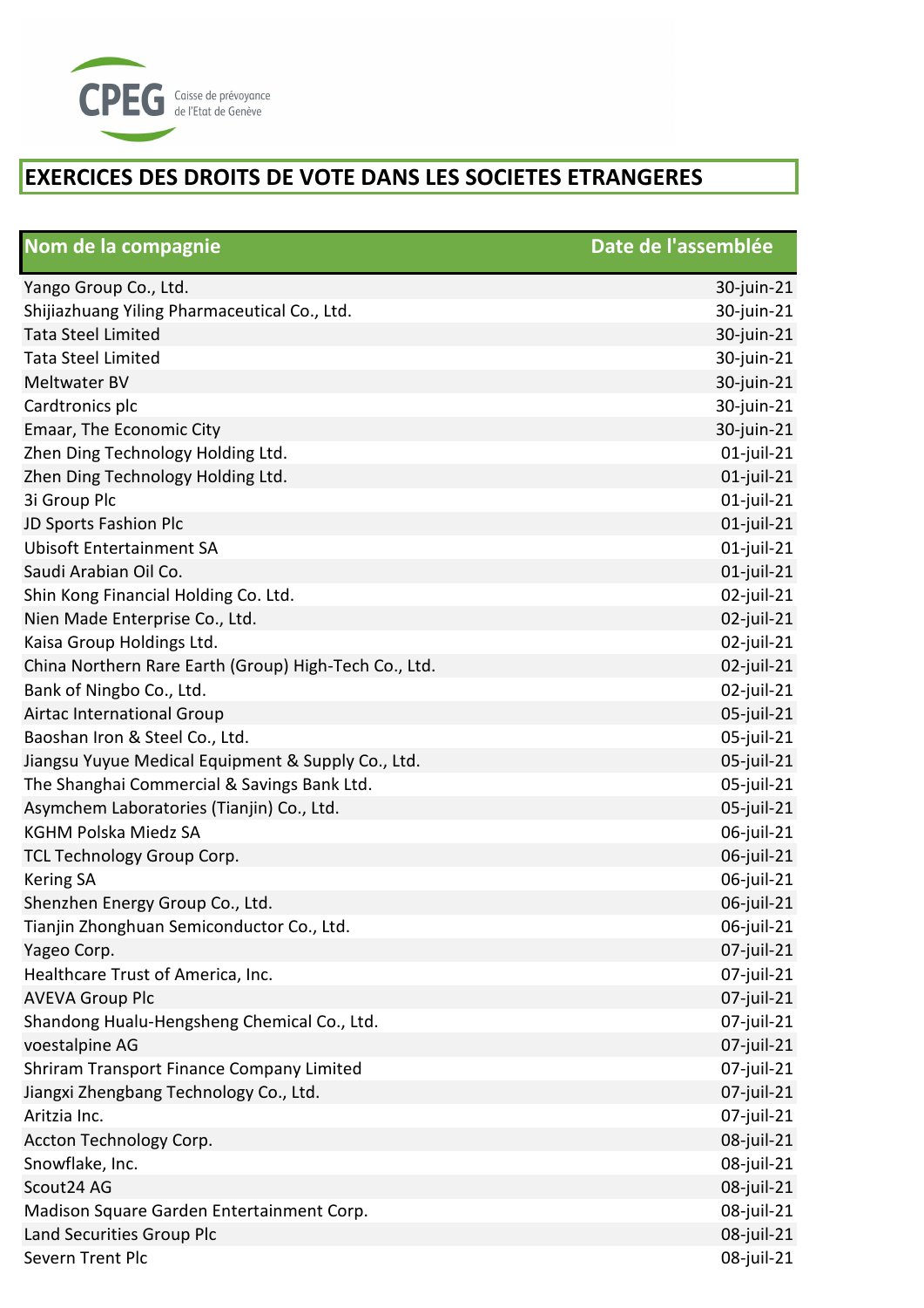CPEG Caisse de prévoyance de l'Etat de Genève

# EXERCICES DES DROITS DE VOTE DANS LES SOCIETES ETRANGERES

| Nom de la compagnie | Date de l'assemblée |
|---|---|
| Yango Group Co., Ltd. | 30-juin-21 |
| Shijiazhuang Yiling Pharmaceutical Co., Ltd. | 30-juin-21 |
| Tata Steel Limited | 30-juin-21 |
| Tata Steel Limited | 30-juin-21 |
| Meltwater BV | 30-juin-21 |
| Cardtronics plc | 30-juin-21 |
| Emaar, The Economic City | 30-juin-21 |
| Zhen Ding Technology Holding Ltd. | 01-juil-21 |
| Zhen Ding Technology Holding Ltd. | 01-juil-21 |
| 3i Group Plc | 01-juil-21 |
| JD Sports Fashion Plc | 01-juil-21 |
| Ubisoft Entertainment SA | 01-juil-21 |
| Saudi Arabian Oil Co. | 01-juil-21 |
| Shin Kong Financial Holding Co. Ltd. | 02-juil-21 |
| Nien Made Enterprise Co., Ltd. | 02-juil-21 |
| Kaisa Group Holdings Ltd. | 02-juil-21 |
| China Northern Rare Earth (Group) High-Tech Co., Ltd. | 02-juil-21 |
| Bank of Ningbo Co., Ltd. | 02-juil-21 |
| Airtac International Group | 05-juil-21 |
| Baoshan Iron & Steel Co., Ltd. | 05-juil-21 |
| Jiangsu Yuyue Medical Equipment & Supply Co., Ltd. | 05-juil-21 |
| The Shanghai Commercial & Savings Bank Ltd. | 05-juil-21 |
| Asymchem Laboratories (Tianjin) Co., Ltd. | 05-juil-21 |
| KGHM Polska Miedz SA | 06-juil-21 |
| TCL Technology Group Corp. | 06-juil-21 |
| Kering SA | 06-juil-21 |
| Shenzhen Energy Group Co., Ltd. | 06-juil-21 |
| Tianjin Zhonghuan Semiconductor Co., Ltd. | 06-juil-21 |
| Yageo Corp. | 07-juil-21 |
| Healthcare Trust of America, Inc. | 07-juil-21 |
| AVEVA Group Plc | 07-juil-21 |
| Shandong Hualu-Hengsheng Chemical Co., Ltd. | 07-juil-21 |
| voestalpine AG | 07-juil-21 |
| Shriram Transport Finance Company Limited | 07-juil-21 |
| Jiangxi Zhengbang Technology Co., Ltd. | 07-juil-21 |
| Aritzia Inc. | 07-juil-21 |
| Accton Technology Corp. | 08-juil-21 |
| Snowflake, Inc. | 08-juil-21 |
| Scout24 AG | 08-juil-21 |
| Madison Square Garden Entertainment Corp. | 08-juil-21 |
| Land Securities Group Plc | 08-juil-21 |
| Severn Trent Plc | 08-juil-21 |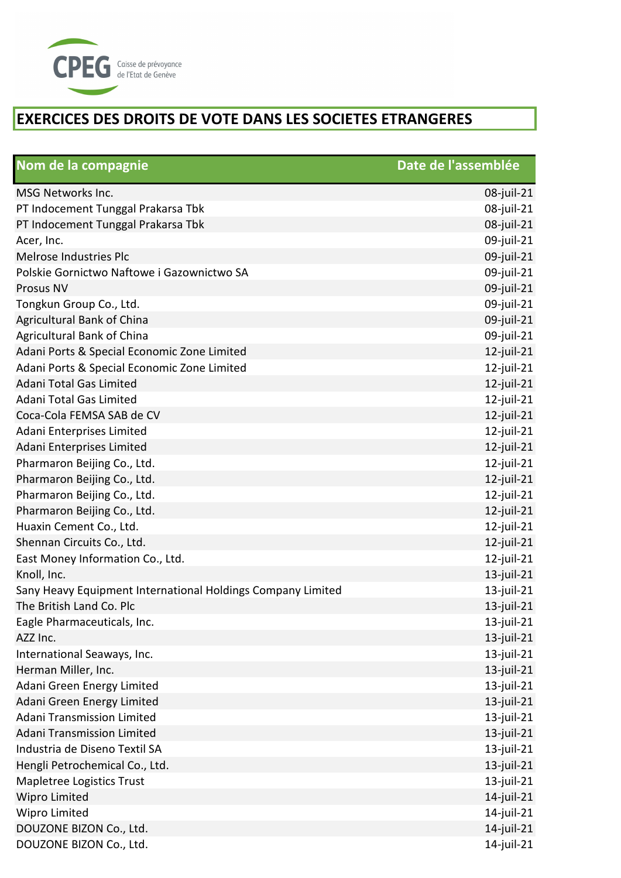CPEG Caisse de prévoyance de l'Etat de Genève

# EXERCICES DES DROITS DE VOTE DANS LES SOCIETES ETRANGERES

| Nom de la compagnie | Date de l'assemblée |
|---|---|
| MSG Networks Inc. | 08-juil-21 |
| PT Indocement Tunggal Prakarsa Tbk | 08-juil-21 |
| PT Indocement Tunggal Prakarsa Tbk | 08-juil-21 |
| Acer, Inc. | 09-juil-21 |
| Melrose Industries Plc | 09-juil-21 |
| Polskie Gornictwo Naftowe i Gazownictwo SA | 09-juil-21 |
| Prosus NV | 09-juil-21 |
| Tongkun Group Co., Ltd. | 09-juil-21 |
| Agricultural Bank of China | 09-juil-21 |
| Agricultural Bank of China | 09-juil-21 |
| Adani Ports & Special Economic Zone Limited | 12-juil-21 |
| Adani Ports & Special Economic Zone Limited | 12-juil-21 |
| Adani Total Gas Limited | 12-juil-21 |
| Adani Total Gas Limited | 12-juil-21 |
| Coca-Cola FEMSA SAB de CV | 12-juil-21 |
| Adani Enterprises Limited | 12-juil-21 |
| Adani Enterprises Limited | 12-juil-21 |
| Pharmaron Beijing Co., Ltd. | 12-juil-21 |
| Pharmaron Beijing Co., Ltd. | 12-juil-21 |
| Pharmaron Beijing Co., Ltd. | 12-juil-21 |
| Pharmaron Beijing Co., Ltd. | 12-juil-21 |
| Huaxin Cement Co., Ltd. | 12-juil-21 |
| Shennan Circuits Co., Ltd. | 12-juil-21 |
| East Money Information Co., Ltd. | 12-juil-21 |
| Knoll, Inc. | 13-juil-21 |
| Sany Heavy Equipment International Holdings Company Limited | 13-juil-21 |
| The British Land Co. Plc | 13-juil-21 |
| Eagle Pharmaceuticals, Inc. | 13-juil-21 |
| AZZ Inc. | 13-juil-21 |
| International Seaways, Inc. | 13-juil-21 |
| Herman Miller, Inc. | 13-juil-21 |
| Adani Green Energy Limited | 13-juil-21 |
| Adani Green Energy Limited | 13-juil-21 |
| Adani Transmission Limited | 13-juil-21 |
| Adani Transmission Limited | 13-juil-21 |
| Industria de Diseno Textil SA | 13-juil-21 |
| Hengli Petrochemical Co., Ltd. | 13-juil-21 |
| Mapletree Logistics Trust | 13-juil-21 |
| Wipro Limited | 14-juil-21 |
| Wipro Limited | 14-juil-21 |
| DOUZONE BIZON Co., Ltd. | 14-juil-21 |
| DOUZONE BIZON Co., Ltd. | 14-juil-21 |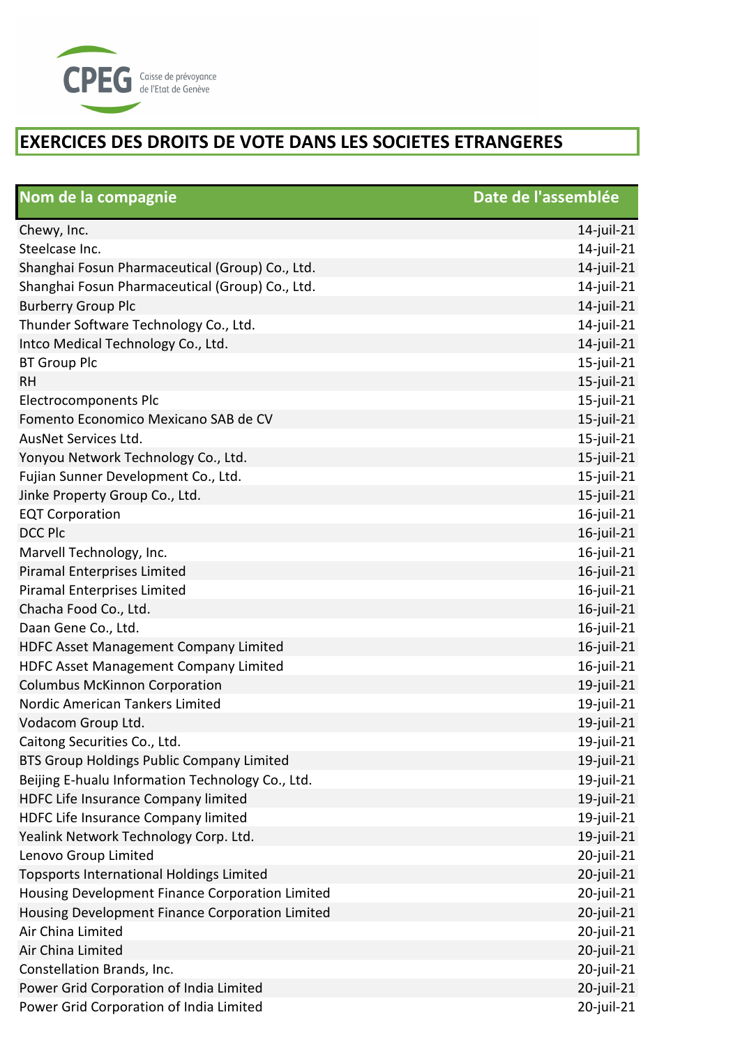CPEG Caisse de prévoyance de l'Etat de Genève

# EXERCICES DES DROITS DE VOTE DANS LES SOCIETES ETRANGERES

| Nom de la compagnie | Date de l'assemblée |
|---|---|
| Chewy, Inc. | 14-juil-21 |
| Steelcase Inc. | 14-juil-21 |
| Shanghai Fosun Pharmaceutical (Group) Co., Ltd. | 14-juil-21 |
| Shanghai Fosun Pharmaceutical (Group) Co., Ltd. | 14-juil-21 |
| Burberry Group Plc | 14-juil-21 |
| Thunder Software Technology Co., Ltd. | 14-juil-21 |
| Intco Medical Technology Co., Ltd. | 14-juil-21 |
| BT Group Plc | 15-juil-21 |
| RH | 15-juil-21 |
| Electrocomponents Plc | 15-juil-21 |
| Fomento Economico Mexicano SAB de CV | 15-juil-21 |
| AusNet Services Ltd. | 15-juil-21 |
| Yonyou Network Technology Co., Ltd. | 15-juil-21 |
| Fujian Sunner Development Co., Ltd. | 15-juil-21 |
| Jinke Property Group Co., Ltd. | 15-juil-21 |
| EQT Corporation | 16-juil-21 |
| DCC Plc | 16-juil-21 |
| Marvell Technology, Inc. | 16-juil-21 |
| Piramal Enterprises Limited | 16-juil-21 |
| Piramal Enterprises Limited | 16-juil-21 |
| Chacha Food Co., Ltd. | 16-juil-21 |
| Daan Gene Co., Ltd. | 16-juil-21 |
| HDFC Asset Management Company Limited | 16-juil-21 |
| HDFC Asset Management Company Limited | 16-juil-21 |
| Columbus McKinnon Corporation | 19-juil-21 |
| Nordic American Tankers Limited | 19-juil-21 |
| Vodacom Group Ltd. | 19-juil-21 |
| Caitong Securities Co., Ltd. | 19-juil-21 |
| BTS Group Holdings Public Company Limited | 19-juil-21 |
| Beijing E-hualu Information Technology Co., Ltd. | 19-juil-21 |
| HDFC Life Insurance Company limited | 19-juil-21 |
| HDFC Life Insurance Company limited | 19-juil-21 |
| Yealink Network Technology Corp. Ltd. | 19-juil-21 |
| Lenovo Group Limited | 20-juil-21 |
| Topsports International Holdings Limited | 20-juil-21 |
| Housing Development Finance Corporation Limited | 20-juil-21 |
| Housing Development Finance Corporation Limited | 20-juil-21 |
| Air China Limited | 20-juil-21 |
| Air China Limited | 20-juil-21 |
| Constellation Brands, Inc. | 20-juil-21 |
| Power Grid Corporation of India Limited | 20-juil-21 |
| Power Grid Corporation of India Limited | 20-juil-21 |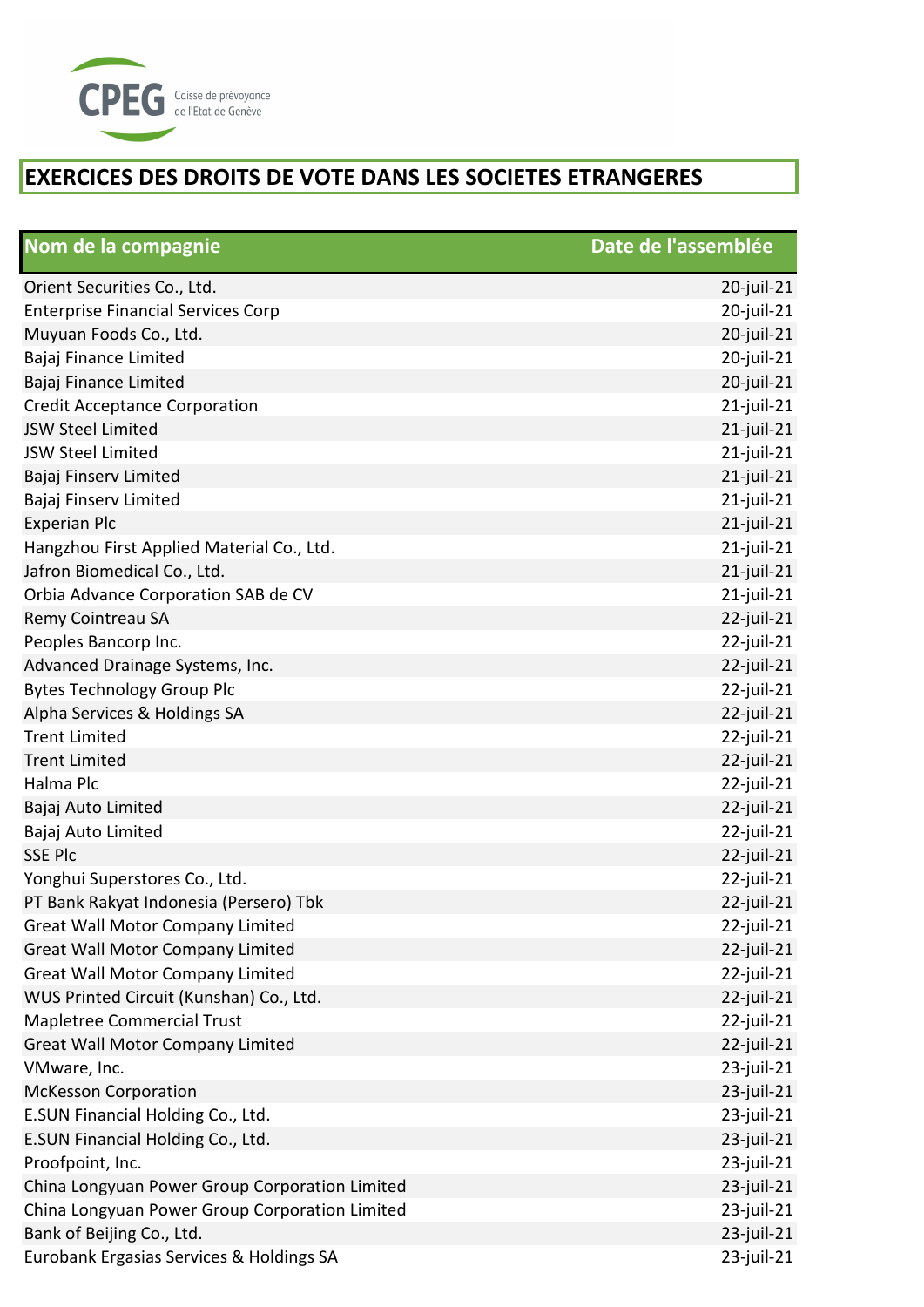# EXERCICES DES DROITS DE VOTE DANS LES SOCIETES ETRANGERES

| Nom de la compagnie | Date de l'assemblée |
|---|---|
| Orient Securities Co., Ltd. | 20-juil-21 |
| Enterprise Financial Services Corp | 20-juil-21 |
| Muyuan Foods Co., Ltd. | 20-juil-21 |
| Bajaj Finance Limited | 20-juil-21 |
| Bajaj Finance Limited | 20-juil-21 |
| Credit Acceptance Corporation | 21-juil-21 |
| JSW Steel Limited | 21-juil-21 |
| JSW Steel Limited | 21-juil-21 |
| Bajaj Finserv Limited | 21-juil-21 |
| Bajaj Finserv Limited | 21-juil-21 |
| Experian Plc | 21-juil-21 |
| Hangzhou First Applied Material Co., Ltd. | 21-juil-21 |
| Jafron Biomedical Co., Ltd. | 21-juil-21 |
| Orbia Advance Corporation SAB de CV | 21-juil-21 |
| Remy Cointreau SA | 22-juil-21 |
| Peoples Bancorp Inc. | 22-juil-21 |
| Advanced Drainage Systems, Inc. | 22-juil-21 |
| Bytes Technology Group Plc | 22-juil-21 |
| Alpha Services & Holdings SA | 22-juil-21 |
| Trent Limited | 22-juil-21 |
| Trent Limited | 22-juil-21 |
| Halma Plc | 22-juil-21 |
| Bajaj Auto Limited | 22-juil-21 |
| Bajaj Auto Limited | 22-juil-21 |
| SSE Plc | 22-juil-21 |
| Yonghui Superstores Co., Ltd. | 22-juil-21 |
| PT Bank Rakyat Indonesia (Persero) Tbk | 22-juil-21 |
| Great Wall Motor Company Limited | 22-juil-21 |
| Great Wall Motor Company Limited | 22-juil-21 |
| Great Wall Motor Company Limited | 22-juil-21 |
| WUS Printed Circuit (Kunshan) Co., Ltd. | 22-juil-21 |
| Mapletree Commercial Trust | 22-juil-21 |
| Great Wall Motor Company Limited | 22-juil-21 |
| VMware, Inc. | 23-juil-21 |
| McKesson Corporation | 23-juil-21 |
| E.SUN Financial Holding Co., Ltd. | 23-juil-21 |
| E.SUN Financial Holding Co., Ltd. | 23-juil-21 |
| Proofpoint, Inc. | 23-juil-21 |
| China Longyuan Power Group Corporation Limited | 23-juil-21 |
| China Longyuan Power Group Corporation Limited | 23-juil-21 |
| Bank of Beijing Co., Ltd. | 23-juil-21 |
| Eurobank Ergasias Services & Holdings SA | 23-juil-21 |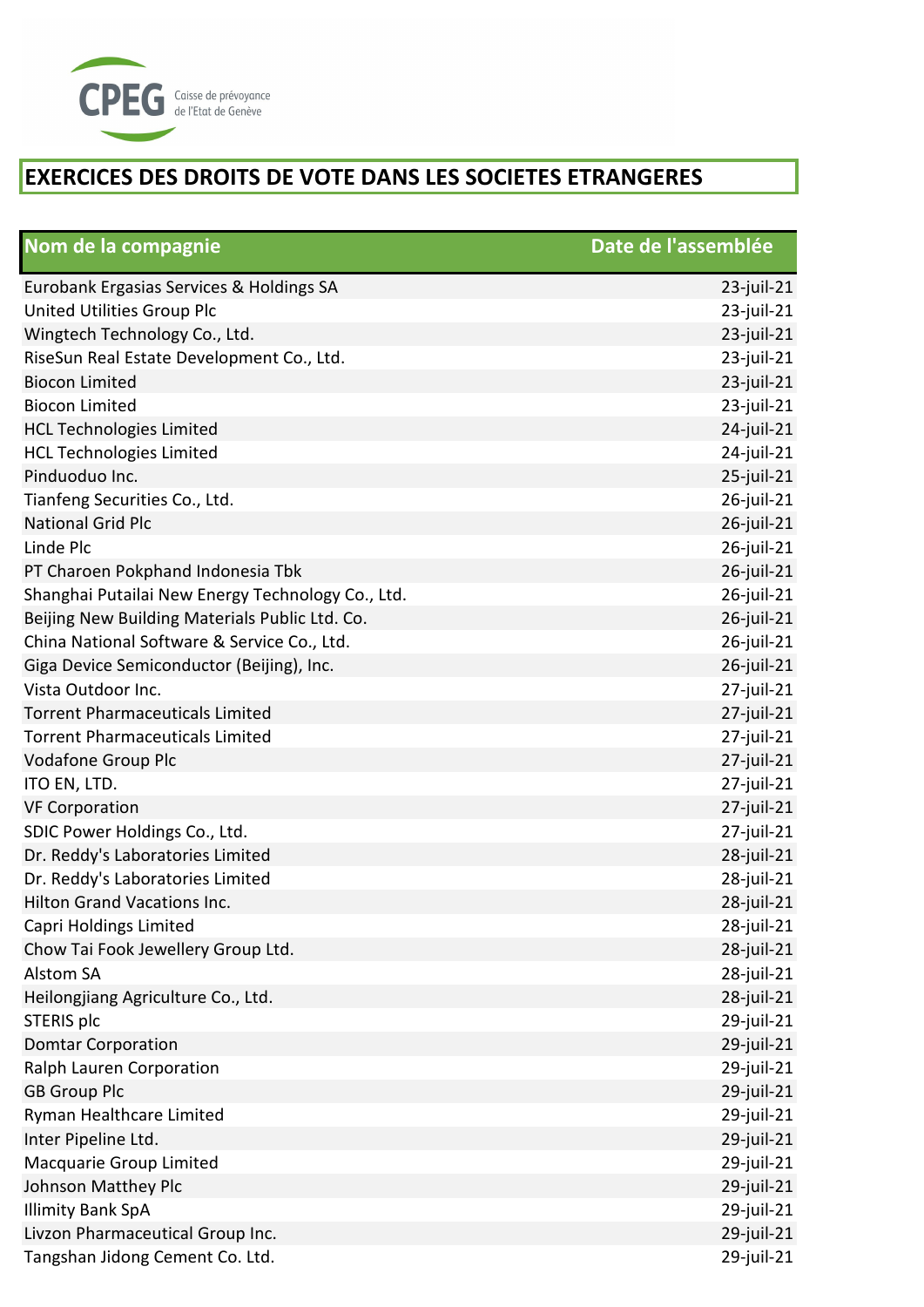CPEG Caisse de prévoyance de l'Etat de Genève

# EXERCICES DES DROITS DE VOTE DANS LES SOCIETES ETRANGERES

| Nom de la compagnie | Date de l'assemblée |
|---|---|
| Eurobank Ergasias Services & Holdings SA | 23-juil-21 |
| United Utilities Group Plc | 23-juil-21 |
| Wingtech Technology Co., Ltd. | 23-juil-21 |
| RiseSun Real Estate Development Co., Ltd. | 23-juil-21 |
| Biocon Limited | 23-juil-21 |
| Biocon Limited | 23-juil-21 |
| HCL Technologies Limited | 24-juil-21 |
| HCL Technologies Limited | 24-juil-21 |
| Pinduoduo Inc. | 25-juil-21 |
| Tianfeng Securities Co., Ltd. | 26-juil-21 |
| National Grid Plc | 26-juil-21 |
| Linde Plc | 26-juil-21 |
| PT Charoen Pokphand Indonesia Tbk | 26-juil-21 |
| Shanghai Putailai New Energy Technology Co., Ltd. | 26-juil-21 |
| Beijing New Building Materials Public Ltd. Co. | 26-juil-21 |
| China National Software & Service Co., Ltd. | 26-juil-21 |
| Giga Device Semiconductor (Beijing), Inc. | 26-juil-21 |
| Vista Outdoor Inc. | 27-juil-21 |
| Torrent Pharmaceuticals Limited | 27-juil-21 |
| Torrent Pharmaceuticals Limited | 27-juil-21 |
| Vodafone Group Plc | 27-juil-21 |
| ITO EN, LTD. | 27-juil-21 |
| VF Corporation | 27-juil-21 |
| SDIC Power Holdings Co., Ltd. | 27-juil-21 |
| Dr. Reddy's Laboratories Limited | 28-juil-21 |
| Dr. Reddy's Laboratories Limited | 28-juil-21 |
| Hilton Grand Vacations Inc. | 28-juil-21 |
| Capri Holdings Limited | 28-juil-21 |
| Chow Tai Fook Jewellery Group Ltd. | 28-juil-21 |
| Alstom SA | 28-juil-21 |
| Heilongjiang Agriculture Co., Ltd. | 28-juil-21 |
| STERIS plc | 29-juil-21 |
| Domtar Corporation | 29-juil-21 |
| Ralph Lauren Corporation | 29-juil-21 |
| GB Group Plc | 29-juil-21 |
| Ryman Healthcare Limited | 29-juil-21 |
| Inter Pipeline Ltd. | 29-juil-21 |
| Macquarie Group Limited | 29-juil-21 |
| Johnson Matthey Plc | 29-juil-21 |
| Illimity Bank SpA | 29-juil-21 |
| Livzon Pharmaceutical Group Inc. | 29-juil-21 |
| Tangshan Jidong Cement Co. Ltd. | 29-juil-21 |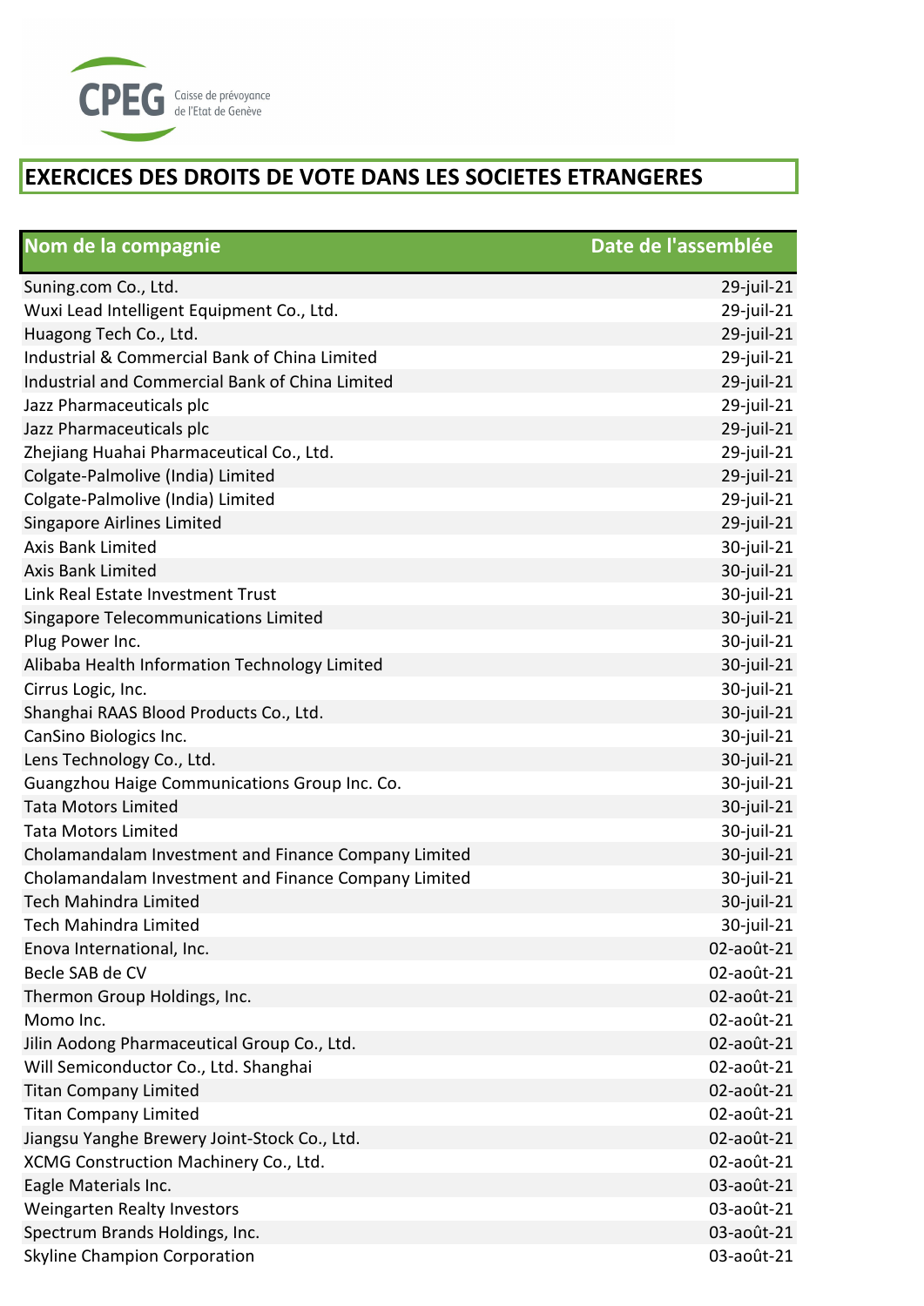CPEG Caisse de prévoyance de l'Etat de Genève

# EXERCICES DES DROITS DE VOTE DANS LES SOCIETES ETRANGERES

| Nom de la compagnie | Date de l'assemblée |
|---|---|
| Suning.com Co., Ltd. | 29-juil-21 |
| Wuxi Lead Intelligent Equipment Co., Ltd. | 29-juil-21 |
| Huagong Tech Co., Ltd. | 29-juil-21 |
| Industrial & Commercial Bank of China Limited | 29-juil-21 |
| Industrial and Commercial Bank of China Limited | 29-juil-21 |
| Jazz Pharmaceuticals plc | 29-juil-21 |
| Jazz Pharmaceuticals plc | 29-juil-21 |
| Zhejiang Huahai Pharmaceutical Co., Ltd. | 29-juil-21 |
| Colgate-Palmolive (India) Limited | 29-juil-21 |
| Colgate-Palmolive (India) Limited | 29-juil-21 |
| Singapore Airlines Limited | 29-juil-21 |
| Axis Bank Limited | 30-juil-21 |
| Axis Bank Limited | 30-juil-21 |
| Link Real Estate Investment Trust | 30-juil-21 |
| Singapore Telecommunications Limited | 30-juil-21 |
| Plug Power Inc. | 30-juil-21 |
| Alibaba Health Information Technology Limited | 30-juil-21 |
| Cirrus Logic, Inc. | 30-juil-21 |
| Shanghai RAAS Blood Products Co., Ltd. | 30-juil-21 |
| CanSino Biologics Inc. | 30-juil-21 |
| Lens Technology Co., Ltd. | 30-juil-21 |
| Guangzhou Haige Communications Group Inc. Co. | 30-juil-21 |
| Tata Motors Limited | 30-juil-21 |
| Tata Motors Limited | 30-juil-21 |
| Cholamandalam Investment and Finance Company Limited | 30-juil-21 |
| Cholamandalam Investment and Finance Company Limited | 30-juil-21 |
| Tech Mahindra Limited | 30-juil-21 |
| Tech Mahindra Limited | 30-juil-21 |
| Enova International, Inc. | 02-août-21 |
| Becle SAB de CV | 02-août-21 |
| Thermon Group Holdings, Inc. | 02-août-21 |
| Momo Inc. | 02-août-21 |
| Jilin Aodong Pharmaceutical Group Co., Ltd. | 02-août-21 |
| Will Semiconductor Co., Ltd. Shanghai | 02-août-21 |
| Titan Company Limited | 02-août-21 |
| Titan Company Limited | 02-août-21 |
| Jiangsu Yanghe Brewery Joint-Stock Co., Ltd. | 02-août-21 |
| XCMG Construction Machinery Co., Ltd. | 02-août-21 |
| Eagle Materials Inc. | 03-août-21 |
| Weingarten Realty Investors | 03-août-21 |
| Spectrum Brands Holdings, Inc. | 03-août-21 |
| Skyline Champion Corporation | 03-août-21 |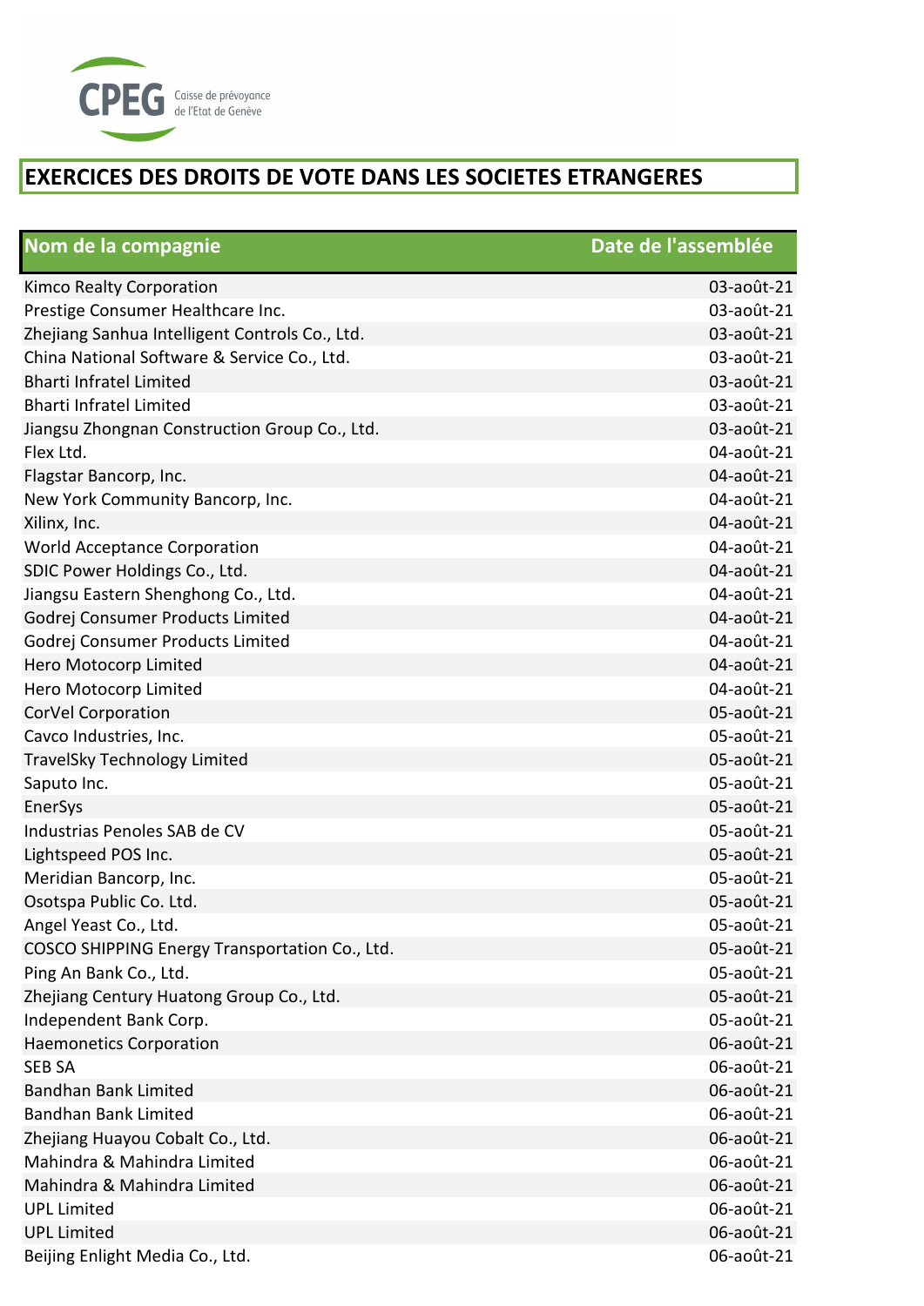CPEG Caisse de prévoyance de l'Etat de Genève

# EXERCICES DES DROITS DE VOTE DANS LES SOCIETES ETRANGERES

| Nom de la compagnie | Date de l'assemblée |
|---|---|
| Kimco Realty Corporation | 03-août-21 |
| Prestige Consumer Healthcare Inc. | 03-août-21 |
| Zhejiang Sanhua Intelligent Controls Co., Ltd. | 03-août-21 |
| China National Software & Service Co., Ltd. | 03-août-21 |
| Bharti Infratel Limited | 03-août-21 |
| Bharti Infratel Limited | 03-août-21 |
| Jiangsu Zhongnan Construction Group Co., Ltd. | 03-août-21 |
| Flex Ltd. | 04-août-21 |
| Flagstar Bancorp, Inc. | 04-août-21 |
| New York Community Bancorp, Inc. | 04-août-21 |
| Xilinx, Inc. | 04-août-21 |
| World Acceptance Corporation | 04-août-21 |
| SDIC Power Holdings Co., Ltd. | 04-août-21 |
| Jiangsu Eastern Shenghong Co., Ltd. | 04-août-21 |
| Godrej Consumer Products Limited | 04-août-21 |
| Godrej Consumer Products Limited | 04-août-21 |
| Hero Motocorp Limited | 04-août-21 |
| Hero Motocorp Limited | 04-août-21 |
| CorVel Corporation | 05-août-21 |
| Cavco Industries, Inc. | 05-août-21 |
| TravelSky Technology Limited | 05-août-21 |
| Saputo Inc. | 05-août-21 |
| EnerSys | 05-août-21 |
| Industrias Penoles SAB de CV | 05-août-21 |
| Lightspeed POS Inc. | 05-août-21 |
| Meridian Bancorp, Inc. | 05-août-21 |
| Osotspa Public Co. Ltd. | 05-août-21 |
| Angel Yeast Co., Ltd. | 05-août-21 |
| COSCO SHIPPING Energy Transportation Co., Ltd. | 05-août-21 |
| Ping An Bank Co., Ltd. | 05-août-21 |
| Zhejiang Century Huatong Group Co., Ltd. | 05-août-21 |
| Independent Bank Corp. | 05-août-21 |
| Haemonetics Corporation | 06-août-21 |
| SEB SA | 06-août-21 |
| Bandhan Bank Limited | 06-août-21 |
| Bandhan Bank Limited | 06-août-21 |
| Zhejiang Huayou Cobalt Co., Ltd. | 06-août-21 |
| Mahindra & Mahindra Limited | 06-août-21 |
| Mahindra & Mahindra Limited | 06-août-21 |
| UPL Limited | 06-août-21 |
| UPL Limited | 06-août-21 |
| Beijing Enlight Media Co., Ltd. | 06-août-21 |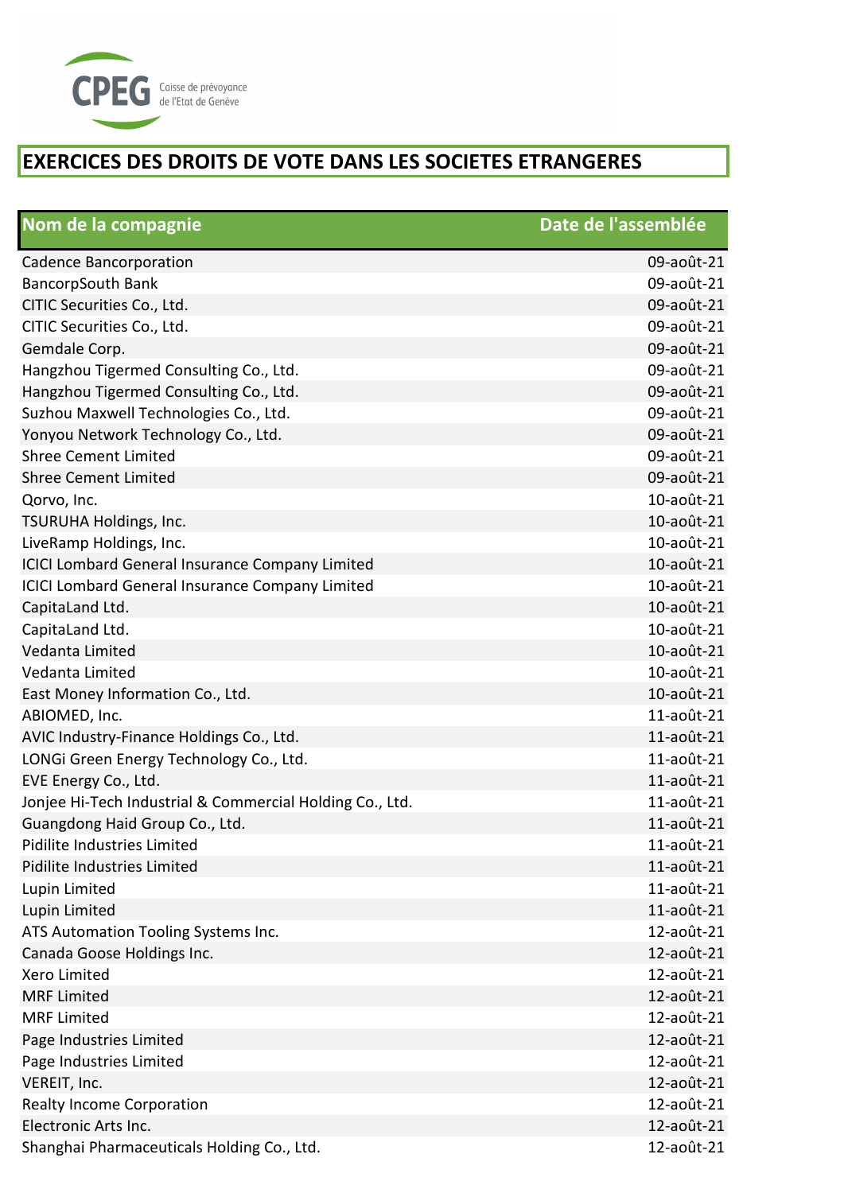CPEG Caisse de prévoyance de l'Etat de Genève

## EXERCICES DES DROITS DE VOTE DANS LES SOCIETES ETRANGERES

| Nom de la compagnie | Date de l'assemblée |
|---|---|
| Cadence Bancorporation | 09-août-21 |
| BancorpSouth Bank | 09-août-21 |
| CITIC Securities Co., Ltd. | 09-août-21 |
| CITIC Securities Co., Ltd. | 09-août-21 |
| Gemdale Corp. | 09-août-21 |
| Hangzhou Tigermed Consulting Co., Ltd. | 09-août-21 |
| Hangzhou Tigermed Consulting Co., Ltd. | 09-août-21 |
| Suzhou Maxwell Technologies Co., Ltd. | 09-août-21 |
| Yonyou Network Technology Co., Ltd. | 09-août-21 |
| Shree Cement Limited | 09-août-21 |
| Shree Cement Limited | 09-août-21 |
| Qorvo, Inc. | 10-août-21 |
| TSURUHA Holdings, Inc. | 10-août-21 |
| LiveRamp Holdings, Inc. | 10-août-21 |
| ICICI Lombard General Insurance Company Limited | 10-août-21 |
| ICICI Lombard General Insurance Company Limited | 10-août-21 |
| CapitaLand Ltd. | 10-août-21 |
| CapitaLand Ltd. | 10-août-21 |
| Vedanta Limited | 10-août-21 |
| Vedanta Limited | 10-août-21 |
| East Money Information Co., Ltd. | 10-août-21 |
| ABIOMED, Inc. | 11-août-21 |
| AVIC Industry-Finance Holdings Co., Ltd. | 11-août-21 |
| LONGi Green Energy Technology Co., Ltd. | 11-août-21 |
| EVE Energy Co., Ltd. | 11-août-21 |
| Jonjee Hi-Tech Industrial & Commercial Holding Co., Ltd. | 11-août-21 |
| Guangdong Haid Group Co., Ltd. | 11-août-21 |
| Pidilite Industries Limited | 11-août-21 |
| Pidilite Industries Limited | 11-août-21 |
| Lupin Limited | 11-août-21 |
| Lupin Limited | 11-août-21 |
| ATS Automation Tooling Systems Inc. | 12-août-21 |
| Canada Goose Holdings Inc. | 12-août-21 |
| Xero Limited | 12-août-21 |
| MRF Limited | 12-août-21 |
| MRF Limited | 12-août-21 |
| Page Industries Limited | 12-août-21 |
| Page Industries Limited | 12-août-21 |
| VEREIT, Inc. | 12-août-21 |
| Realty Income Corporation | 12-août-21 |
| Electronic Arts Inc. | 12-août-21 |
| Shanghai Pharmaceuticals Holding Co., Ltd. | 12-août-21 |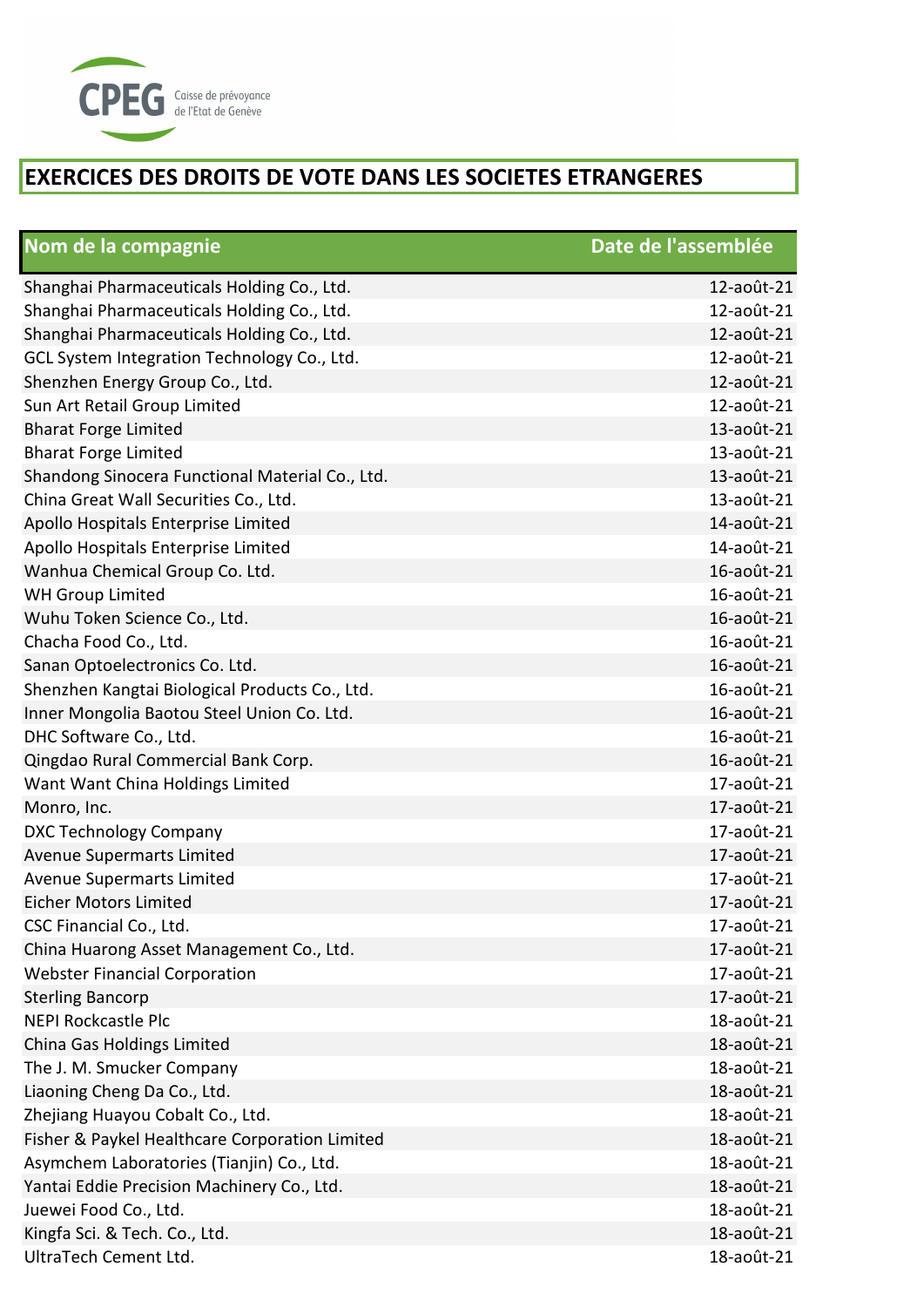CPEG Caisse de prévoyance de l'Etat de Genève

# EXERCICES DES DROITS DE VOTE DANS LES SOCIETES ETRANGERES

| Nom de la compagnie | Date de l'assemblée |
|---|---|
| Shanghai Pharmaceuticals Holding Co., Ltd. | 12-août-21 |
| Shanghai Pharmaceuticals Holding Co., Ltd. | 12-août-21 |
| Shanghai Pharmaceuticals Holding Co., Ltd. | 12-août-21 |
| GCL System Integration Technology Co., Ltd. | 12-août-21 |
| Shenzhen Energy Group Co., Ltd. | 12-août-21 |
| Sun Art Retail Group Limited | 12-août-21 |
| Bharat Forge Limited | 13-août-21 |
| Bharat Forge Limited | 13-août-21 |
| Shandong Sinocera Functional Material Co., Ltd. | 13-août-21 |
| China Great Wall Securities Co., Ltd. | 13-août-21 |
| Apollo Hospitals Enterprise Limited | 14-août-21 |
| Apollo Hospitals Enterprise Limited | 14-août-21 |
| Wanhua Chemical Group Co. Ltd. | 16-août-21 |
| WH Group Limited | 16-août-21 |
| Wuhu Token Science Co., Ltd. | 16-août-21 |
| Chacha Food Co., Ltd. | 16-août-21 |
| Sanan Optoelectronics Co. Ltd. | 16-août-21 |
| Shenzhen Kangtai Biological Products Co., Ltd. | 16-août-21 |
| Inner Mongolia Baotou Steel Union Co. Ltd. | 16-août-21 |
| DHC Software Co., Ltd. | 16-août-21 |
| Qingdao Rural Commercial Bank Corp. | 16-août-21 |
| Want Want China Holdings Limited | 17-août-21 |
| Monro, Inc. | 17-août-21 |
| DXC Technology Company | 17-août-21 |
| Avenue Supermarts Limited | 17-août-21 |
| Avenue Supermarts Limited | 17-août-21 |
| Eicher Motors Limited | 17-août-21 |
| CSC Financial Co., Ltd. | 17-août-21 |
| China Huarong Asset Management Co., Ltd. | 17-août-21 |
| Webster Financial Corporation | 17-août-21 |
| Sterling Bancorp | 17-août-21 |
| NEPI Rockcastle Plc | 18-août-21 |
| China Gas Holdings Limited | 18-août-21 |
| The J. M. Smucker Company | 18-août-21 |
| Liaoning Cheng Da Co., Ltd. | 18-août-21 |
| Zhejiang Huayou Cobalt Co., Ltd. | 18-août-21 |
| Fisher & Paykel Healthcare Corporation Limited | 18-août-21 |
| Asymchem Laboratories (Tianjin) Co., Ltd. | 18-août-21 |
| Yantai Eddie Precision Machinery Co., Ltd. | 18-août-21 |
| Juewei Food Co., Ltd. | 18-août-21 |
| Kingfa Sci. & Tech. Co., Ltd. | 18-août-21 |
| UltraTech Cement Ltd. | 18-août-21 |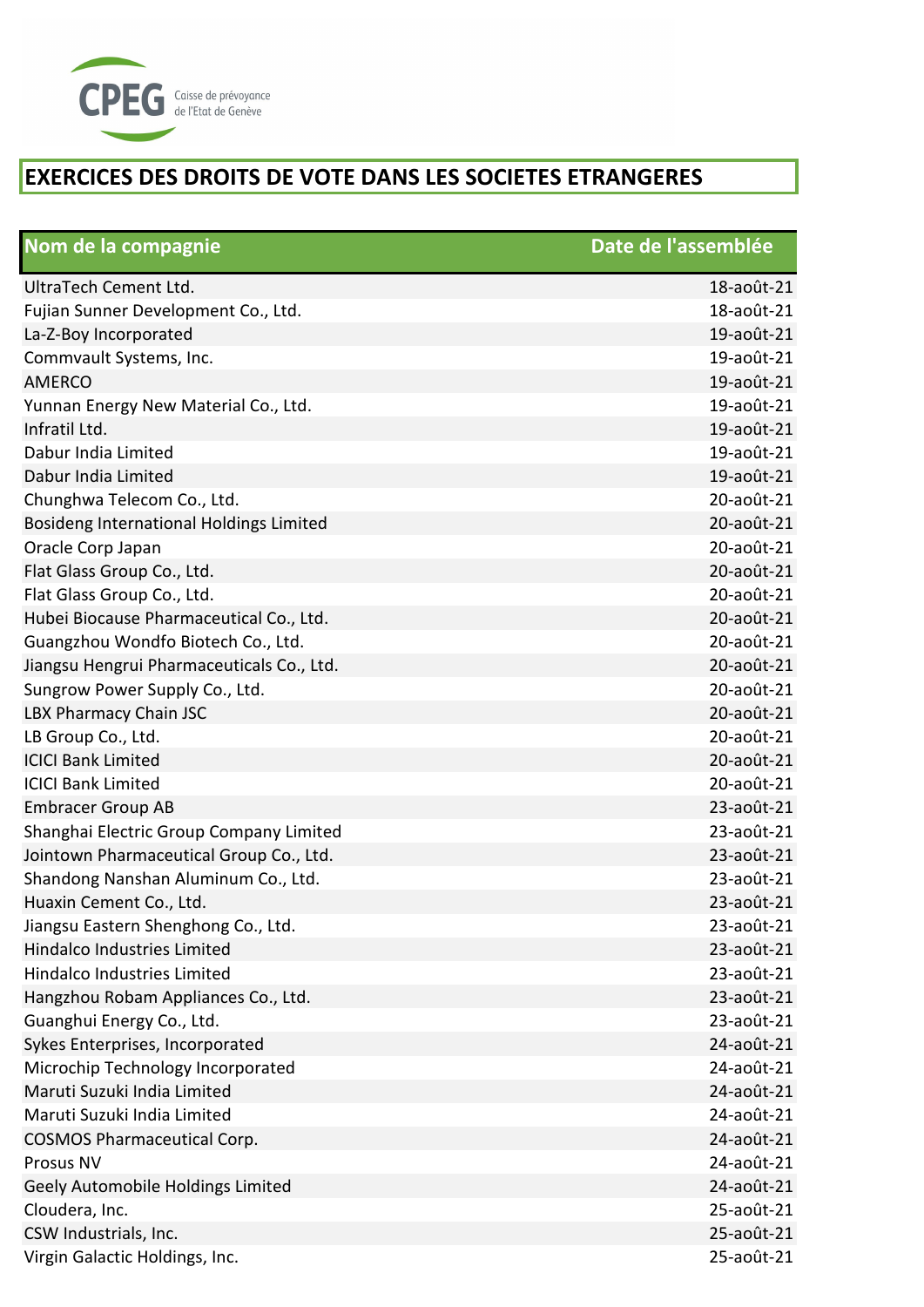CPEG Caisse de prévoyance de l'Etat de Genève

# EXERCICES DES DROITS DE VOTE DANS LES SOCIETES ETRANGERES

| Nom de la compagnie | Date de l'assemblée |
|---|---|
| UltraTech Cement Ltd. | 18-août-21 |
| Fujian Sunner Development Co., Ltd. | 18-août-21 |
| La-Z-Boy Incorporated | 19-août-21 |
| Commvault Systems, Inc. | 19-août-21 |
| AMERCO | 19-août-21 |
| Yunnan Energy New Material Co., Ltd. | 19-août-21 |
| Infratil Ltd. | 19-août-21 |
| Dabur India Limited | 19-août-21 |
| Dabur India Limited | 19-août-21 |
| Chunghwa Telecom Co., Ltd. | 20-août-21 |
| Bosideng International Holdings Limited | 20-août-21 |
| Oracle Corp Japan | 20-août-21 |
| Flat Glass Group Co., Ltd. | 20-août-21 |
| Flat Glass Group Co., Ltd. | 20-août-21 |
| Hubei Biocause Pharmaceutical Co., Ltd. | 20-août-21 |
| Guangzhou Wondfo Biotech Co., Ltd. | 20-août-21 |
| Jiangsu Hengrui Pharmaceuticals Co., Ltd. | 20-août-21 |
| Sungrow Power Supply Co., Ltd. | 20-août-21 |
| LBX Pharmacy Chain JSC | 20-août-21 |
| LB Group Co., Ltd. | 20-août-21 |
| ICICI Bank Limited | 20-août-21 |
| ICICI Bank Limited | 20-août-21 |
| Embracer Group AB | 23-août-21 |
| Shanghai Electric Group Company Limited | 23-août-21 |
| Jointown Pharmaceutical Group Co., Ltd. | 23-août-21 |
| Shandong Nanshan Aluminum Co., Ltd. | 23-août-21 |
| Huaxin Cement Co., Ltd. | 23-août-21 |
| Jiangsu Eastern Shenghong Co., Ltd. | 23-août-21 |
| Hindalco Industries Limited | 23-août-21 |
| Hindalco Industries Limited | 23-août-21 |
| Hangzhou Robam Appliances Co., Ltd. | 23-août-21 |
| Guanghui Energy Co., Ltd. | 23-août-21 |
| Sykes Enterprises, Incorporated | 24-août-21 |
| Microchip Technology Incorporated | 24-août-21 |
| Maruti Suzuki India Limited | 24-août-21 |
| Maruti Suzuki India Limited | 24-août-21 |
| COSMOS Pharmaceutical Corp. | 24-août-21 |
| Prosus NV | 24-août-21 |
| Geely Automobile Holdings Limited | 24-août-21 |
| Cloudera, Inc. | 25-août-21 |
| CSW Industrials, Inc. | 25-août-21 |
| Virgin Galactic Holdings, Inc. | 25-août-21 |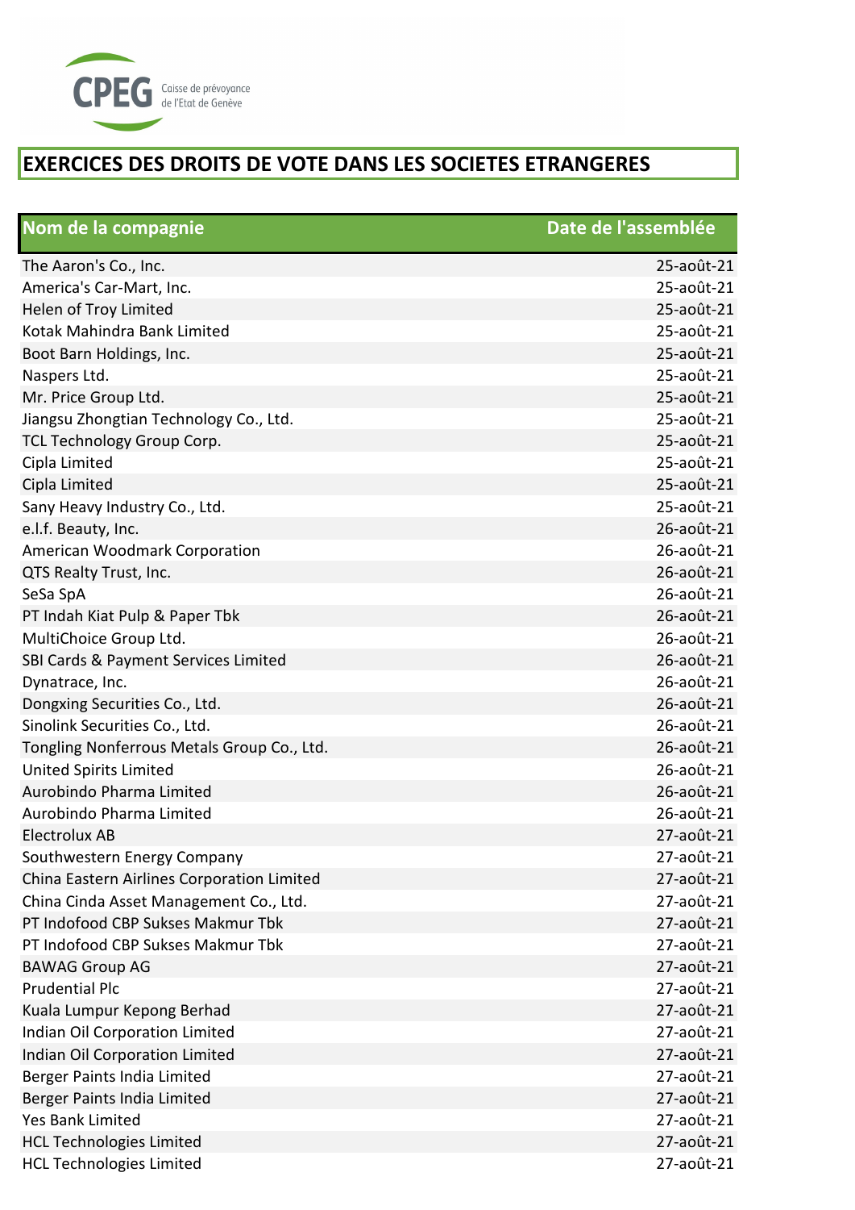CPEG Caisse de prévoyance de l'Etat de Genève

# EXERCICES DES DROITS DE VOTE DANS LES SOCIETES ETRANGERES

| Nom de la compagnie | Date de l'assemblée |
|---|---|
| The Aaron's Co., Inc. | 25-août-21 |
| America's Car-Mart, Inc. | 25-août-21 |
| Helen of Troy Limited | 25-août-21 |
| Kotak Mahindra Bank Limited | 25-août-21 |
| Boot Barn Holdings, Inc. | 25-août-21 |
| Naspers Ltd. | 25-août-21 |
| Mr. Price Group Ltd. | 25-août-21 |
| Jiangsu Zhongtian Technology Co., Ltd. | 25-août-21 |
| TCL Technology Group Corp. | 25-août-21 |
| Cipla Limited | 25-août-21 |
| Cipla Limited | 25-août-21 |
| Sany Heavy Industry Co., Ltd. | 25-août-21 |
| e.l.f. Beauty, Inc. | 26-août-21 |
| American Woodmark Corporation | 26-août-21 |
| QTS Realty Trust, Inc. | 26-août-21 |
| SeSa SpA | 26-août-21 |
| PT Indah Kiat Pulp & Paper Tbk | 26-août-21 |
| MultiChoice Group Ltd. | 26-août-21 |
| SBI Cards & Payment Services Limited | 26-août-21 |
| Dynatrace, Inc. | 26-août-21 |
| Dongxing Securities Co., Ltd. | 26-août-21 |
| Sinolink Securities Co., Ltd. | 26-août-21 |
| Tongling Nonferrous Metals Group Co., Ltd. | 26-août-21 |
| United Spirits Limited | 26-août-21 |
| Aurobindo Pharma Limited | 26-août-21 |
| Aurobindo Pharma Limited | 26-août-21 |
| Electrolux AB | 27-août-21 |
| Southwestern Energy Company | 27-août-21 |
| China Eastern Airlines Corporation Limited | 27-août-21 |
| China Cinda Asset Management Co., Ltd. | 27-août-21 |
| PT Indofood CBP Sukses Makmur Tbk | 27-août-21 |
| PT Indofood CBP Sukses Makmur Tbk | 27-août-21 |
| BAWAG Group AG | 27-août-21 |
| Prudential Plc | 27-août-21 |
| Kuala Lumpur Kepong Berhad | 27-août-21 |
| Indian Oil Corporation Limited | 27-août-21 |
| Indian Oil Corporation Limited | 27-août-21 |
| Berger Paints India Limited | 27-août-21 |
| Berger Paints India Limited | 27-août-21 |
| Yes Bank Limited | 27-août-21 |
| HCL Technologies Limited | 27-août-21 |
| HCL Technologies Limited | 27-août-21 |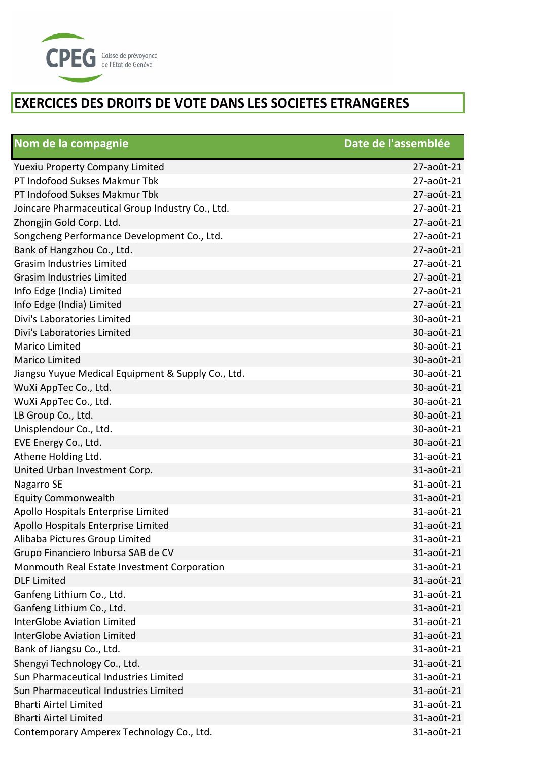CPEG Caisse de prévoyance de l'Etat de Genève

# EXERCICES DES DROITS DE VOTE DANS LES SOCIETES ETRANGERES

| Nom de la compagnie | Date de l'assemblée |
|---|---|
| Yuexiu Property Company Limited | 27-août-21 |
| PT Indofood Sukses Makmur Tbk | 27-août-21 |
| PT Indofood Sukses Makmur Tbk | 27-août-21 |
| Joincare Pharmaceutical Group Industry Co., Ltd. | 27-août-21 |
| Zhongjin Gold Corp. Ltd. | 27-août-21 |
| Songcheng Performance Development Co., Ltd. | 27-août-21 |
| Bank of Hangzhou Co., Ltd. | 27-août-21 |
| Grasim Industries Limited | 27-août-21 |
| Grasim Industries Limited | 27-août-21 |
| Info Edge (India) Limited | 27-août-21 |
| Info Edge (India) Limited | 27-août-21 |
| Divi's Laboratories Limited | 30-août-21 |
| Divi's Laboratories Limited | 30-août-21 |
| Marico Limited | 30-août-21 |
| Marico Limited | 30-août-21 |
| Jiangsu Yuyue Medical Equipment & Supply Co., Ltd. | 30-août-21 |
| WuXi AppTec Co., Ltd. | 30-août-21 |
| WuXi AppTec Co., Ltd. | 30-août-21 |
| LB Group Co., Ltd. | 30-août-21 |
| Unisplendour Co., Ltd. | 30-août-21 |
| EVE Energy Co., Ltd. | 30-août-21 |
| Athene Holding Ltd. | 31-août-21 |
| United Urban Investment Corp. | 31-août-21 |
| Nagarro SE | 31-août-21 |
| Equity Commonwealth | 31-août-21 |
| Apollo Hospitals Enterprise Limited | 31-août-21 |
| Apollo Hospitals Enterprise Limited | 31-août-21 |
| Alibaba Pictures Group Limited | 31-août-21 |
| Grupo Financiero Inbursa SAB de CV | 31-août-21 |
| Monmouth Real Estate Investment Corporation | 31-août-21 |
| DLF Limited | 31-août-21 |
| Ganfeng Lithium Co., Ltd. | 31-août-21 |
| Ganfeng Lithium Co., Ltd. | 31-août-21 |
| InterGlobe Aviation Limited | 31-août-21 |
| InterGlobe Aviation Limited | 31-août-21 |
| Bank of Jiangsu Co., Ltd. | 31-août-21 |
| Shengyi Technology Co., Ltd. | 31-août-21 |
| Sun Pharmaceutical Industries Limited | 31-août-21 |
| Sun Pharmaceutical Industries Limited | 31-août-21 |
| Bharti Airtel Limited | 31-août-21 |
| Bharti Airtel Limited | 31-août-21 |
| Contemporary Amperex Technology Co., Ltd. | 31-août-21 |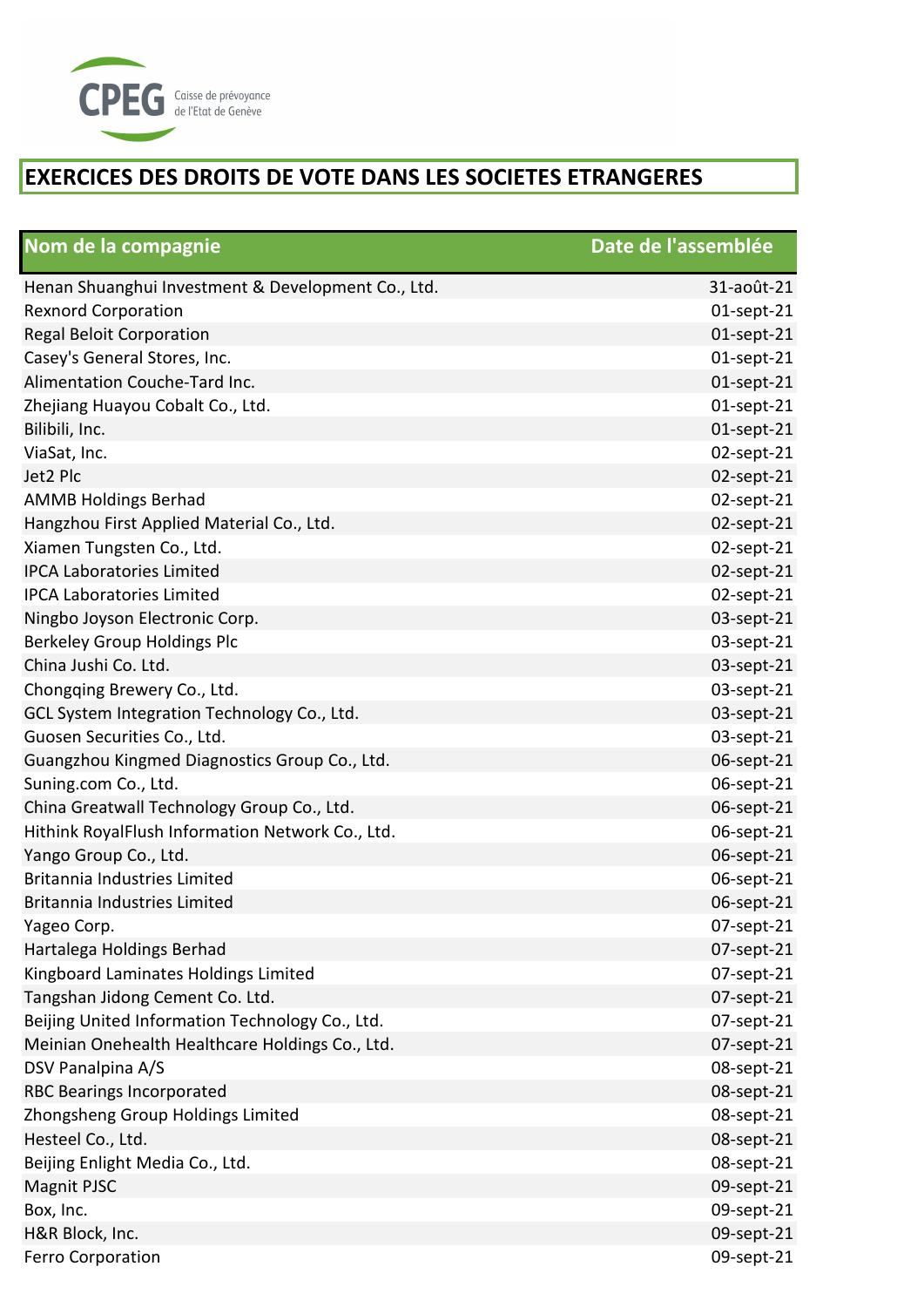CPEG Caisse de prévoyance de l'Etat de Genève

# EXERCICES DES DROITS DE VOTE DANS LES SOCIETES ETRANGERES

| Nom de la compagnie | Date de l'assemblée |
|---|---|
| Henan Shuanghui Investment & Development Co., Ltd. | 31-août-21 |
| Rexnord Corporation | 01-sept-21 |
| Regal Beloit Corporation | 01-sept-21 |
| Casey's General Stores, Inc. | 01-sept-21 |
| Alimentation Couche-Tard Inc. | 01-sept-21 |
| Zhejiang Huayou Cobalt Co., Ltd. | 01-sept-21 |
| Bilibili, Inc. | 01-sept-21 |
| ViaSat, Inc. | 02-sept-21 |
| Jet2 Plc | 02-sept-21 |
| AMMB Holdings Berhad | 02-sept-21 |
| Hangzhou First Applied Material Co., Ltd. | 02-sept-21 |
| Xiamen Tungsten Co., Ltd. | 02-sept-21 |
| IPCA Laboratories Limited | 02-sept-21 |
| IPCA Laboratories Limited | 02-sept-21 |
| Ningbo Joyson Electronic Corp. | 03-sept-21 |
| Berkeley Group Holdings Plc | 03-sept-21 |
| China Jushi Co. Ltd. | 03-sept-21 |
| Chongqing Brewery Co., Ltd. | 03-sept-21 |
| GCL System Integration Technology Co., Ltd. | 03-sept-21 |
| Guosen Securities Co., Ltd. | 03-sept-21 |
| Guangzhou Kingmed Diagnostics Group Co., Ltd. | 06-sept-21 |
| Suning.com Co., Ltd. | 06-sept-21 |
| China Greatwall Technology Group Co., Ltd. | 06-sept-21 |
| Hithink RoyalFlush Information Network Co., Ltd. | 06-sept-21 |
| Yango Group Co., Ltd. | 06-sept-21 |
| Britannia Industries Limited | 06-sept-21 |
| Britannia Industries Limited | 06-sept-21 |
| Yageo Corp. | 07-sept-21 |
| Hartalega Holdings Berhad | 07-sept-21 |
| Kingboard Laminates Holdings Limited | 07-sept-21 |
| Tangshan Jidong Cement Co. Ltd. | 07-sept-21 |
| Beijing United Information Technology Co., Ltd. | 07-sept-21 |
| Meinian Onehealth Healthcare Holdings Co., Ltd. | 07-sept-21 |
| DSV Panalpina A/S | 08-sept-21 |
| RBC Bearings Incorporated | 08-sept-21 |
| Zhongsheng Group Holdings Limited | 08-sept-21 |
| Hesteel Co., Ltd. | 08-sept-21 |
| Beijing Enlight Media Co., Ltd. | 08-sept-21 |
| Magnit PJSC | 09-sept-21 |
| Box, Inc. | 09-sept-21 |
| H&R Block, Inc. | 09-sept-21 |
| Ferro Corporation | 09-sept-21 |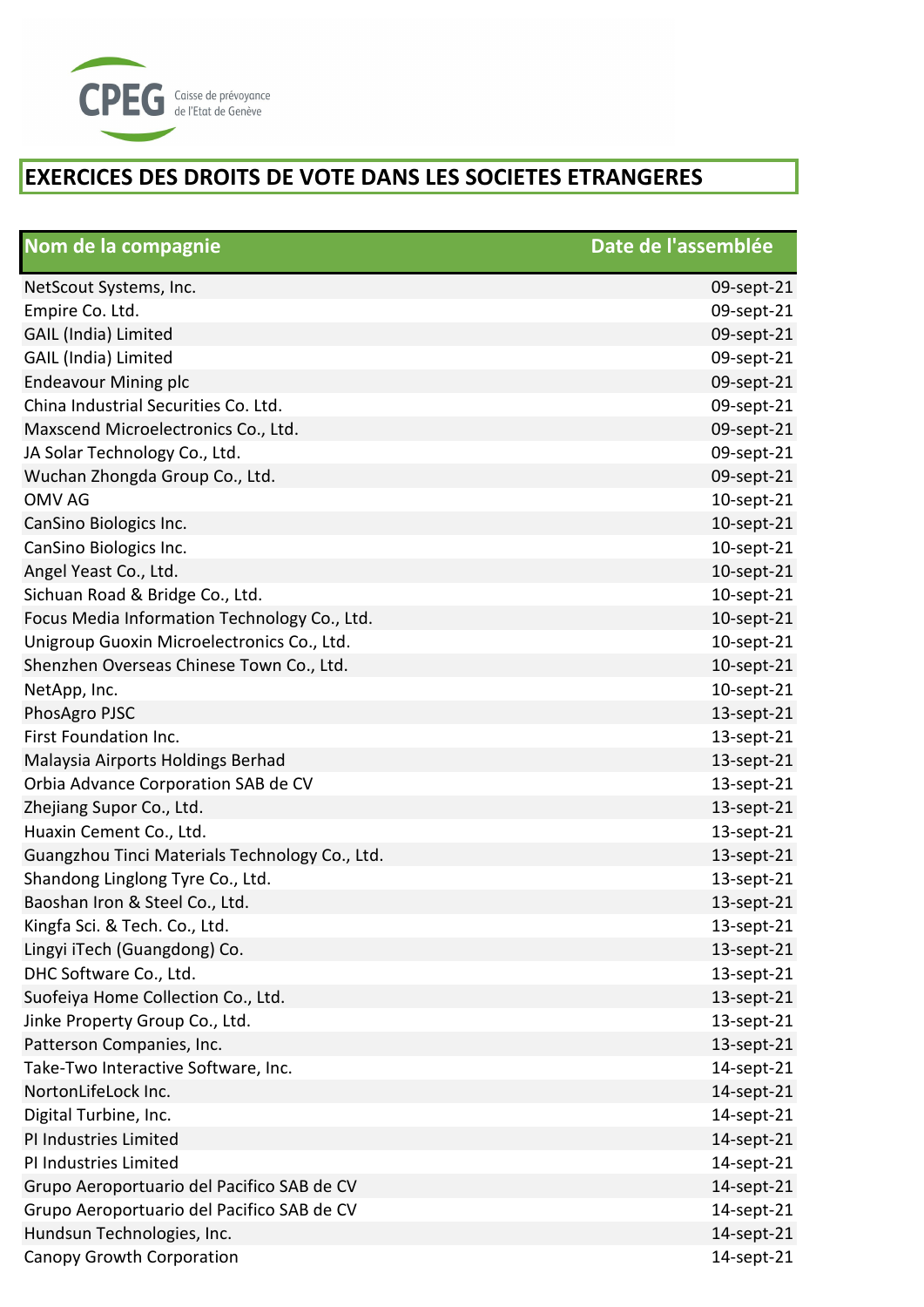CPEG Caisse de prévoyance de l'Etat de Genève

# EXERCICES DES DROITS DE VOTE DANS LES SOCIETES ETRANGERES

| Nom de la compagnie | Date de l'assemblée |
|---|---|
| NetScout Systems, Inc. | 09-sept-21 |
| Empire Co. Ltd. | 09-sept-21 |
| GAIL (India) Limited | 09-sept-21 |
| GAIL (India) Limited | 09-sept-21 |
| Endeavour Mining plc | 09-sept-21 |
| China Industrial Securities Co. Ltd. | 09-sept-21 |
| Maxscend Microelectronics Co., Ltd. | 09-sept-21 |
| JA Solar Technology Co., Ltd. | 09-sept-21 |
| Wuchan Zhongda Group Co., Ltd. | 09-sept-21 |
| OMV AG | 10-sept-21 |
| CanSino Biologics Inc. | 10-sept-21 |
| CanSino Biologics Inc. | 10-sept-21 |
| Angel Yeast Co., Ltd. | 10-sept-21 |
| Sichuan Road & Bridge Co., Ltd. | 10-sept-21 |
| Focus Media Information Technology Co., Ltd. | 10-sept-21 |
| Unigroup Guoxin Microelectronics Co., Ltd. | 10-sept-21 |
| Shenzhen Overseas Chinese Town Co., Ltd. | 10-sept-21 |
| NetApp, Inc. | 10-sept-21 |
| PhosAgro PJSC | 13-sept-21 |
| First Foundation Inc. | 13-sept-21 |
| Malaysia Airports Holdings Berhad | 13-sept-21 |
| Orbia Advance Corporation SAB de CV | 13-sept-21 |
| Zhejiang Supor Co., Ltd. | 13-sept-21 |
| Huaxin Cement Co., Ltd. | 13-sept-21 |
| Guangzhou Tinci Materials Technology Co., Ltd. | 13-sept-21 |
| Shandong Linglong Tyre Co., Ltd. | 13-sept-21 |
| Baoshan Iron & Steel Co., Ltd. | 13-sept-21 |
| Kingfa Sci. & Tech. Co., Ltd. | 13-sept-21 |
| Lingyi iTech (Guangdong) Co. | 13-sept-21 |
| DHC Software Co., Ltd. | 13-sept-21 |
| Suofeiya Home Collection Co., Ltd. | 13-sept-21 |
| Jinke Property Group Co., Ltd. | 13-sept-21 |
| Patterson Companies, Inc. | 13-sept-21 |
| Take-Two Interactive Software, Inc. | 14-sept-21 |
| NortonLifeLock Inc. | 14-sept-21 |
| Digital Turbine, Inc. | 14-sept-21 |
| PI Industries Limited | 14-sept-21 |
| PI Industries Limited | 14-sept-21 |
| Grupo Aeroportuario del Pacifico SAB de CV | 14-sept-21 |
| Grupo Aeroportuario del Pacifico SAB de CV | 14-sept-21 |
| Hundsun Technologies, Inc. | 14-sept-21 |
| Canopy Growth Corporation | 14-sept-21 |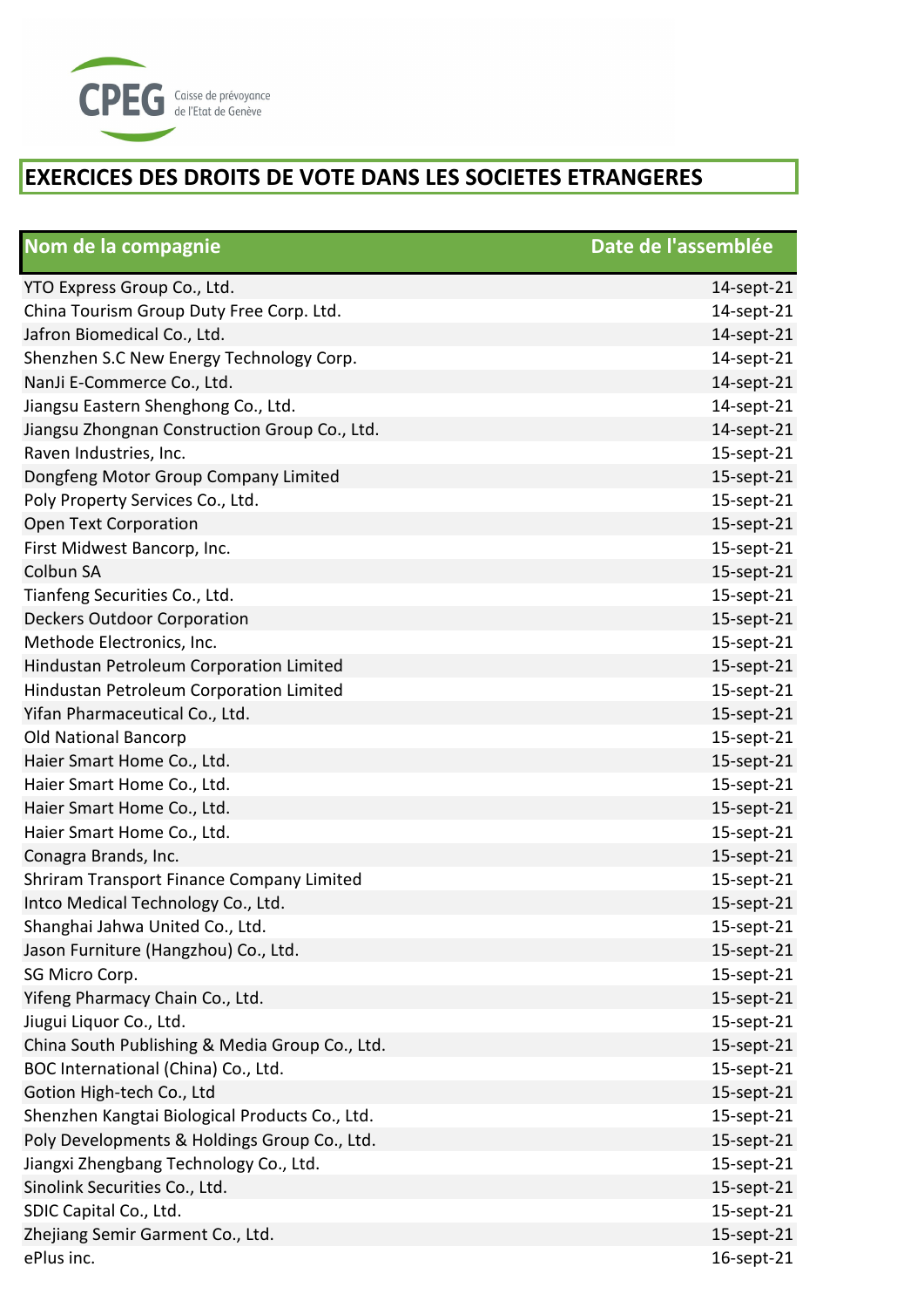CPEG Caisse de prévoyance de l'Etat de Genève

# EXERCICES DES DROITS DE VOTE DANS LES SOCIETES ETRANGERES

| Nom de la compagnie | Date de l'assemblée |
|---|---|
| YTO Express Group Co., Ltd. | 14-sept-21 |
| China Tourism Group Duty Free Corp. Ltd. | 14-sept-21 |
| Jafron Biomedical Co., Ltd. | 14-sept-21 |
| Shenzhen S.C New Energy Technology Corp. | 14-sept-21 |
| NanJi E-Commerce Co., Ltd. | 14-sept-21 |
| Jiangsu Eastern Shenghong Co., Ltd. | 14-sept-21 |
| Jiangsu Zhongnan Construction Group Co., Ltd. | 14-sept-21 |
| Raven Industries, Inc. | 15-sept-21 |
| Dongfeng Motor Group Company Limited | 15-sept-21 |
| Poly Property Services Co., Ltd. | 15-sept-21 |
| Open Text Corporation | 15-sept-21 |
| First Midwest Bancorp, Inc. | 15-sept-21 |
| Colbun SA | 15-sept-21 |
| Tianfeng Securities Co., Ltd. | 15-sept-21 |
| Deckers Outdoor Corporation | 15-sept-21 |
| Methode Electronics, Inc. | 15-sept-21 |
| Hindustan Petroleum Corporation Limited | 15-sept-21 |
| Hindustan Petroleum Corporation Limited | 15-sept-21 |
| Yifan Pharmaceutical Co., Ltd. | 15-sept-21 |
| Old National Bancorp | 15-sept-21 |
| Haier Smart Home Co., Ltd. | 15-sept-21 |
| Haier Smart Home Co., Ltd. | 15-sept-21 |
| Haier Smart Home Co., Ltd. | 15-sept-21 |
| Haier Smart Home Co., Ltd. | 15-sept-21 |
| Conagra Brands, Inc. | 15-sept-21 |
| Shriram Transport Finance Company Limited | 15-sept-21 |
| Intco Medical Technology Co., Ltd. | 15-sept-21 |
| Shanghai Jahwa United Co., Ltd. | 15-sept-21 |
| Jason Furniture (Hangzhou) Co., Ltd. | 15-sept-21 |
| SG Micro Corp. | 15-sept-21 |
| Yifeng Pharmacy Chain Co., Ltd. | 15-sept-21 |
| Jiugui Liquor Co., Ltd. | 15-sept-21 |
| China South Publishing & Media Group Co., Ltd. | 15-sept-21 |
| BOC International (China) Co., Ltd. | 15-sept-21 |
| Gotion High-tech Co., Ltd | 15-sept-21 |
| Shenzhen Kangtai Biological Products Co., Ltd. | 15-sept-21 |
| Poly Developments & Holdings Group Co., Ltd. | 15-sept-21 |
| Jiangxi Zhengbang Technology Co., Ltd. | 15-sept-21 |
| Sinolink Securities Co., Ltd. | 15-sept-21 |
| SDIC Capital Co., Ltd. | 15-sept-21 |
| Zhejiang Semir Garment Co., Ltd. | 15-sept-21 |
| ePlus inc. | 16-sept-21 |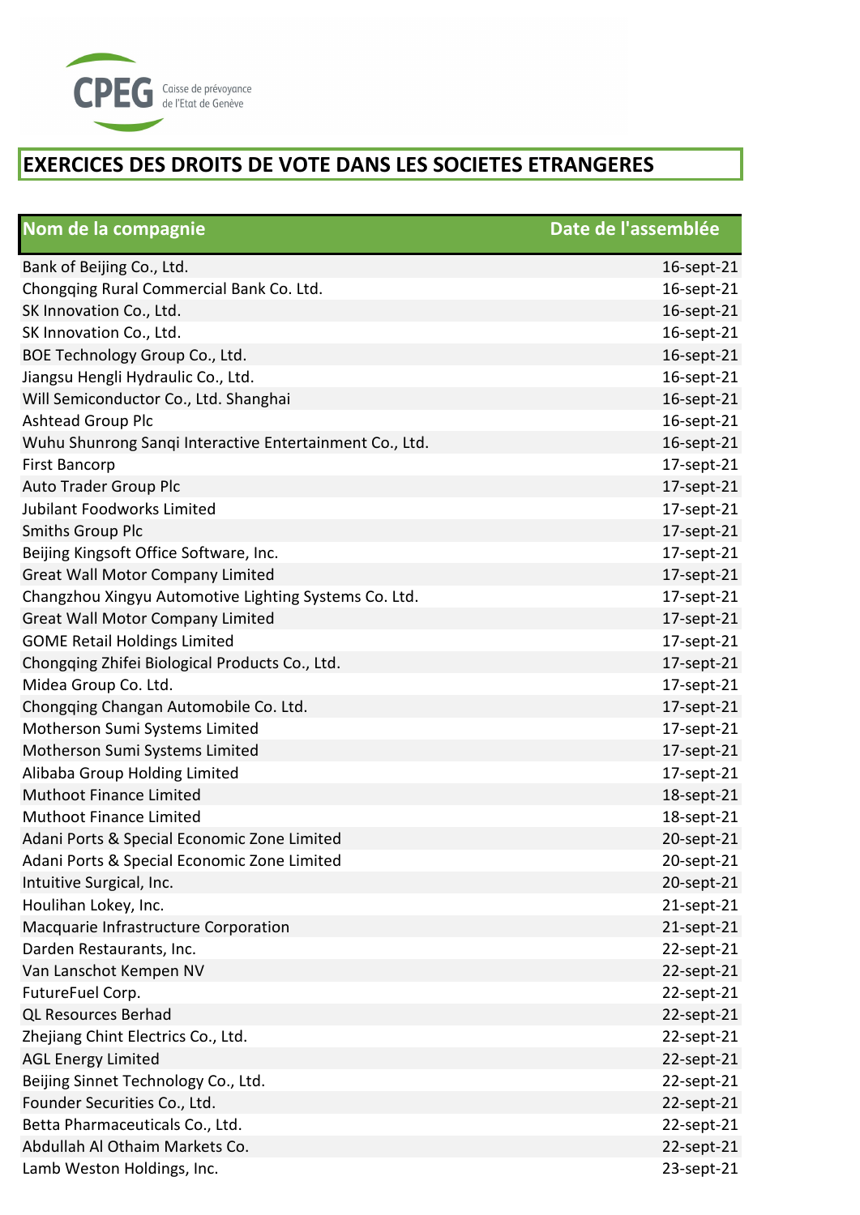# EXERCICES DES DROITS DE VOTE DANS LES SOCIETES ETRANGERES

| Nom de la compagnie | Date de l'assemblée |
|---|---|
| Bank of Beijing Co., Ltd. | 16-sept-21 |
| Chongqing Rural Commercial Bank Co. Ltd. | 16-sept-21 |
| SK Innovation Co., Ltd. | 16-sept-21 |
| SK Innovation Co., Ltd. | 16-sept-21 |
| BOE Technology Group Co., Ltd. | 16-sept-21 |
| Jiangsu Hengli Hydraulic Co., Ltd. | 16-sept-21 |
| Will Semiconductor Co., Ltd. Shanghai | 16-sept-21 |
| Ashtead Group Plc | 16-sept-21 |
| Wuhu Shunrong Sanqi Interactive Entertainment Co., Ltd. | 16-sept-21 |
| First Bancorp | 17-sept-21 |
| Auto Trader Group Plc | 17-sept-21 |
| Jubilant Foodworks Limited | 17-sept-21 |
| Smiths Group Plc | 17-sept-21 |
| Beijing Kingsoft Office Software, Inc. | 17-sept-21 |
| Great Wall Motor Company Limited | 17-sept-21 |
| Changzhou Xingyu Automotive Lighting Systems Co. Ltd. | 17-sept-21 |
| Great Wall Motor Company Limited | 17-sept-21 |
| GOME Retail Holdings Limited | 17-sept-21 |
| Chongqing Zhifei Biological Products Co., Ltd. | 17-sept-21 |
| Midea Group Co. Ltd. | 17-sept-21 |
| Chongqing Changan Automobile Co. Ltd. | 17-sept-21 |
| Motherson Sumi Systems Limited | 17-sept-21 |
| Motherson Sumi Systems Limited | 17-sept-21 |
| Alibaba Group Holding Limited | 17-sept-21 |
| Muthoot Finance Limited | 18-sept-21 |
| Muthoot Finance Limited | 18-sept-21 |
| Adani Ports & Special Economic Zone Limited | 20-sept-21 |
| Adani Ports & Special Economic Zone Limited | 20-sept-21 |
| Intuitive Surgical, Inc. | 20-sept-21 |
| Houlihan Lokey, Inc. | 21-sept-21 |
| Macquarie Infrastructure Corporation | 21-sept-21 |
| Darden Restaurants, Inc. | 22-sept-21 |
| Van Lanschot Kempen NV | 22-sept-21 |
| FutureFuel Corp. | 22-sept-21 |
| QL Resources Berhad | 22-sept-21 |
| Zhejiang Chint Electrics Co., Ltd. | 22-sept-21 |
| AGL Energy Limited | 22-sept-21 |
| Beijing Sinnet Technology Co., Ltd. | 22-sept-21 |
| Founder Securities Co., Ltd. | 22-sept-21 |
| Betta Pharmaceuticals Co., Ltd. | 22-sept-21 |
| Abdullah Al Othaim Markets Co. | 22-sept-21 |
| Lamb Weston Holdings, Inc. | 23-sept-21 |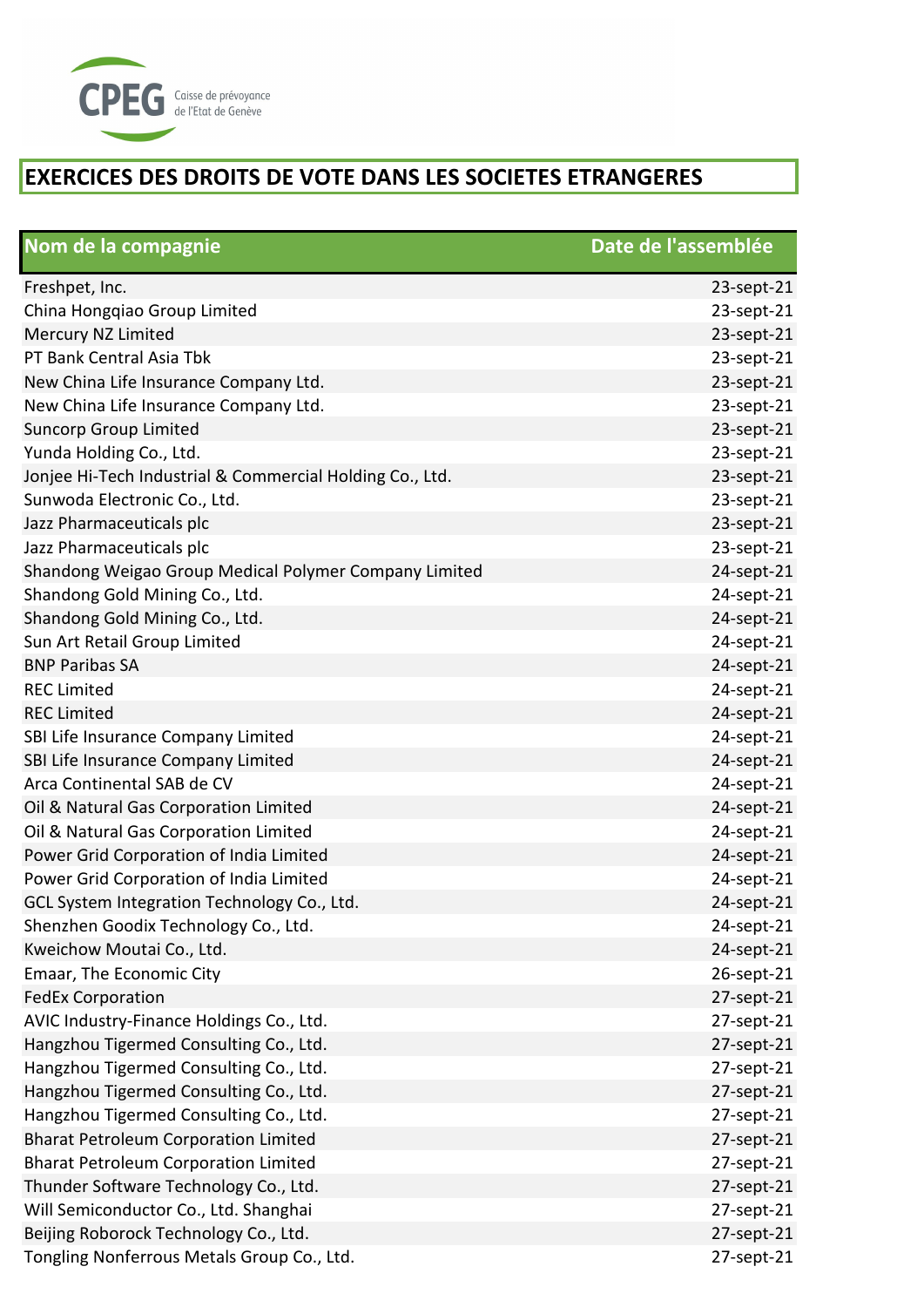CPEG Caisse de prévoyance de l'Etat de Genève

# EXERCICES DES DROITS DE VOTE DANS LES SOCIETES ETRANGERES

| Nom de la compagnie | Date de l'assemblée |
|---|---|
| Freshpet, Inc. | 23-sept-21 |
| China Hongqiao Group Limited | 23-sept-21 |
| Mercury NZ Limited | 23-sept-21 |
| PT Bank Central Asia Tbk | 23-sept-21 |
| New China Life Insurance Company Ltd. | 23-sept-21 |
| New China Life Insurance Company Ltd. | 23-sept-21 |
| Suncorp Group Limited | 23-sept-21 |
| Yunda Holding Co., Ltd. | 23-sept-21 |
| Jonjee Hi-Tech Industrial & Commercial Holding Co., Ltd. | 23-sept-21 |
| Sunwoda Electronic Co., Ltd. | 23-sept-21 |
| Jazz Pharmaceuticals plc | 23-sept-21 |
| Jazz Pharmaceuticals plc | 23-sept-21 |
| Shandong Weigao Group Medical Polymer Company Limited | 24-sept-21 |
| Shandong Gold Mining Co., Ltd. | 24-sept-21 |
| Shandong Gold Mining Co., Ltd. | 24-sept-21 |
| Sun Art Retail Group Limited | 24-sept-21 |
| BNP Paribas SA | 24-sept-21 |
| REC Limited | 24-sept-21 |
| REC Limited | 24-sept-21 |
| SBI Life Insurance Company Limited | 24-sept-21 |
| SBI Life Insurance Company Limited | 24-sept-21 |
| Arca Continental SAB de CV | 24-sept-21 |
| Oil & Natural Gas Corporation Limited | 24-sept-21 |
| Oil & Natural Gas Corporation Limited | 24-sept-21 |
| Power Grid Corporation of India Limited | 24-sept-21 |
| Power Grid Corporation of India Limited | 24-sept-21 |
| GCL System Integration Technology Co., Ltd. | 24-sept-21 |
| Shenzhen Goodix Technology Co., Ltd. | 24-sept-21 |
| Kweichow Moutai Co., Ltd. | 24-sept-21 |
| Emaar, The Economic City | 26-sept-21 |
| FedEx Corporation | 27-sept-21 |
| AVIC Industry-Finance Holdings Co., Ltd. | 27-sept-21 |
| Hangzhou Tigermed Consulting Co., Ltd. | 27-sept-21 |
| Hangzhou Tigermed Consulting Co., Ltd. | 27-sept-21 |
| Hangzhou Tigermed Consulting Co., Ltd. | 27-sept-21 |
| Hangzhou Tigermed Consulting Co., Ltd. | 27-sept-21 |
| Bharat Petroleum Corporation Limited | 27-sept-21 |
| Bharat Petroleum Corporation Limited | 27-sept-21 |
| Thunder Software Technology Co., Ltd. | 27-sept-21 |
| Will Semiconductor Co., Ltd. Shanghai | 27-sept-21 |
| Beijing Roborock Technology Co., Ltd. | 27-sept-21 |
| Tongling Nonferrous Metals Group Co., Ltd. | 27-sept-21 |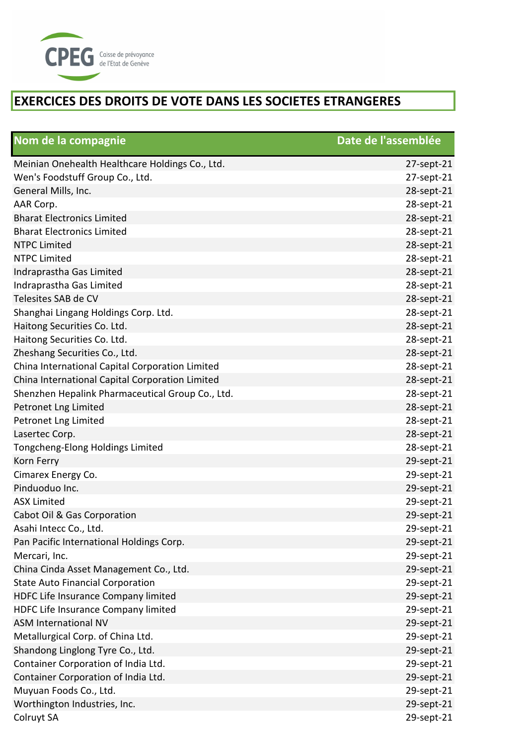CPEG Caisse de prévoyance de l'Etat de Genève

# EXERCICES DES DROITS DE VOTE DANS LES SOCIETES ETRANGERES

| Nom de la compagnie | Date de l'assemblée |
|---|---|
| Meinian Onehealth Healthcare Holdings Co., Ltd. | 27-sept-21 |
| Wen's Foodstuff Group Co., Ltd. | 27-sept-21 |
| General Mills, Inc. | 28-sept-21 |
| AAR Corp. | 28-sept-21 |
| Bharat Electronics Limited | 28-sept-21 |
| Bharat Electronics Limited | 28-sept-21 |
| NTPC Limited | 28-sept-21 |
| NTPC Limited | 28-sept-21 |
| Indraprastha Gas Limited | 28-sept-21 |
| Indraprastha Gas Limited | 28-sept-21 |
| Telesites SAB de CV | 28-sept-21 |
| Shanghai Lingang Holdings Corp. Ltd. | 28-sept-21 |
| Haitong Securities Co. Ltd. | 28-sept-21 |
| Haitong Securities Co. Ltd. | 28-sept-21 |
| Zheshang Securities Co., Ltd. | 28-sept-21 |
| China International Capital Corporation Limited | 28-sept-21 |
| China International Capital Corporation Limited | 28-sept-21 |
| Shenzhen Hepalink Pharmaceutical Group Co., Ltd. | 28-sept-21 |
| Petronet Lng Limited | 28-sept-21 |
| Petronet Lng Limited | 28-sept-21 |
| Lasertec Corp. | 28-sept-21 |
| Tongcheng-Elong Holdings Limited | 28-sept-21 |
| Korn Ferry | 29-sept-21 |
| Cimarex Energy Co. | 29-sept-21 |
| Pinduoduo Inc. | 29-sept-21 |
| ASX Limited | 29-sept-21 |
| Cabot Oil & Gas Corporation | 29-sept-21 |
| Asahi Intecc Co., Ltd. | 29-sept-21 |
| Pan Pacific International Holdings Corp. | 29-sept-21 |
| Mercari, Inc. | 29-sept-21 |
| China Cinda Asset Management Co., Ltd. | 29-sept-21 |
| State Auto Financial Corporation | 29-sept-21 |
| HDFC Life Insurance Company limited | 29-sept-21 |
| HDFC Life Insurance Company limited | 29-sept-21 |
| ASM International NV | 29-sept-21 |
| Metallurgical Corp. of China Ltd. | 29-sept-21 |
| Shandong Linglong Tyre Co., Ltd. | 29-sept-21 |
| Container Corporation of India Ltd. | 29-sept-21 |
| Container Corporation of India Ltd. | 29-sept-21 |
| Muyuan Foods Co., Ltd. | 29-sept-21 |
| Worthington Industries, Inc. | 29-sept-21 |
| Colruyt SA | 29-sept-21 |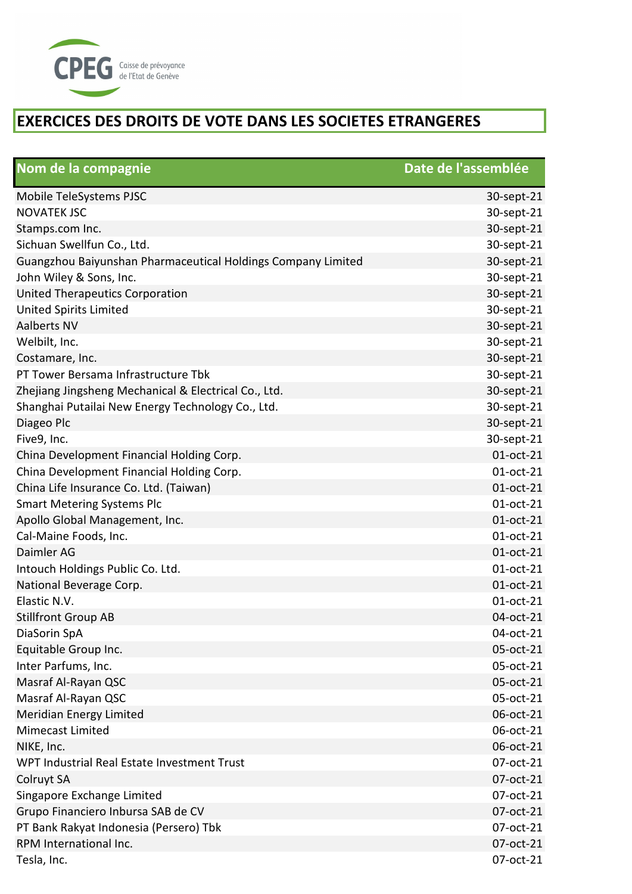CPEG Caisse de prévoyance de l'Etat de Genève

# EXERCICES DES DROITS DE VOTE DANS LES SOCIETES ETRANGERES

| Nom de la compagnie | Date de l'assemblée |
|---|---|
| Mobile TeleSystems PJSC | 30-sept-21 |
| NOVATEK JSC | 30-sept-21 |
| Stamps.com Inc. | 30-sept-21 |
| Sichuan Swellfun Co., Ltd. | 30-sept-21 |
| Guangzhou Baiyunshan Pharmaceutical Holdings Company Limited | 30-sept-21 |
| John Wiley & Sons, Inc. | 30-sept-21 |
| United Therapeutics Corporation | 30-sept-21 |
| United Spirits Limited | 30-sept-21 |
| Aalberts NV | 30-sept-21 |
| Welbilt, Inc. | 30-sept-21 |
| Costamare, Inc. | 30-sept-21 |
| PT Tower Bersama Infrastructure Tbk | 30-sept-21 |
| Zhejiang Jingsheng Mechanical & Electrical Co., Ltd. | 30-sept-21 |
| Shanghai Putailai New Energy Technology Co., Ltd. | 30-sept-21 |
| Diageo Plc | 30-sept-21 |
| Five9, Inc. | 30-sept-21 |
| China Development Financial Holding Corp. | 01-oct-21 |
| China Development Financial Holding Corp. | 01-oct-21 |
| China Life Insurance Co. Ltd. (Taiwan) | 01-oct-21 |
| Smart Metering Systems Plc | 01-oct-21 |
| Apollo Global Management, Inc. | 01-oct-21 |
| Cal-Maine Foods, Inc. | 01-oct-21 |
| Daimler AG | 01-oct-21 |
| Intouch Holdings Public Co. Ltd. | 01-oct-21 |
| National Beverage Corp. | 01-oct-21 |
| Elastic N.V. | 01-oct-21 |
| Stillfront Group AB | 04-oct-21 |
| DiaSorin SpA | 04-oct-21 |
| Equitable Group Inc. | 05-oct-21 |
| Inter Parfums, Inc. | 05-oct-21 |
| Masraf Al-Rayan QSC | 05-oct-21 |
| Masraf Al-Rayan QSC | 05-oct-21 |
| Meridian Energy Limited | 06-oct-21 |
| Mimecast Limited | 06-oct-21 |
| NIKE, Inc. | 06-oct-21 |
| WPT Industrial Real Estate Investment Trust | 07-oct-21 |
| Colruyt SA | 07-oct-21 |
| Singapore Exchange Limited | 07-oct-21 |
| Grupo Financiero Inbursa SAB de CV | 07-oct-21 |
| PT Bank Rakyat Indonesia (Persero) Tbk | 07-oct-21 |
| RPM International Inc. | 07-oct-21 |
| Tesla, Inc. | 07-oct-21 |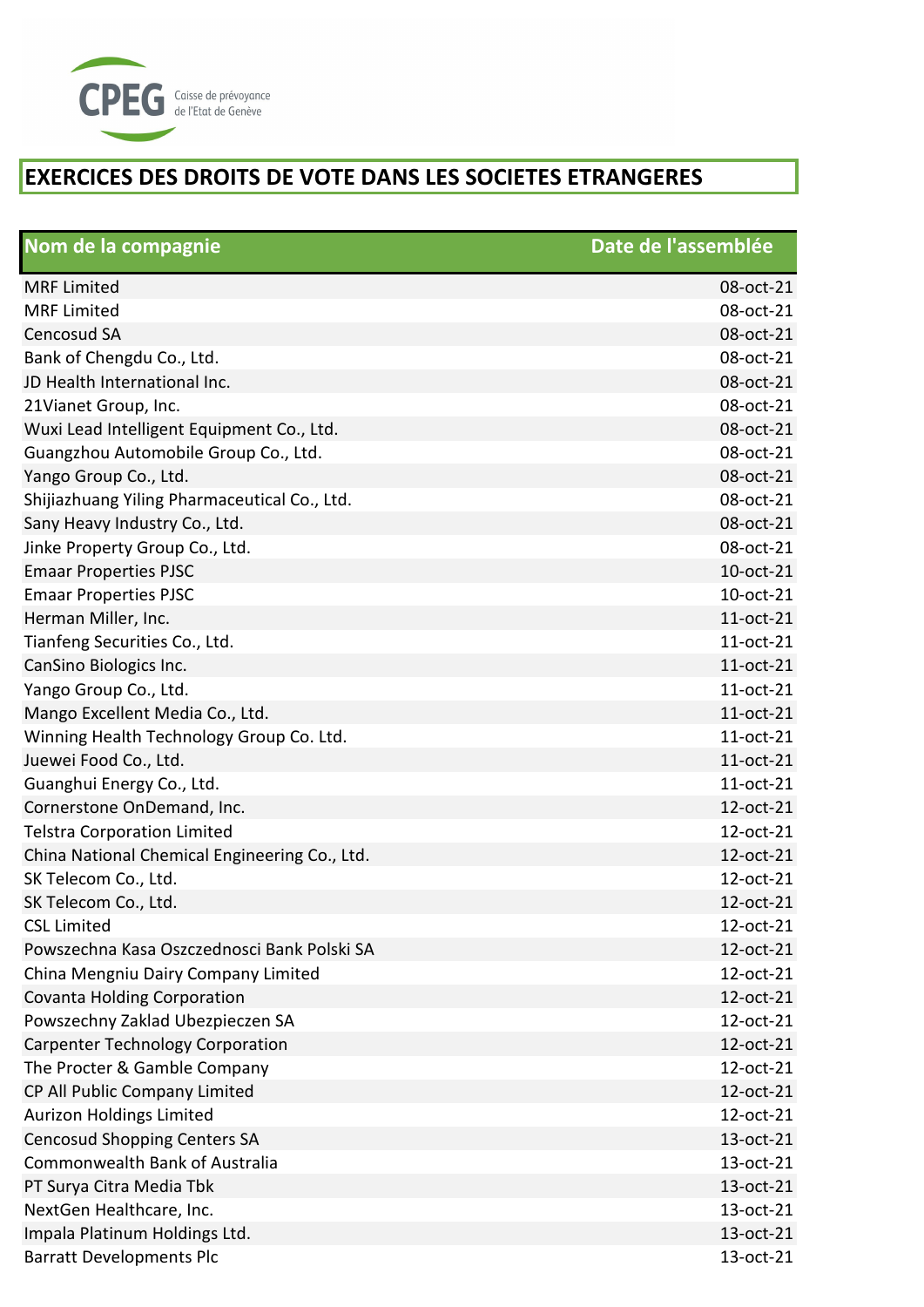CPEG Caisse de prévoyance de l'Etat de Genève

# EXERCICES DES DROITS DE VOTE DANS LES SOCIETES ETRANGERES

| Nom de la compagnie | Date de l'assemblée |
|---|---|
| MRF Limited | 08-oct-21 |
| MRF Limited | 08-oct-21 |
| Cencosud SA | 08-oct-21 |
| Bank of Chengdu Co., Ltd. | 08-oct-21 |
| JD Health International Inc. | 08-oct-21 |
| 21Vianet Group, Inc. | 08-oct-21 |
| Wuxi Lead Intelligent Equipment Co., Ltd. | 08-oct-21 |
| Guangzhou Automobile Group Co., Ltd. | 08-oct-21 |
| Yango Group Co., Ltd. | 08-oct-21 |
| Shijiazhuang Yiling Pharmaceutical Co., Ltd. | 08-oct-21 |
| Sany Heavy Industry Co., Ltd. | 08-oct-21 |
| Jinke Property Group Co., Ltd. | 08-oct-21 |
| Emaar Properties PJSC | 10-oct-21 |
| Emaar Properties PJSC | 10-oct-21 |
| Herman Miller, Inc. | 11-oct-21 |
| Tianfeng Securities Co., Ltd. | 11-oct-21 |
| CanSino Biologics Inc. | 11-oct-21 |
| Yango Group Co., Ltd. | 11-oct-21 |
| Mango Excellent Media Co., Ltd. | 11-oct-21 |
| Winning Health Technology Group Co. Ltd. | 11-oct-21 |
| Juewei Food Co., Ltd. | 11-oct-21 |
| Guanghui Energy Co., Ltd. | 11-oct-21 |
| Cornerstone OnDemand, Inc. | 12-oct-21 |
| Telstra Corporation Limited | 12-oct-21 |
| China National Chemical Engineering Co., Ltd. | 12-oct-21 |
| SK Telecom Co., Ltd. | 12-oct-21 |
| SK Telecom Co., Ltd. | 12-oct-21 |
| CSL Limited | 12-oct-21 |
| Powszechna Kasa Oszczednosci Bank Polski SA | 12-oct-21 |
| China Mengniu Dairy Company Limited | 12-oct-21 |
| Covanta Holding Corporation | 12-oct-21 |
| Powszechny Zaklad Ubezpieczen SA | 12-oct-21 |
| Carpenter Technology Corporation | 12-oct-21 |
| The Procter & Gamble Company | 12-oct-21 |
| CP All Public Company Limited | 12-oct-21 |
| Aurizon Holdings Limited | 12-oct-21 |
| Cencosud Shopping Centers SA | 13-oct-21 |
| Commonwealth Bank of Australia | 13-oct-21 |
| PT Surya Citra Media Tbk | 13-oct-21 |
| NextGen Healthcare, Inc. | 13-oct-21 |
| Impala Platinum Holdings Ltd. | 13-oct-21 |
| Barratt Developments Plc | 13-oct-21 |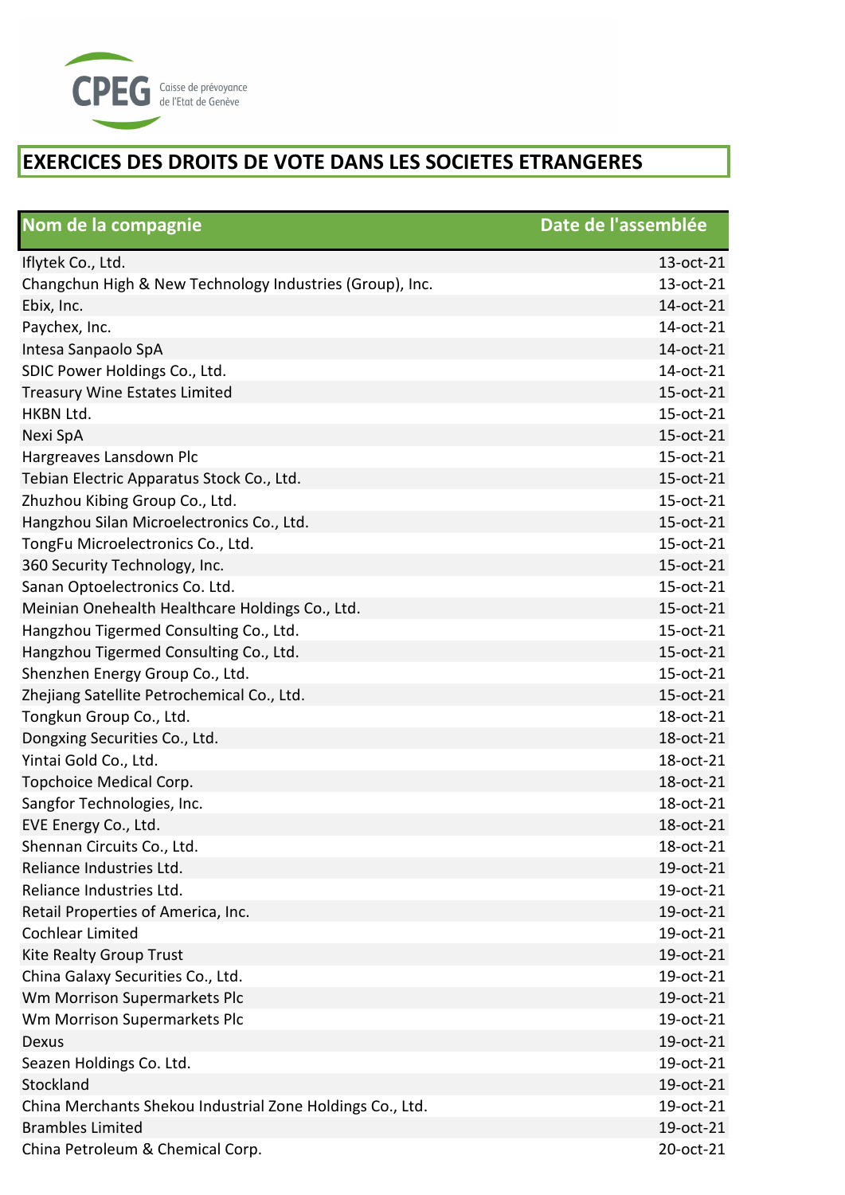CPEG Caisse de prévoyance de l'Etat de Genève

# EXERCICES DES DROITS DE VOTE DANS LES SOCIETES ETRANGERES

| Nom de la compagnie | Date de l'assemblée |
|---|---|
| Iflytek Co., Ltd. | 13-oct-21 |
| Changchun High & New Technology Industries (Group), Inc. | 13-oct-21 |
| Ebix, Inc. | 14-oct-21 |
| Paychex, Inc. | 14-oct-21 |
| Intesa Sanpaolo SpA | 14-oct-21 |
| SDIC Power Holdings Co., Ltd. | 14-oct-21 |
| Treasury Wine Estates Limited | 15-oct-21 |
| HKBN Ltd. | 15-oct-21 |
| Nexi SpA | 15-oct-21 |
| Hargreaves Lansdown Plc | 15-oct-21 |
| Tebian Electric Apparatus Stock Co., Ltd. | 15-oct-21 |
| Zhuzhou Kibing Group Co., Ltd. | 15-oct-21 |
| Hangzhou Silan Microelectronics Co., Ltd. | 15-oct-21 |
| TongFu Microelectronics Co., Ltd. | 15-oct-21 |
| 360 Security Technology, Inc. | 15-oct-21 |
| Sanan Optoelectronics Co. Ltd. | 15-oct-21 |
| Meinian Onehealth Healthcare Holdings Co., Ltd. | 15-oct-21 |
| Hangzhou Tigermed Consulting Co., Ltd. | 15-oct-21 |
| Hangzhou Tigermed Consulting Co., Ltd. | 15-oct-21 |
| Shenzhen Energy Group Co., Ltd. | 15-oct-21 |
| Zhejiang Satellite Petrochemical Co., Ltd. | 15-oct-21 |
| Tongkun Group Co., Ltd. | 18-oct-21 |
| Dongxing Securities Co., Ltd. | 18-oct-21 |
| Yintai Gold Co., Ltd. | 18-oct-21 |
| Topchoice Medical Corp. | 18-oct-21 |
| Sangfor Technologies, Inc. | 18-oct-21 |
| EVE Energy Co., Ltd. | 18-oct-21 |
| Shennan Circuits Co., Ltd. | 18-oct-21 |
| Reliance Industries Ltd. | 19-oct-21 |
| Reliance Industries Ltd. | 19-oct-21 |
| Retail Properties of America, Inc. | 19-oct-21 |
| Cochlear Limited | 19-oct-21 |
| Kite Realty Group Trust | 19-oct-21 |
| China Galaxy Securities Co., Ltd. | 19-oct-21 |
| Wm Morrison Supermarkets Plc | 19-oct-21 |
| Wm Morrison Supermarkets Plc | 19-oct-21 |
| Dexus | 19-oct-21 |
| Seazen Holdings Co. Ltd. | 19-oct-21 |
| Stockland | 19-oct-21 |
| China Merchants Shekou Industrial Zone Holdings Co., Ltd. | 19-oct-21 |
| Brambles Limited | 19-oct-21 |
| China Petroleum & Chemical Corp. | 20-oct-21 |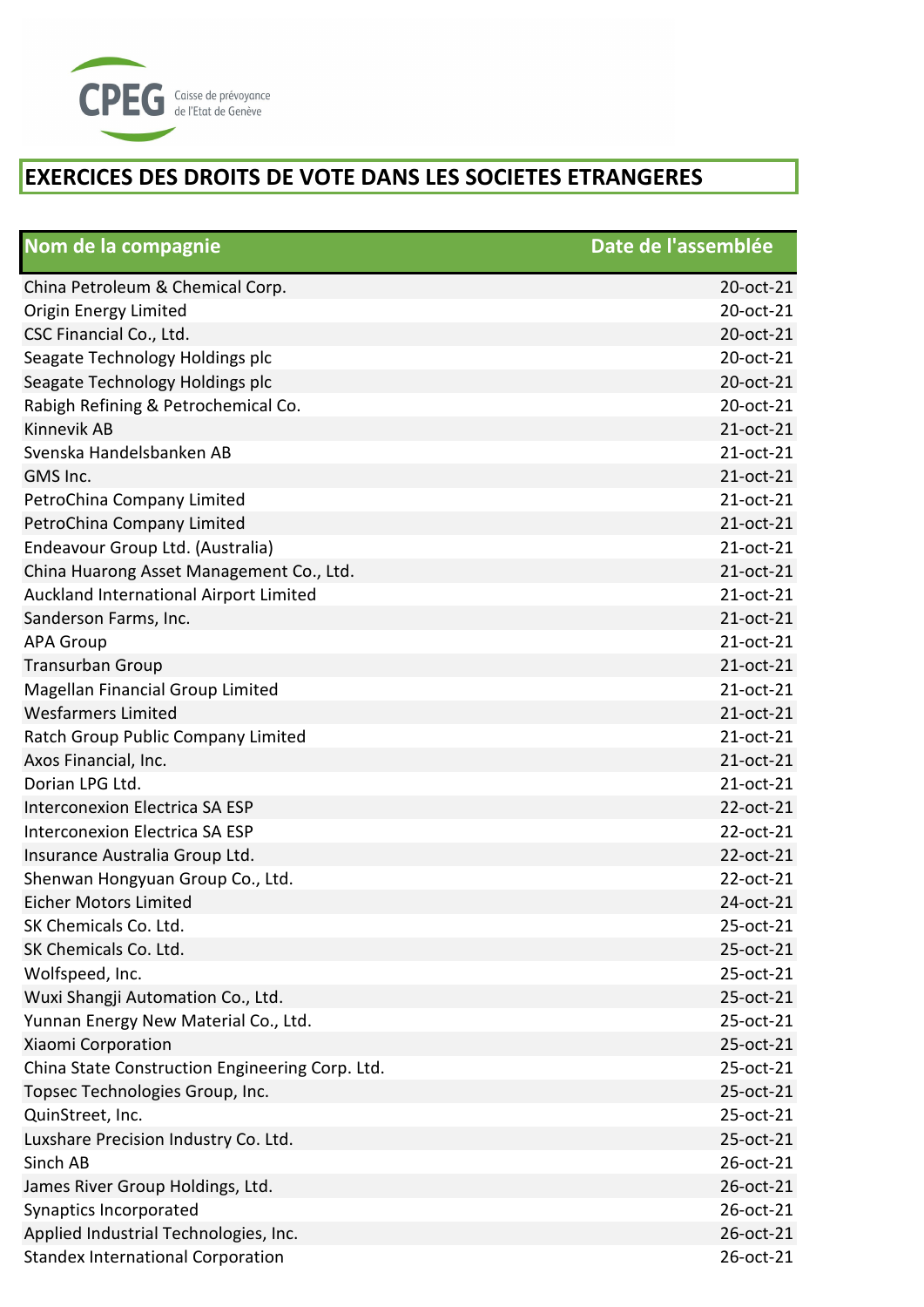CPEG Caisse de prévoyance de l'Etat de Genève

# EXERCICES DES DROITS DE VOTE DANS LES SOCIETES ETRANGERES

| Nom de la compagnie | Date de l'assemblée |
|---|---|
| China Petroleum & Chemical Corp. | 20-oct-21 |
| Origin Energy Limited | 20-oct-21 |
| CSC Financial Co., Ltd. | 20-oct-21 |
| Seagate Technology Holdings plc | 20-oct-21 |
| Seagate Technology Holdings plc | 20-oct-21 |
| Rabigh Refining & Petrochemical Co. | 20-oct-21 |
| Kinnevik AB | 21-oct-21 |
| Svenska Handelsbanken AB | 21-oct-21 |
| GMS Inc. | 21-oct-21 |
| PetroChina Company Limited | 21-oct-21 |
| PetroChina Company Limited | 21-oct-21 |
| Endeavour Group Ltd. (Australia) | 21-oct-21 |
| China Huarong Asset Management Co., Ltd. | 21-oct-21 |
| Auckland International Airport Limited | 21-oct-21 |
| Sanderson Farms, Inc. | 21-oct-21 |
| APA Group | 21-oct-21 |
| Transurban Group | 21-oct-21 |
| Magellan Financial Group Limited | 21-oct-21 |
| Wesfarmers Limited | 21-oct-21 |
| Ratch Group Public Company Limited | 21-oct-21 |
| Axos Financial, Inc. | 21-oct-21 |
| Dorian LPG Ltd. | 21-oct-21 |
| Interconexion Electrica SA ESP | 22-oct-21 |
| Interconexion Electrica SA ESP | 22-oct-21 |
| Insurance Australia Group Ltd. | 22-oct-21 |
| Shenwan Hongyuan Group Co., Ltd. | 22-oct-21 |
| Eicher Motors Limited | 24-oct-21 |
| SK Chemicals Co. Ltd. | 25-oct-21 |
| SK Chemicals Co. Ltd. | 25-oct-21 |
| Wolfspeed, Inc. | 25-oct-21 |
| Wuxi Shangji Automation Co., Ltd. | 25-oct-21 |
| Yunnan Energy New Material Co., Ltd. | 25-oct-21 |
| Xiaomi Corporation | 25-oct-21 |
| China State Construction Engineering Corp. Ltd. | 25-oct-21 |
| Topsec Technologies Group, Inc. | 25-oct-21 |
| QuinStreet, Inc. | 25-oct-21 |
| Luxshare Precision Industry Co. Ltd. | 25-oct-21 |
| Sinch AB | 26-oct-21 |
| James River Group Holdings, Ltd. | 26-oct-21 |
| Synaptics Incorporated | 26-oct-21 |
| Applied Industrial Technologies, Inc. | 26-oct-21 |
| Standex International Corporation | 26-oct-21 |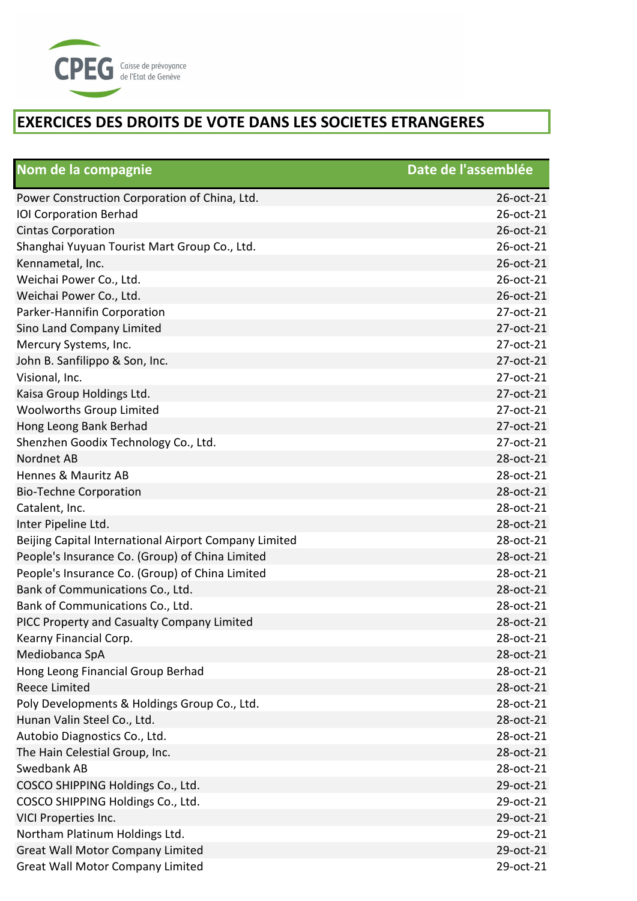CPEG Caisse de prévoyance de l'Etat de Genève

# EXERCICES DES DROITS DE VOTE DANS LES SOCIETES ETRANGERES

| Nom de la compagnie | Date de l'assemblée |
|---|---|
| Power Construction Corporation of China, Ltd. | 26-oct-21 |
| IOI Corporation Berhad | 26-oct-21 |
| Cintas Corporation | 26-oct-21 |
| Shanghai Yuyuan Tourist Mart Group Co., Ltd. | 26-oct-21 |
| Kennametal, Inc. | 26-oct-21 |
| Weichai Power Co., Ltd. | 26-oct-21 |
| Weichai Power Co., Ltd. | 26-oct-21 |
| Parker-Hannifin Corporation | 27-oct-21 |
| Sino Land Company Limited | 27-oct-21 |
| Mercury Systems, Inc. | 27-oct-21 |
| John B. Sanfilippo & Son, Inc. | 27-oct-21 |
| Visional, Inc. | 27-oct-21 |
| Kaisa Group Holdings Ltd. | 27-oct-21 |
| Woolworths Group Limited | 27-oct-21 |
| Hong Leong Bank Berhad | 27-oct-21 |
| Shenzhen Goodix Technology Co., Ltd. | 27-oct-21 |
| Nordnet AB | 28-oct-21 |
| Hennes & Mauritz AB | 28-oct-21 |
| Bio-Techne Corporation | 28-oct-21 |
| Catalent, Inc. | 28-oct-21 |
| Inter Pipeline Ltd. | 28-oct-21 |
| Beijing Capital International Airport Company Limited | 28-oct-21 |
| People's Insurance Co. (Group) of China Limited | 28-oct-21 |
| People's Insurance Co. (Group) of China Limited | 28-oct-21 |
| Bank of Communications Co., Ltd. | 28-oct-21 |
| Bank of Communications Co., Ltd. | 28-oct-21 |
| PICC Property and Casualty Company Limited | 28-oct-21 |
| Kearny Financial Corp. | 28-oct-21 |
| Mediobanca SpA | 28-oct-21 |
| Hong Leong Financial Group Berhad | 28-oct-21 |
| Reece Limited | 28-oct-21 |
| Poly Developments & Holdings Group Co., Ltd. | 28-oct-21 |
| Hunan Valin Steel Co., Ltd. | 28-oct-21 |
| Autobio Diagnostics Co., Ltd. | 28-oct-21 |
| The Hain Celestial Group, Inc. | 28-oct-21 |
| Swedbank AB | 28-oct-21 |
| COSCO SHIPPING Holdings Co., Ltd. | 29-oct-21 |
| COSCO SHIPPING Holdings Co., Ltd. | 29-oct-21 |
| VICI Properties Inc. | 29-oct-21 |
| Northam Platinum Holdings Ltd. | 29-oct-21 |
| Great Wall Motor Company Limited | 29-oct-21 |
| Great Wall Motor Company Limited | 29-oct-21 |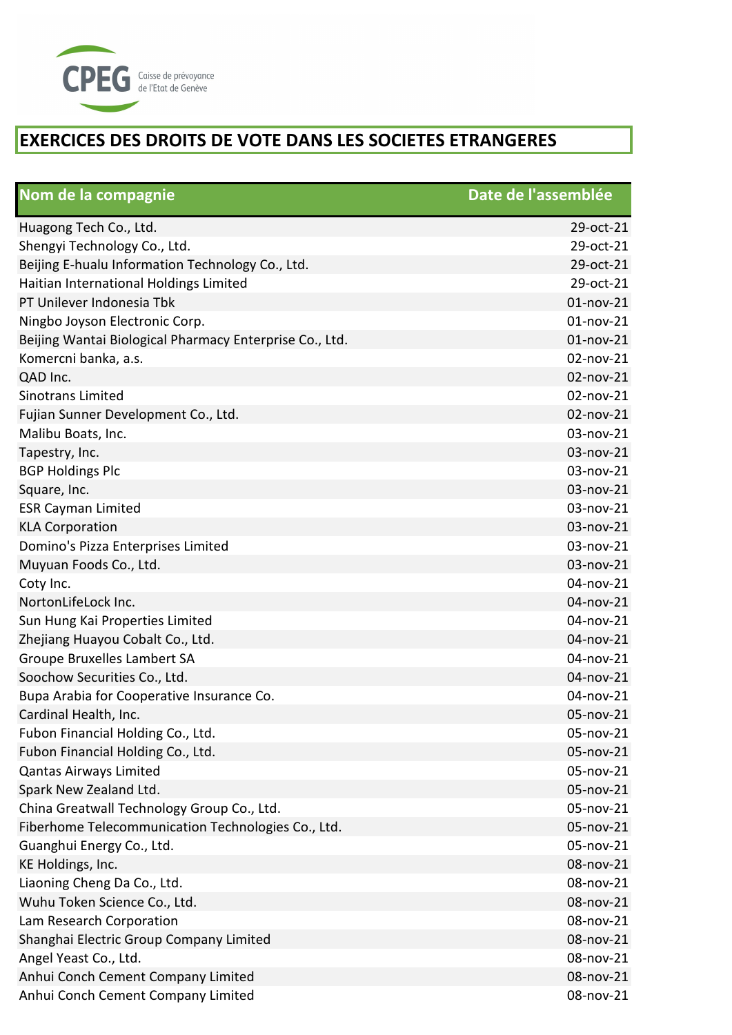CPEG Caisse de prévoyance de l'Etat de Genève

# EXERCICES DES DROITS DE VOTE DANS LES SOCIETES ETRANGERES

| Nom de la compagnie | Date de l'assemblée |
|---|---|
| Huagong Tech Co., Ltd. | 29-oct-21 |
| Shengyi Technology Co., Ltd. | 29-oct-21 |
| Beijing E-hualu Information Technology Co., Ltd. | 29-oct-21 |
| Haitian International Holdings Limited | 29-oct-21 |
| PT Unilever Indonesia Tbk | 01-nov-21 |
| Ningbo Joyson Electronic Corp. | 01-nov-21 |
| Beijing Wantai Biological Pharmacy Enterprise Co., Ltd. | 01-nov-21 |
| Komercni banka, a.s. | 02-nov-21 |
| QAD Inc. | 02-nov-21 |
| Sinotrans Limited | 02-nov-21 |
| Fujian Sunner Development Co., Ltd. | 02-nov-21 |
| Malibu Boats, Inc. | 03-nov-21 |
| Tapestry, Inc. | 03-nov-21 |
| BGP Holdings Plc | 03-nov-21 |
| Square, Inc. | 03-nov-21 |
| ESR Cayman Limited | 03-nov-21 |
| KLA Corporation | 03-nov-21 |
| Domino's Pizza Enterprises Limited | 03-nov-21 |
| Muyuan Foods Co., Ltd. | 03-nov-21 |
| Coty Inc. | 04-nov-21 |
| NortonLifeLock Inc. | 04-nov-21 |
| Sun Hung Kai Properties Limited | 04-nov-21 |
| Zhejiang Huayou Cobalt Co., Ltd. | 04-nov-21 |
| Groupe Bruxelles Lambert SA | 04-nov-21 |
| Soochow Securities Co., Ltd. | 04-nov-21 |
| Bupa Arabia for Cooperative Insurance Co. | 04-nov-21 |
| Cardinal Health, Inc. | 05-nov-21 |
| Fubon Financial Holding Co., Ltd. | 05-nov-21 |
| Fubon Financial Holding Co., Ltd. | 05-nov-21 |
| Qantas Airways Limited | 05-nov-21 |
| Spark New Zealand Ltd. | 05-nov-21 |
| China Greatwall Technology Group Co., Ltd. | 05-nov-21 |
| Fiberhome Telecommunication Technologies Co., Ltd. | 05-nov-21 |
| Guanghui Energy Co., Ltd. | 05-nov-21 |
| KE Holdings, Inc. | 08-nov-21 |
| Liaoning Cheng Da Co., Ltd. | 08-nov-21 |
| Wuhu Token Science Co., Ltd. | 08-nov-21 |
| Lam Research Corporation | 08-nov-21 |
| Shanghai Electric Group Company Limited | 08-nov-21 |
| Angel Yeast Co., Ltd. | 08-nov-21 |
| Anhui Conch Cement Company Limited | 08-nov-21 |
| Anhui Conch Cement Company Limited | 08-nov-21 |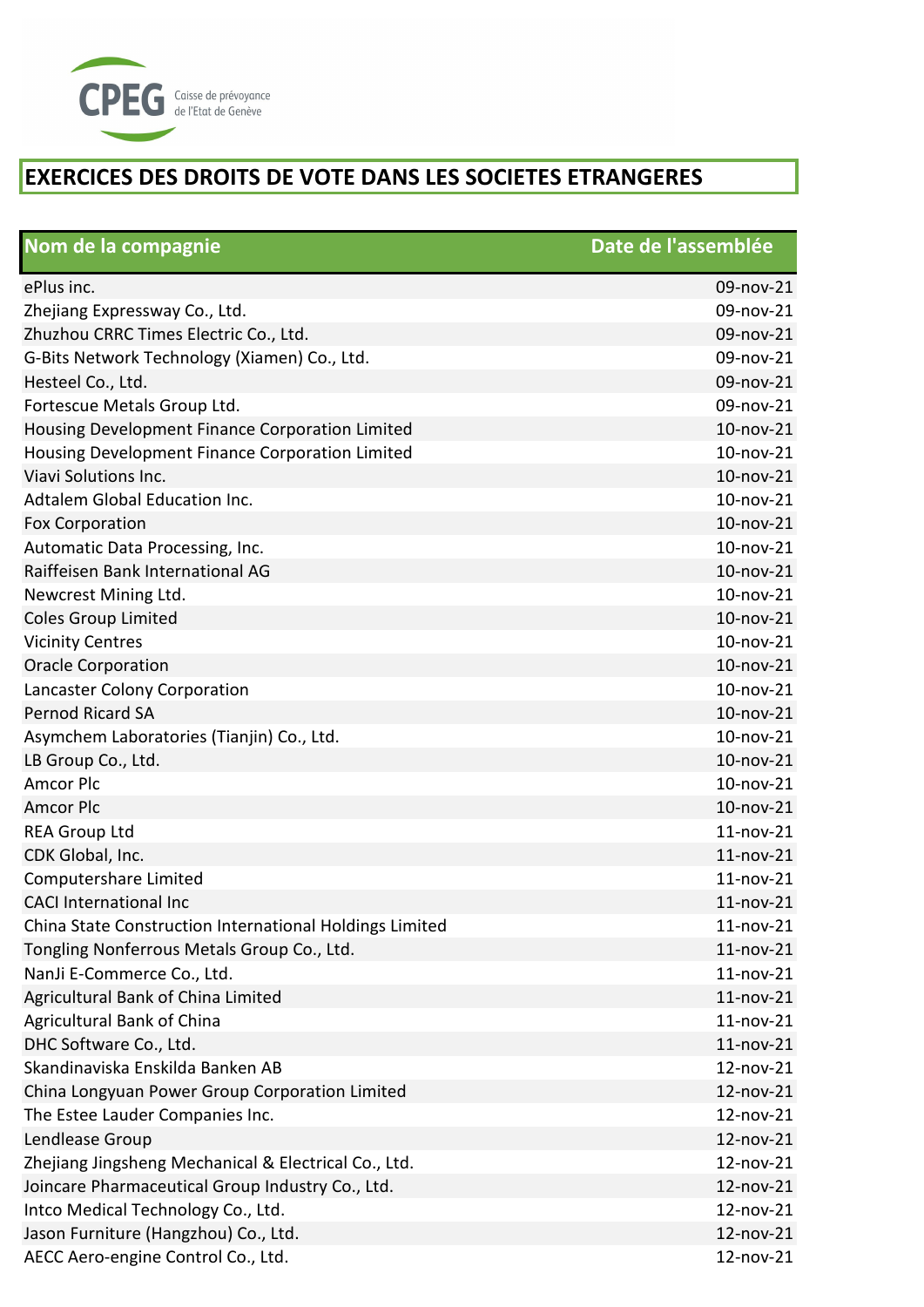CPEG Caisse de prévoyance de l'Etat de Genève

# EXERCICES DES DROITS DE VOTE DANS LES SOCIETES ETRANGERES

| Nom de la compagnie | Date de l'assemblée |
|---|---|
| ePlus inc. | 09-nov-21 |
| Zhejiang Expressway Co., Ltd. | 09-nov-21 |
| Zhuzhou CRRC Times Electric Co., Ltd. | 09-nov-21 |
| G-Bits Network Technology (Xiamen) Co., Ltd. | 09-nov-21 |
| Hesteel Co., Ltd. | 09-nov-21 |
| Fortescue Metals Group Ltd. | 09-nov-21 |
| Housing Development Finance Corporation Limited | 10-nov-21 |
| Housing Development Finance Corporation Limited | 10-nov-21 |
| Viavi Solutions Inc. | 10-nov-21 |
| Adtalem Global Education Inc. | 10-nov-21 |
| Fox Corporation | 10-nov-21 |
| Automatic Data Processing, Inc. | 10-nov-21 |
| Raiffeisen Bank International AG | 10-nov-21 |
| Newcrest Mining Ltd. | 10-nov-21 |
| Coles Group Limited | 10-nov-21 |
| Vicinity Centres | 10-nov-21 |
| Oracle Corporation | 10-nov-21 |
| Lancaster Colony Corporation | 10-nov-21 |
| Pernod Ricard SA | 10-nov-21 |
| Asymchem Laboratories (Tianjin) Co., Ltd. | 10-nov-21 |
| LB Group Co., Ltd. | 10-nov-21 |
| Amcor Plc | 10-nov-21 |
| Amcor Plc | 10-nov-21 |
| REA Group Ltd | 11-nov-21 |
| CDK Global, Inc. | 11-nov-21 |
| Computershare Limited | 11-nov-21 |
| CACI International Inc | 11-nov-21 |
| China State Construction International Holdings Limited | 11-nov-21 |
| Tongling Nonferrous Metals Group Co., Ltd. | 11-nov-21 |
| NanJi E-Commerce Co., Ltd. | 11-nov-21 |
| Agricultural Bank of China Limited | 11-nov-21 |
| Agricultural Bank of China | 11-nov-21 |
| DHC Software Co., Ltd. | 11-nov-21 |
| Skandinaviska Enskilda Banken AB | 12-nov-21 |
| China Longyuan Power Group Corporation Limited | 12-nov-21 |
| The Estee Lauder Companies Inc. | 12-nov-21 |
| Lendlease Group | 12-nov-21 |
| Zhejiang Jingsheng Mechanical & Electrical Co., Ltd. | 12-nov-21 |
| Joincare Pharmaceutical Group Industry Co., Ltd. | 12-nov-21 |
| Intco Medical Technology Co., Ltd. | 12-nov-21 |
| Jason Furniture (Hangzhou) Co., Ltd. | 12-nov-21 |
| AECC Aero-engine Control Co., Ltd. | 12-nov-21 |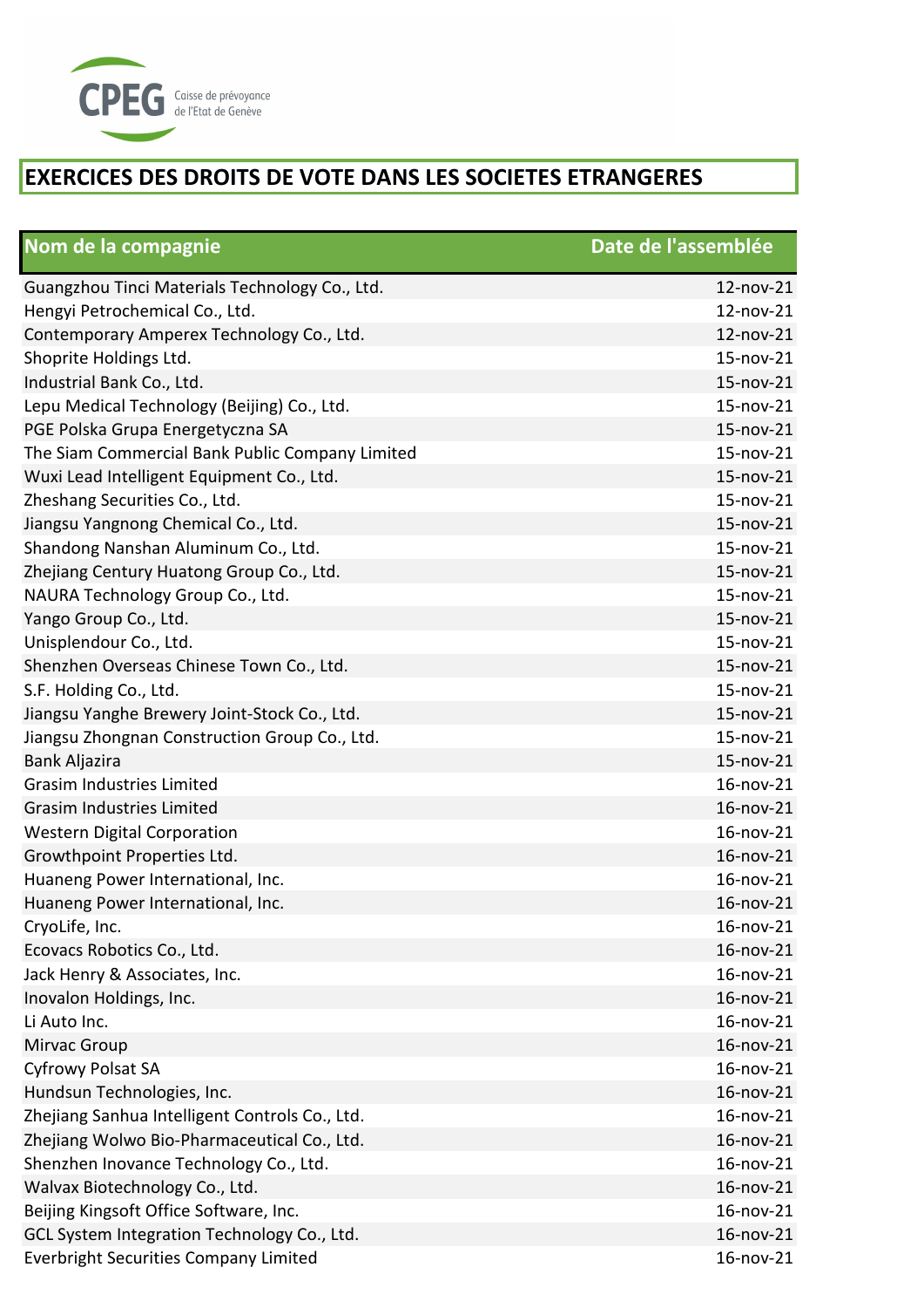CPEG Caisse de prévoyance de l'Etat de Genève

# EXERCICES DES DROITS DE VOTE DANS LES SOCIETES ETRANGERES

| Nom de la compagnie | Date de l'assemblée |
|---|---|
| Guangzhou Tinci Materials Technology Co., Ltd. | 12-nov-21 |
| Hengyi Petrochemical Co., Ltd. | 12-nov-21 |
| Contemporary Amperex Technology Co., Ltd. | 12-nov-21 |
| Shoprite Holdings Ltd. | 15-nov-21 |
| Industrial Bank Co., Ltd. | 15-nov-21 |
| Lepu Medical Technology (Beijing) Co., Ltd. | 15-nov-21 |
| PGE Polska Grupa Energetyczna SA | 15-nov-21 |
| The Siam Commercial Bank Public Company Limited | 15-nov-21 |
| Wuxi Lead Intelligent Equipment Co., Ltd. | 15-nov-21 |
| Zheshang Securities Co., Ltd. | 15-nov-21 |
| Jiangsu Yangnong Chemical Co., Ltd. | 15-nov-21 |
| Shandong Nanshan Aluminum Co., Ltd. | 15-nov-21 |
| Zhejiang Century Huatong Group Co., Ltd. | 15-nov-21 |
| NAURA Technology Group Co., Ltd. | 15-nov-21 |
| Yango Group Co., Ltd. | 15-nov-21 |
| Unisplendour Co., Ltd. | 15-nov-21 |
| Shenzhen Overseas Chinese Town Co., Ltd. | 15-nov-21 |
| S.F. Holding Co., Ltd. | 15-nov-21 |
| Jiangsu Yanghe Brewery Joint-Stock Co., Ltd. | 15-nov-21 |
| Jiangsu Zhongnan Construction Group Co., Ltd. | 15-nov-21 |
| Bank Aljazira | 15-nov-21 |
| Grasim Industries Limited | 16-nov-21 |
| Grasim Industries Limited | 16-nov-21 |
| Western Digital Corporation | 16-nov-21 |
| Growthpoint Properties Ltd. | 16-nov-21 |
| Huaneng Power International, Inc. | 16-nov-21 |
| Huaneng Power International, Inc. | 16-nov-21 |
| CryoLife, Inc. | 16-nov-21 |
| Ecovacs Robotics Co., Ltd. | 16-nov-21 |
| Jack Henry & Associates, Inc. | 16-nov-21 |
| Inovalon Holdings, Inc. | 16-nov-21 |
| Li Auto Inc. | 16-nov-21 |
| Mirvac Group | 16-nov-21 |
| Cyfrowy Polsat SA | 16-nov-21 |
| Hundsun Technologies, Inc. | 16-nov-21 |
| Zhejiang Sanhua Intelligent Controls Co., Ltd. | 16-nov-21 |
| Zhejiang Wolwo Bio-Pharmaceutical Co., Ltd. | 16-nov-21 |
| Shenzhen Inovance Technology Co., Ltd. | 16-nov-21 |
| Walvax Biotechnology Co., Ltd. | 16-nov-21 |
| Beijing Kingsoft Office Software, Inc. | 16-nov-21 |
| GCL System Integration Technology Co., Ltd. | 16-nov-21 |
| Everbright Securities Company Limited | 16-nov-21 |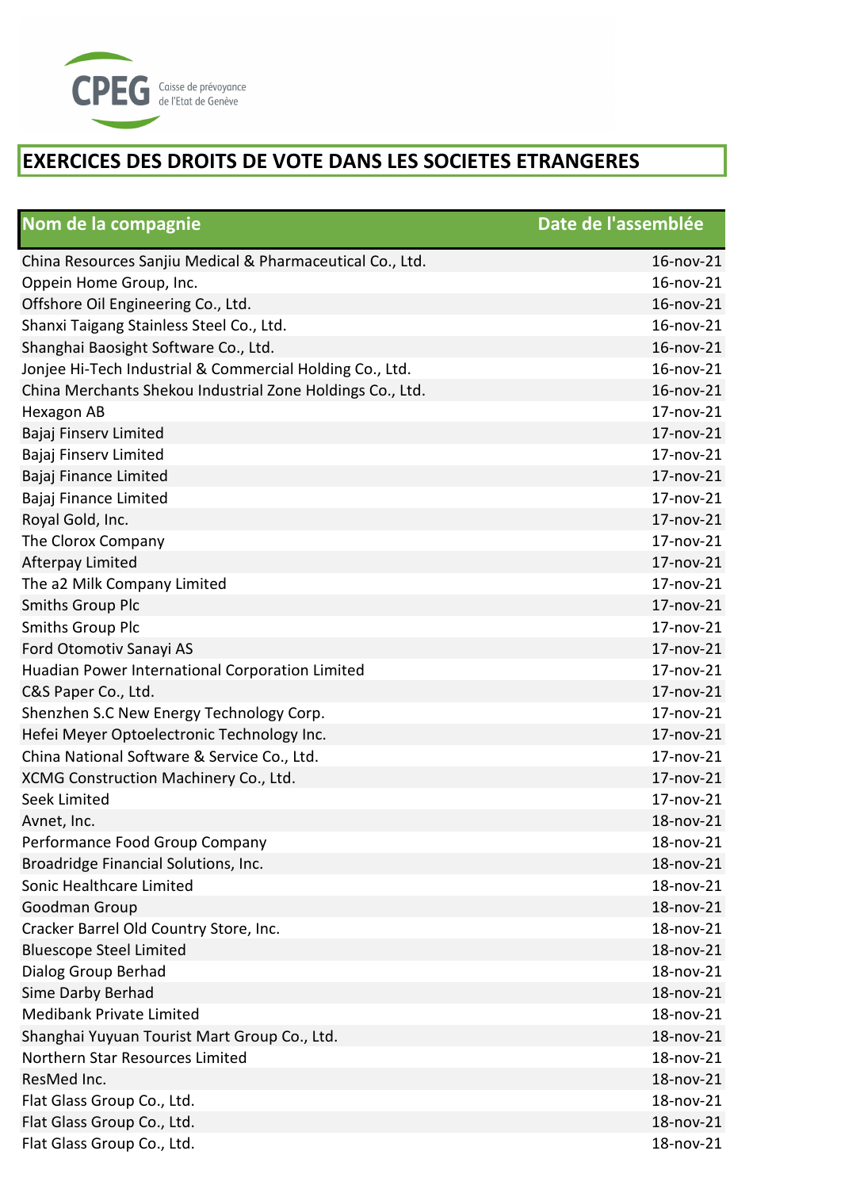CPEG Caisse de prévoyance de l'Etat de Genève

# EXERCICES DES DROITS DE VOTE DANS LES SOCIETES ETRANGERES

| Nom de la compagnie | Date de l'assemblée |
|---|---|
| China Resources Sanjiu Medical & Pharmaceutical Co., Ltd. | 16-nov-21 |
| Oppein Home Group, Inc. | 16-nov-21 |
| Offshore Oil Engineering Co., Ltd. | 16-nov-21 |
| Shanxi Taigang Stainless Steel Co., Ltd. | 16-nov-21 |
| Shanghai Baosight Software Co., Ltd. | 16-nov-21 |
| Jonjee Hi-Tech Industrial & Commercial Holding Co., Ltd. | 16-nov-21 |
| China Merchants Shekou Industrial Zone Holdings Co., Ltd. | 16-nov-21 |
| Hexagon AB | 17-nov-21 |
| Bajaj Finserv Limited | 17-nov-21 |
| Bajaj Finserv Limited | 17-nov-21 |
| Bajaj Finance Limited | 17-nov-21 |
| Bajaj Finance Limited | 17-nov-21 |
| Royal Gold, Inc. | 17-nov-21 |
| The Clorox Company | 17-nov-21 |
| Afterpay Limited | 17-nov-21 |
| The a2 Milk Company Limited | 17-nov-21 |
| Smiths Group Plc | 17-nov-21 |
| Smiths Group Plc | 17-nov-21 |
| Ford Otomotiv Sanayi AS | 17-nov-21 |
| Huadian Power International Corporation Limited | 17-nov-21 |
| C&S Paper Co., Ltd. | 17-nov-21 |
| Shenzhen S.C New Energy Technology Corp. | 17-nov-21 |
| Hefei Meyer Optoelectronic Technology Inc. | 17-nov-21 |
| China National Software & Service Co., Ltd. | 17-nov-21 |
| XCMG Construction Machinery Co., Ltd. | 17-nov-21 |
| Seek Limited | 17-nov-21 |
| Avnet, Inc. | 18-nov-21 |
| Performance Food Group Company | 18-nov-21 |
| Broadridge Financial Solutions, Inc. | 18-nov-21 |
| Sonic Healthcare Limited | 18-nov-21 |
| Goodman Group | 18-nov-21 |
| Cracker Barrel Old Country Store, Inc. | 18-nov-21 |
| Bluescope Steel Limited | 18-nov-21 |
| Dialog Group Berhad | 18-nov-21 |
| Sime Darby Berhad | 18-nov-21 |
| Medibank Private Limited | 18-nov-21 |
| Shanghai Yuyuan Tourist Mart Group Co., Ltd. | 18-nov-21 |
| Northern Star Resources Limited | 18-nov-21 |
| ResMed Inc. | 18-nov-21 |
| Flat Glass Group Co., Ltd. | 18-nov-21 |
| Flat Glass Group Co., Ltd. | 18-nov-21 |
| Flat Glass Group Co., Ltd. | 18-nov-21 |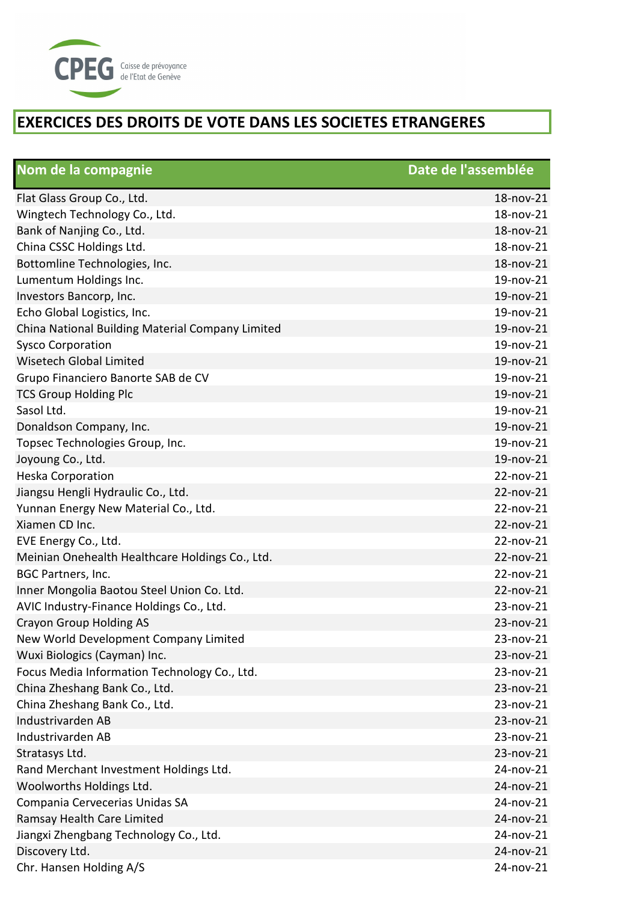CPEG Caisse de prévoyance de l'Etat de Genève

## EXERCICES DES DROITS DE VOTE DANS LES SOCIETES ETRANGERES

| Nom de la compagnie | Date de l'assemblée |
|---|---|
| Flat Glass Group Co., Ltd. | 18-nov-21 |
| Wingtech Technology Co., Ltd. | 18-nov-21 |
| Bank of Nanjing Co., Ltd. | 18-nov-21 |
| China CSSC Holdings Ltd. | 18-nov-21 |
| Bottomline Technologies, Inc. | 18-nov-21 |
| Lumentum Holdings Inc. | 19-nov-21 |
| Investors Bancorp, Inc. | 19-nov-21 |
| Echo Global Logistics, Inc. | 19-nov-21 |
| China National Building Material Company Limited | 19-nov-21 |
| Sysco Corporation | 19-nov-21 |
| Wisetech Global Limited | 19-nov-21 |
| Grupo Financiero Banorte SAB de CV | 19-nov-21 |
| TCS Group Holding Plc | 19-nov-21 |
| Sasol Ltd. | 19-nov-21 |
| Donaldson Company, Inc. | 19-nov-21 |
| Topsec Technologies Group, Inc. | 19-nov-21 |
| Joyoung Co., Ltd. | 19-nov-21 |
| Heska Corporation | 22-nov-21 |
| Jiangsu Hengli Hydraulic Co., Ltd. | 22-nov-21 |
| Yunnan Energy New Material Co., Ltd. | 22-nov-21 |
| Xiamen CD Inc. | 22-nov-21 |
| EVE Energy Co., Ltd. | 22-nov-21 |
| Meinian Onehealth Healthcare Holdings Co., Ltd. | 22-nov-21 |
| BGC Partners, Inc. | 22-nov-21 |
| Inner Mongolia Baotou Steel Union Co. Ltd. | 22-nov-21 |
| AVIC Industry-Finance Holdings Co., Ltd. | 23-nov-21 |
| Crayon Group Holding AS | 23-nov-21 |
| New World Development Company Limited | 23-nov-21 |
| Wuxi Biologics (Cayman) Inc. | 23-nov-21 |
| Focus Media Information Technology Co., Ltd. | 23-nov-21 |
| China Zheshang Bank Co., Ltd. | 23-nov-21 |
| China Zheshang Bank Co., Ltd. | 23-nov-21 |
| Industrivarden AB | 23-nov-21 |
| Industrivarden AB | 23-nov-21 |
| Stratasys Ltd. | 23-nov-21 |
| Rand Merchant Investment Holdings Ltd. | 24-nov-21 |
| Woolworths Holdings Ltd. | 24-nov-21 |
| Compania Cervecerias Unidas SA | 24-nov-21 |
| Ramsay Health Care Limited | 24-nov-21 |
| Jiangxi Zhengbang Technology Co., Ltd. | 24-nov-21 |
| Discovery Ltd. | 24-nov-21 |
| Chr. Hansen Holding A/S | 24-nov-21 |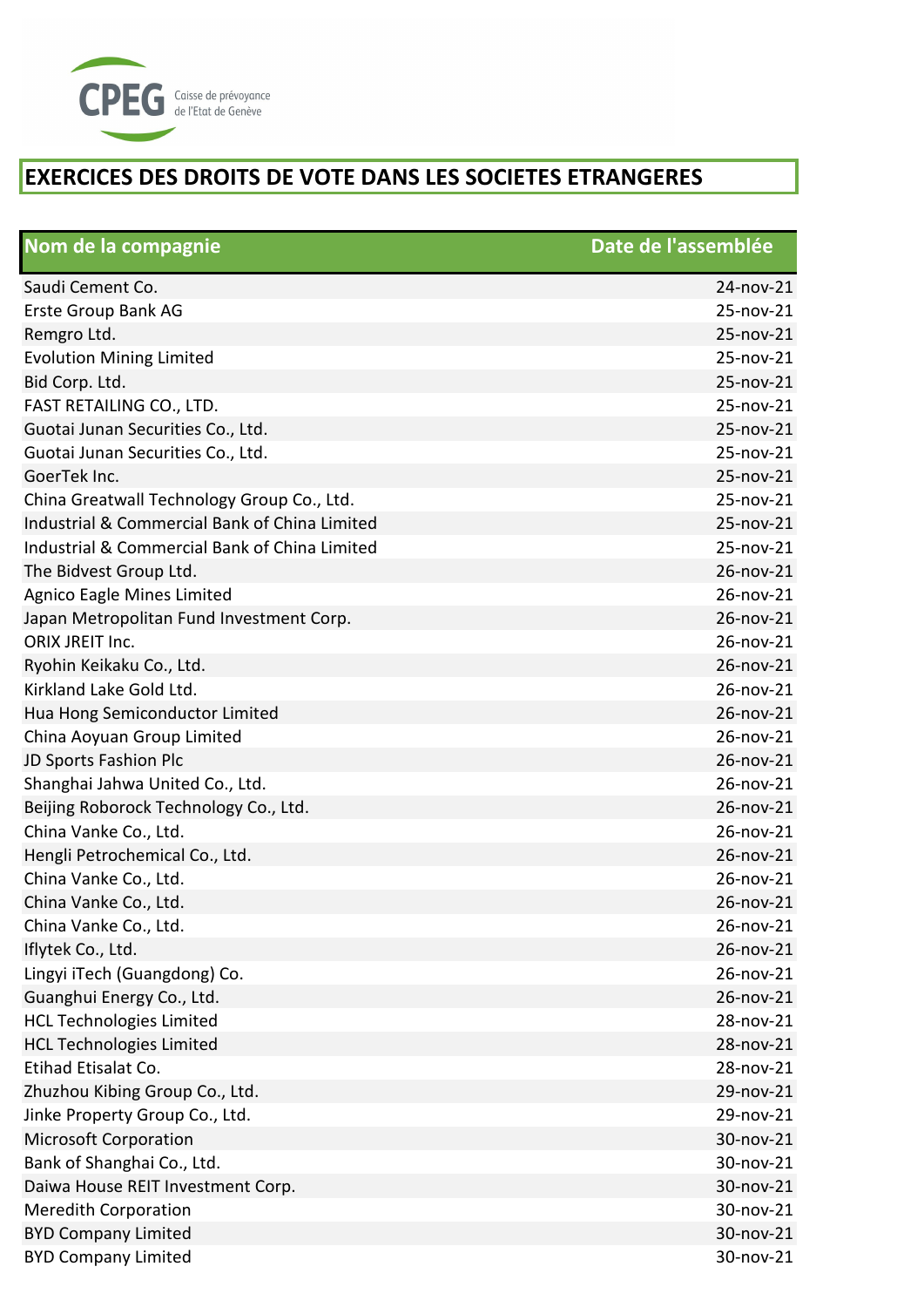# EXERCICES DES DROITS DE VOTE DANS LES SOCIETES ETRANGERES

| Nom de la compagnie | Date de l'assemblée |
|---|---|
| Saudi Cement Co. | 24-nov-21 |
| Erste Group Bank AG | 25-nov-21 |
| Remgro Ltd. | 25-nov-21 |
| Evolution Mining Limited | 25-nov-21 |
| Bid Corp. Ltd. | 25-nov-21 |
| FAST RETAILING CO., LTD. | 25-nov-21 |
| Guotai Junan Securities Co., Ltd. | 25-nov-21 |
| Guotai Junan Securities Co., Ltd. | 25-nov-21 |
| GoerTek Inc. | 25-nov-21 |
| China Greatwall Technology Group Co., Ltd. | 25-nov-21 |
| Industrial & Commercial Bank of China Limited | 25-nov-21 |
| Industrial & Commercial Bank of China Limited | 25-nov-21 |
| The Bidvest Group Ltd. | 26-nov-21 |
| Agnico Eagle Mines Limited | 26-nov-21 |
| Japan Metropolitan Fund Investment Corp. | 26-nov-21 |
| ORIX JREIT Inc. | 26-nov-21 |
| Ryohin Keikaku Co., Ltd. | 26-nov-21 |
| Kirkland Lake Gold Ltd. | 26-nov-21 |
| Hua Hong Semiconductor Limited | 26-nov-21 |
| China Aoyuan Group Limited | 26-nov-21 |
| JD Sports Fashion Plc | 26-nov-21 |
| Shanghai Jahwa United Co., Ltd. | 26-nov-21 |
| Beijing Roborock Technology Co., Ltd. | 26-nov-21 |
| China Vanke Co., Ltd. | 26-nov-21 |
| Hengli Petrochemical Co., Ltd. | 26-nov-21 |
| China Vanke Co., Ltd. | 26-nov-21 |
| China Vanke Co., Ltd. | 26-nov-21 |
| China Vanke Co., Ltd. | 26-nov-21 |
| Iflytek Co., Ltd. | 26-nov-21 |
| Lingyi iTech (Guangdong) Co. | 26-nov-21 |
| Guanghui Energy Co., Ltd. | 26-nov-21 |
| HCL Technologies Limited | 28-nov-21 |
| HCL Technologies Limited | 28-nov-21 |
| Etihad Etisalat Co. | 28-nov-21 |
| Zhuzhou Kibing Group Co., Ltd. | 29-nov-21 |
| Jinke Property Group Co., Ltd. | 29-nov-21 |
| Microsoft Corporation | 30-nov-21 |
| Bank of Shanghai Co., Ltd. | 30-nov-21 |
| Daiwa House REIT Investment Corp. | 30-nov-21 |
| Meredith Corporation | 30-nov-21 |
| BYD Company Limited | 30-nov-21 |
| BYD Company Limited | 30-nov-21 |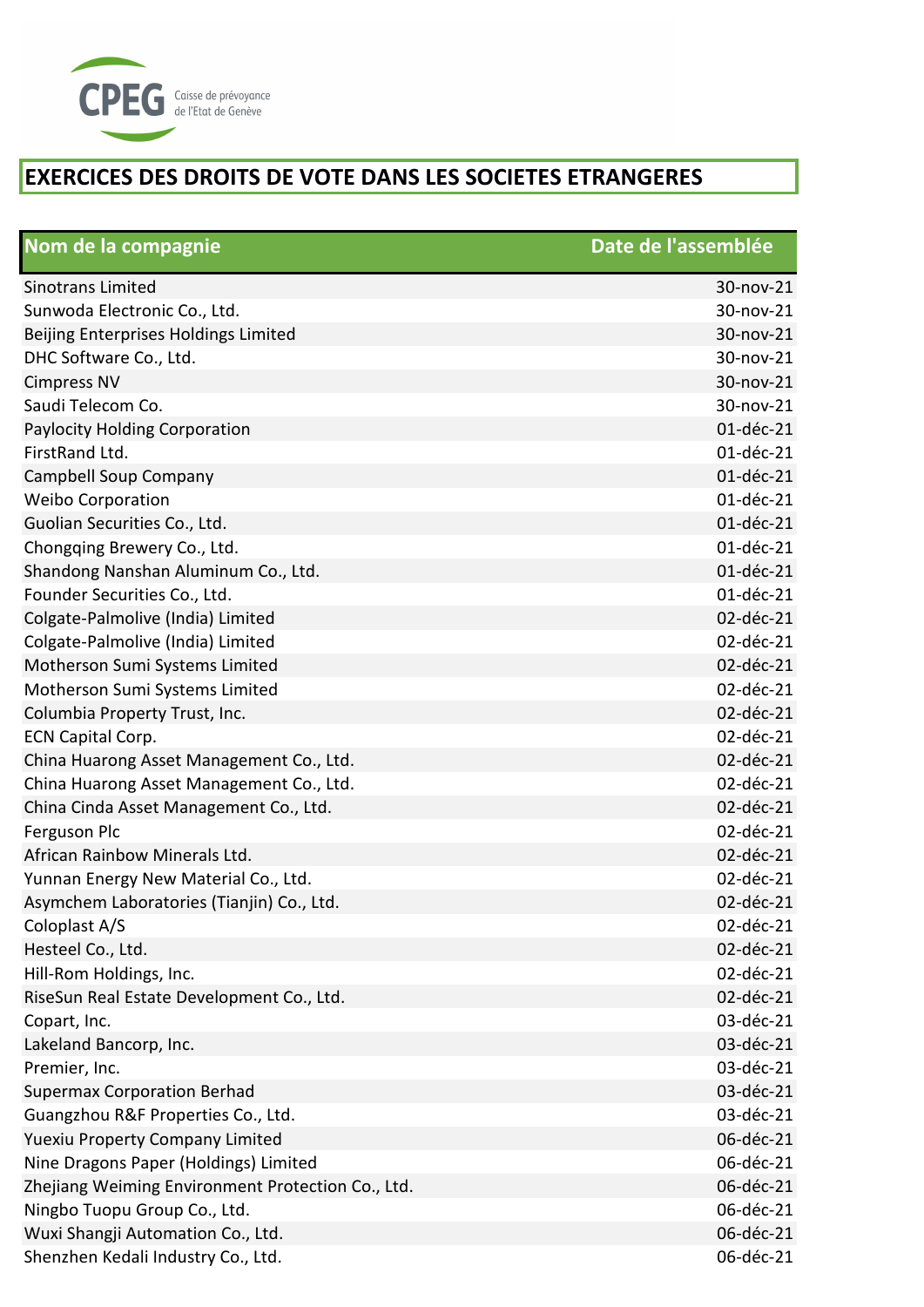# EXERCICES DES DROITS DE VOTE DANS LES SOCIETES ETRANGERES

| Nom de la compagnie | Date de l'assemblée |
|---|---|
| Sinotrans Limited | 30-nov-21 |
| Sunwoda Electronic Co., Ltd. | 30-nov-21 |
| Beijing Enterprises Holdings Limited | 30-nov-21 |
| DHC Software Co., Ltd. | 30-nov-21 |
| Cimpress NV | 30-nov-21 |
| Saudi Telecom Co. | 30-nov-21 |
| Paylocity Holding Corporation | 01-déc-21 |
| FirstRand Ltd. | 01-déc-21 |
| Campbell Soup Company | 01-déc-21 |
| Weibo Corporation | 01-déc-21 |
| Guolian Securities Co., Ltd. | 01-déc-21 |
| Chongqing Brewery Co., Ltd. | 01-déc-21 |
| Shandong Nanshan Aluminum Co., Ltd. | 01-déc-21 |
| Founder Securities Co., Ltd. | 01-déc-21 |
| Colgate-Palmolive (India) Limited | 02-déc-21 |
| Colgate-Palmolive (India) Limited | 02-déc-21 |
| Motherson Sumi Systems Limited | 02-déc-21 |
| Motherson Sumi Systems Limited | 02-déc-21 |
| Columbia Property Trust, Inc. | 02-déc-21 |
| ECN Capital Corp. | 02-déc-21 |
| China Huarong Asset Management Co., Ltd. | 02-déc-21 |
| China Huarong Asset Management Co., Ltd. | 02-déc-21 |
| China Cinda Asset Management Co., Ltd. | 02-déc-21 |
| Ferguson Plc | 02-déc-21 |
| African Rainbow Minerals Ltd. | 02-déc-21 |
| Yunnan Energy New Material Co., Ltd. | 02-déc-21 |
| Asymchem Laboratories (Tianjin) Co., Ltd. | 02-déc-21 |
| Coloplast A/S | 02-déc-21 |
| Hesteel Co., Ltd. | 02-déc-21 |
| Hill-Rom Holdings, Inc. | 02-déc-21 |
| RiseSun Real Estate Development Co., Ltd. | 02-déc-21 |
| Copart, Inc. | 03-déc-21 |
| Lakeland Bancorp, Inc. | 03-déc-21 |
| Premier, Inc. | 03-déc-21 |
| Supermax Corporation Berhad | 03-déc-21 |
| Guangzhou R&F Properties Co., Ltd. | 03-déc-21 |
| Yuexiu Property Company Limited | 06-déc-21 |
| Nine Dragons Paper (Holdings) Limited | 06-déc-21 |
| Zhejiang Weiming Environment Protection Co., Ltd. | 06-déc-21 |
| Ningbo Tuopu Group Co., Ltd. | 06-déc-21 |
| Wuxi Shangji Automation Co., Ltd. | 06-déc-21 |
| Shenzhen Kedali Industry Co., Ltd. | 06-déc-21 |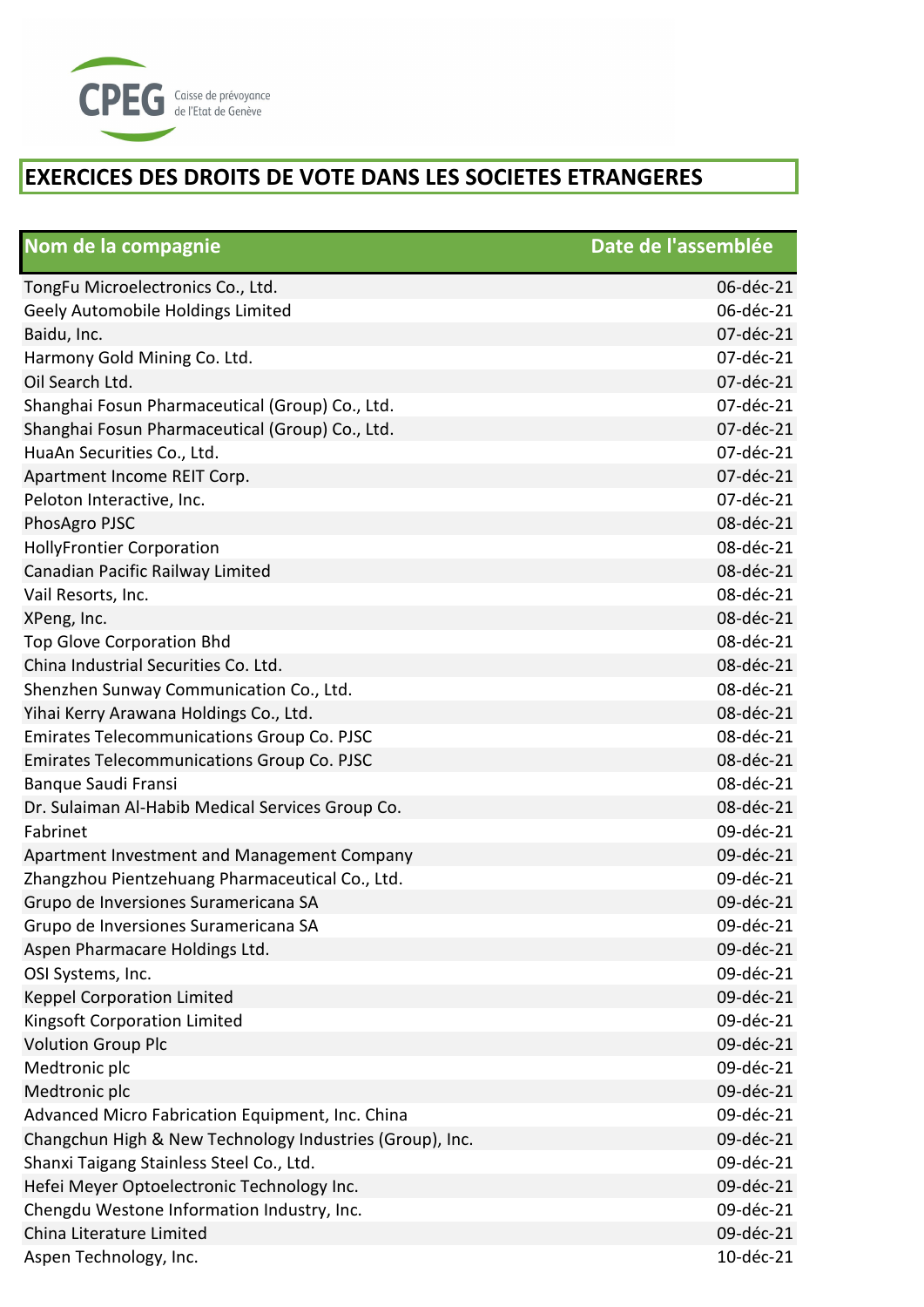CPEG Caisse de prévoyance de l'Etat de Genève

# EXERCICES DES DROITS DE VOTE DANS LES SOCIETES ETRANGERES

| Nom de la compagnie | Date de l'assemblée |
|---|---|
| TongFu Microelectronics Co., Ltd. | 06-déc-21 |
| Geely Automobile Holdings Limited | 06-déc-21 |
| Baidu, Inc. | 07-déc-21 |
| Harmony Gold Mining Co. Ltd. | 07-déc-21 |
| Oil Search Ltd. | 07-déc-21 |
| Shanghai Fosun Pharmaceutical (Group) Co., Ltd. | 07-déc-21 |
| Shanghai Fosun Pharmaceutical (Group) Co., Ltd. | 07-déc-21 |
| HuaAn Securities Co., Ltd. | 07-déc-21 |
| Apartment Income REIT Corp. | 07-déc-21 |
| Peloton Interactive, Inc. | 07-déc-21 |
| PhosAgro PJSC | 08-déc-21 |
| HollyFrontier Corporation | 08-déc-21 |
| Canadian Pacific Railway Limited | 08-déc-21 |
| Vail Resorts, Inc. | 08-déc-21 |
| XPeng, Inc. | 08-déc-21 |
| Top Glove Corporation Bhd | 08-déc-21 |
| China Industrial Securities Co. Ltd. | 08-déc-21 |
| Shenzhen Sunway Communication Co., Ltd. | 08-déc-21 |
| Yihai Kerry Arawana Holdings Co., Ltd. | 08-déc-21 |
| Emirates Telecommunications Group Co. PJSC | 08-déc-21 |
| Emirates Telecommunications Group Co. PJSC | 08-déc-21 |
| Banque Saudi Fransi | 08-déc-21 |
| Dr. Sulaiman Al-Habib Medical Services Group Co. | 08-déc-21 |
| Fabrinet | 09-déc-21 |
| Apartment Investment and Management Company | 09-déc-21 |
| Zhangzhou Pientzehuang Pharmaceutical Co., Ltd. | 09-déc-21 |
| Grupo de Inversiones Suramericana SA | 09-déc-21 |
| Grupo de Inversiones Suramericana SA | 09-déc-21 |
| Aspen Pharmacare Holdings Ltd. | 09-déc-21 |
| OSI Systems, Inc. | 09-déc-21 |
| Keppel Corporation Limited | 09-déc-21 |
| Kingsoft Corporation Limited | 09-déc-21 |
| Volution Group Plc | 09-déc-21 |
| Medtronic plc | 09-déc-21 |
| Medtronic plc | 09-déc-21 |
| Advanced Micro Fabrication Equipment, Inc. China | 09-déc-21 |
| Changchun High & New Technology Industries (Group), Inc. | 09-déc-21 |
| Shanxi Taigang Stainless Steel Co., Ltd. | 09-déc-21 |
| Hefei Meyer Optoelectronic Technology Inc. | 09-déc-21 |
| Chengdu Westone Information Industry, Inc. | 09-déc-21 |
| China Literature Limited | 09-déc-21 |
| Aspen Technology, Inc. | 10-déc-21 |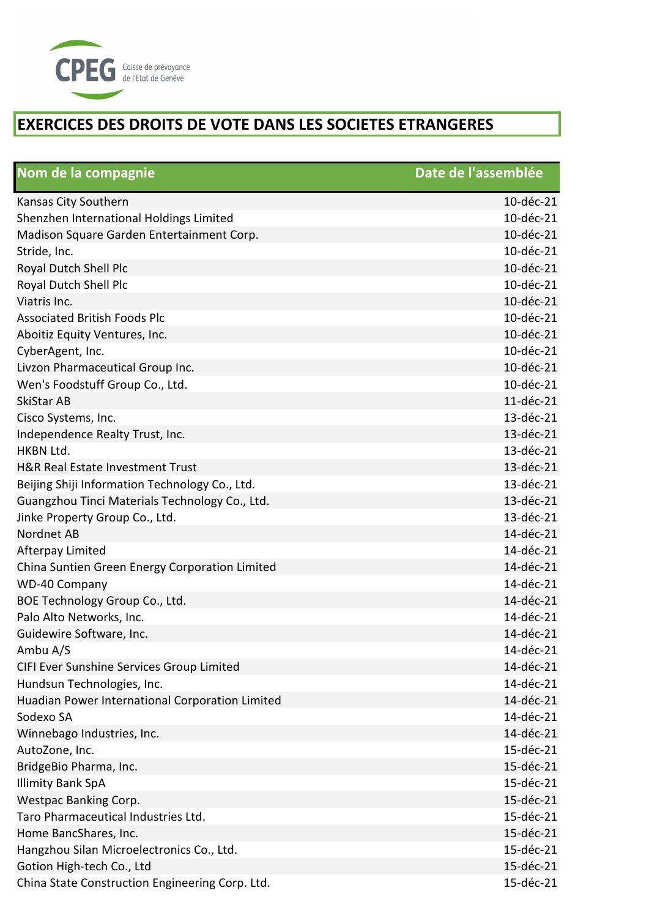CPEG Caisse de prévoyance de l'Etat de Genève

# EXERCICES DES DROITS DE VOTE DANS LES SOCIETES ETRANGERES

| Nom de la compagnie | Date de l'assemblée |
|---|---|
| Kansas City Southern | 10-déc-21 |
| Shenzhen International Holdings Limited | 10-déc-21 |
| Madison Square Garden Entertainment Corp. | 10-déc-21 |
| Stride, Inc. | 10-déc-21 |
| Royal Dutch Shell Plc | 10-déc-21 |
| Royal Dutch Shell Plc | 10-déc-21 |
| Viatris Inc. | 10-déc-21 |
| Associated British Foods Plc | 10-déc-21 |
| Aboitiz Equity Ventures, Inc. | 10-déc-21 |
| CyberAgent, Inc. | 10-déc-21 |
| Livzon Pharmaceutical Group Inc. | 10-déc-21 |
| Wen's Foodstuff Group Co., Ltd. | 10-déc-21 |
| SkiStar AB | 11-déc-21 |
| Cisco Systems, Inc. | 13-déc-21 |
| Independence Realty Trust, Inc. | 13-déc-21 |
| HKBN Ltd. | 13-déc-21 |
| H&R Real Estate Investment Trust | 13-déc-21 |
| Beijing Shiji Information Technology Co., Ltd. | 13-déc-21 |
| Guangzhou Tinci Materials Technology Co., Ltd. | 13-déc-21 |
| Jinke Property Group Co., Ltd. | 13-déc-21 |
| Nordnet AB | 14-déc-21 |
| Afterpay Limited | 14-déc-21 |
| China Suntien Green Energy Corporation Limited | 14-déc-21 |
| WD-40 Company | 14-déc-21 |
| BOE Technology Group Co., Ltd. | 14-déc-21 |
| Palo Alto Networks, Inc. | 14-déc-21 |
| Guidewire Software, Inc. | 14-déc-21 |
| Ambu A/S | 14-déc-21 |
| CIFI Ever Sunshine Services Group Limited | 14-déc-21 |
| Hundsun Technologies, Inc. | 14-déc-21 |
| Huadian Power International Corporation Limited | 14-déc-21 |
| Sodexo SA | 14-déc-21 |
| Winnebago Industries, Inc. | 14-déc-21 |
| AutoZone, Inc. | 15-déc-21 |
| BridgeBio Pharma, Inc. | 15-déc-21 |
| Illimity Bank SpA | 15-déc-21 |
| Westpac Banking Corp. | 15-déc-21 |
| Taro Pharmaceutical Industries Ltd. | 15-déc-21 |
| Home BancShares, Inc. | 15-déc-21 |
| Hangzhou Silan Microelectronics Co., Ltd. | 15-déc-21 |
| Gotion High-tech Co., Ltd | 15-déc-21 |
| China State Construction Engineering Corp. Ltd. | 15-déc-21 |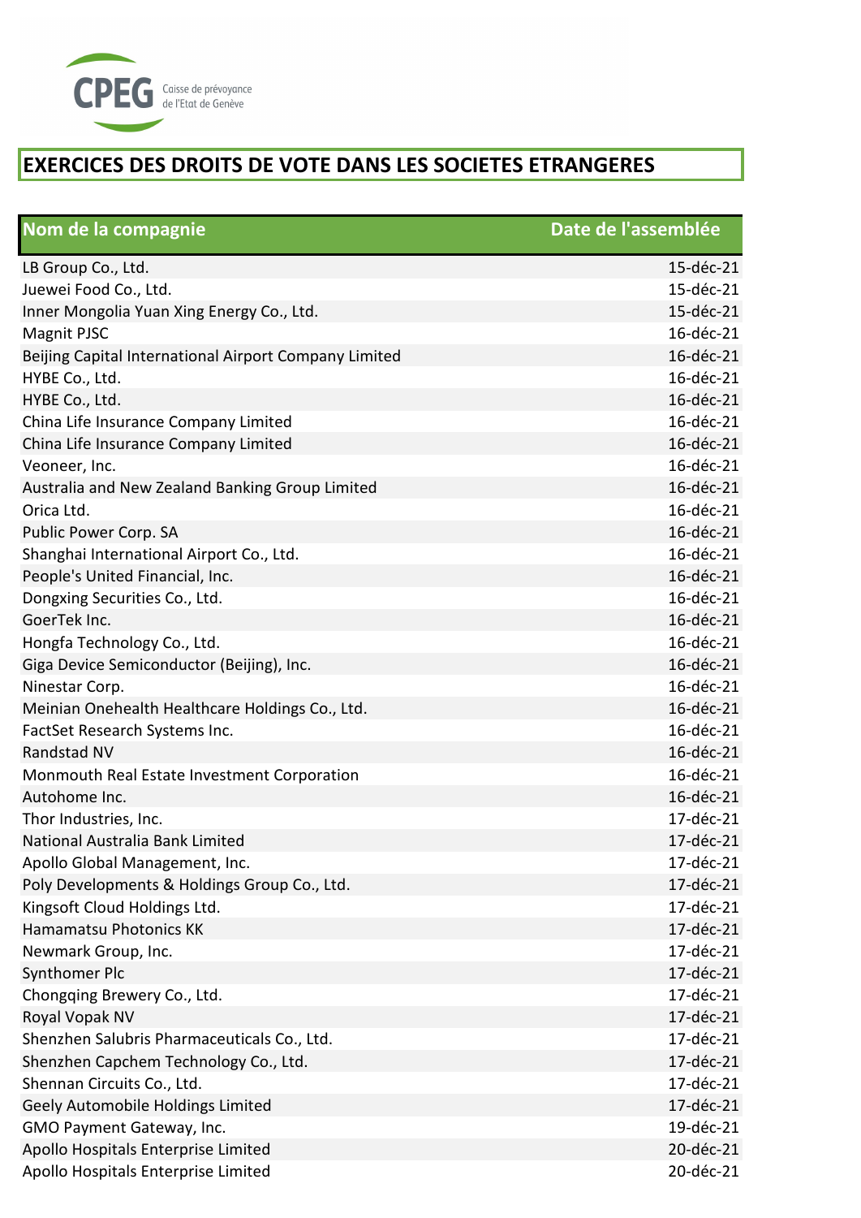CPEG Caisse de prévoyance de l'Etat de Genève

# EXERCICES DES DROITS DE VOTE DANS LES SOCIETES ETRANGERES

| Nom de la compagnie | Date de l'assemblée |
|---|---|
| LB Group Co., Ltd. | 15-déc-21 |
| Juewei Food Co., Ltd. | 15-déc-21 |
| Inner Mongolia Yuan Xing Energy Co., Ltd. | 15-déc-21 |
| Magnit PJSC | 16-déc-21 |
| Beijing Capital International Airport Company Limited | 16-déc-21 |
| HYBE Co., Ltd. | 16-déc-21 |
| HYBE Co., Ltd. | 16-déc-21 |
| China Life Insurance Company Limited | 16-déc-21 |
| China Life Insurance Company Limited | 16-déc-21 |
| Veoneer, Inc. | 16-déc-21 |
| Australia and New Zealand Banking Group Limited | 16-déc-21 |
| Orica Ltd. | 16-déc-21 |
| Public Power Corp. SA | 16-déc-21 |
| Shanghai International Airport Co., Ltd. | 16-déc-21 |
| People's United Financial, Inc. | 16-déc-21 |
| Dongxing Securities Co., Ltd. | 16-déc-21 |
| GoerTek Inc. | 16-déc-21 |
| Hongfa Technology Co., Ltd. | 16-déc-21 |
| Giga Device Semiconductor (Beijing), Inc. | 16-déc-21 |
| Ninestar Corp. | 16-déc-21 |
| Meinian Onehealth Healthcare Holdings Co., Ltd. | 16-déc-21 |
| FactSet Research Systems Inc. | 16-déc-21 |
| Randstad NV | 16-déc-21 |
| Monmouth Real Estate Investment Corporation | 16-déc-21 |
| Autohome Inc. | 16-déc-21 |
| Thor Industries, Inc. | 17-déc-21 |
| National Australia Bank Limited | 17-déc-21 |
| Apollo Global Management, Inc. | 17-déc-21 |
| Poly Developments & Holdings Group Co., Ltd. | 17-déc-21 |
| Kingsoft Cloud Holdings Ltd. | 17-déc-21 |
| Hamamatsu Photonics KK | 17-déc-21 |
| Newmark Group, Inc. | 17-déc-21 |
| Synthomer Plc | 17-déc-21 |
| Chongqing Brewery Co., Ltd. | 17-déc-21 |
| Royal Vopak NV | 17-déc-21 |
| Shenzhen Salubris Pharmaceuticals Co., Ltd. | 17-déc-21 |
| Shenzhen Capchem Technology Co., Ltd. | 17-déc-21 |
| Shennan Circuits Co., Ltd. | 17-déc-21 |
| Geely Automobile Holdings Limited | 17-déc-21 |
| GMO Payment Gateway, Inc. | 19-déc-21 |
| Apollo Hospitals Enterprise Limited | 20-déc-21 |
| Apollo Hospitals Enterprise Limited | 20-déc-21 |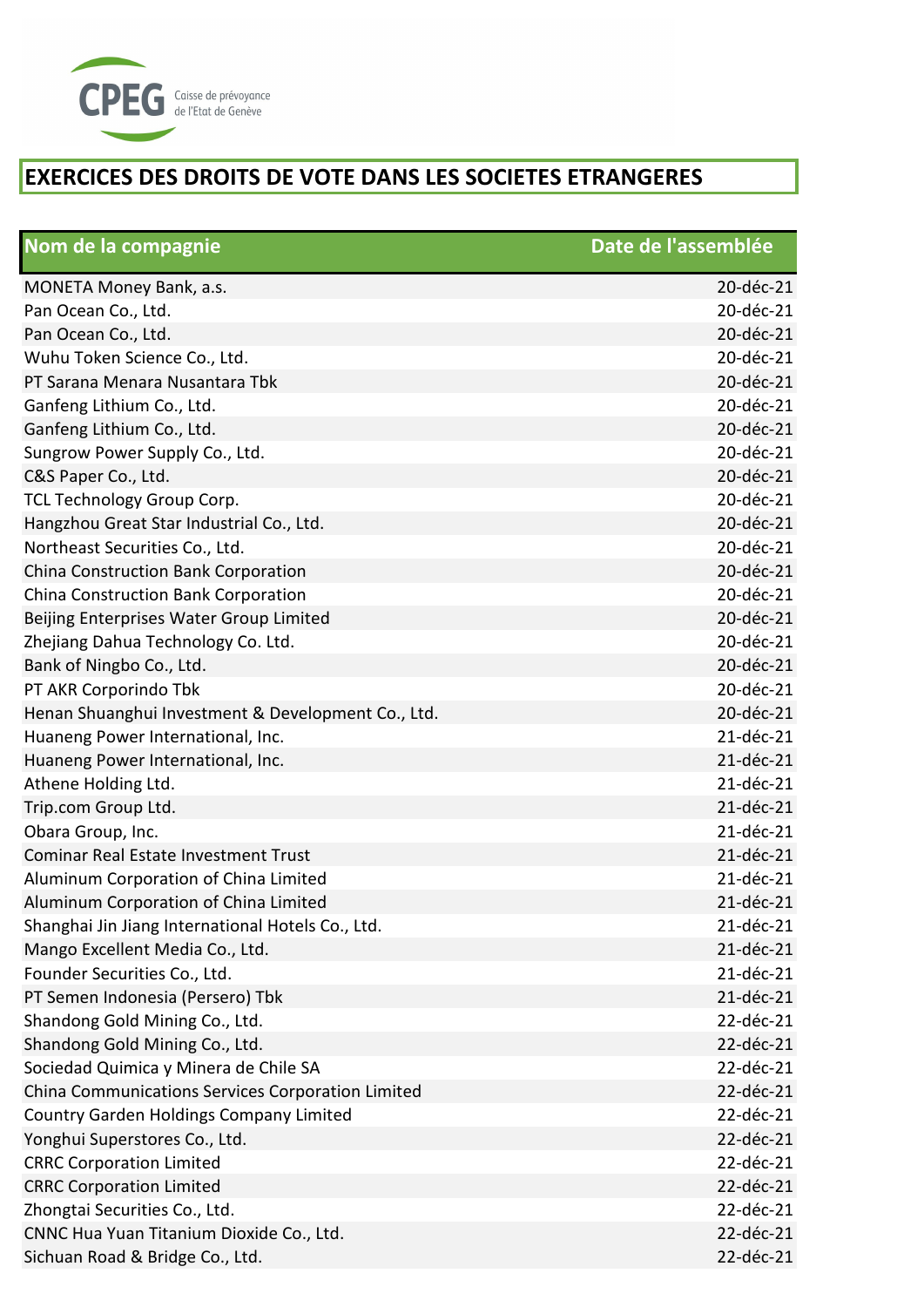CPEG Caisse de prévoyance de l'Etat de Genève

# EXERCICES DES DROITS DE VOTE DANS LES SOCIETES ETRANGERES

| Nom de la compagnie | Date de l'assemblée |
|---|---|
| MONETA Money Bank, a.s. | 20-déc-21 |
| Pan Ocean Co., Ltd. | 20-déc-21 |
| Pan Ocean Co., Ltd. | 20-déc-21 |
| Wuhu Token Science Co., Ltd. | 20-déc-21 |
| PT Sarana Menara Nusantara Tbk | 20-déc-21 |
| Ganfeng Lithium Co., Ltd. | 20-déc-21 |
| Ganfeng Lithium Co., Ltd. | 20-déc-21 |
| Sungrow Power Supply Co., Ltd. | 20-déc-21 |
| C&S Paper Co., Ltd. | 20-déc-21 |
| TCL Technology Group Corp. | 20-déc-21 |
| Hangzhou Great Star Industrial Co., Ltd. | 20-déc-21 |
| Northeast Securities Co., Ltd. | 20-déc-21 |
| China Construction Bank Corporation | 20-déc-21 |
| China Construction Bank Corporation | 20-déc-21 |
| Beijing Enterprises Water Group Limited | 20-déc-21 |
| Zhejiang Dahua Technology Co. Ltd. | 20-déc-21 |
| Bank of Ningbo Co., Ltd. | 20-déc-21 |
| PT AKR Corporindo Tbk | 20-déc-21 |
| Henan Shuanghui Investment & Development Co., Ltd. | 20-déc-21 |
| Huaneng Power International, Inc. | 21-déc-21 |
| Huaneng Power International, Inc. | 21-déc-21 |
| Athene Holding Ltd. | 21-déc-21 |
| Trip.com Group Ltd. | 21-déc-21 |
| Obara Group, Inc. | 21-déc-21 |
| Cominar Real Estate Investment Trust | 21-déc-21 |
| Aluminum Corporation of China Limited | 21-déc-21 |
| Aluminum Corporation of China Limited | 21-déc-21 |
| Shanghai Jin Jiang International Hotels Co., Ltd. | 21-déc-21 |
| Mango Excellent Media Co., Ltd. | 21-déc-21 |
| Founder Securities Co., Ltd. | 21-déc-21 |
| PT Semen Indonesia (Persero) Tbk | 21-déc-21 |
| Shandong Gold Mining Co., Ltd. | 22-déc-21 |
| Shandong Gold Mining Co., Ltd. | 22-déc-21 |
| Sociedad Quimica y Minera de Chile SA | 22-déc-21 |
| China Communications Services Corporation Limited | 22-déc-21 |
| Country Garden Holdings Company Limited | 22-déc-21 |
| Yonghui Superstores Co., Ltd. | 22-déc-21 |
| CRRC Corporation Limited | 22-déc-21 |
| CRRC Corporation Limited | 22-déc-21 |
| Zhongtai Securities Co., Ltd. | 22-déc-21 |
| CNNC Hua Yuan Titanium Dioxide Co., Ltd. | 22-déc-21 |
| Sichuan Road & Bridge Co., Ltd. | 22-déc-21 |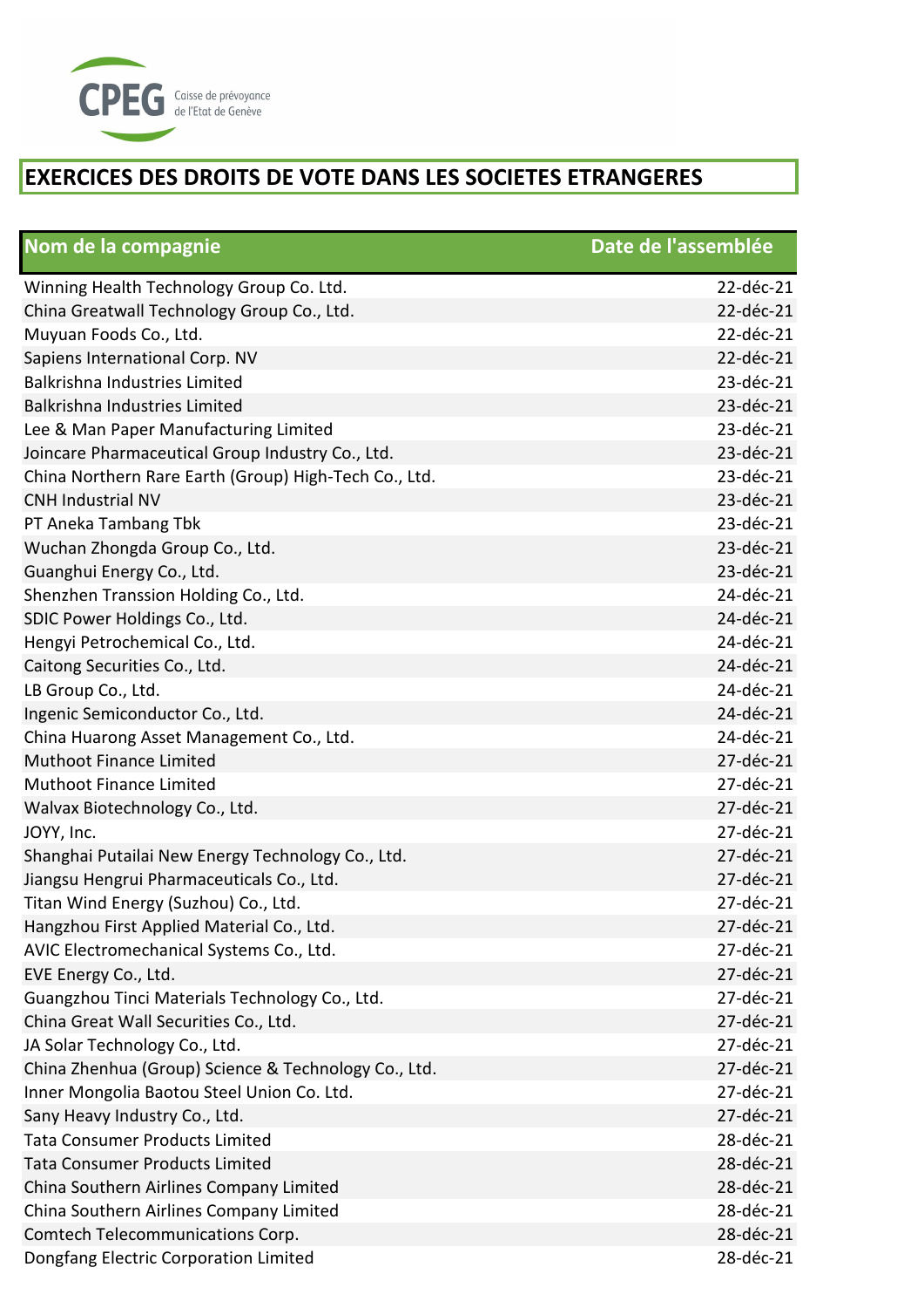CPEG Caisse de prévoyance de l'Etat de Genève

# EXERCICES DES DROITS DE VOTE DANS LES SOCIETES ETRANGERES

| Nom de la compagnie | Date de l'assemblée |
|---|---|
| Winning Health Technology Group Co. Ltd. | 22-déc-21 |
| China Greatwall Technology Group Co., Ltd. | 22-déc-21 |
| Muyuan Foods Co., Ltd. | 22-déc-21 |
| Sapiens International Corp. NV | 22-déc-21 |
| Balkrishna Industries Limited | 23-déc-21 |
| Balkrishna Industries Limited | 23-déc-21 |
| Lee & Man Paper Manufacturing Limited | 23-déc-21 |
| Joincare Pharmaceutical Group Industry Co., Ltd. | 23-déc-21 |
| China Northern Rare Earth (Group) High-Tech Co., Ltd. | 23-déc-21 |
| CNH Industrial NV | 23-déc-21 |
| PT Aneka Tambang Tbk | 23-déc-21 |
| Wuchan Zhongda Group Co., Ltd. | 23-déc-21 |
| Guanghui Energy Co., Ltd. | 23-déc-21 |
| Shenzhen Transsion Holding Co., Ltd. | 24-déc-21 |
| SDIC Power Holdings Co., Ltd. | 24-déc-21 |
| Hengyi Petrochemical Co., Ltd. | 24-déc-21 |
| Caitong Securities Co., Ltd. | 24-déc-21 |
| LB Group Co., Ltd. | 24-déc-21 |
| Ingenic Semiconductor Co., Ltd. | 24-déc-21 |
| China Huarong Asset Management Co., Ltd. | 24-déc-21 |
| Muthoot Finance Limited | 27-déc-21 |
| Muthoot Finance Limited | 27-déc-21 |
| Walvax Biotechnology Co., Ltd. | 27-déc-21 |
| JOYY, Inc. | 27-déc-21 |
| Shanghai Putailai New Energy Technology Co., Ltd. | 27-déc-21 |
| Jiangsu Hengrui Pharmaceuticals Co., Ltd. | 27-déc-21 |
| Titan Wind Energy (Suzhou) Co., Ltd. | 27-déc-21 |
| Hangzhou First Applied Material Co., Ltd. | 27-déc-21 |
| AVIC Electromechanical Systems Co., Ltd. | 27-déc-21 |
| EVE Energy Co., Ltd. | 27-déc-21 |
| Guangzhou Tinci Materials Technology Co., Ltd. | 27-déc-21 |
| China Great Wall Securities Co., Ltd. | 27-déc-21 |
| JA Solar Technology Co., Ltd. | 27-déc-21 |
| China Zhenhua (Group) Science & Technology Co., Ltd. | 27-déc-21 |
| Inner Mongolia Baotou Steel Union Co. Ltd. | 27-déc-21 |
| Sany Heavy Industry Co., Ltd. | 27-déc-21 |
| Tata Consumer Products Limited | 28-déc-21 |
| Tata Consumer Products Limited | 28-déc-21 |
| China Southern Airlines Company Limited | 28-déc-21 |
| China Southern Airlines Company Limited | 28-déc-21 |
| Comtech Telecommunications Corp. | 28-déc-21 |
| Dongfang Electric Corporation Limited | 28-déc-21 |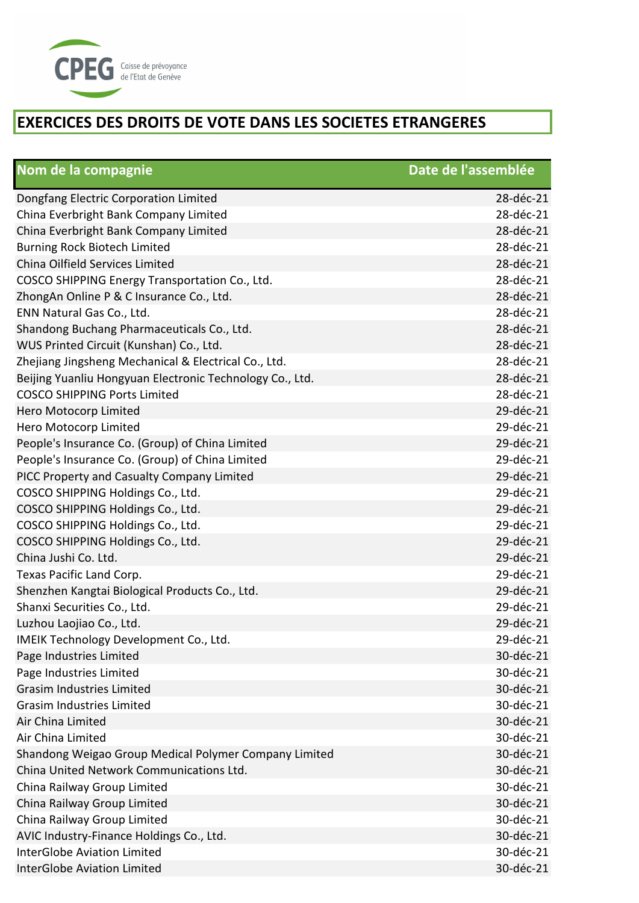# EXERCICES DES DROITS DE VOTE DANS LES SOCIETES ETRANGERES

| Nom de la compagnie | Date de l'assemblée |
|---|---|
| Dongfang Electric Corporation Limited | 28-déc-21 |
| China Everbright Bank Company Limited | 28-déc-21 |
| China Everbright Bank Company Limited | 28-déc-21 |
| Burning Rock Biotech Limited | 28-déc-21 |
| China Oilfield Services Limited | 28-déc-21 |
| COSCO SHIPPING Energy Transportation Co., Ltd. | 28-déc-21 |
| ZhongAn Online P & C Insurance Co., Ltd. | 28-déc-21 |
| ENN Natural Gas Co., Ltd. | 28-déc-21 |
| Shandong Buchang Pharmaceuticals Co., Ltd. | 28-déc-21 |
| WUS Printed Circuit (Kunshan) Co., Ltd. | 28-déc-21 |
| Zhejiang Jingsheng Mechanical & Electrical Co., Ltd. | 28-déc-21 |
| Beijing Yuanliu Hongyuan Electronic Technology Co., Ltd. | 28-déc-21 |
| COSCO SHIPPING Ports Limited | 28-déc-21 |
| Hero Motocorp Limited | 29-déc-21 |
| Hero Motocorp Limited | 29-déc-21 |
| People's Insurance Co. (Group) of China Limited | 29-déc-21 |
| People's Insurance Co. (Group) of China Limited | 29-déc-21 |
| PICC Property and Casualty Company Limited | 29-déc-21 |
| COSCO SHIPPING Holdings Co., Ltd. | 29-déc-21 |
| COSCO SHIPPING Holdings Co., Ltd. | 29-déc-21 |
| COSCO SHIPPING Holdings Co., Ltd. | 29-déc-21 |
| COSCO SHIPPING Holdings Co., Ltd. | 29-déc-21 |
| China Jushi Co. Ltd. | 29-déc-21 |
| Texas Pacific Land Corp. | 29-déc-21 |
| Shenzhen Kangtai Biological Products Co., Ltd. | 29-déc-21 |
| Shanxi Securities Co., Ltd. | 29-déc-21 |
| Luzhou Laojiao Co., Ltd. | 29-déc-21 |
| IMEIK Technology Development Co., Ltd. | 29-déc-21 |
| Page Industries Limited | 30-déc-21 |
| Page Industries Limited | 30-déc-21 |
| Grasim Industries Limited | 30-déc-21 |
| Grasim Industries Limited | 30-déc-21 |
| Air China Limited | 30-déc-21 |
| Air China Limited | 30-déc-21 |
| Shandong Weigao Group Medical Polymer Company Limited | 30-déc-21 |
| China United Network Communications Ltd. | 30-déc-21 |
| China Railway Group Limited | 30-déc-21 |
| China Railway Group Limited | 30-déc-21 |
| China Railway Group Limited | 30-déc-21 |
| AVIC Industry-Finance Holdings Co., Ltd. | 30-déc-21 |
| InterGlobe Aviation Limited | 30-déc-21 |
| InterGlobe Aviation Limited | 30-déc-21 |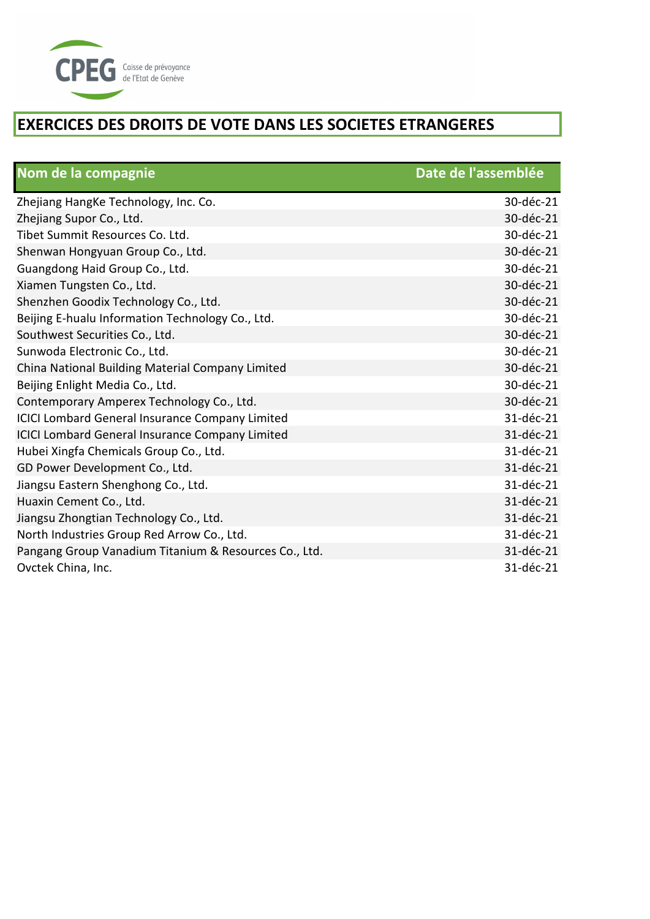CPEG Caisse de prévoyance de l'Etat de Genève

# EXERCICES DES DROITS DE VOTE DANS LES SOCIETES ETRANGERES

| Nom de la compagnie | Date de l'assemblée |
|---|---|
| Zhejiang HangKe Technology, Inc. Co. | 30-déc-21 |
| Zhejiang Supor Co., Ltd. | 30-déc-21 |
| Tibet Summit Resources Co. Ltd. | 30-déc-21 |
| Shenwan Hongyuan Group Co., Ltd. | 30-déc-21 |
| Guangdong Haid Group Co., Ltd. | 30-déc-21 |
| Xiamen Tungsten Co., Ltd. | 30-déc-21 |
| Shenzhen Goodix Technology Co., Ltd. | 30-déc-21 |
| Beijing E-hualu Information Technology Co., Ltd. | 30-déc-21 |
| Southwest Securities Co., Ltd. | 30-déc-21 |
| Sunwoda Electronic Co., Ltd. | 30-déc-21 |
| China National Building Material Company Limited | 30-déc-21 |
| Beijing Enlight Media Co., Ltd. | 30-déc-21 |
| Contemporary Amperex Technology Co., Ltd. | 30-déc-21 |
| ICICI Lombard General Insurance Company Limited | 31-déc-21 |
| ICICI Lombard General Insurance Company Limited | 31-déc-21 |
| Hubei Xingfa Chemicals Group Co., Ltd. | 31-déc-21 |
| GD Power Development Co., Ltd. | 31-déc-21 |
| Jiangsu Eastern Shenghong Co., Ltd. | 31-déc-21 |
| Huaxin Cement Co., Ltd. | 31-déc-21 |
| Jiangsu Zhongtian Technology Co., Ltd. | 31-déc-21 |
| North Industries Group Red Arrow Co., Ltd. | 31-déc-21 |
| Pangang Group Vanadium Titanium & Resources Co., Ltd. | 31-déc-21 |
| Ovctek China, Inc. | 31-déc-21 |